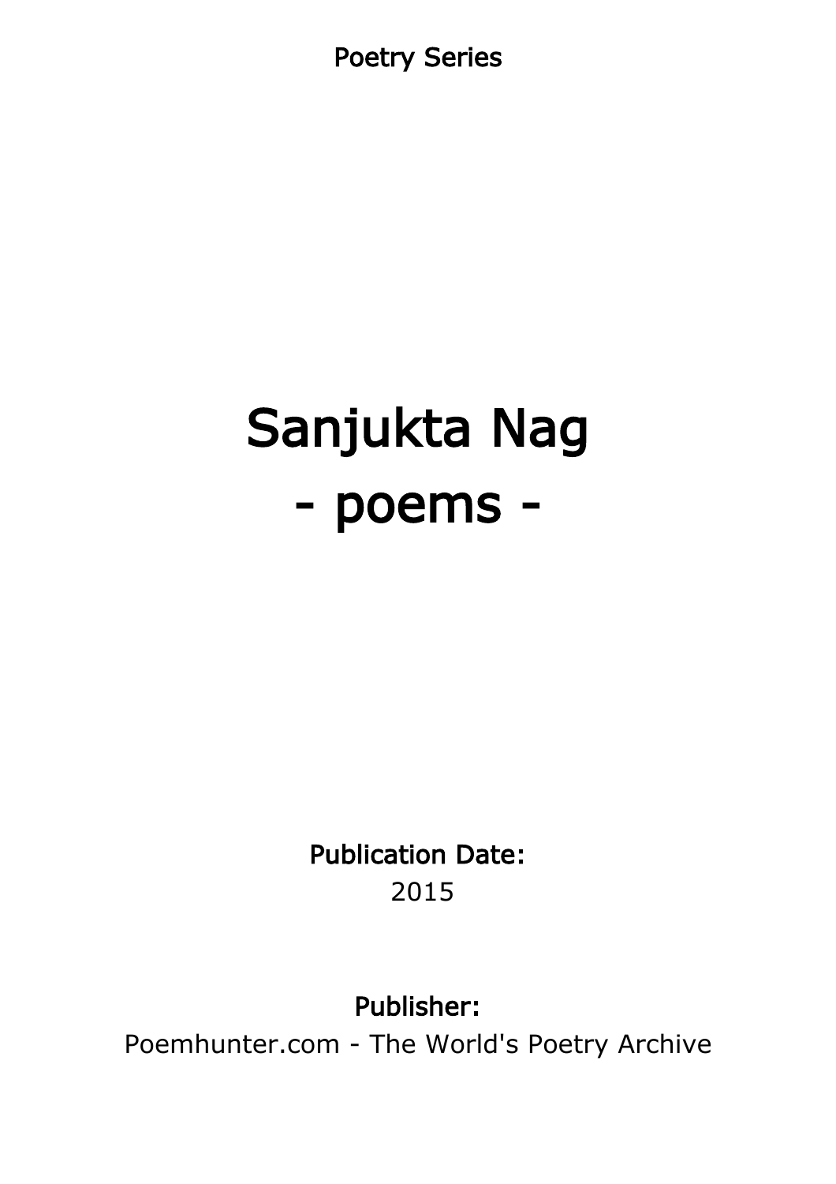Poetry Series

# Sanjukta Nag
# - poems -

**Publication Date:**
2015

**Publisher:**
Poemhunter.com - The World's Poetry Archive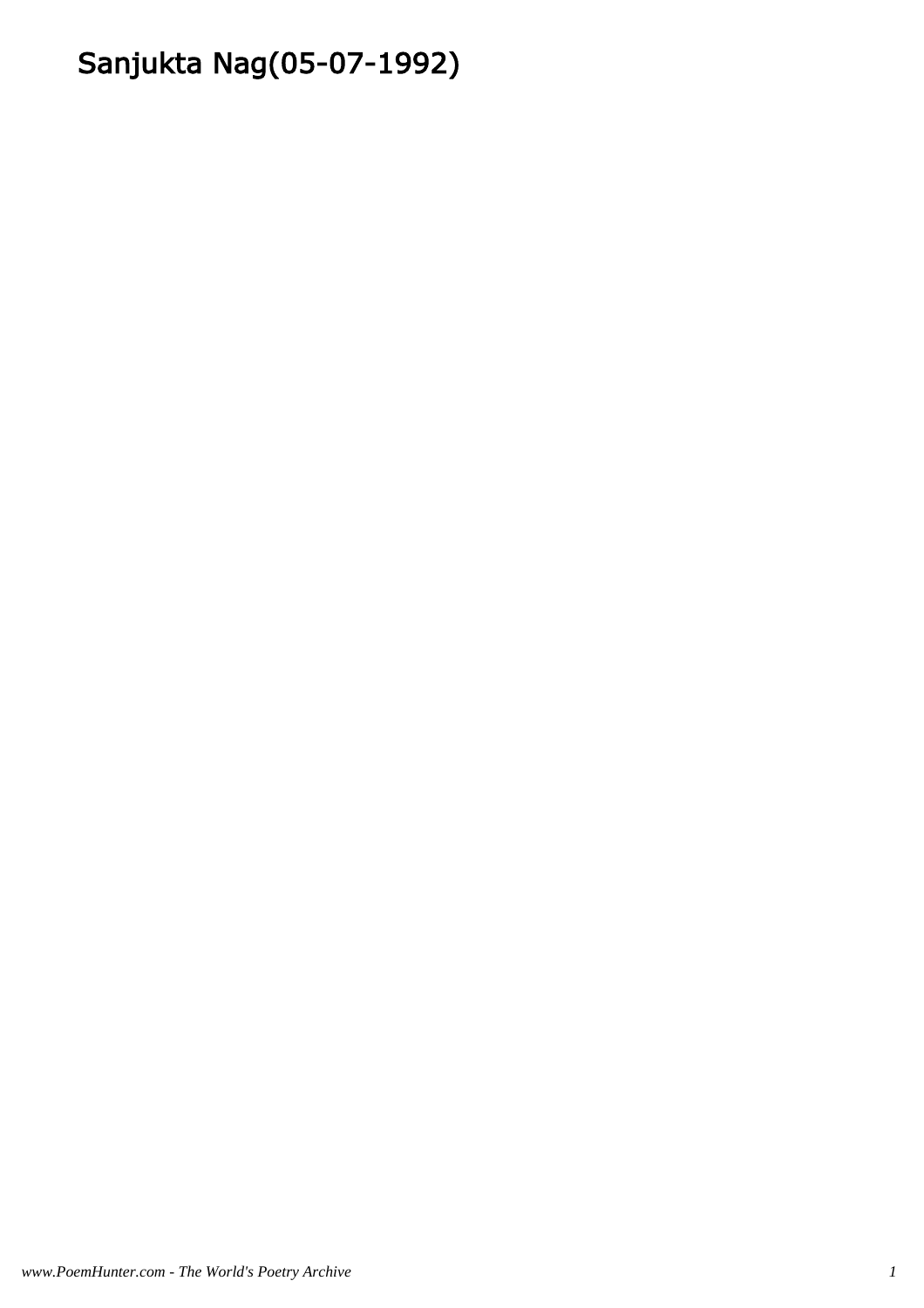# Sanjukta Nag(05-07-1992)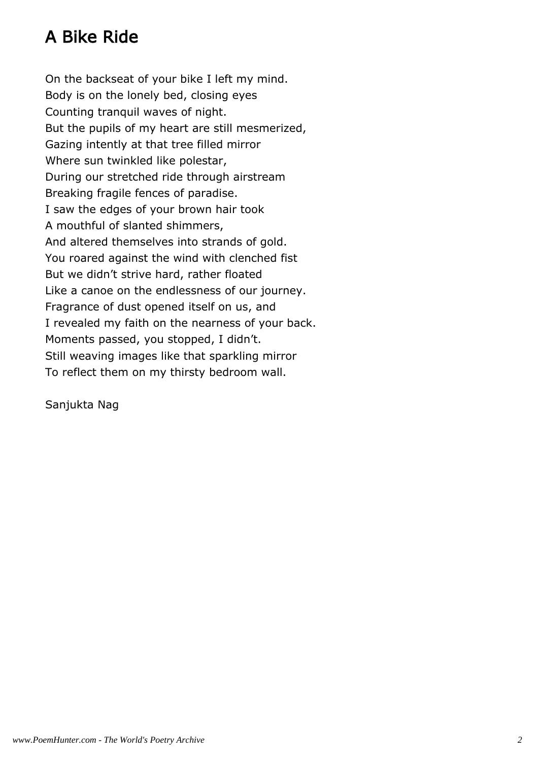# A Bike Ride

On the backseat of your bike I left my mind.
Body is on the lonely bed, closing eyes
Counting tranquil waves of night.
But the pupils of my heart are still mesmerized,
Gazing intently at that tree filled mirror
Where sun twinkled like polestar,
During our stretched ride through airstream
Breaking fragile fences of paradise.
I saw the edges of your brown hair took
A mouthful of slanted shimmers,
And altered themselves into strands of gold.
You roared against the wind with clenched fist
But we didn't strive hard, rather floated
Like a canoe on the endlessness of our journey.
Fragrance of dust opened itself on us, and
I revealed my faith on the nearness of your back.
Moments passed, you stopped, I didn't.
Still weaving images like that sparkling mirror
To reflect them on my thirsty bedroom wall.

Sanjukta Nag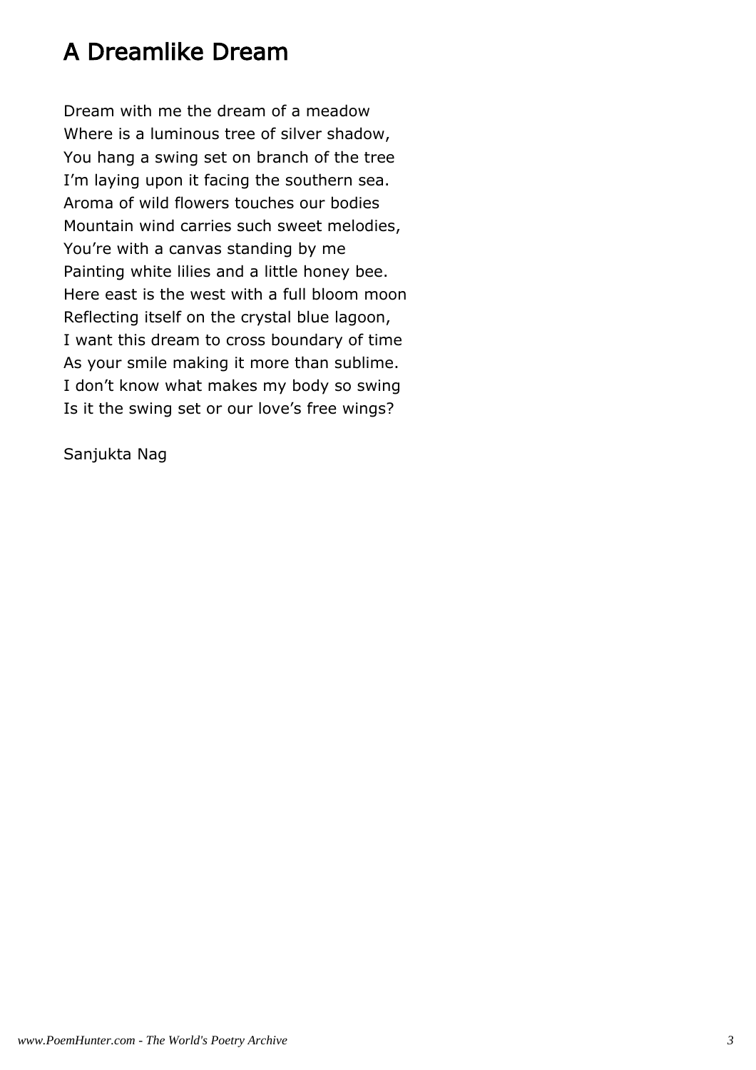# A Dreamlike Dream

Dream with me the dream of a meadow
Where is a luminous tree of silver shadow,
You hang a swing set on branch of the tree
I'm laying upon it facing the southern sea.
Aroma of wild flowers touches our bodies
Mountain wind carries such sweet melodies,
You're with a canvas standing by me
Painting white lilies and a little honey bee.
Here east is the west with a full bloom moon
Reflecting itself on the crystal blue lagoon,
I want this dream to cross boundary of time
As your smile making it more than sublime.
I don't know what makes my body so swing
Is it the swing set or our love's free wings?

Sanjukta Nag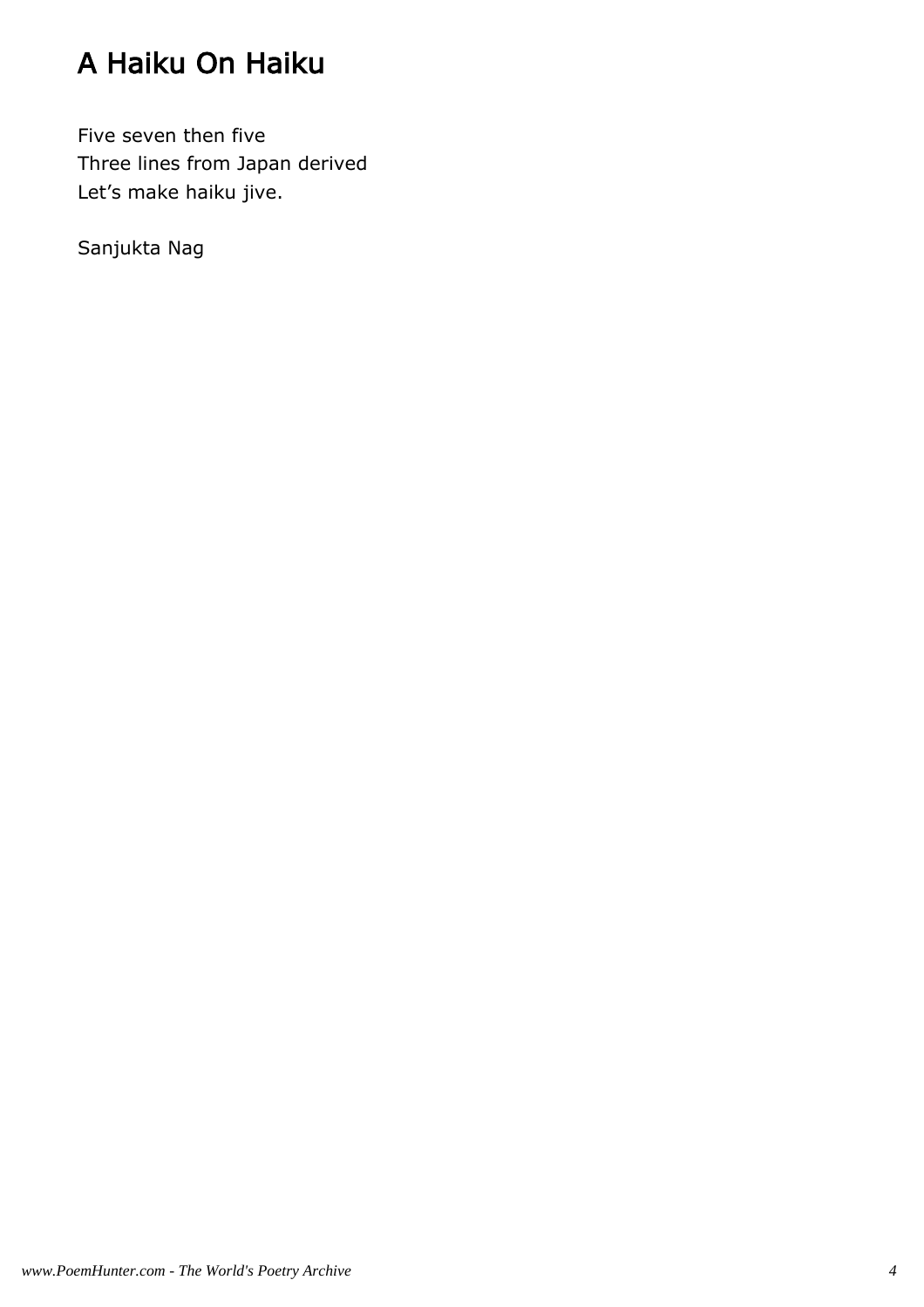# A Haiku On Haiku

Five seven then five
Three lines from Japan derived
Let's make haiku jive.

Sanjukta Nag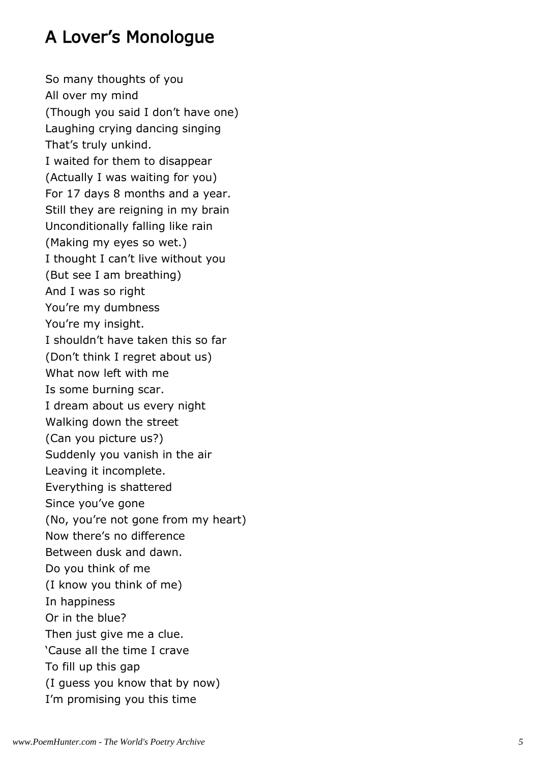## A Lover's Monologue

So many thoughts of you  
All over my mind  
(Though you said I don't have one)  
Laughing crying dancing singing  
That's truly unkind.  
I waited for them to disappear  
(Actually I was waiting for you)  
For 17 days 8 months and a year.  
Still they are reigning in my brain  
Unconditionally falling like rain  
(Making my eyes so wet.)  
I thought I can't live without you  
(But see I am breathing)  
And I was so right  
You're my dumbness  
You're my insight.  
I shouldn't have taken this so far  
(Don't think I regret about us)  
What now left with me  
Is some burning scar.  
I dream about us every night  
Walking down the street  
(Can you picture us?)  
Suddenly you vanish in the air  
Leaving it incomplete.  
Everything is shattered  
Since you've gone  
(No, you're not gone from my heart)  
Now there's no difference  
Between dusk and dawn.  
Do you think of me  
(I know you think of me)  
In happiness  
Or in the blue?  
Then just give me a clue.  
'Cause all the time I crave  
To fill up this gap  
(I guess you know that by now)  
I'm promising you this time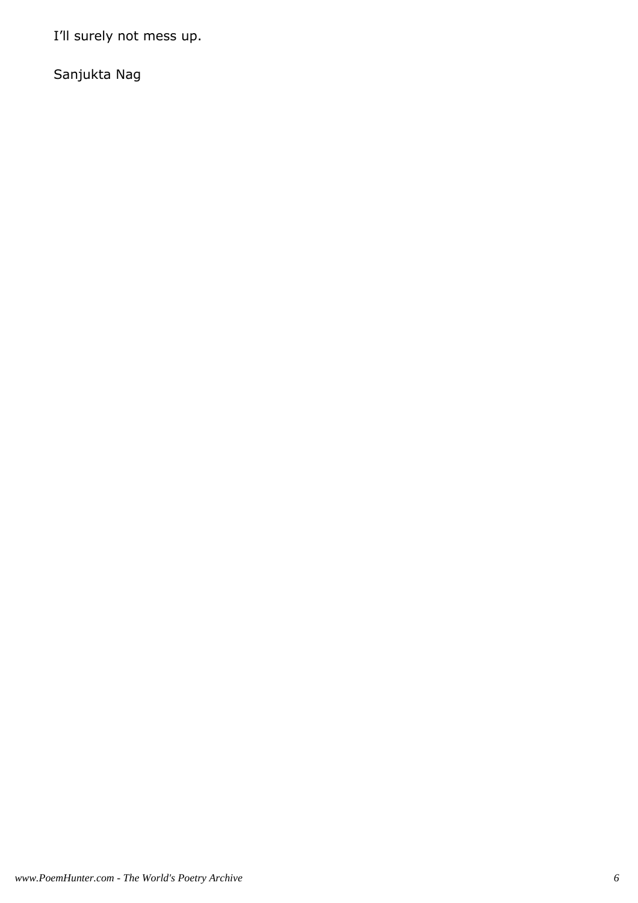I'll surely not mess up.

Sanjukta Nag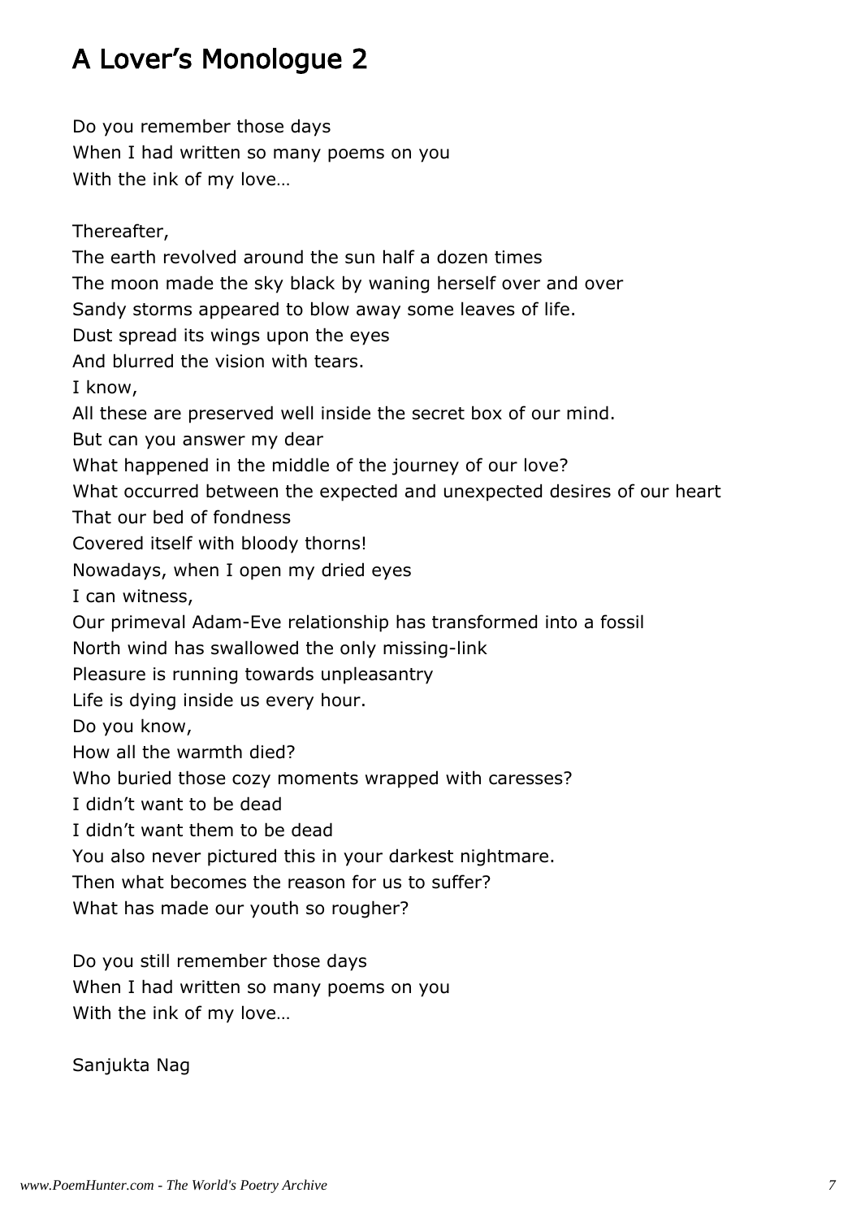# A Lover's Monologue 2

Do you remember those days  
When I had written so many poems on you  
With the ink of my love…

Thereafter,  
The earth revolved around the sun half a dozen times  
The moon made the sky black by waning herself over and over  
Sandy storms appeared to blow away some leaves of life.  
Dust spread its wings upon the eyes  
And blurred the vision with tears.  
I know,  
All these are preserved well inside the secret box of our mind.  
But can you answer my dear  
What happened in the middle of the journey of our love?  
What occurred between the expected and unexpected desires of our heart  
That our bed of fondness  
Covered itself with bloody thorns!  
Nowadays, when I open my dried eyes  
I can witness,  
Our primeval Adam-Eve relationship has transformed into a fossil  
North wind has swallowed the only missing-link  
Pleasure is running towards unpleasantry  
Life is dying inside us every hour.  
Do you know,  
How all the warmth died?  
Who buried those cozy moments wrapped with caresses?  
I didn't want to be dead  
I didn't want them to be dead  
You also never pictured this in your darkest nightmare.  
Then what becomes the reason for us to suffer?  
What has made our youth so rougher?

Do you still remember those days  
When I had written so many poems on you  
With the ink of my love…

Sanjukta Nag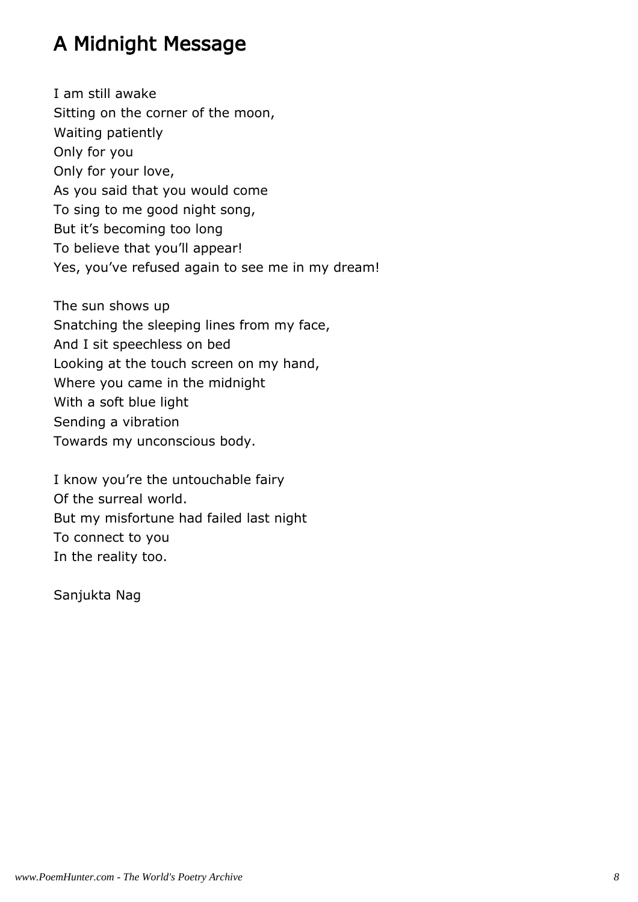# A Midnight Message

I am still awake  
Sitting on the corner of the moon,  
Waiting patiently  
Only for you  
Only for your love,  
As you said that you would come  
To sing to me good night song,  
But it's becoming too long  
To believe that you'll appear!  
Yes, you've refused again to see me in my dream!

The sun shows up  
Snatching the sleeping lines from my face,  
And I sit speechless on bed  
Looking at the touch screen on my hand,  
Where you came in the midnight  
With a soft blue light  
Sending a vibration  
Towards my unconscious body.

I know you're the untouchable fairy  
Of the surreal world.  
But my misfortune had failed last night  
To connect to you  
In the reality too.

Sanjukta Nag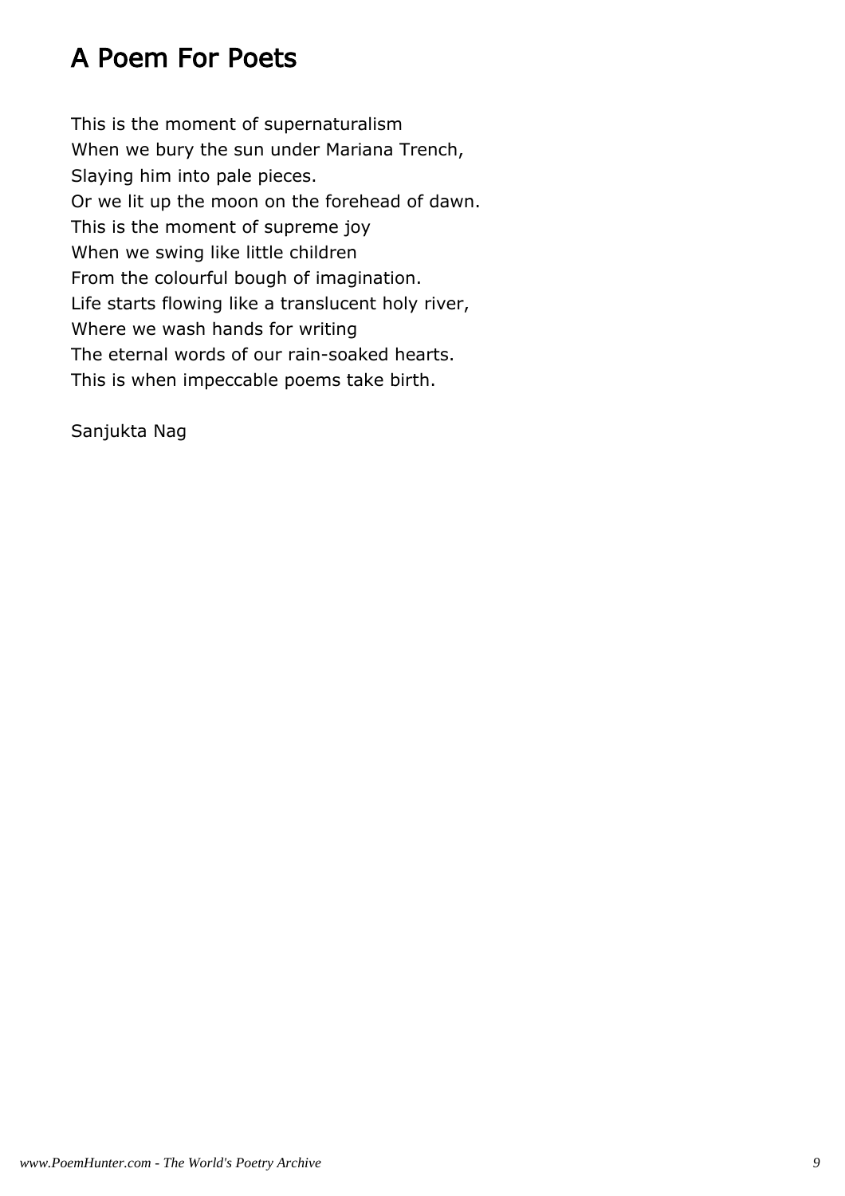# A Poem For Poets

This is the moment of supernaturalism  
When we bury the sun under Mariana Trench,  
Slaying him into pale pieces.  
Or we lit up the moon on the forehead of dawn.  
This is the moment of supreme joy  
When we swing like little children  
From the colourful bough of imagination.  
Life starts flowing like a translucent holy river,  
Where we wash hands for writing  
The eternal words of our rain-soaked hearts.  
This is when impeccable poems take birth.

Sanjukta Nag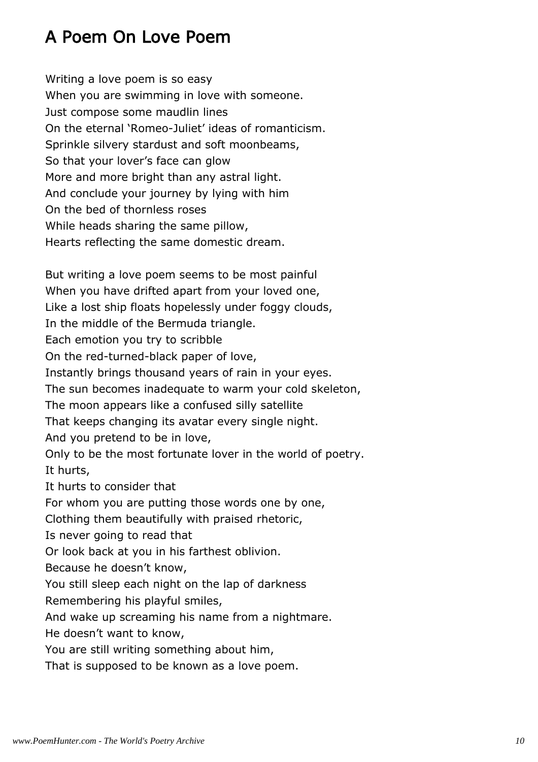## A Poem On Love Poem

Writing a love poem is so easy
When you are swimming in love with someone.
Just compose some maudlin lines
On the eternal 'Romeo-Juliet' ideas of romanticism.
Sprinkle silvery stardust and soft moonbeams,
So that your lover's face can glow
More and more bright than any astral light.
And conclude your journey by lying with him
On the bed of thornless roses
While heads sharing the same pillow,
Hearts reflecting the same domestic dream.

But writing a love poem seems to be most painful
When you have drifted apart from your loved one,
Like a lost ship floats hopelessly under foggy clouds,
In the middle of the Bermuda triangle.
Each emotion you try to scribble
On the red-turned-black paper of love,
Instantly brings thousand years of rain in your eyes.
The sun becomes inadequate to warm your cold skeleton,
The moon appears like a confused silly satellite
That keeps changing its avatar every single night.
And you pretend to be in love,
Only to be the most fortunate lover in the world of poetry.
It hurts,
It hurts to consider that
For whom you are putting those words one by one,
Clothing them beautifully with praised rhetoric,
Is never going to read that
Or look back at you in his farthest oblivion.
Because he doesn't know,
You still sleep each night on the lap of darkness
Remembering his playful smiles,
And wake up screaming his name from a nightmare.
He doesn't want to know,
You are still writing something about him,
That is supposed to be known as a love poem.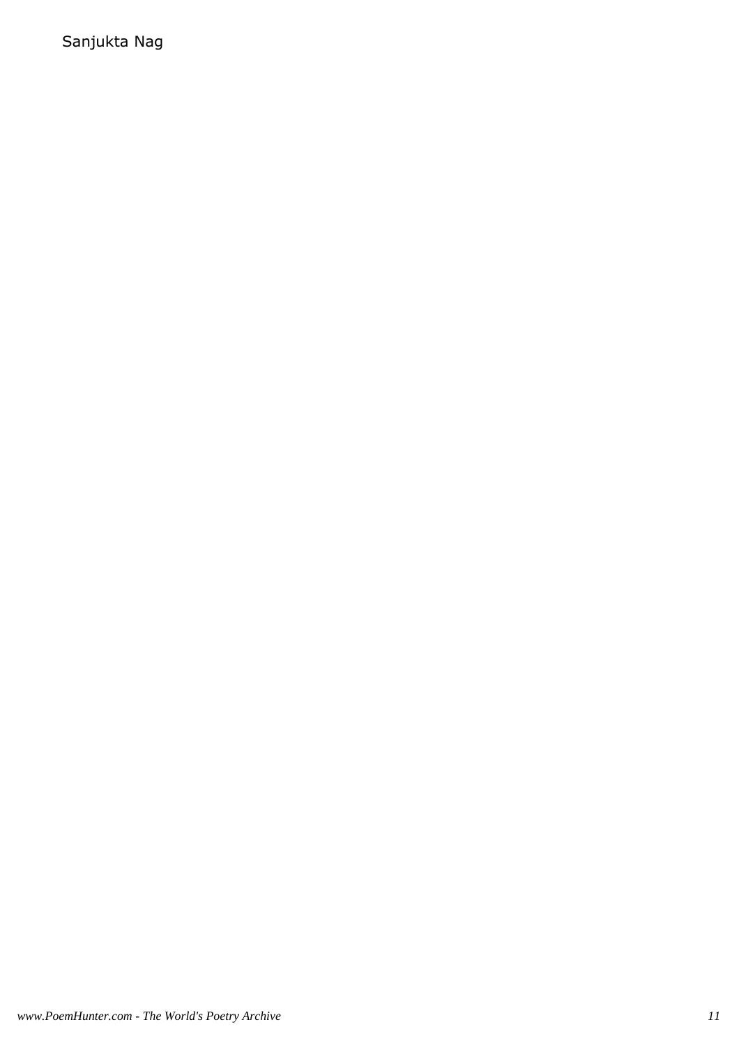Sanjukta Nag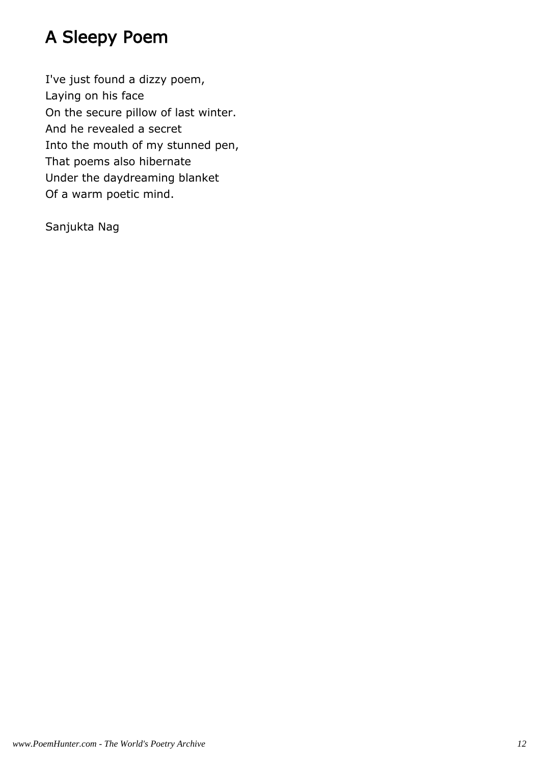# A Sleepy Poem

I've just found a dizzy poem,
Laying on his face
On the secure pillow of last winter.
And he revealed a secret
Into the mouth of my stunned pen,
That poems also hibernate
Under the daydreaming blanket
Of a warm poetic mind.

Sanjukta Nag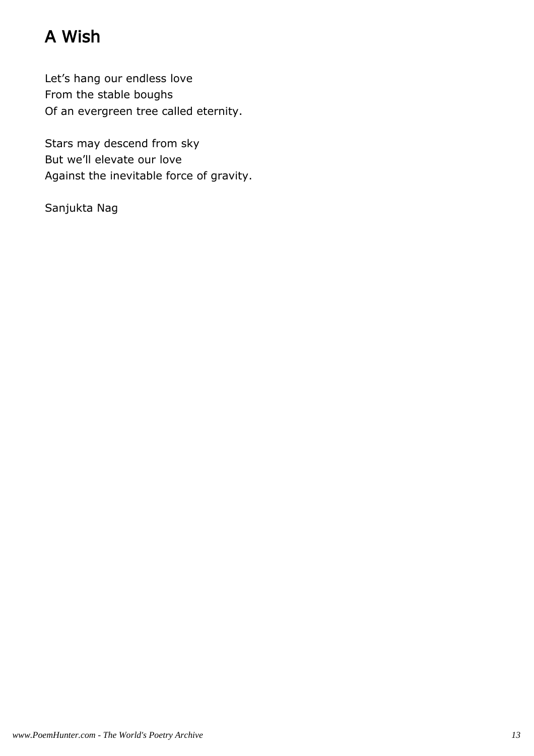# A Wish

Let's hang our endless love
From the stable boughs
Of an evergreen tree called eternity.

Stars may descend from sky
But we'll elevate our love
Against the inevitable force of gravity.

Sanjukta Nag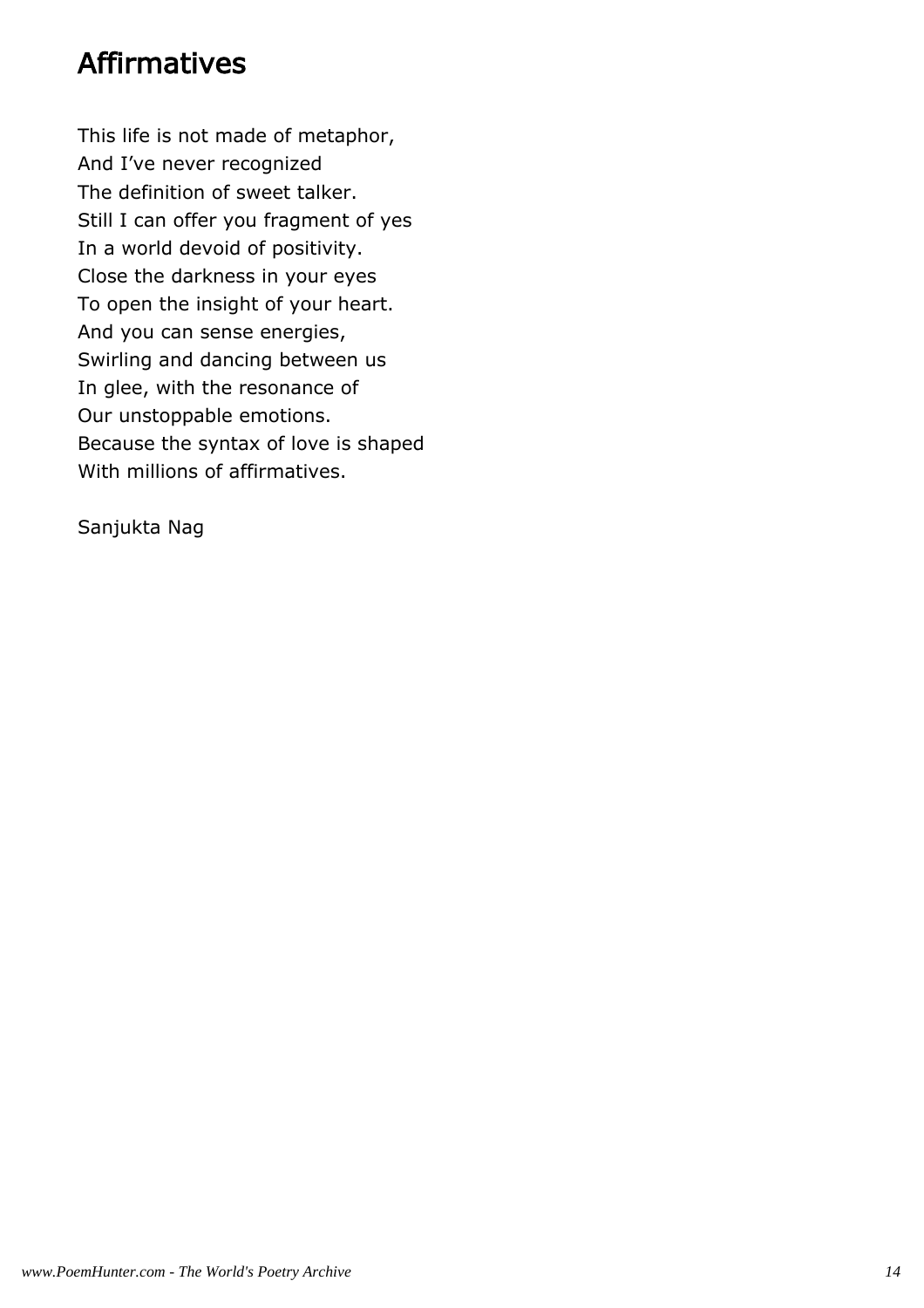# Affirmatives

This life is not made of metaphor,  
And I've never recognized  
The definition of sweet talker.  
Still I can offer you fragment of yes  
In a world devoid of positivity.  
Close the darkness in your eyes  
To open the insight of your heart.  
And you can sense energies,  
Swirling and dancing between us  
In glee, with the resonance of  
Our unstoppable emotions.  
Because the syntax of love is shaped  
With millions of affirmatives.

Sanjukta Nag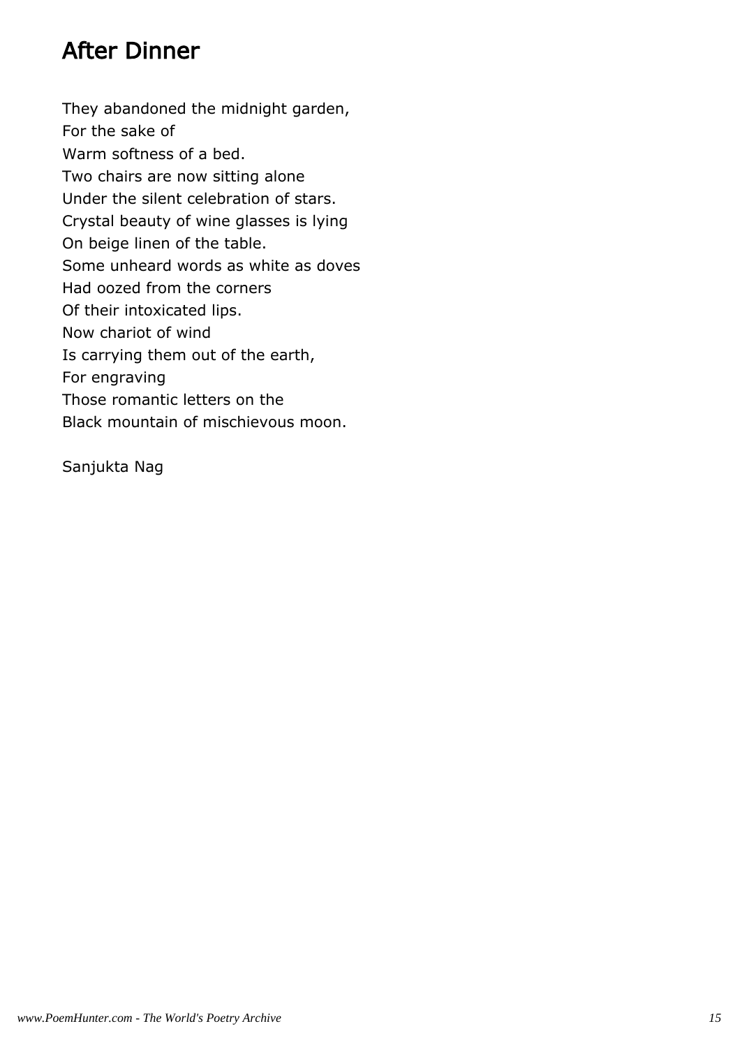# After Dinner

They abandoned the midnight garden,  
For the sake of  
Warm softness of a bed.  
Two chairs are now sitting alone  
Under the silent celebration of stars.  
Crystal beauty of wine glasses is lying  
On beige linen of the table.  
Some unheard words as white as doves  
Had oozed from the corners  
Of their intoxicated lips.  
Now chariot of wind  
Is carrying them out of the earth,  
For engraving  
Those romantic letters on the  
Black mountain of mischievous moon.

Sanjukta Nag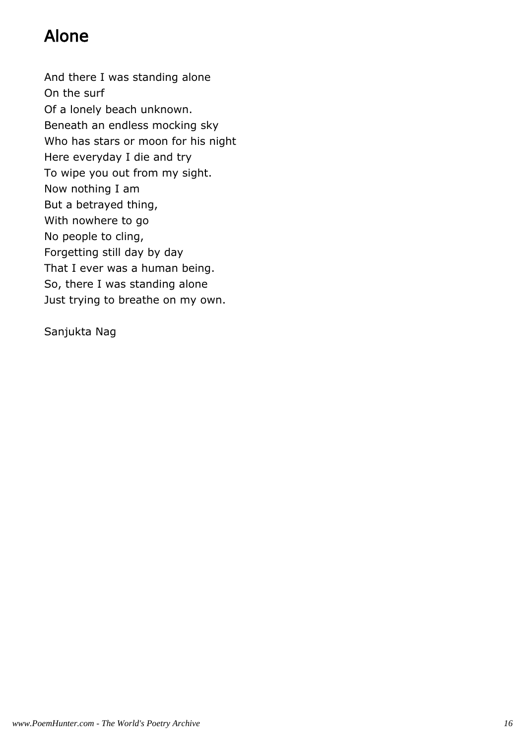# Alone

And there I was standing alone  
On the surf  
Of a lonely beach unknown.  
Beneath an endless mocking sky  
Who has stars or moon for his night  
Here everyday I die and try  
To wipe you out from my sight.  
Now nothing I am  
But a betrayed thing,  
With nowhere to go  
No people to cling,  
Forgetting still day by day  
That I ever was a human being.  
So, there I was standing alone  
Just trying to breathe on my own.

Sanjukta Nag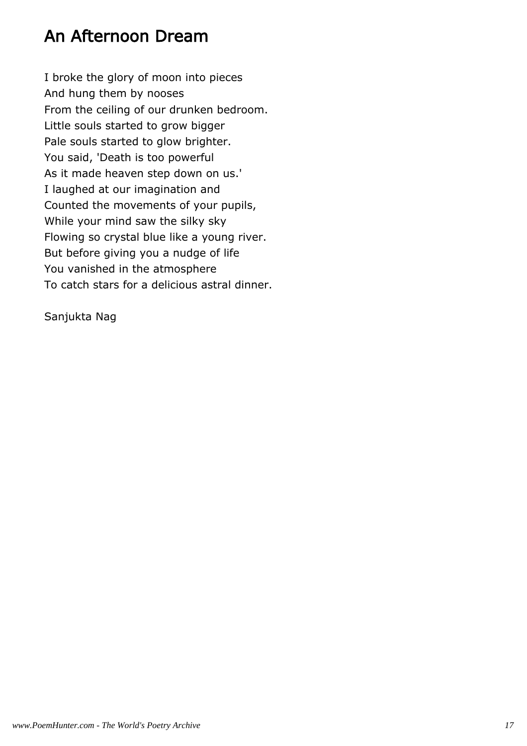# An Afternoon Dream

I broke the glory of moon into pieces
And hung them by nooses
From the ceiling of our drunken bedroom.
Little souls started to grow bigger
Pale souls started to glow brighter.
You said, 'Death is too powerful
As it made heaven step down on us.'
I laughed at our imagination and
Counted the movements of your pupils,
While your mind saw the silky sky
Flowing so crystal blue like a young river.
But before giving you a nudge of life
You vanished in the atmosphere
To catch stars for a delicious astral dinner.

Sanjukta Nag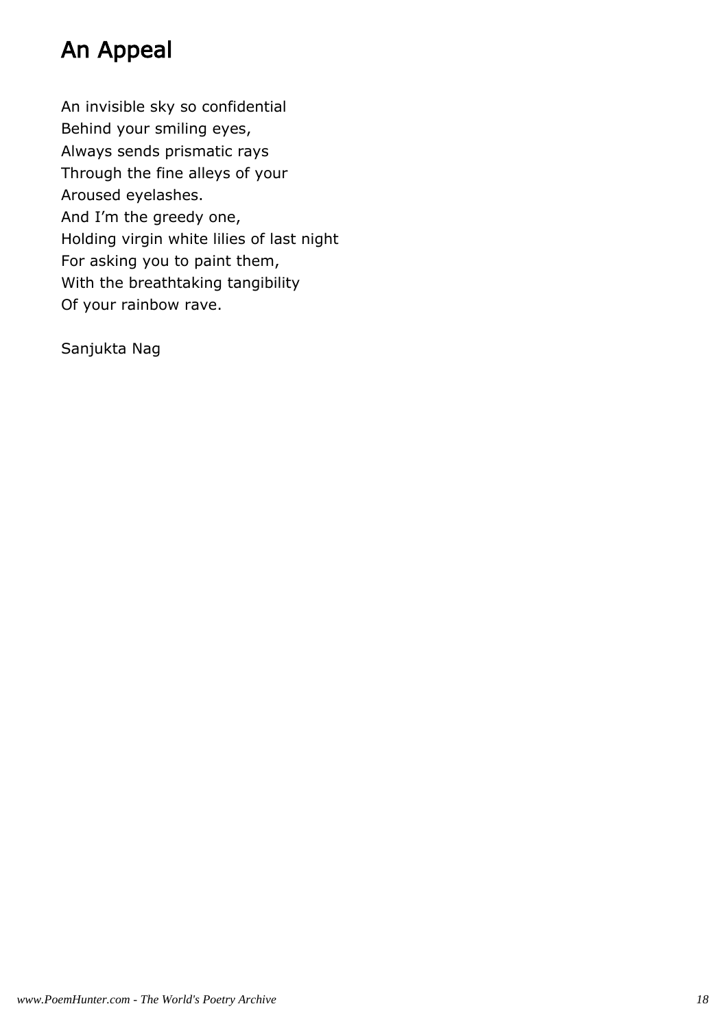# An Appeal

An invisible sky so confidential  
Behind your smiling eyes,  
Always sends prismatic rays  
Through the fine alleys of your  
Aroused eyelashes.  
And I'm the greedy one,  
Holding virgin white lilies of last night  
For asking you to paint them,  
With the breathtaking tangibility  
Of your rainbow rave.

Sanjukta Nag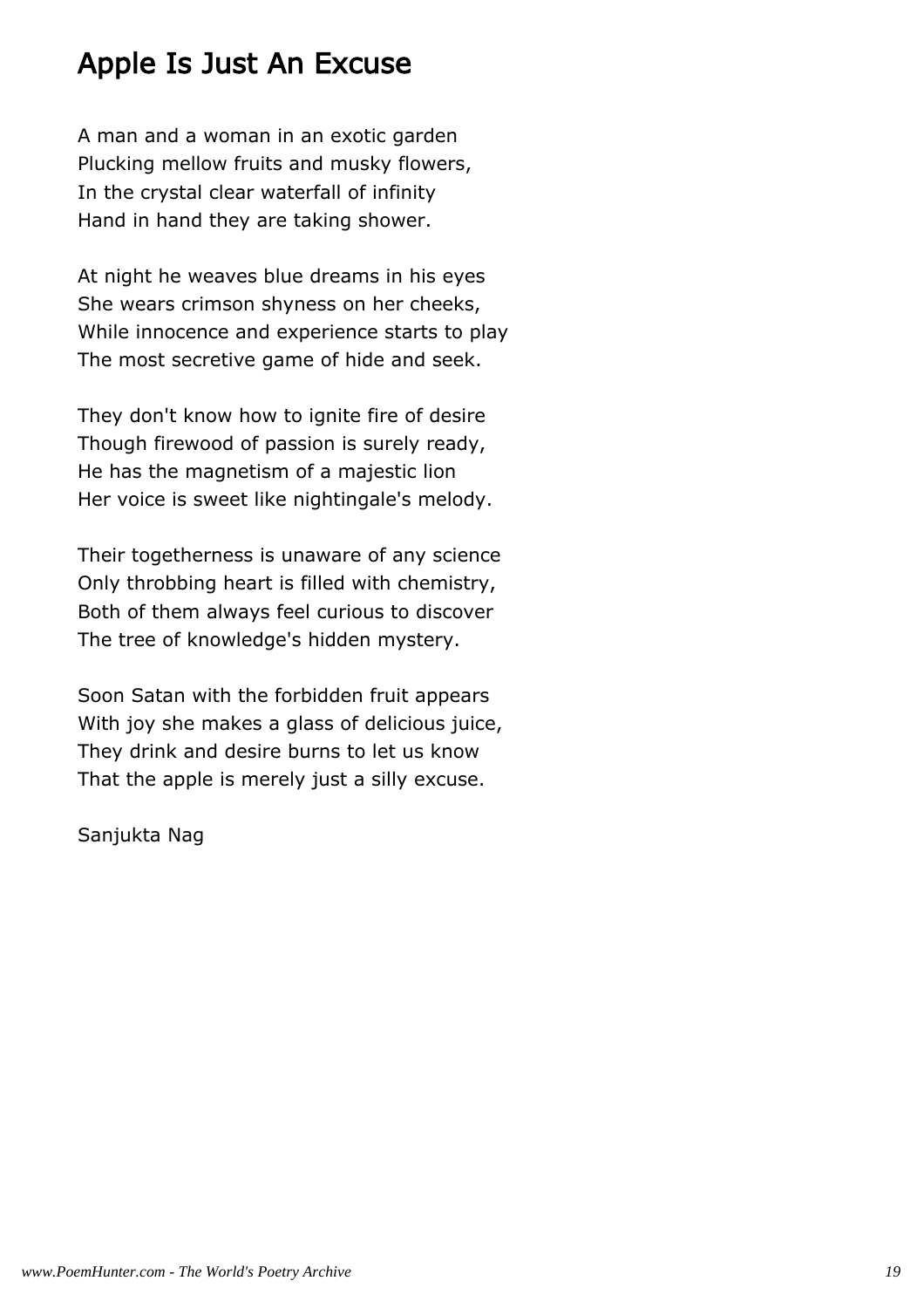# Apple Is Just An Excuse

A man and a woman in an exotic garden
Plucking mellow fruits and musky flowers,
In the crystal clear waterfall of infinity
Hand in hand they are taking shower.

At night he weaves blue dreams in his eyes
She wears crimson shyness on her cheeks,
While innocence and experience starts to play
The most secretive game of hide and seek.

They don't know how to ignite fire of desire
Though firewood of passion is surely ready,
He has the magnetism of a majestic lion
Her voice is sweet like nightingale's melody.

Their togetherness is unaware of any science
Only throbbing heart is filled with chemistry,
Both of them always feel curious to discover
The tree of knowledge's hidden mystery.

Soon Satan with the forbidden fruit appears
With joy she makes a glass of delicious juice,
They drink and desire burns to let us know
That the apple is merely just a silly excuse.

Sanjukta Nag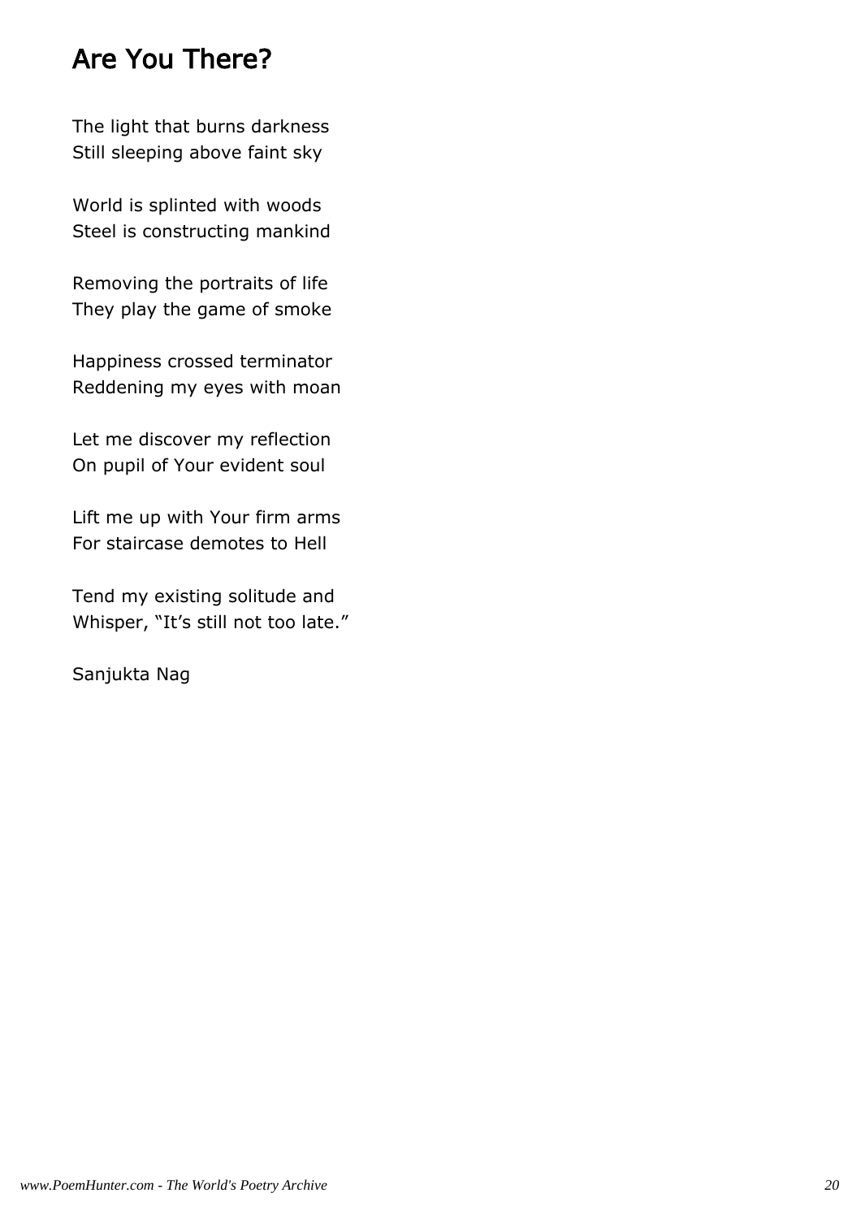# Are You There?

The light that burns darkness
Still sleeping above faint sky

World is splinted with woods
Steel is constructing mankind

Removing the portraits of life
They play the game of smoke

Happiness crossed terminator
Reddening my eyes with moan

Let me discover my reflection
On pupil of Your evident soul

Lift me up with Your firm arms
For staircase demotes to Hell

Tend my existing solitude and
Whisper, “It’s still not too late.”

Sanjukta Nag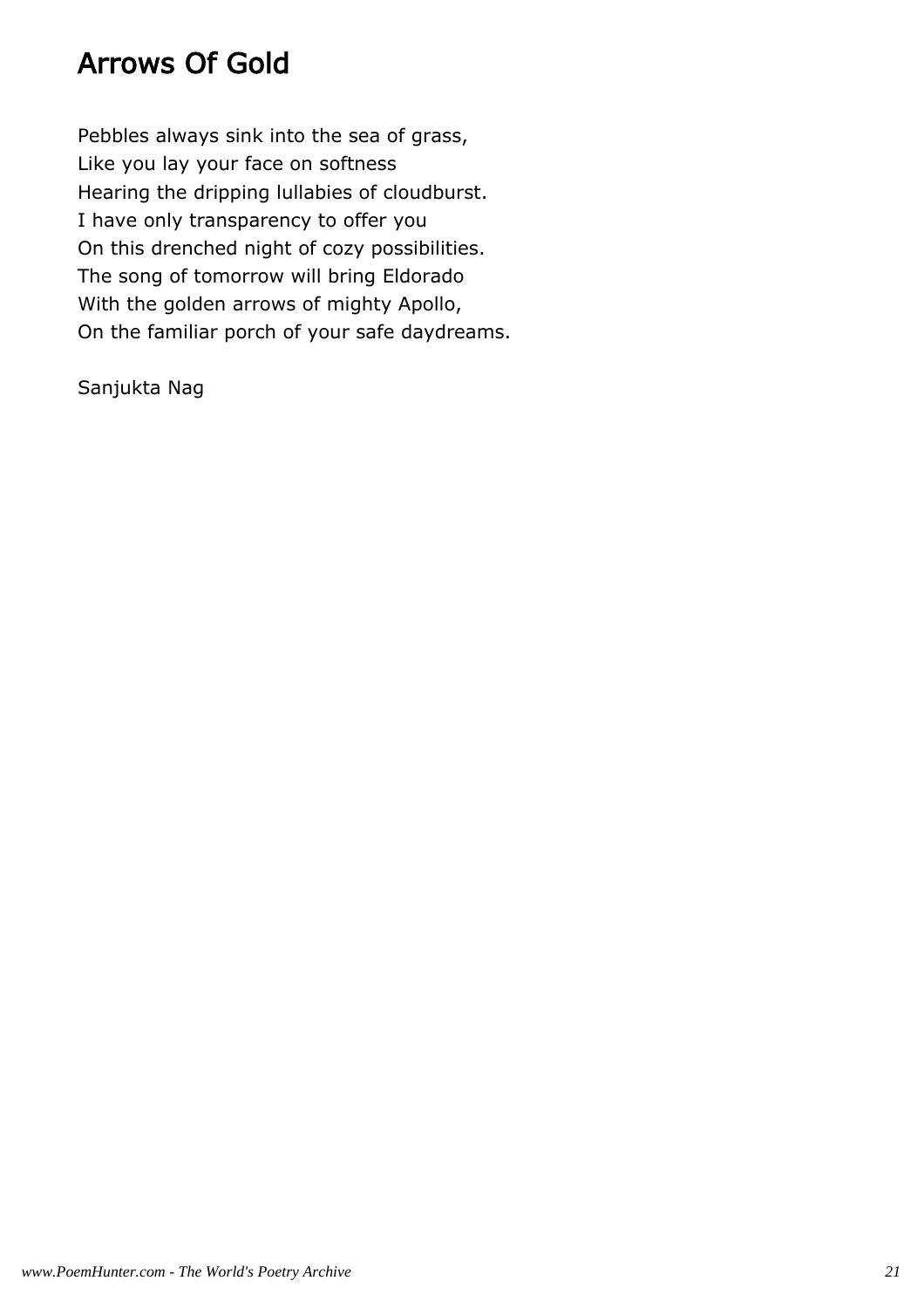# Arrows Of Gold

Pebbles always sink into the sea of grass,
Like you lay your face on softness
Hearing the dripping lullabies of cloudburst.
I have only transparency to offer you
On this drenched night of cozy possibilities.
The song of tomorrow will bring Eldorado
With the golden arrows of mighty Apollo,
On the familiar porch of your safe daydreams.

Sanjukta Nag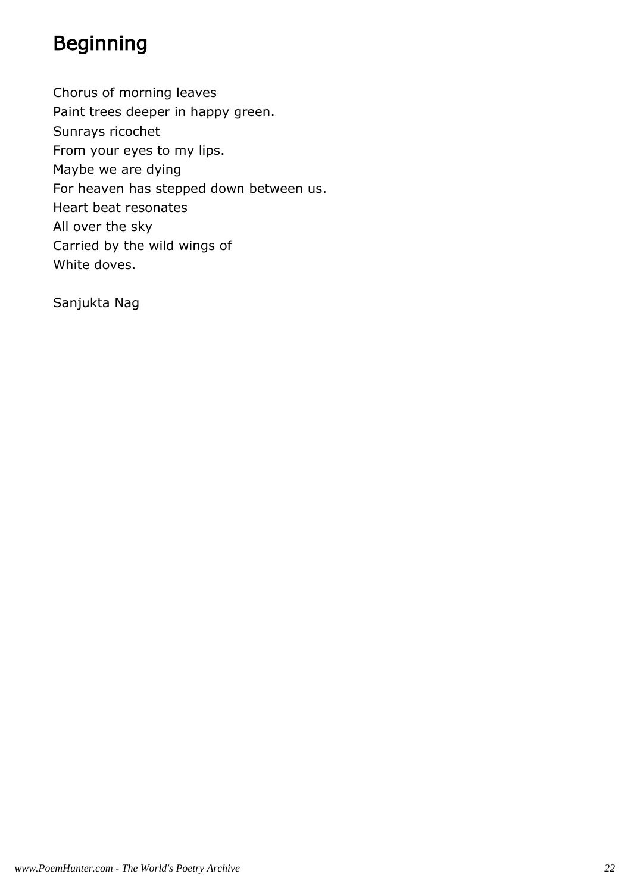# Beginning

Chorus of morning leaves  
Paint trees deeper in happy green.  
Sunrays ricochet  
From your eyes to my lips.  
Maybe we are dying  
For heaven has stepped down between us.  
Heart beat resonates  
All over the sky  
Carried by the wild wings of  
White doves.

Sanjukta Nag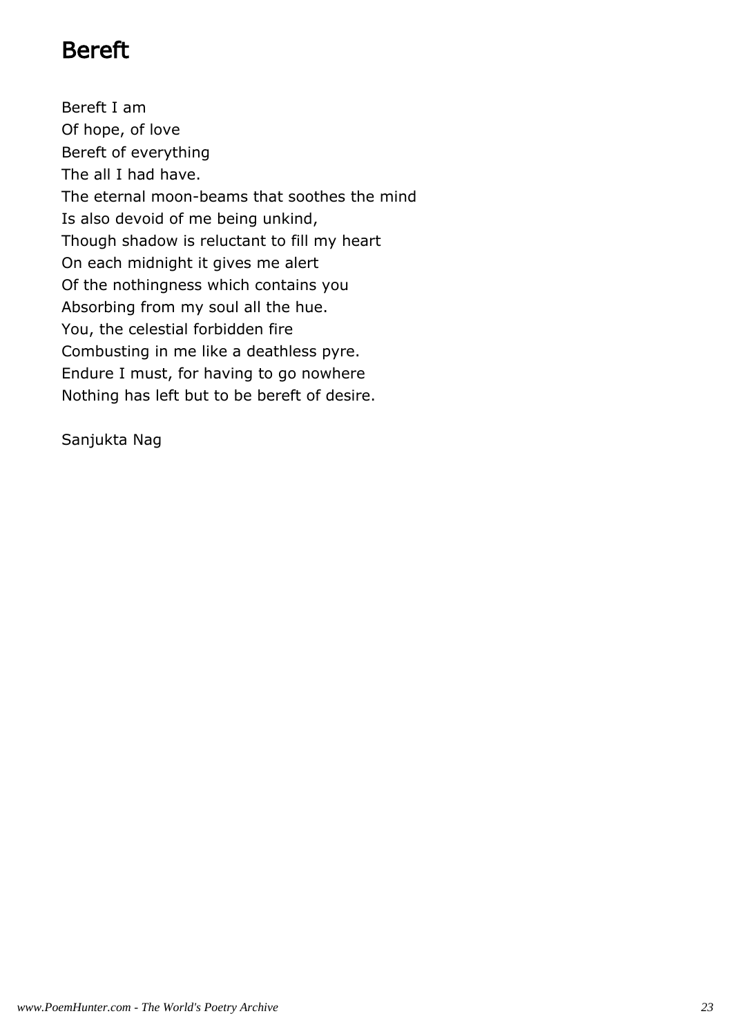# Bereft

Bereft I am  
Of hope, of love  
Bereft of everything  
The all I had have.  
The eternal moon-beams that soothes the mind  
Is also devoid of me being unkind,  
Though shadow is reluctant to fill my heart  
On each midnight it gives me alert  
Of the nothingness which contains you  
Absorbing from my soul all the hue.  
You, the celestial forbidden fire  
Combusting in me like a deathless pyre.  
Endure I must, for having to go nowhere  
Nothing has left but to be bereft of desire.

Sanjukta Nag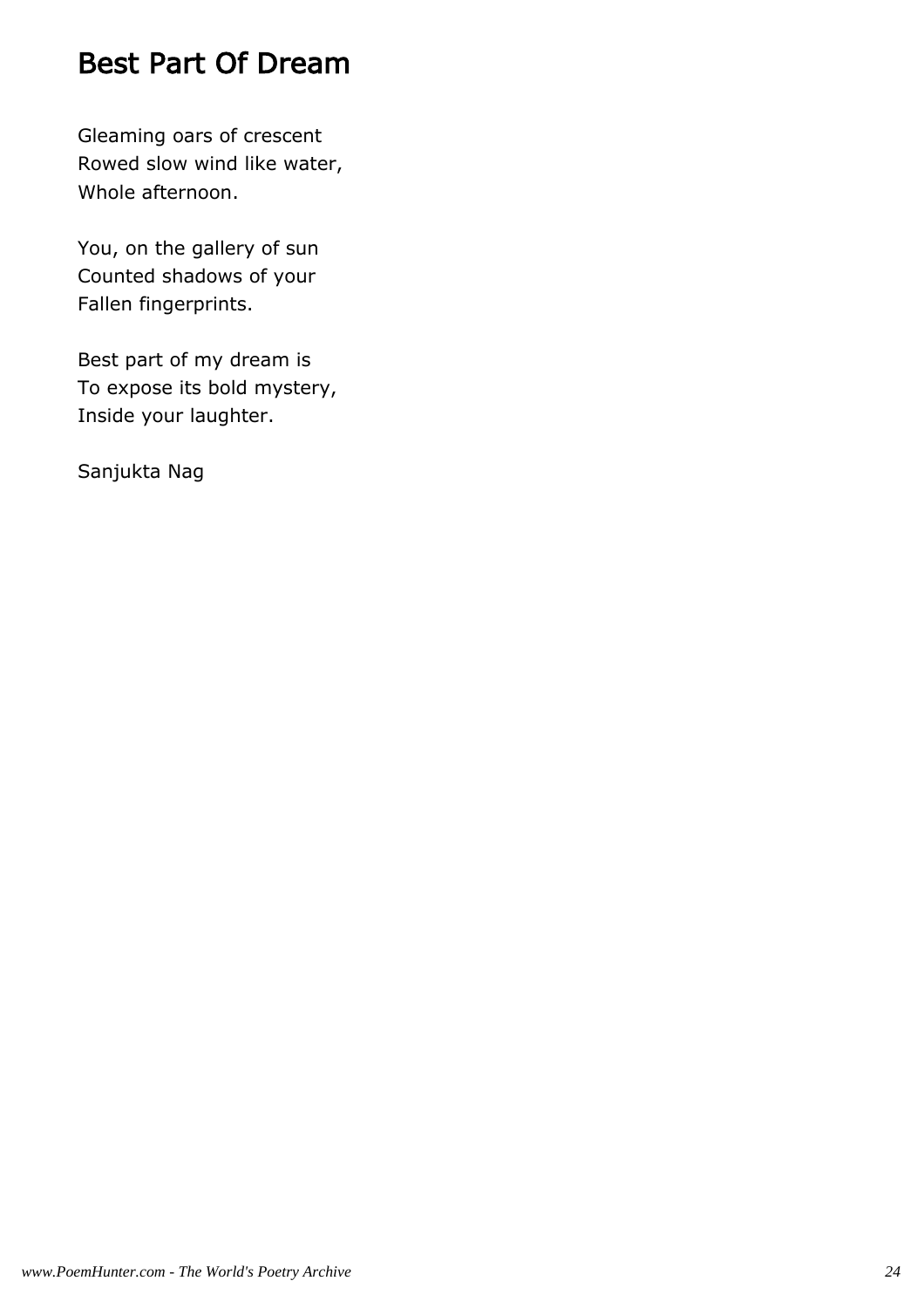# Best Part Of Dream

Gleaming oars of crescent  
Rowed slow wind like water,  
Whole afternoon.

You, on the gallery of sun  
Counted shadows of your  
Fallen fingerprints.

Best part of my dream is  
To expose its bold mystery,  
Inside your laughter.

Sanjukta Nag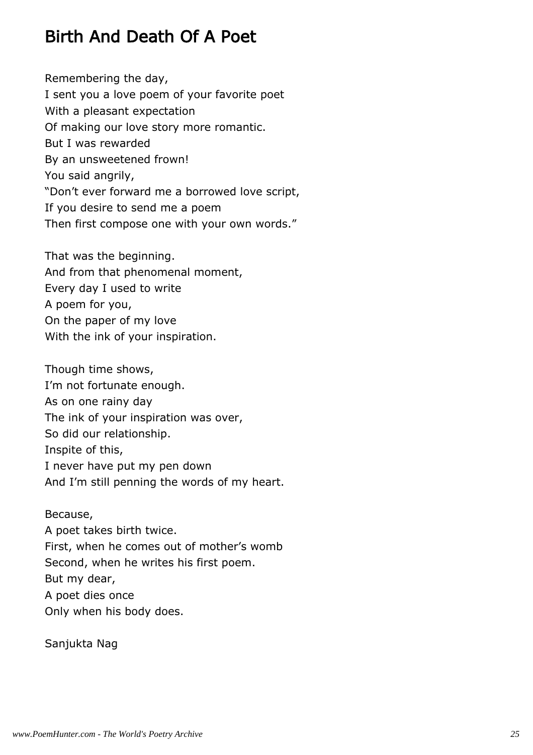# Birth And Death Of A Poet

Remembering the day,  
I sent you a love poem of your favorite poet  
With a pleasant expectation  
Of making our love story more romantic.  
But I was rewarded  
By an unsweetened frown!  
You said angrily,  
“Don’t ever forward me a borrowed love script,  
If you desire to send me a poem  
Then first compose one with your own words.”

That was the beginning.  
And from that phenomenal moment,  
Every day I used to write  
A poem for you,  
On the paper of my love  
With the ink of your inspiration.

Though time shows,  
I’m not fortunate enough.  
As on one rainy day  
The ink of your inspiration was over,  
So did our relationship.  
Inspite of this,  
I never have put my pen down  
And I’m still penning the words of my heart.

Because,  
A poet takes birth twice.  
First, when he comes out of mother’s womb  
Second, when he writes his first poem.  
But my dear,  
A poet dies once  
Only when his body does.

Sanjukta Nag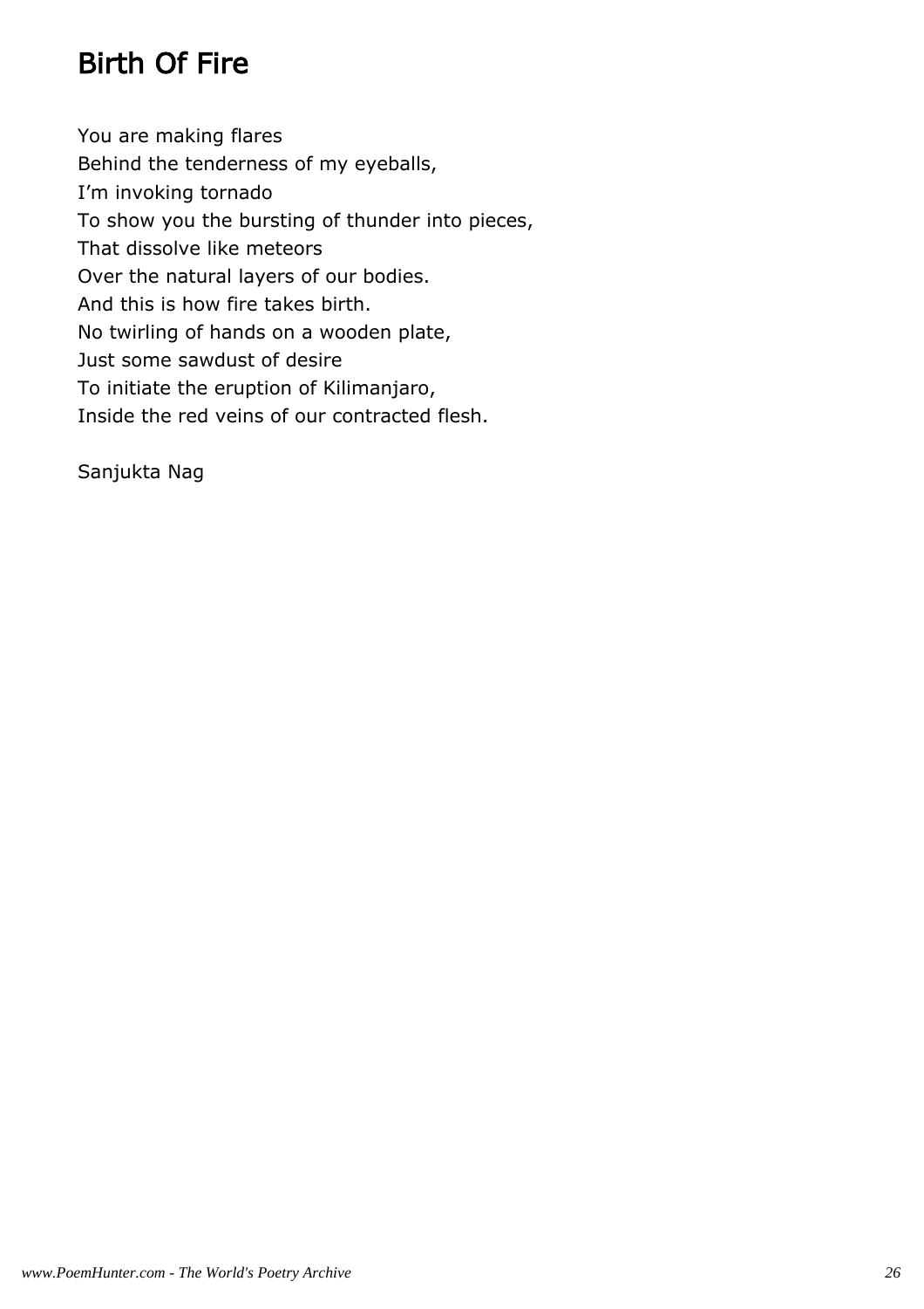# Birth Of Fire

You are making flares  
Behind the tenderness of my eyeballs,  
I’m invoking tornado  
To show you the bursting of thunder into pieces,  
That dissolve like meteors  
Over the natural layers of our bodies.  
And this is how fire takes birth.  
No twirling of hands on a wooden plate,  
Just some sawdust of desire  
To initiate the eruption of Kilimanjaro,  
Inside the red veins of our contracted flesh.

Sanjukta Nag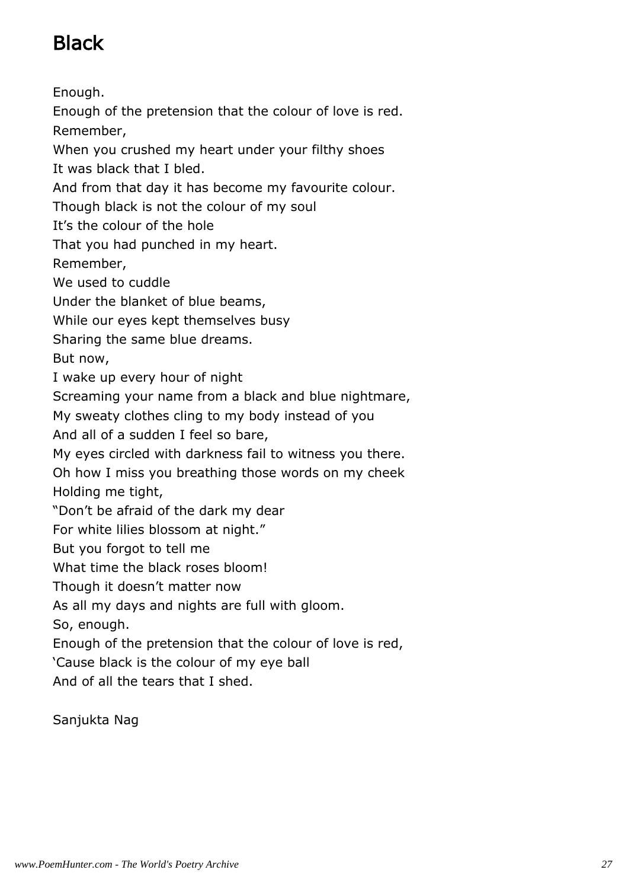# Black

Enough.
Enough of the pretension that the colour of love is red.
Remember,
When you crushed my heart under your filthy shoes
It was black that I bled.
And from that day it has become my favourite colour.
Though black is not the colour of my soul
It's the colour of the hole
That you had punched in my heart.
Remember,
We used to cuddle
Under the blanket of blue beams,
While our eyes kept themselves busy
Sharing the same blue dreams.
But now,
I wake up every hour of night
Screaming your name from a black and blue nightmare,
My sweaty clothes cling to my body instead of you
And all of a sudden I feel so bare,
My eyes circled with darkness fail to witness you there.
Oh how I miss you breathing those words on my cheek
Holding me tight,
"Don't be afraid of the dark my dear
For white lilies blossom at night."
But you forgot to tell me
What time the black roses bloom!
Though it doesn't matter now
As all my days and nights are full with gloom.
So, enough.
Enough of the pretension that the colour of love is red,
'Cause black is the colour of my eye ball
And of all the tears that I shed.

Sanjukta Nag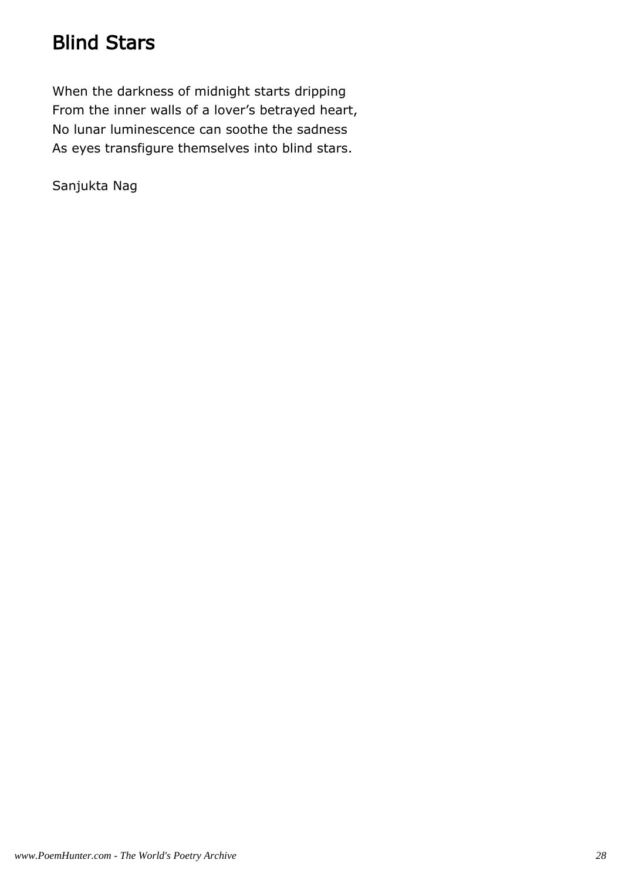# Blind Stars

When the darkness of midnight starts dripping  
From the inner walls of a lover's betrayed heart,  
No lunar luminescence can soothe the sadness  
As eyes transfigure themselves into blind stars.

Sanjukta Nag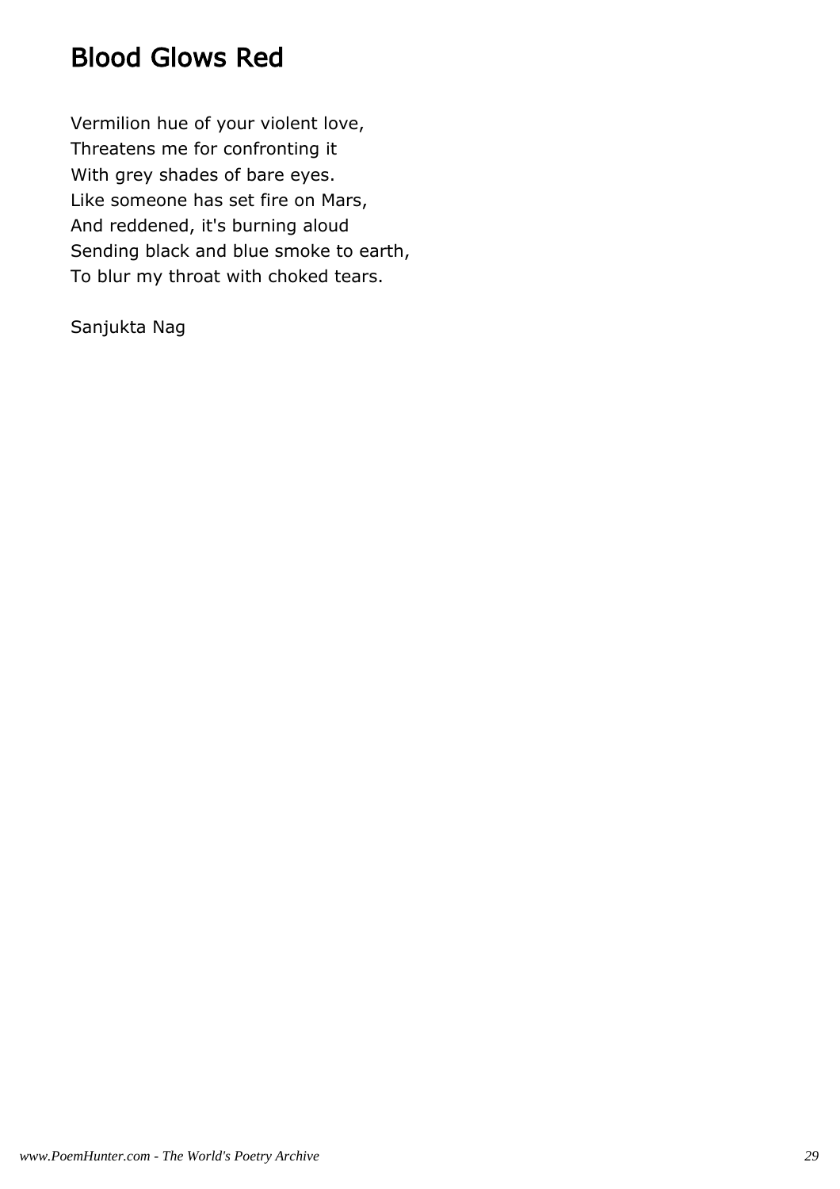# Blood Glows Red

Vermilion hue of your violent love,  
Threatens me for confronting it  
With grey shades of bare eyes.  
Like someone has set fire on Mars,  
And reddened, it's burning aloud  
Sending black and blue smoke to earth,  
To blur my throat with choked tears.

Sanjukta Nag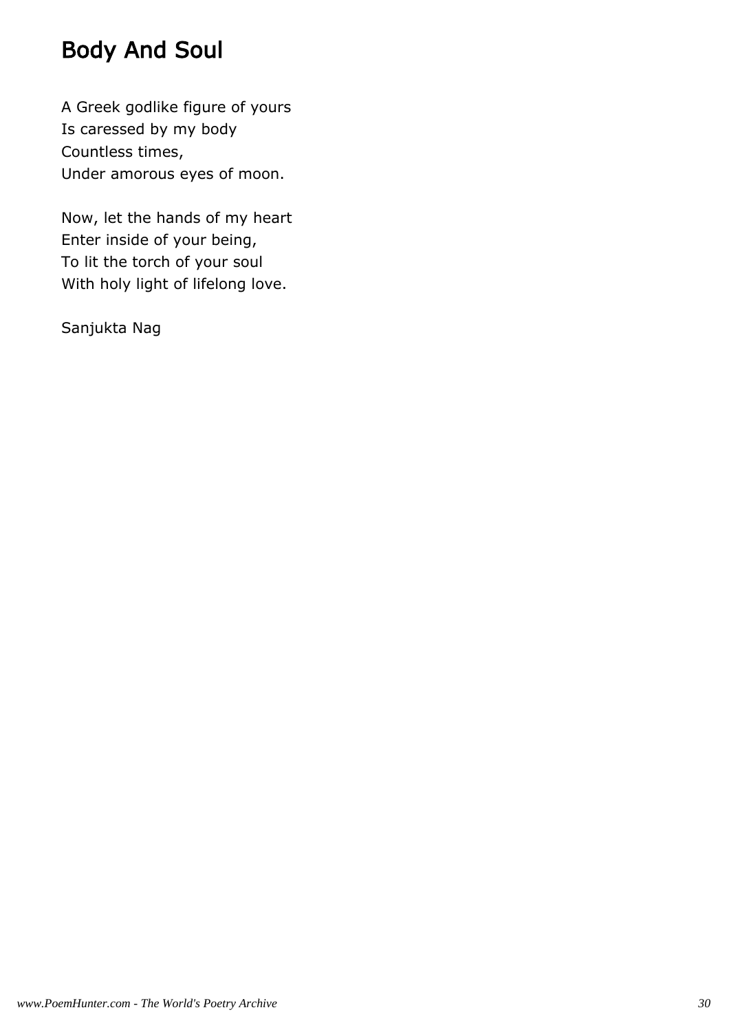# Body And Soul

A Greek godlike figure of yours
Is caressed by my body
Countless times,
Under amorous eyes of moon.

Now, let the hands of my heart
Enter inside of your being,
To lit the torch of your soul
With holy light of lifelong love.

Sanjukta Nag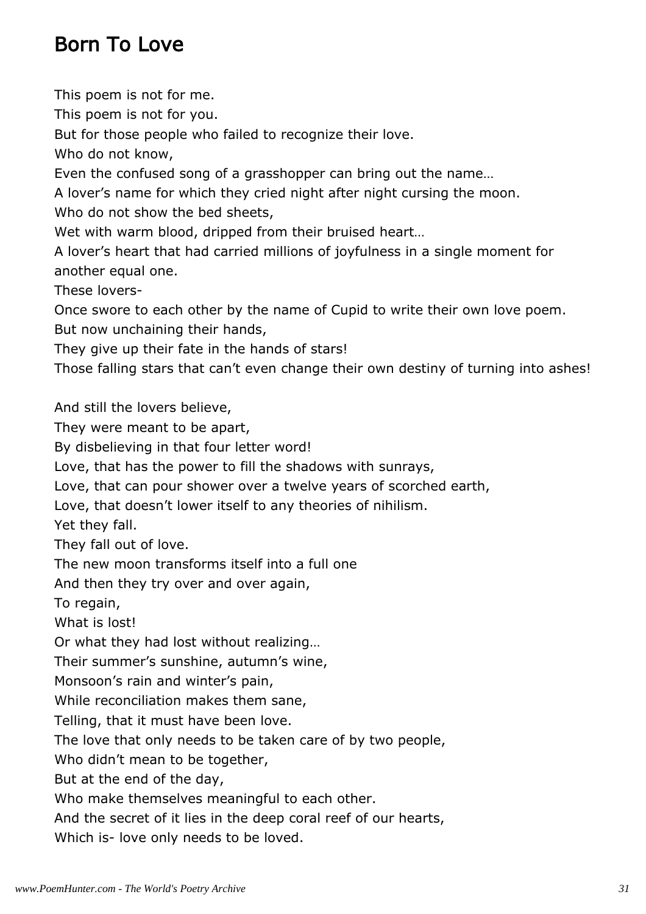# Born To Love

This poem is not for me.
This poem is not for you.
But for those people who failed to recognize their love.
Who do not know,
Even the confused song of a grasshopper can bring out the name…
A lover's name for which they cried night after night cursing the moon.
Who do not show the bed sheets,
Wet with warm blood, dripped from their bruised heart…
A lover's heart that had carried millions of joyfulness in a single moment for another equal one.
These lovers-
Once swore to each other by the name of Cupid to write their own love poem.
But now unchaining their hands,
They give up their fate in the hands of stars!
Those falling stars that can't even change their own destiny of turning into ashes!

And still the lovers believe,
They were meant to be apart,
By disbelieving in that four letter word!
Love, that has the power to fill the shadows with sunrays,
Love, that can pour shower over a twelve years of scorched earth,
Love, that doesn't lower itself to any theories of nihilism.
Yet they fall.
They fall out of love.
The new moon transforms itself into a full one
And then they try over and over again,
To regain,
What is lost!
Or what they had lost without realizing…
Their summer's sunshine, autumn's wine,
Monsoon's rain and winter's pain,
While reconciliation makes them sane,
Telling, that it must have been love.
The love that only needs to be taken care of by two people,
Who didn't mean to be together,
But at the end of the day,
Who make themselves meaningful to each other.
And the secret of it lies in the deep coral reef of our hearts,
Which is- love only needs to be loved.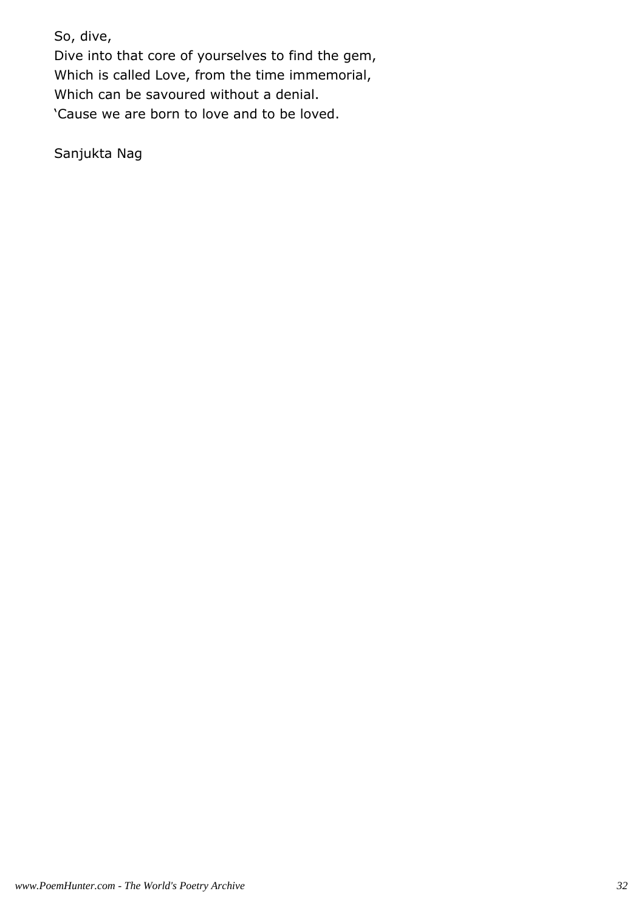So, dive,  
Dive into that core of yourselves to find the gem,  
Which is called Love, from the time immemorial,  
Which can be savoured without a denial.  
'Cause we are born to love and to be loved.

Sanjukta Nag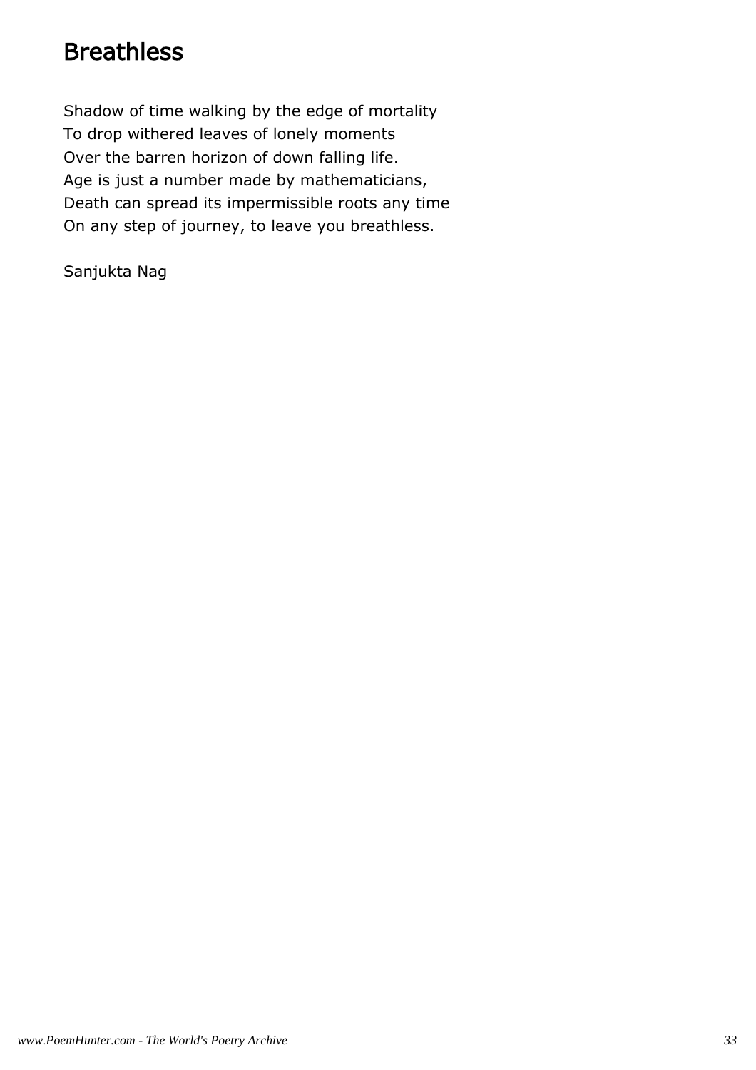# Breathless

Shadow of time walking by the edge of mortality
To drop withered leaves of lonely moments
Over the barren horizon of down falling life.
Age is just a number made by mathematicians,
Death can spread its impermissible roots any time
On any step of journey, to leave you breathless.

Sanjukta Nag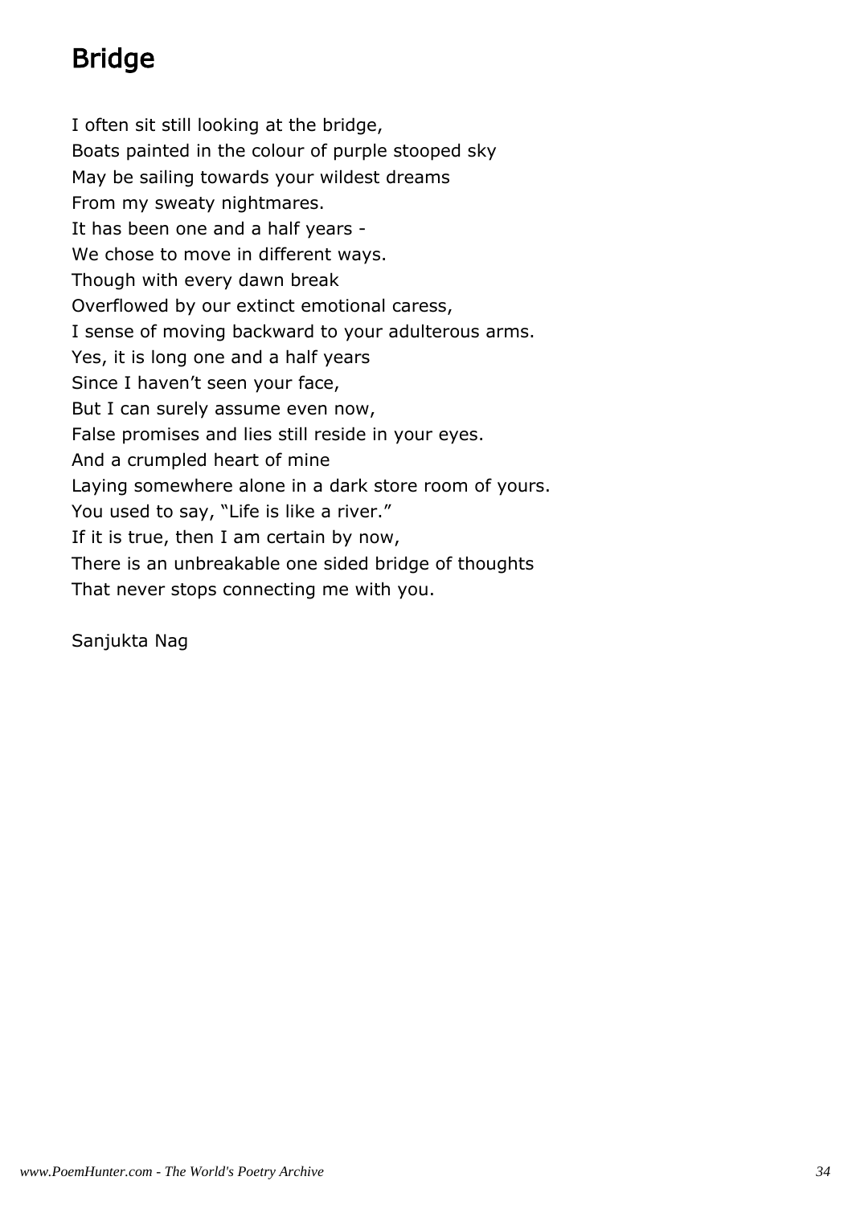# Bridge

I often sit still looking at the bridge,
Boats painted in the colour of purple stooped sky
May be sailing towards your wildest dreams
From my sweaty nightmares.
It has been one and a half years -
We chose to move in different ways.
Though with every dawn break
Overflowed by our extinct emotional caress,
I sense of moving backward to your adulterous arms.
Yes, it is long one and a half years
Since I haven't seen your face,
But I can surely assume even now,
False promises and lies still reside in your eyes.
And a crumpled heart of mine
Laying somewhere alone in a dark store room of yours.
You used to say, "Life is like a river."
If it is true, then I am certain by now,
There is an unbreakable one sided bridge of thoughts
That never stops connecting me with you.

Sanjukta Nag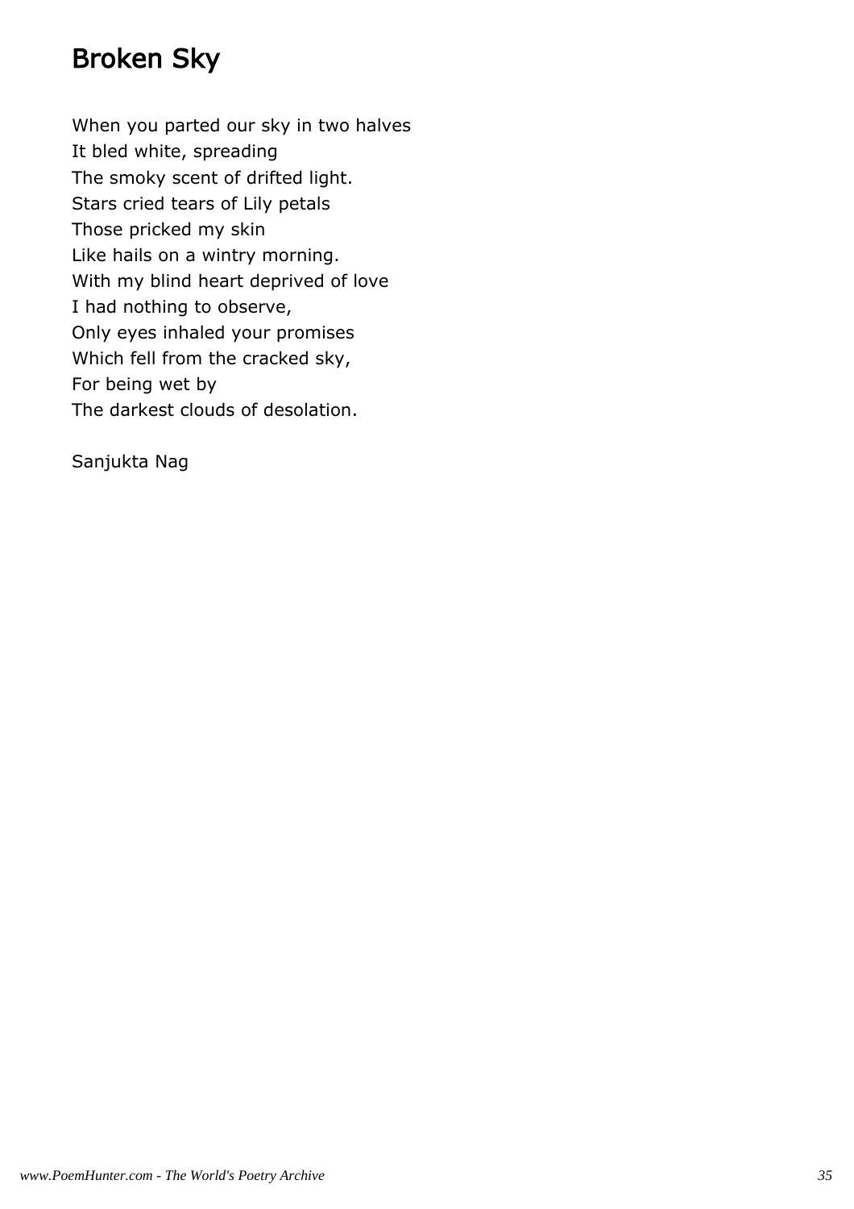# Broken Sky

When you parted our sky in two halves
It bled white, spreading
The smoky scent of drifted light.
Stars cried tears of Lily petals
Those pricked my skin
Like hails on a wintry morning.
With my blind heart deprived of love
I had nothing to observe,
Only eyes inhaled your promises
Which fell from the cracked sky,
For being wet by
The darkest clouds of desolation.

Sanjukta Nag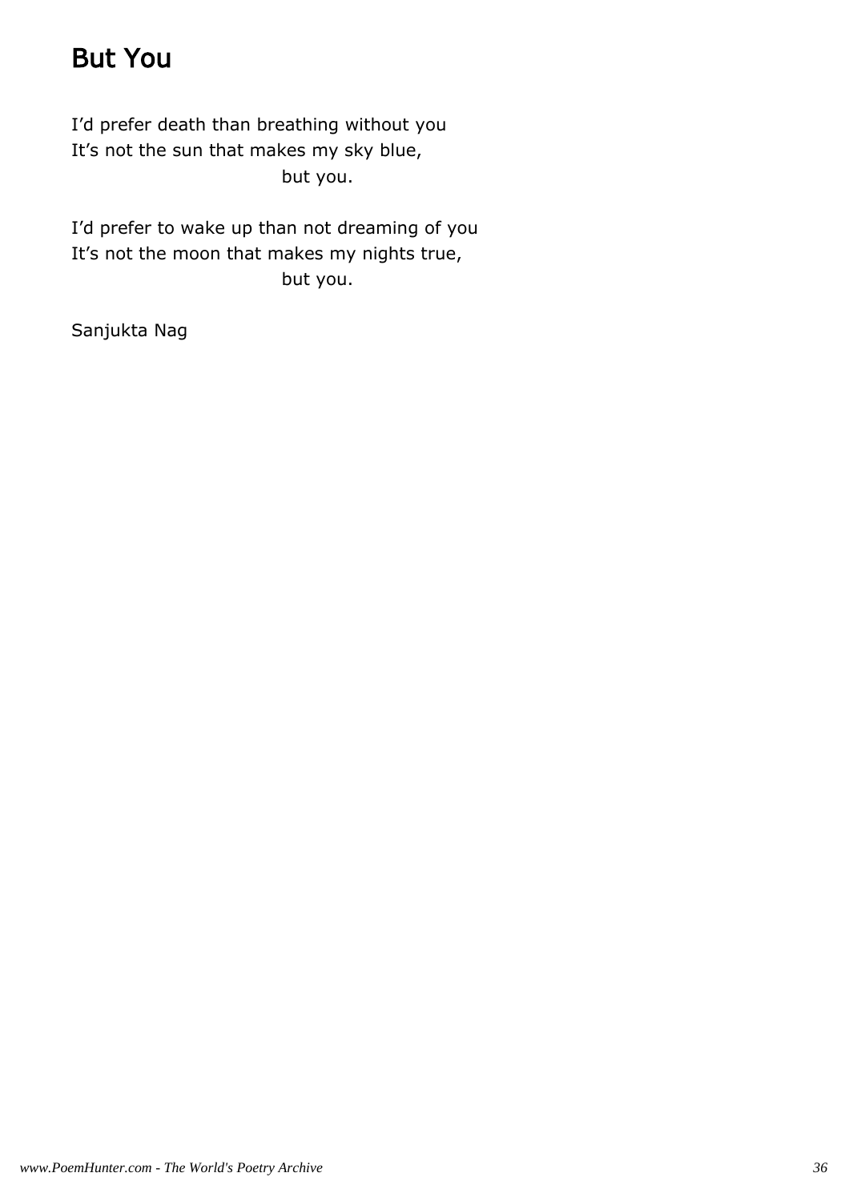# But You

I'd prefer death than breathing without you  
It's not the sun that makes my sky blue,  
                              but you.

I'd prefer to wake up than not dreaming of you  
It's not the moon that makes my nights true,  
                              but you.

Sanjukta Nag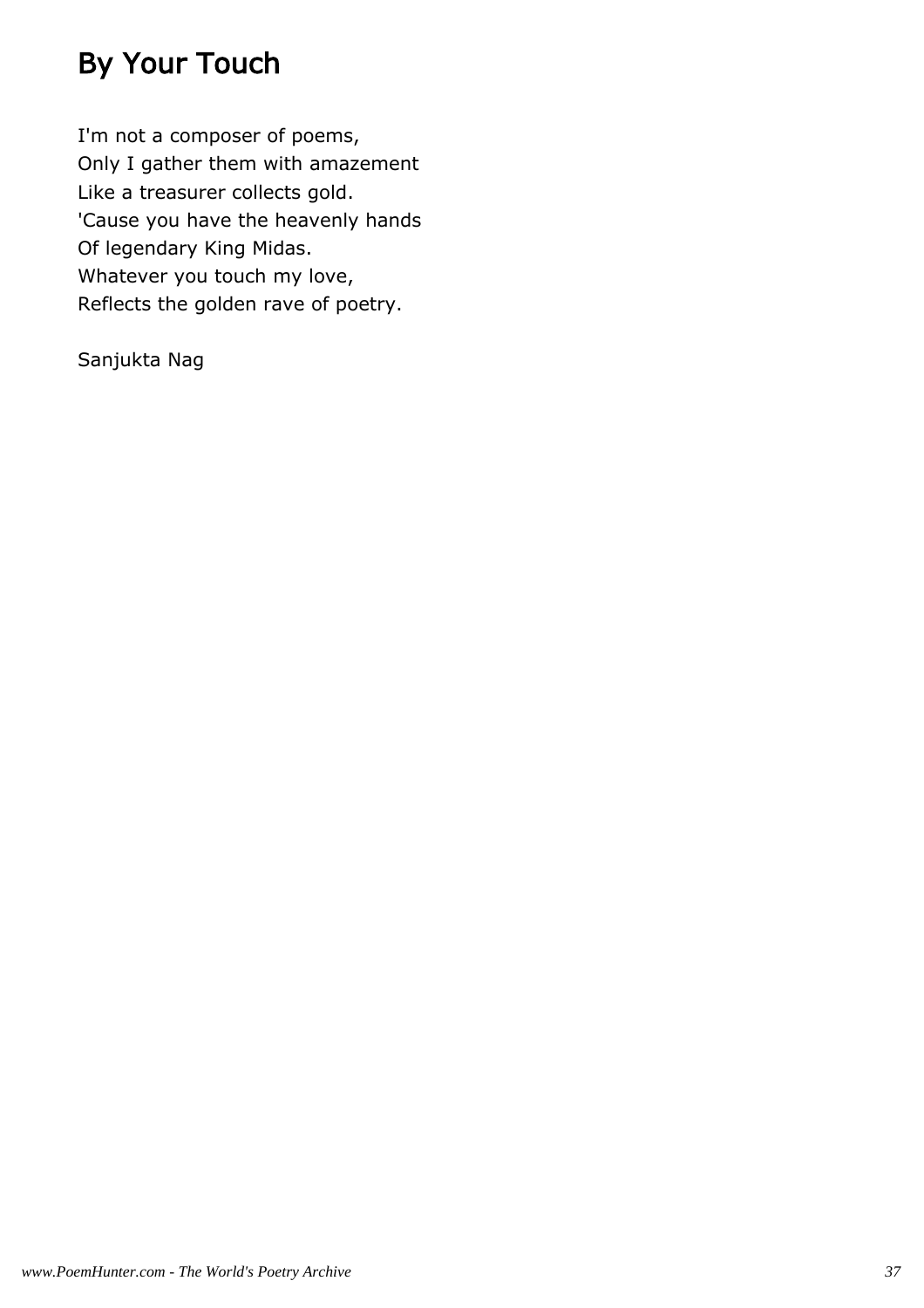# By Your Touch

I'm not a composer of poems,
Only I gather them with amazement
Like a treasurer collects gold.
'Cause you have the heavenly hands
Of legendary King Midas.
Whatever you touch my love,
Reflects the golden rave of poetry.

Sanjukta Nag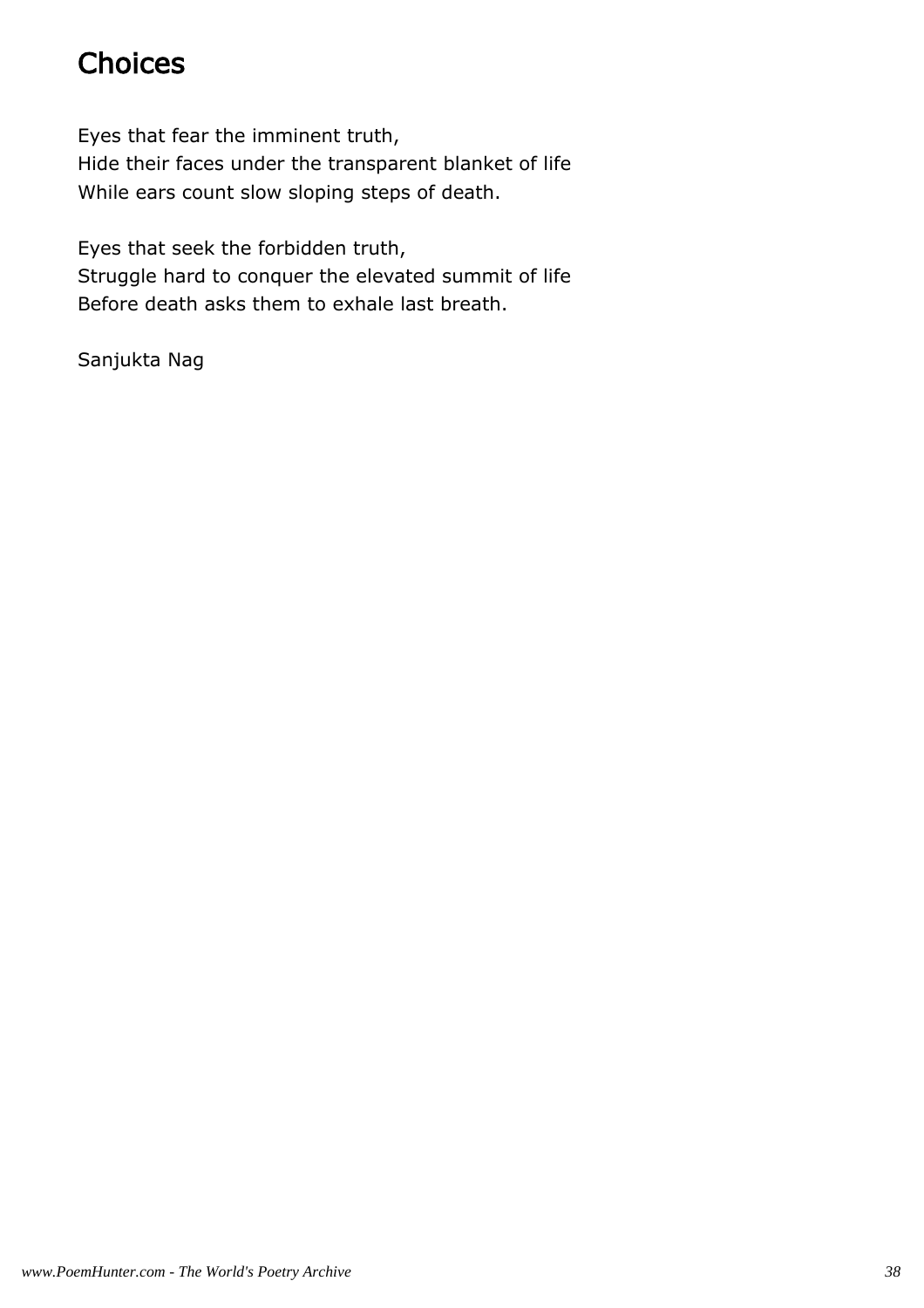# Choices

Eyes that fear the imminent truth,
Hide their faces under the transparent blanket of life
While ears count slow sloping steps of death.

Eyes that seek the forbidden truth,
Struggle hard to conquer the elevated summit of life
Before death asks them to exhale last breath.

Sanjukta Nag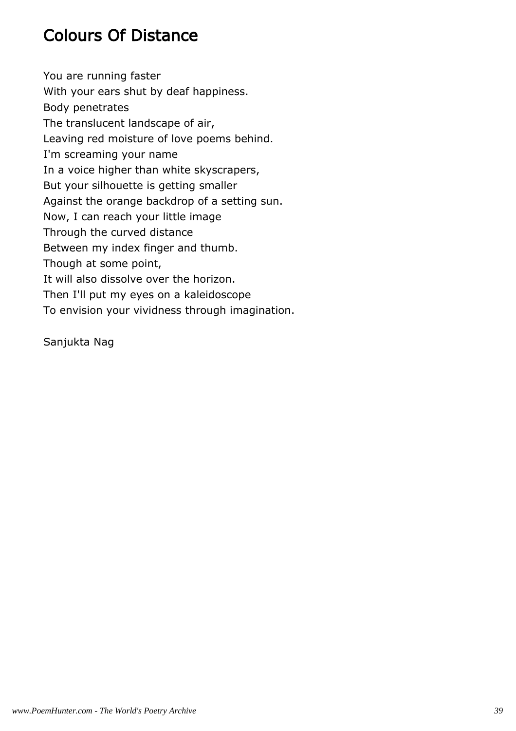# Colours Of Distance

You are running faster  
With your ears shut by deaf happiness.  
Body penetrates  
The translucent landscape of air,  
Leaving red moisture of love poems behind.  
I'm screaming your name  
In a voice higher than white skyscrapers,  
But your silhouette is getting smaller  
Against the orange backdrop of a setting sun.  
Now, I can reach your little image  
Through the curved distance  
Between my index finger and thumb.  
Though at some point,  
It will also dissolve over the horizon.  
Then I'll put my eyes on a kaleidoscope  
To envision your vividness through imagination.

Sanjukta Nag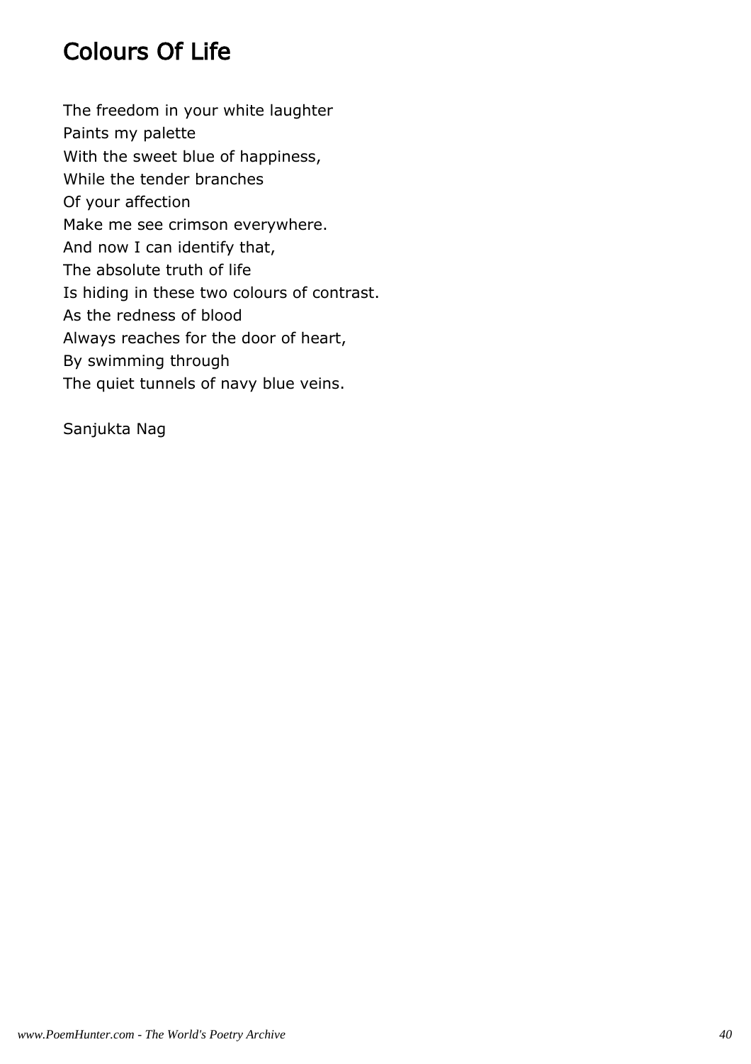# Colours Of Life

The freedom in your white laughter
Paints my palette
With the sweet blue of happiness,
While the tender branches
Of your affection
Make me see crimson everywhere.
And now I can identify that,
The absolute truth of life
Is hiding in these two colours of contrast.
As the redness of blood
Always reaches for the door of heart,
By swimming through
The quiet tunnels of navy blue veins.

Sanjukta Nag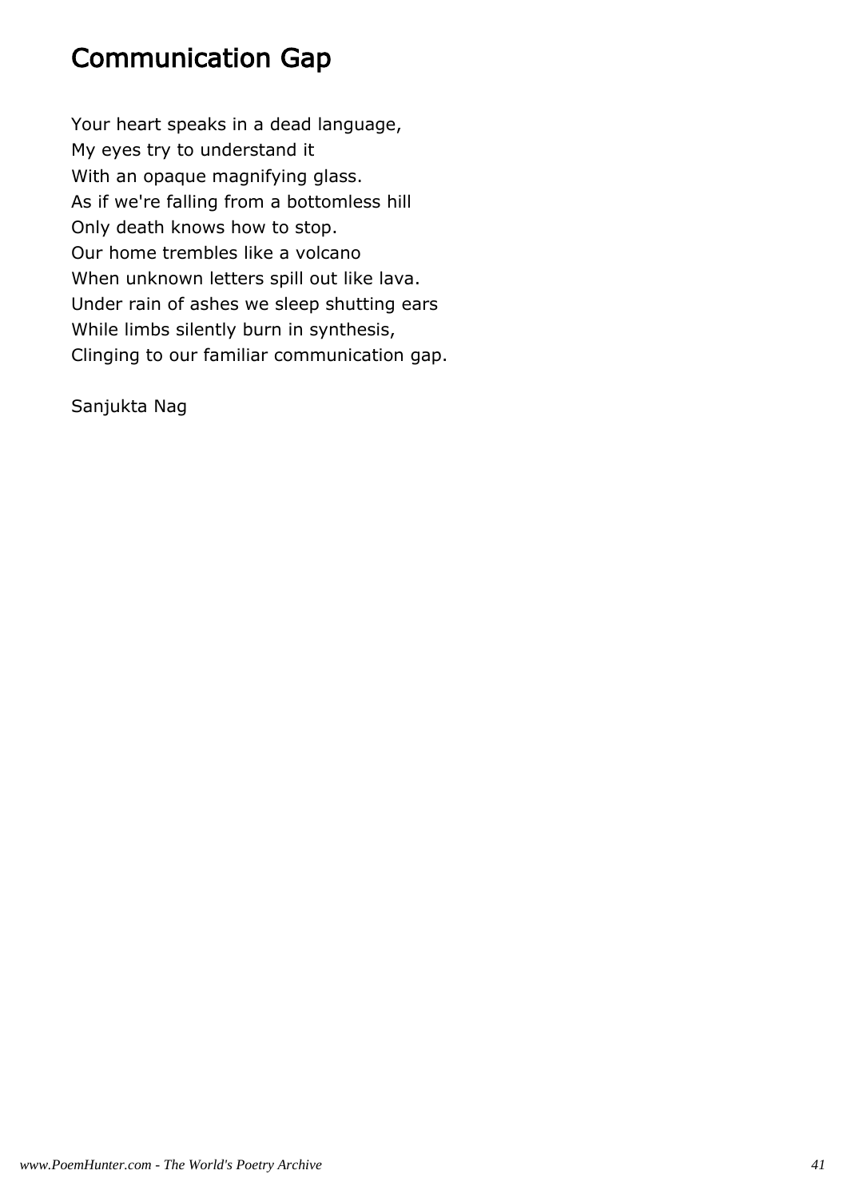# Communication Gap

Your heart speaks in a dead language,  
My eyes try to understand it  
With an opaque magnifying glass.  
As if we're falling from a bottomless hill  
Only death knows how to stop.  
Our home trembles like a volcano  
When unknown letters spill out like lava.  
Under rain of ashes we sleep shutting ears  
While limbs silently burn in synthesis,  
Clinging to our familiar communication gap.

Sanjukta Nag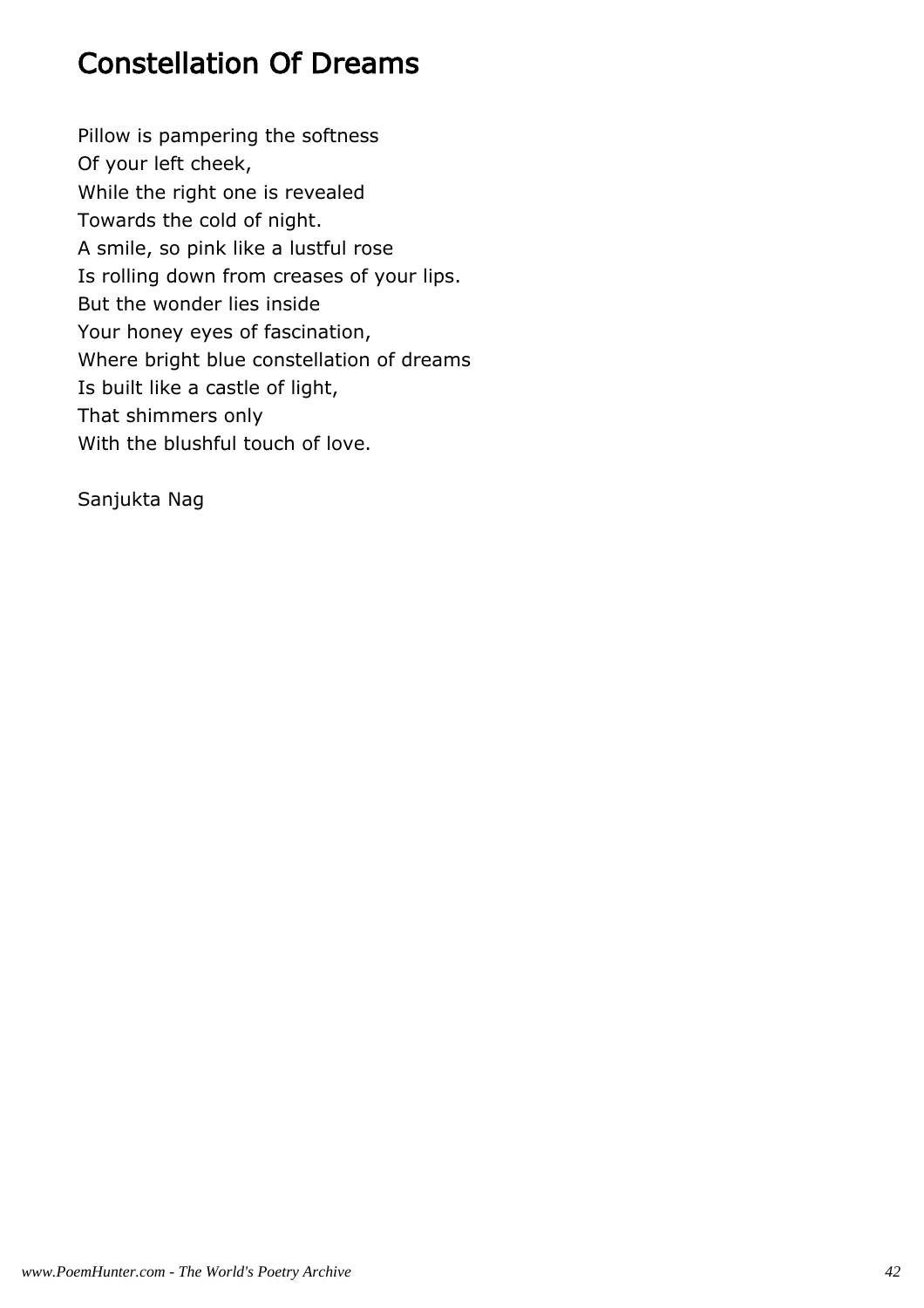# Constellation Of Dreams

Pillow is pampering the softness
Of your left cheek,
While the right one is revealed
Towards the cold of night.
A smile, so pink like a lustful rose
Is rolling down from creases of your lips.
But the wonder lies inside
Your honey eyes of fascination,
Where bright blue constellation of dreams
Is built like a castle of light,
That shimmers only
With the blushful touch of love.

Sanjukta Nag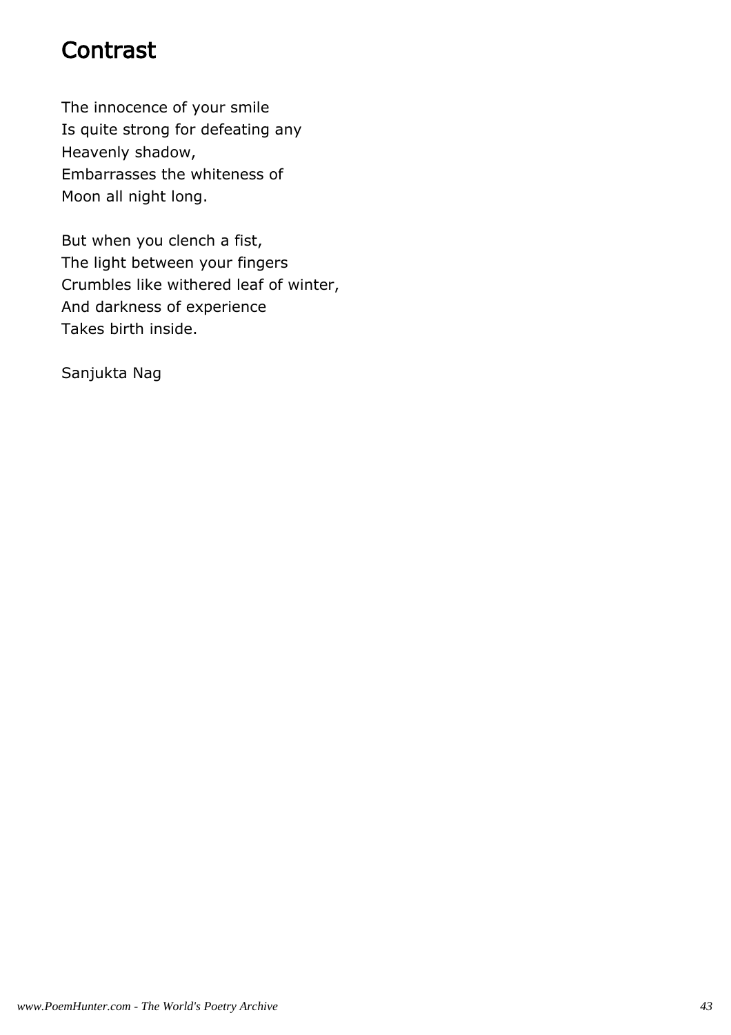# Contrast

The innocence of your smile  
Is quite strong for defeating any  
Heavenly shadow,  
Embarrasses the whiteness of  
Moon all night long.

But when you clench a fist,  
The light between your fingers  
Crumbles like withered leaf of winter,  
And darkness of experience  
Takes birth inside.

Sanjukta Nag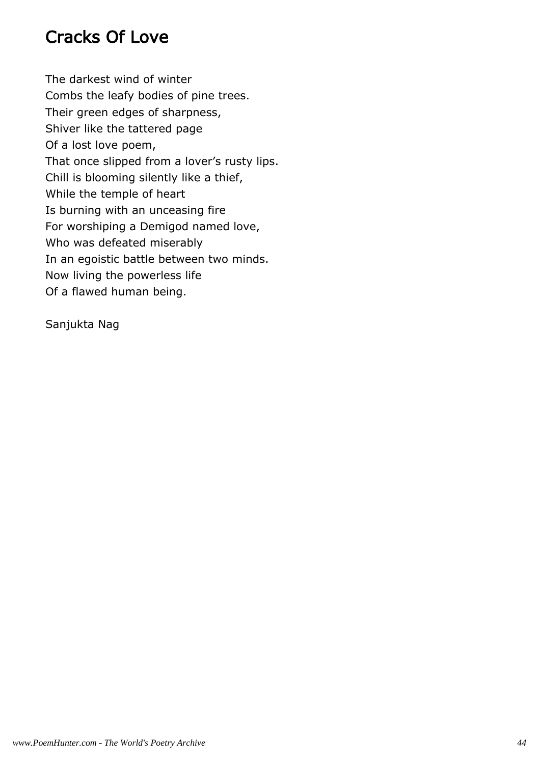# Cracks Of Love

The darkest wind of winter  
Combs the leafy bodies of pine trees.  
Their green edges of sharpness,  
Shiver like the tattered page  
Of a lost love poem,  
That once slipped from a lover's rusty lips.  
Chill is blooming silently like a thief,  
While the temple of heart  
Is burning with an unceasing fire  
For worshiping a Demigod named love,  
Who was defeated miserably  
In an egoistic battle between two minds.  
Now living the powerless life  
Of a flawed human being.

Sanjukta Nag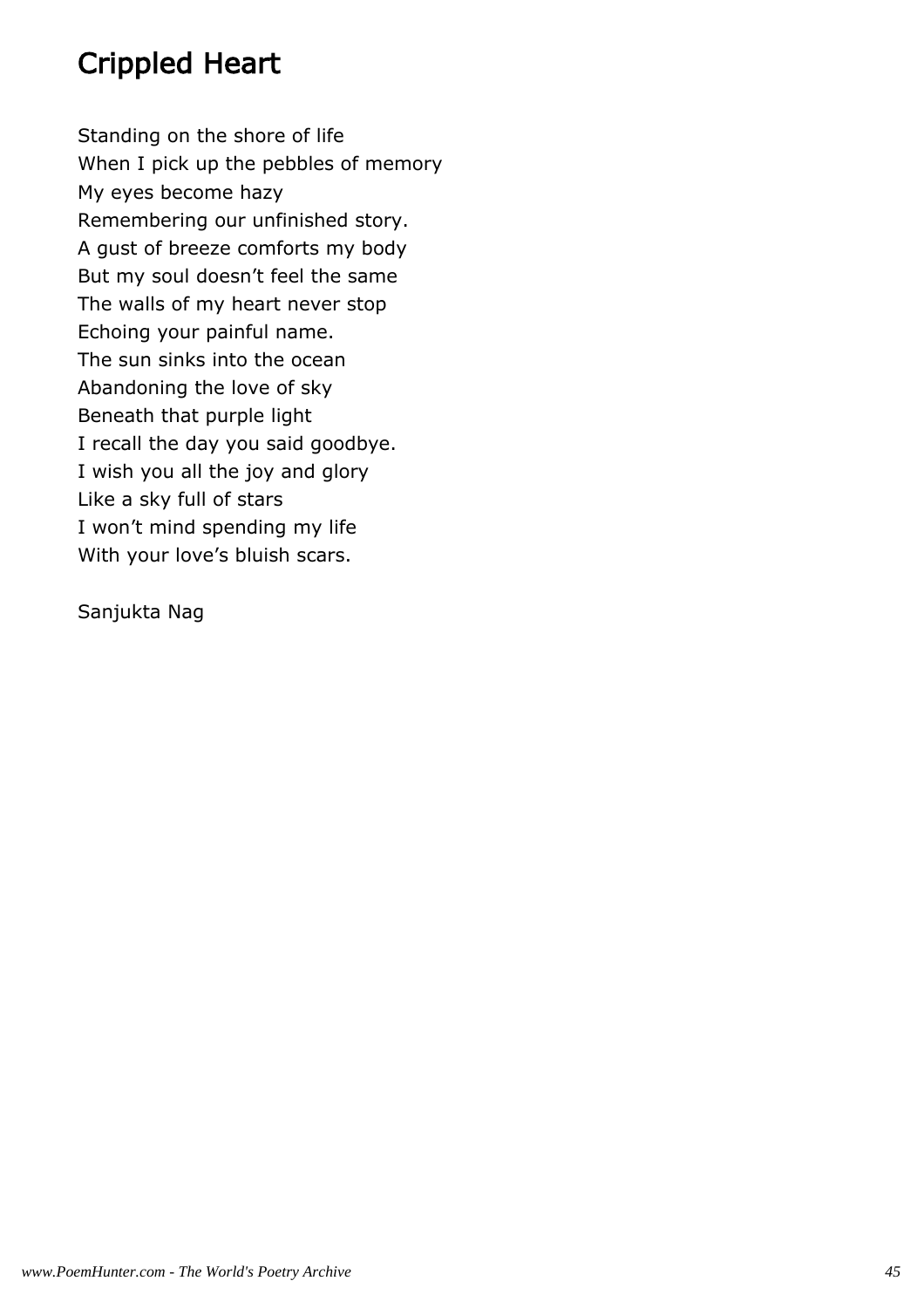# Crippled Heart

Standing on the shore of life  
When I pick up the pebbles of memory  
My eyes become hazy  
Remembering our unfinished story.  
A gust of breeze comforts my body  
But my soul doesn’t feel the same  
The walls of my heart never stop  
Echoing your painful name.  
The sun sinks into the ocean  
Abandoning the love of sky  
Beneath that purple light  
I recall the day you said goodbye.  
I wish you all the joy and glory  
Like a sky full of stars  
I won’t mind spending my life  
With your love’s bluish scars.

Sanjukta Nag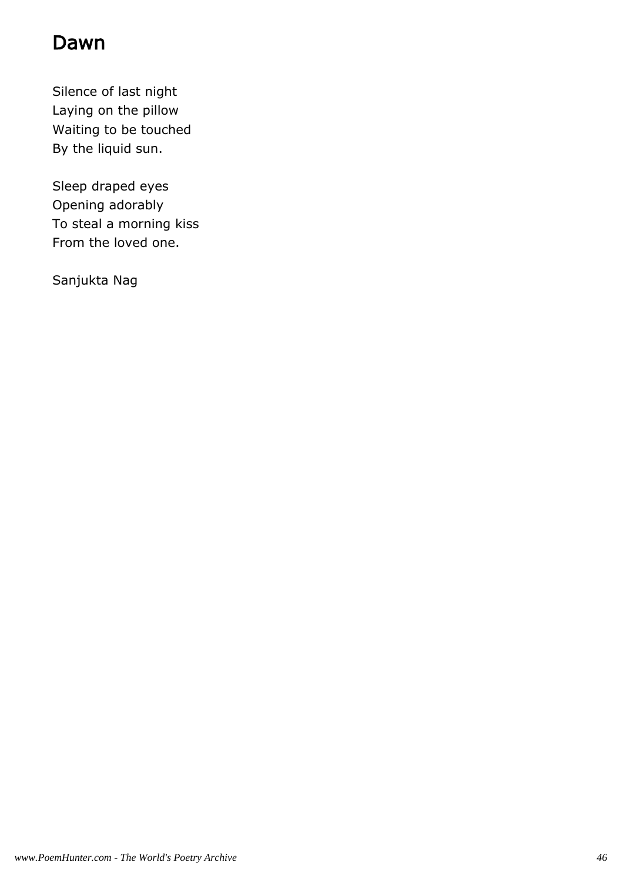# Dawn

Silence of last night  
Laying on the pillow  
Waiting to be touched  
By the liquid sun.

Sleep draped eyes  
Opening adorably  
To steal a morning kiss  
From the loved one.

Sanjukta Nag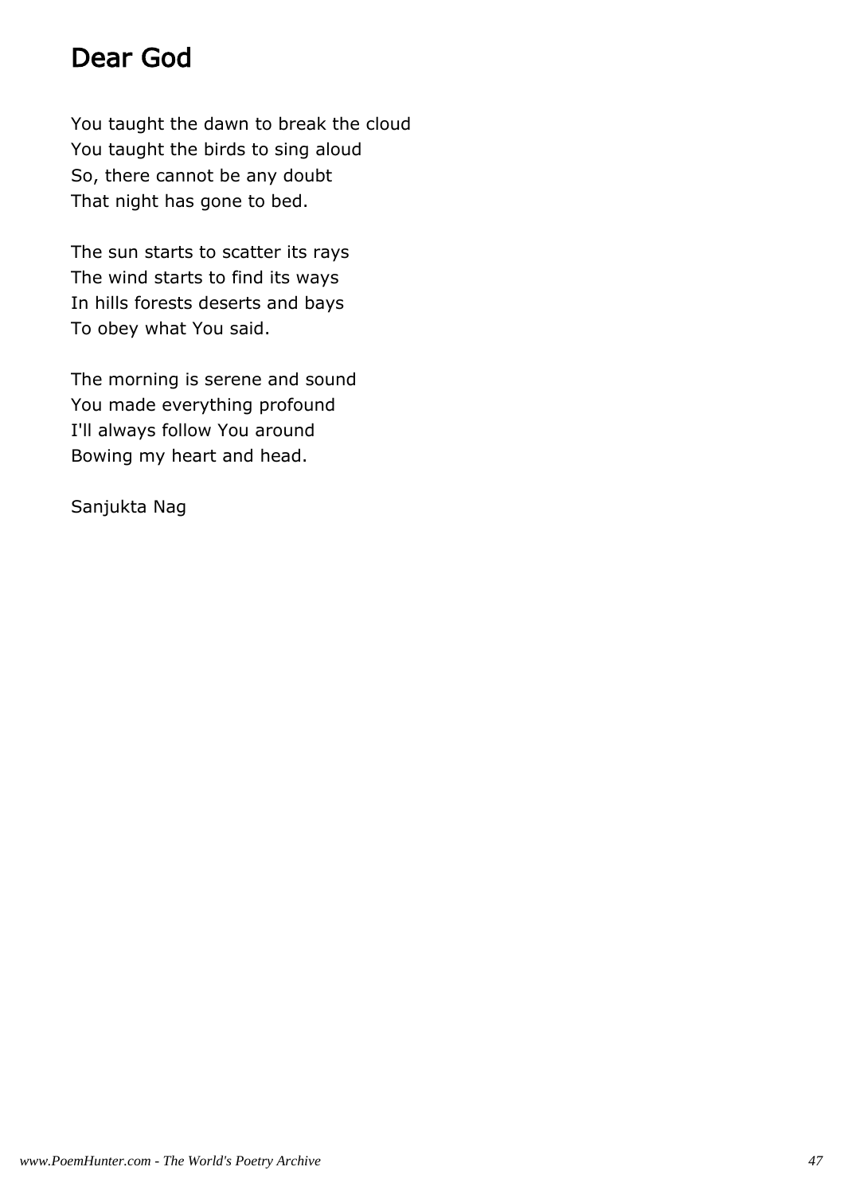# Dear God

You taught the dawn to break the cloud
You taught the birds to sing aloud
So, there cannot be any doubt
That night has gone to bed.

The sun starts to scatter its rays
The wind starts to find its ways
In hills forests deserts and bays
To obey what You said.

The morning is serene and sound
You made everything profound
I'll always follow You around
Bowing my heart and head.

Sanjukta Nag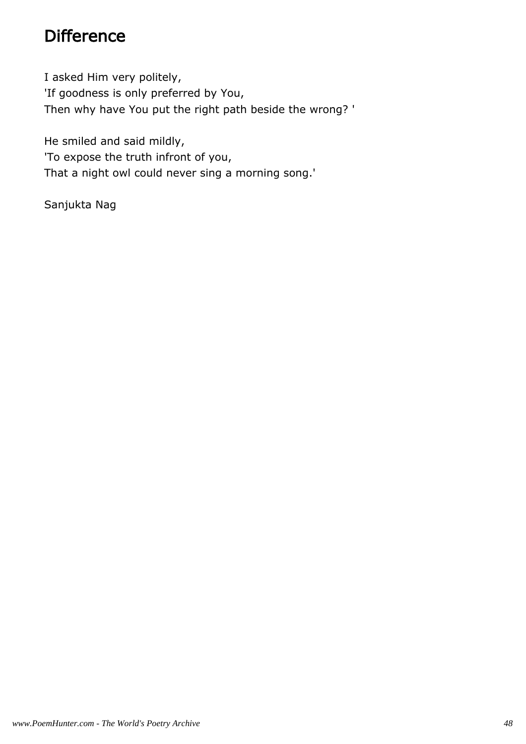# Difference

I asked Him very politely,
'If goodness is only preferred by You,
Then why have You put the right path beside the wrong? '

He smiled and said mildly,
'To expose the truth infront of you,
That a night owl could never sing a morning song.'

Sanjukta Nag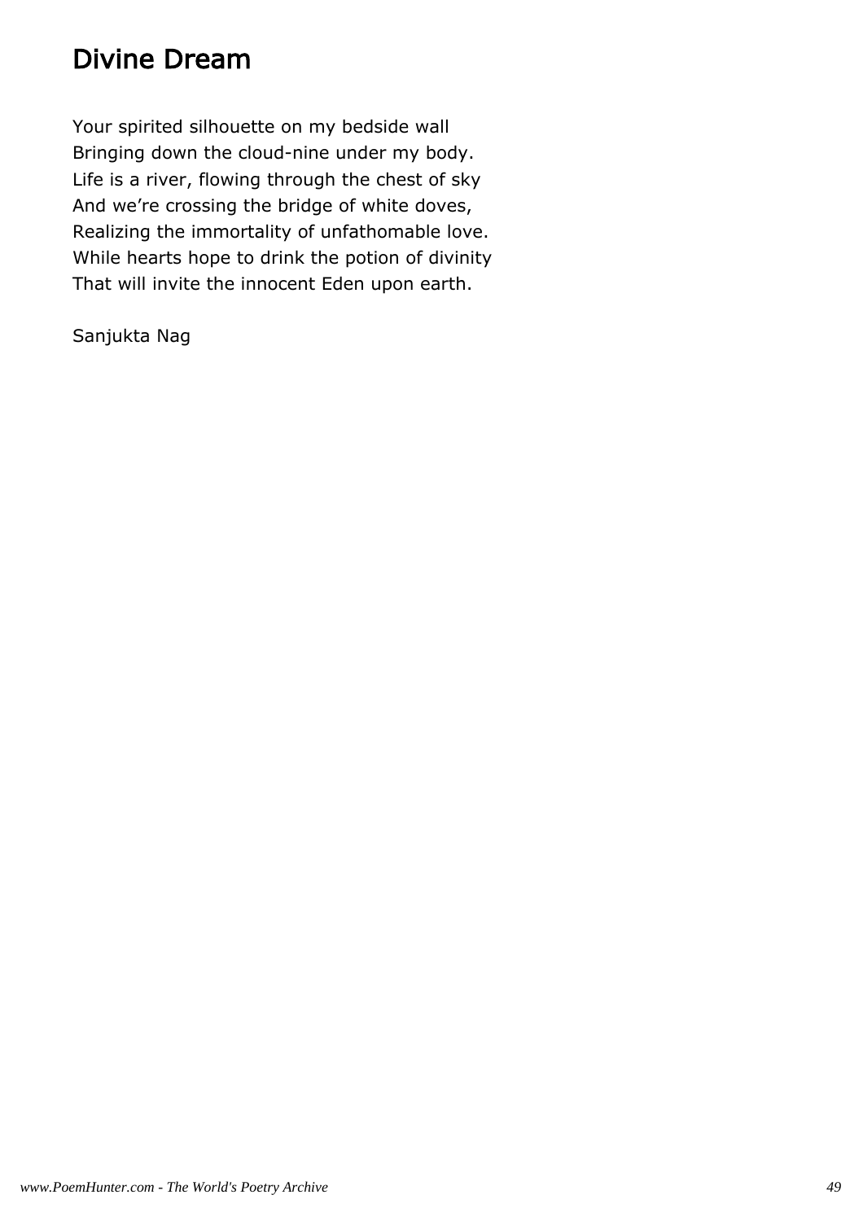# Divine Dream

Your spirited silhouette on my bedside wall  
Bringing down the cloud-nine under my body.  
Life is a river, flowing through the chest of sky  
And we're crossing the bridge of white doves,  
Realizing the immortality of unfathomable love.  
While hearts hope to drink the potion of divinity  
That will invite the innocent Eden upon earth.

Sanjukta Nag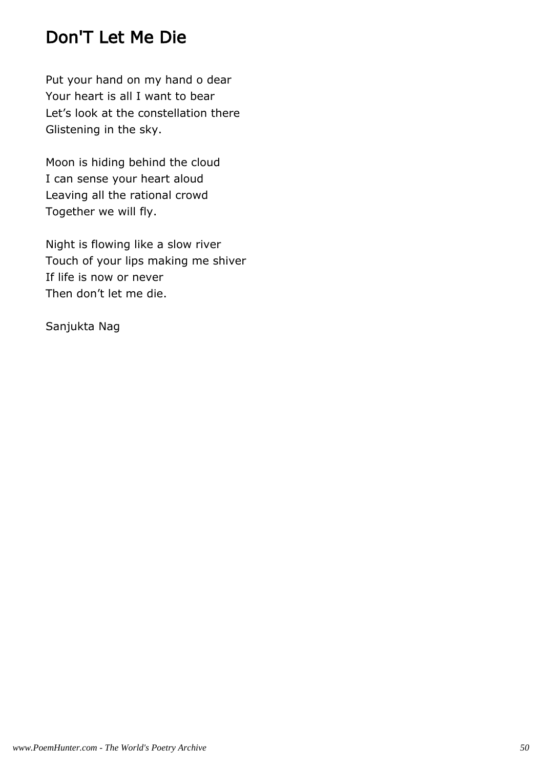# Don'T Let Me Die

Put your hand on my hand o dear
Your heart is all I want to bear
Let’s look at the constellation there
Glistening in the sky.

Moon is hiding behind the cloud
I can sense your heart aloud
Leaving all the rational crowd
Together we will fly.

Night is flowing like a slow river
Touch of your lips making me shiver
If life is now or never
Then don’t let me die.

Sanjukta Nag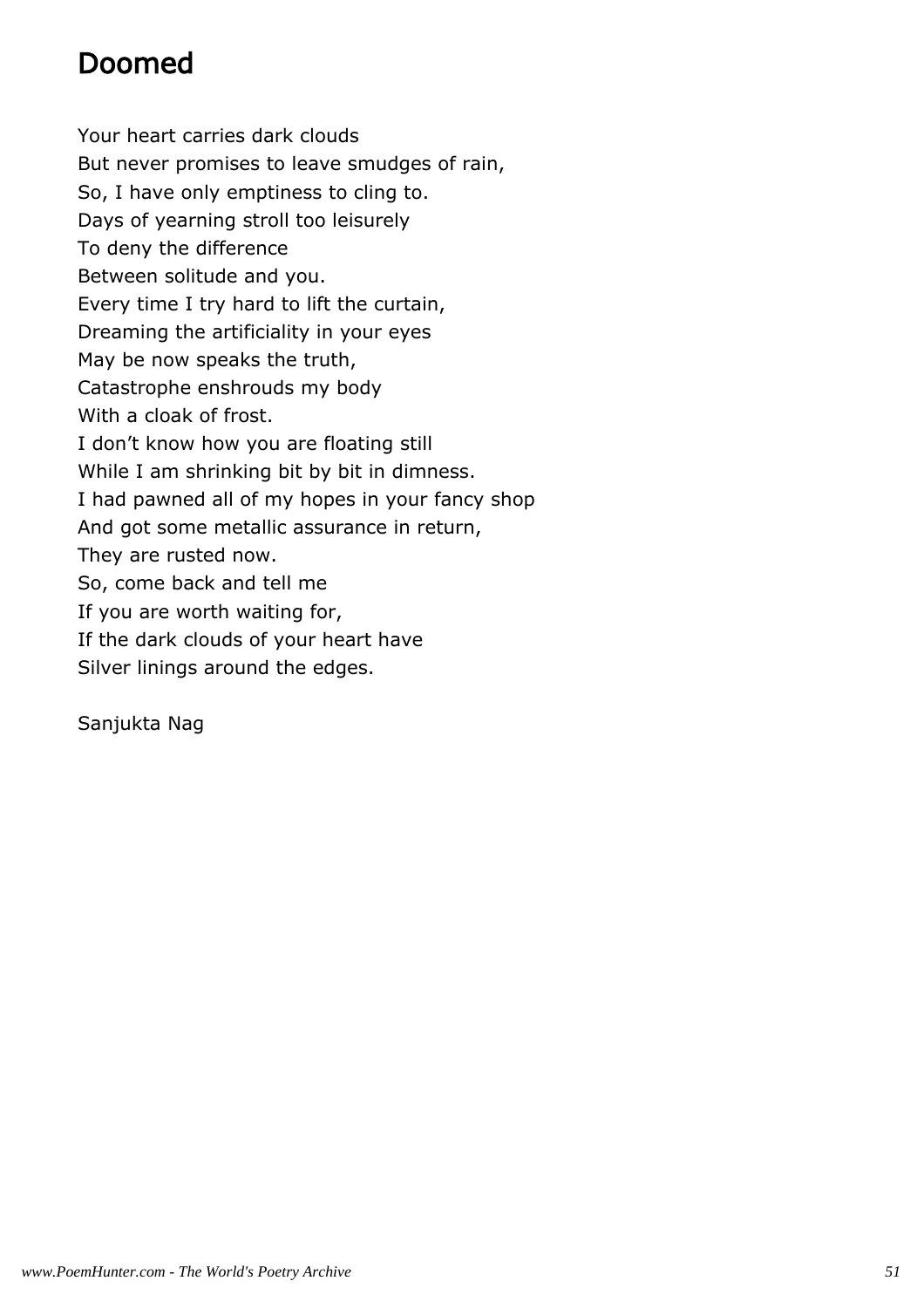# Doomed

Your heart carries dark clouds  
But never promises to leave smudges of rain,  
So, I have only emptiness to cling to.  
Days of yearning stroll too leisurely  
To deny the difference  
Between solitude and you.  
Every time I try hard to lift the curtain,  
Dreaming the artificiality in your eyes  
May be now speaks the truth,  
Catastrophe enshrouds my body  
With a cloak of frost.  
I don't know how you are floating still  
While I am shrinking bit by bit in dimness.  
I had pawned all of my hopes in your fancy shop  
And got some metallic assurance in return,  
They are rusted now.  
So, come back and tell me  
If you are worth waiting for,  
If the dark clouds of your heart have  
Silver linings around the edges.

Sanjukta Nag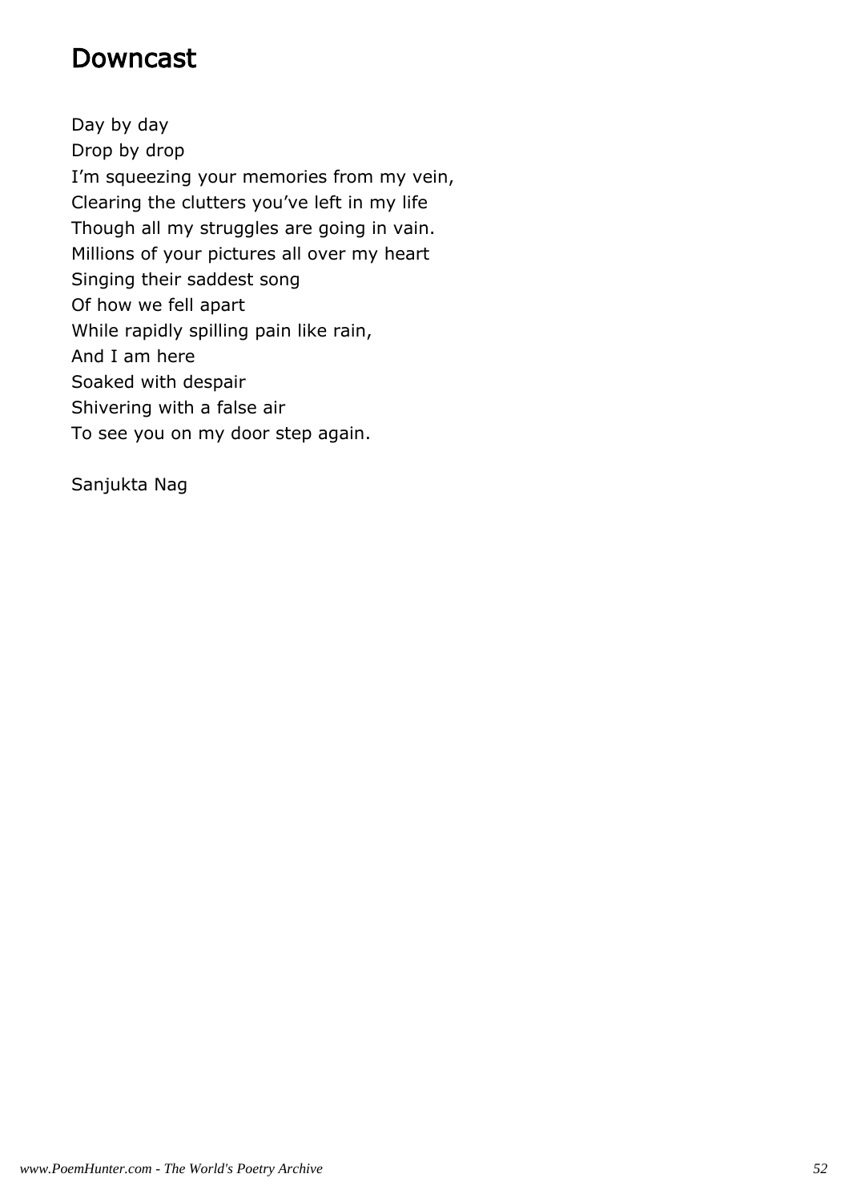# Downcast

Day by day  
Drop by drop  
I'm squeezing your memories from my vein,  
Clearing the clutters you've left in my life  
Though all my struggles are going in vain.  
Millions of your pictures all over my heart  
Singing their saddest song  
Of how we fell apart  
While rapidly spilling pain like rain,  
And I am here  
Soaked with despair  
Shivering with a false air  
To see you on my door step again.

Sanjukta Nag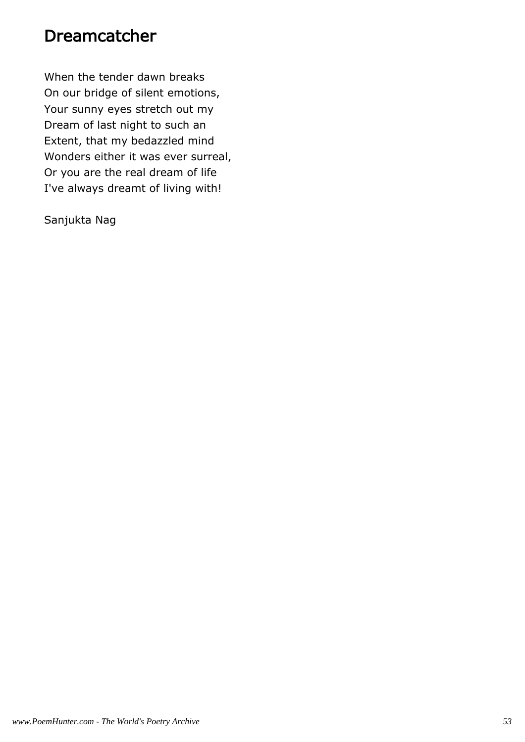# Dreamcatcher

When the tender dawn breaks  
On our bridge of silent emotions,  
Your sunny eyes stretch out my  
Dream of last night to such an  
Extent, that my bedazzled mind  
Wonders either it was ever surreal,  
Or you are the real dream of life  
I've always dreamt of living with!

Sanjukta Nag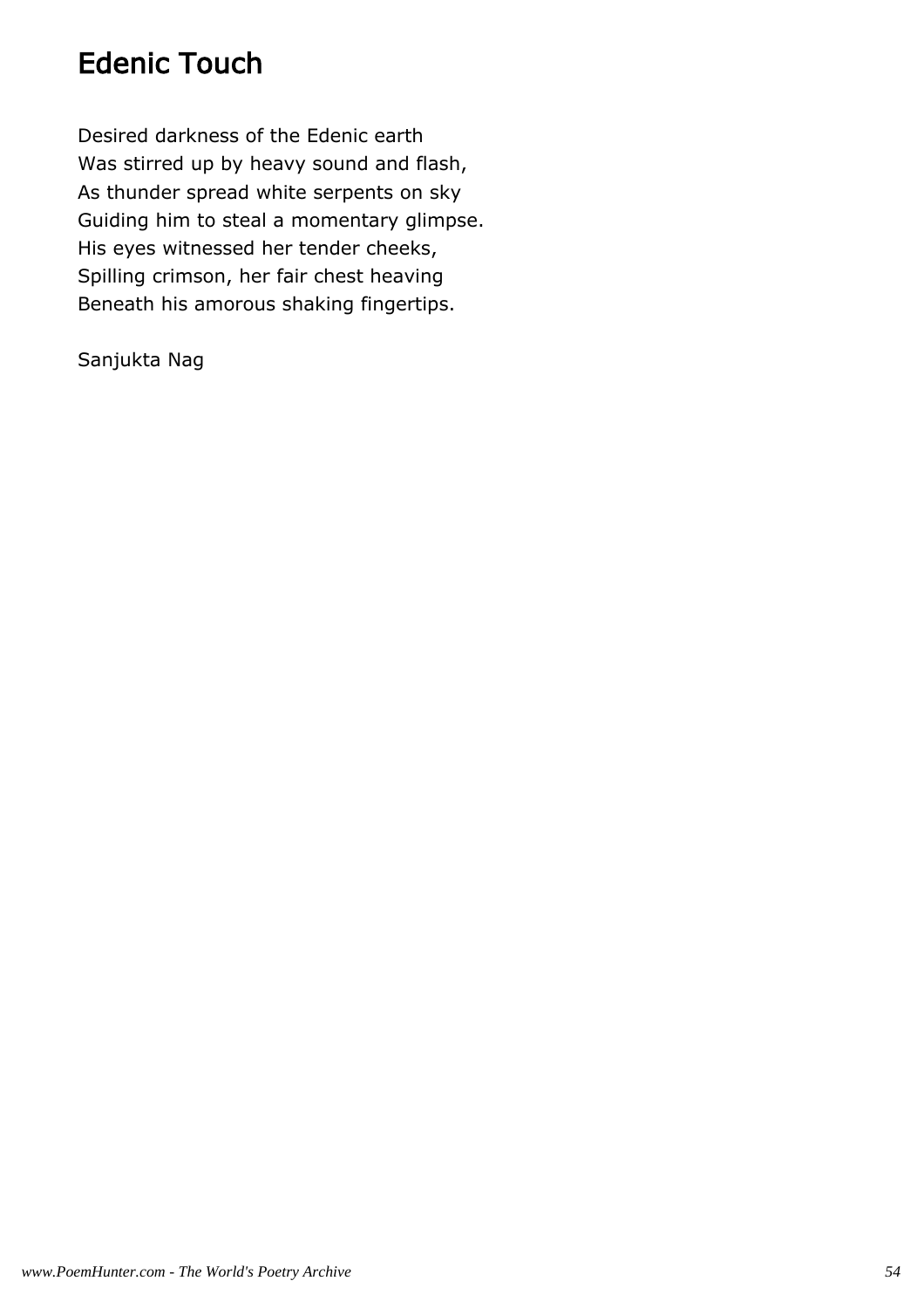# Edenic Touch

Desired darkness of the Edenic earth
Was stirred up by heavy sound and flash,
As thunder spread white serpents on sky
Guiding him to steal a momentary glimpse.
His eyes witnessed her tender cheeks,
Spilling crimson, her fair chest heaving
Beneath his amorous shaking fingertips.

Sanjukta Nag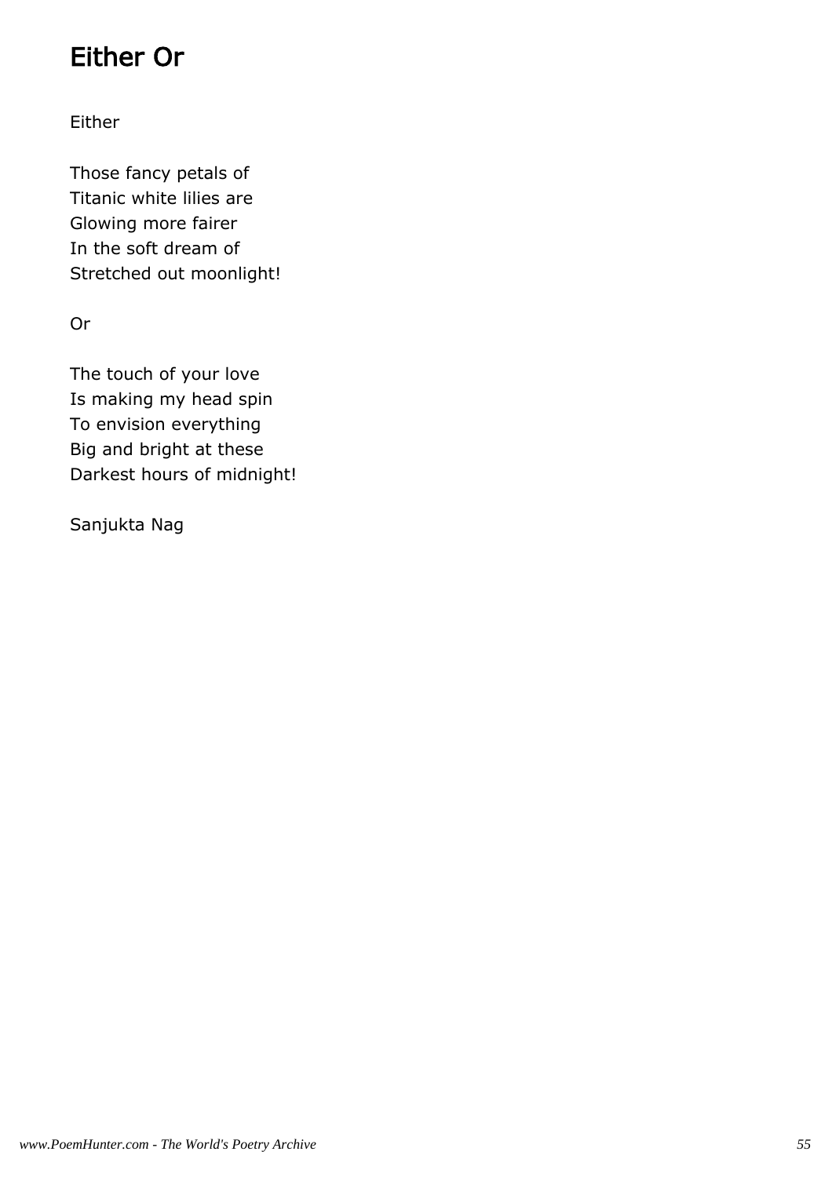# Either Or

Either

Those fancy petals of
Titanic white lilies are
Glowing more fairer
In the soft dream of
Stretched out moonlight!

Or

The touch of your love
Is making my head spin
To envision everything
Big and bright at these
Darkest hours of midnight!

Sanjukta Nag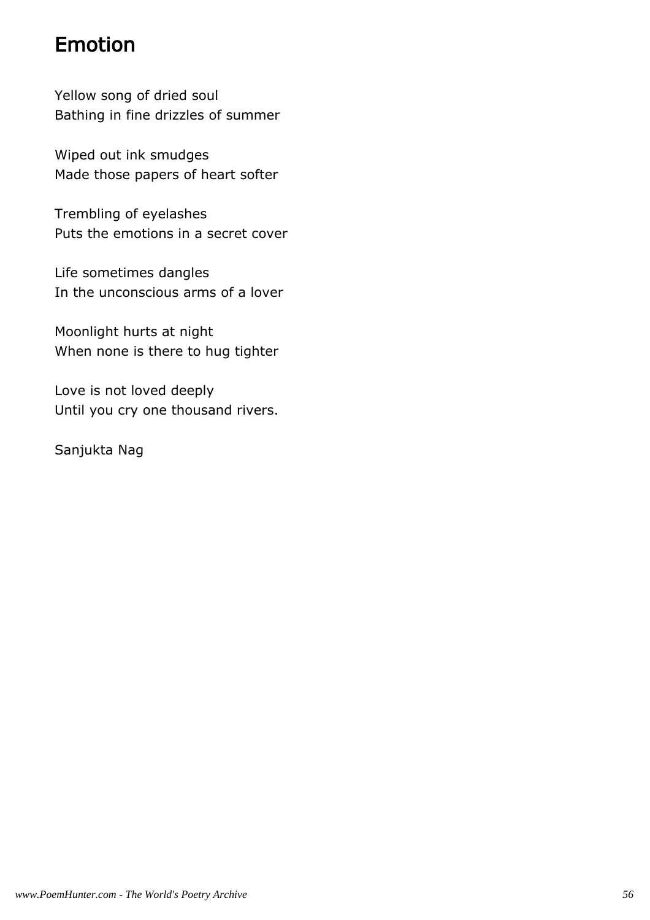# Emotion

Yellow song of dried soul
Bathing in fine drizzles of summer

Wiped out ink smudges
Made those papers of heart softer

Trembling of eyelashes
Puts the emotions in a secret cover

Life sometimes dangles
In the unconscious arms of a lover

Moonlight hurts at night
When none is there to hug tighter

Love is not loved deeply
Until you cry one thousand rivers.

Sanjukta Nag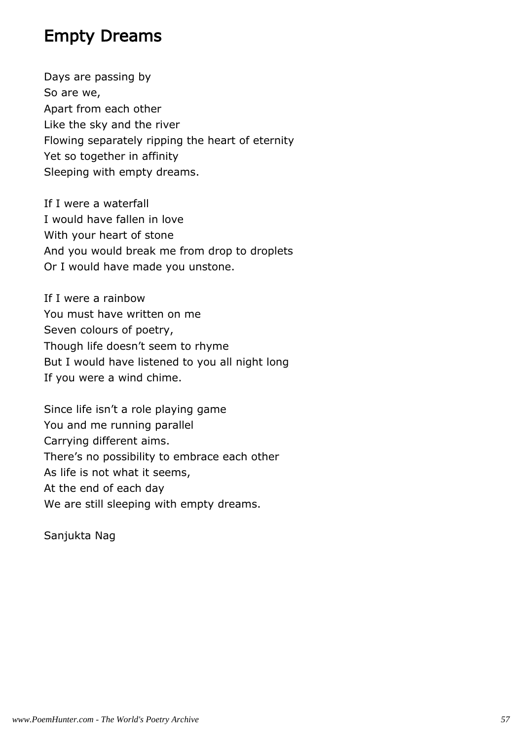# Empty Dreams

Days are passing by
So are we,
Apart from each other
Like the sky and the river
Flowing separately ripping the heart of eternity
Yet so together in affinity
Sleeping with empty dreams.

If I were a waterfall
I would have fallen in love
With your heart of stone
And you would break me from drop to droplets
Or I would have made you unstone.

If I were a rainbow
You must have written on me
Seven colours of poetry,
Though life doesn't seem to rhyme
But I would have listened to you all night long
If you were a wind chime.

Since life isn't a role playing game
You and me running parallel
Carrying different aims.
There's no possibility to embrace each other
As life is not what it seems,
At the end of each day
We are still sleeping with empty dreams.

Sanjukta Nag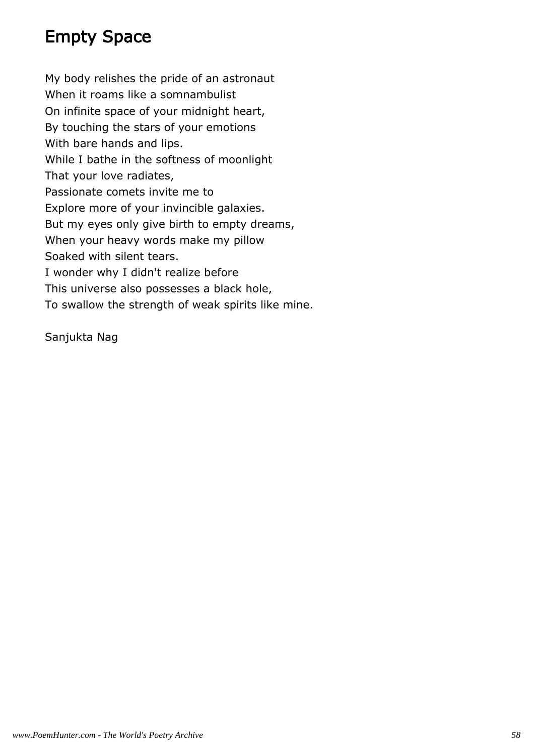# Empty Space

My body relishes the pride of an astronaut  
When it roams like a somnambulist  
On infinite space of your midnight heart,  
By touching the stars of your emotions  
With bare hands and lips.  
While I bathe in the softness of moonlight  
That your love radiates,  
Passionate comets invite me to  
Explore more of your invincible galaxies.  
But my eyes only give birth to empty dreams,  
When your heavy words make my pillow  
Soaked with silent tears.  
I wonder why I didn't realize before  
This universe also possesses a black hole,  
To swallow the strength of weak spirits like mine.

Sanjukta Nag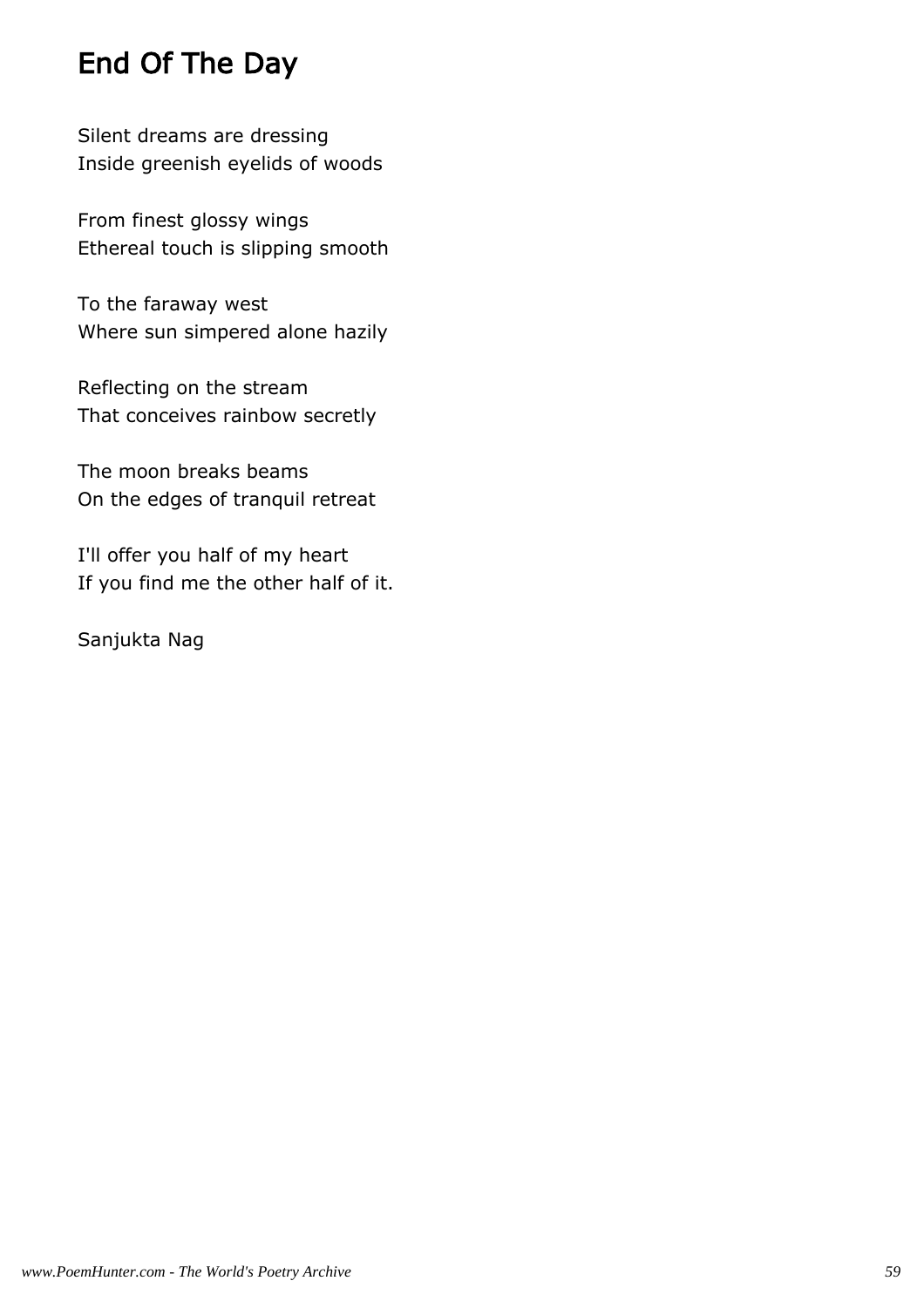# End Of The Day

Silent dreams are dressing
Inside greenish eyelids of woods

From finest glossy wings
Ethereal touch is slipping smooth

To the faraway west
Where sun simpered alone hazily

Reflecting on the stream
That conceives rainbow secretly

The moon breaks beams
On the edges of tranquil retreat

I'll offer you half of my heart
If you find me the other half of it.

Sanjukta Nag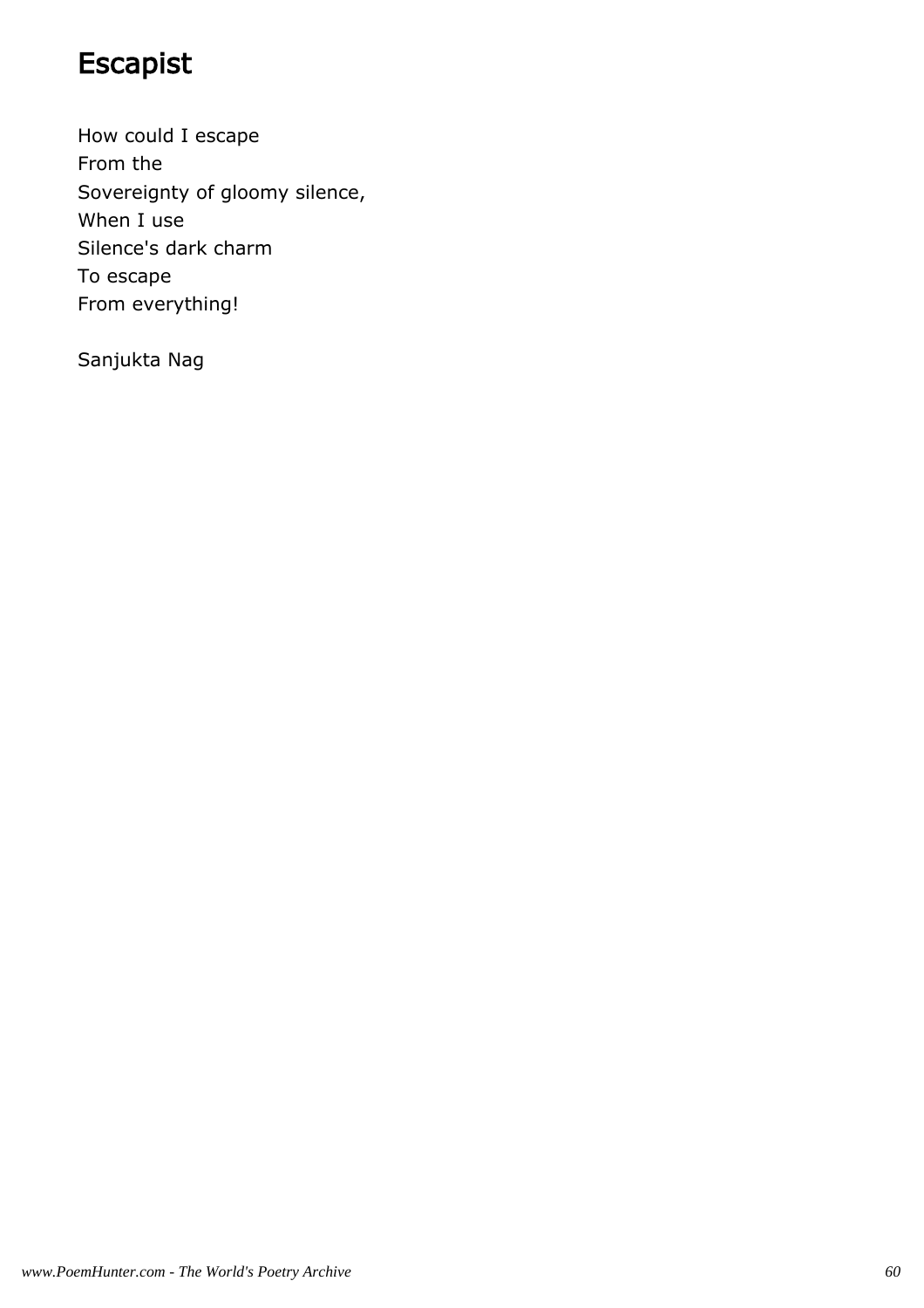# Escapist

How could I escape
From the
Sovereignty of gloomy silence,
When I use
Silence's dark charm
To escape
From everything!

Sanjukta Nag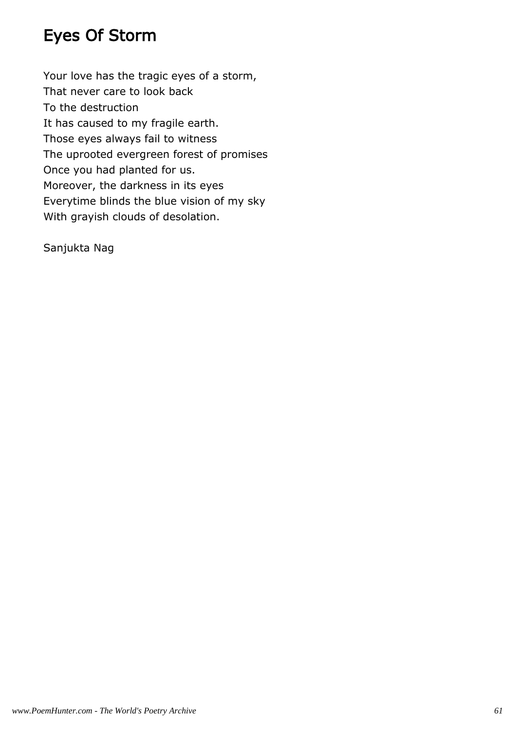# Eyes Of Storm

Your love has the tragic eyes of a storm,
That never care to look back
To the destruction
It has caused to my fragile earth.
Those eyes always fail to witness
The uprooted evergreen forest of promises
Once you had planted for us.
Moreover, the darkness in its eyes
Everytime blinds the blue vision of my sky
With grayish clouds of desolation.

Sanjukta Nag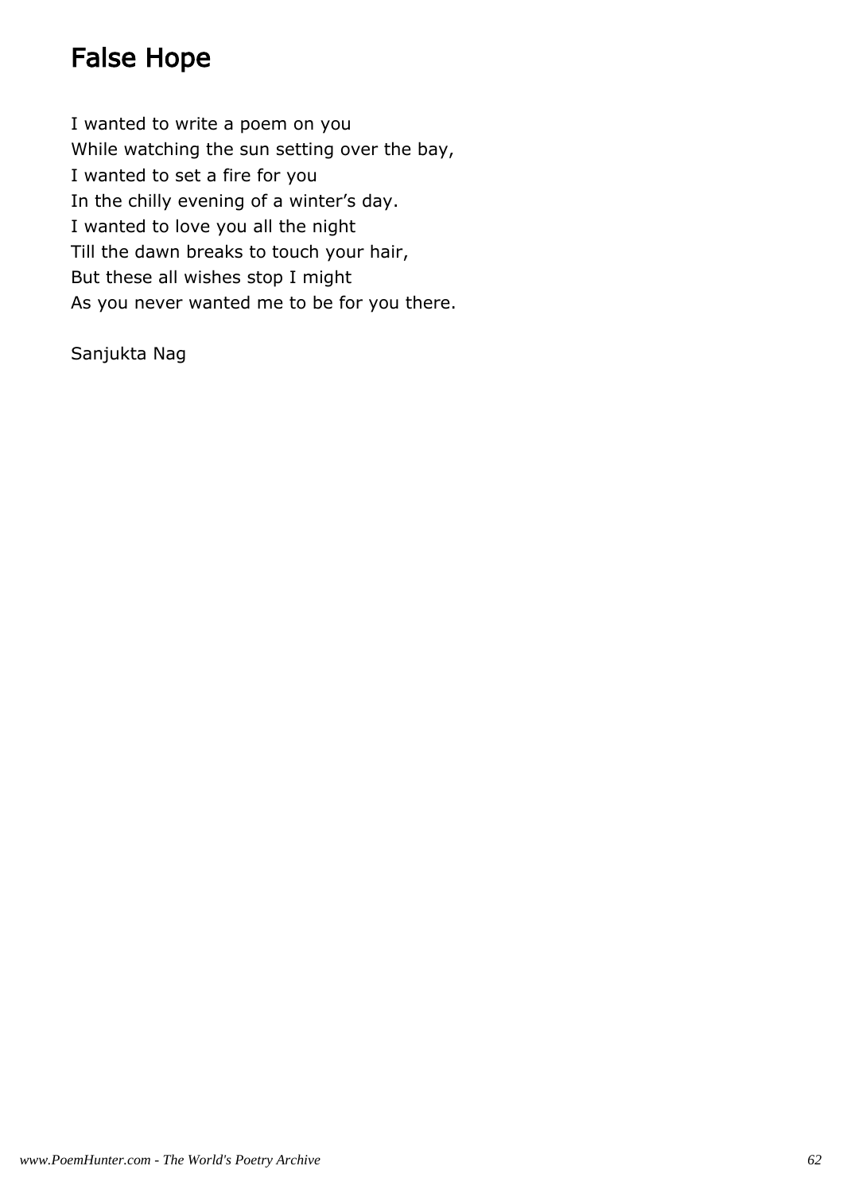# False Hope

I wanted to write a poem on you
While watching the sun setting over the bay,
I wanted to set a fire for you
In the chilly evening of a winter’s day.
I wanted to love you all the night
Till the dawn breaks to touch your hair,
But these all wishes stop I might
As you never wanted me to be for you there.

Sanjukta Nag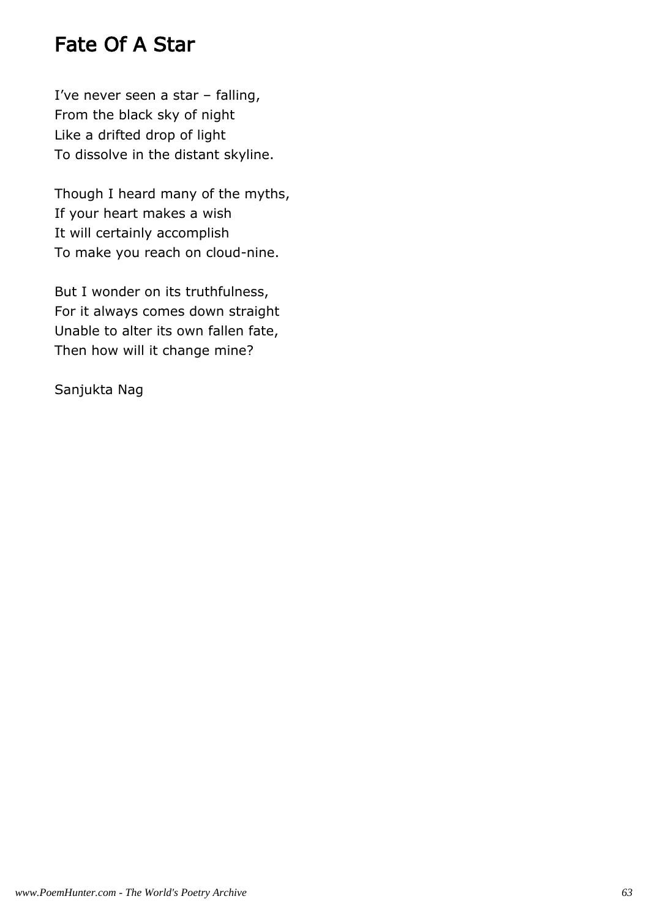# Fate Of A Star

I've never seen a star – falling,
From the black sky of night
Like a drifted drop of light
To dissolve in the distant skyline.

Though I heard many of the myths,
If your heart makes a wish
It will certainly accomplish
To make you reach on cloud-nine.

But I wonder on its truthfulness,
For it always comes down straight
Unable to alter its own fallen fate,
Then how will it change mine?

Sanjukta Nag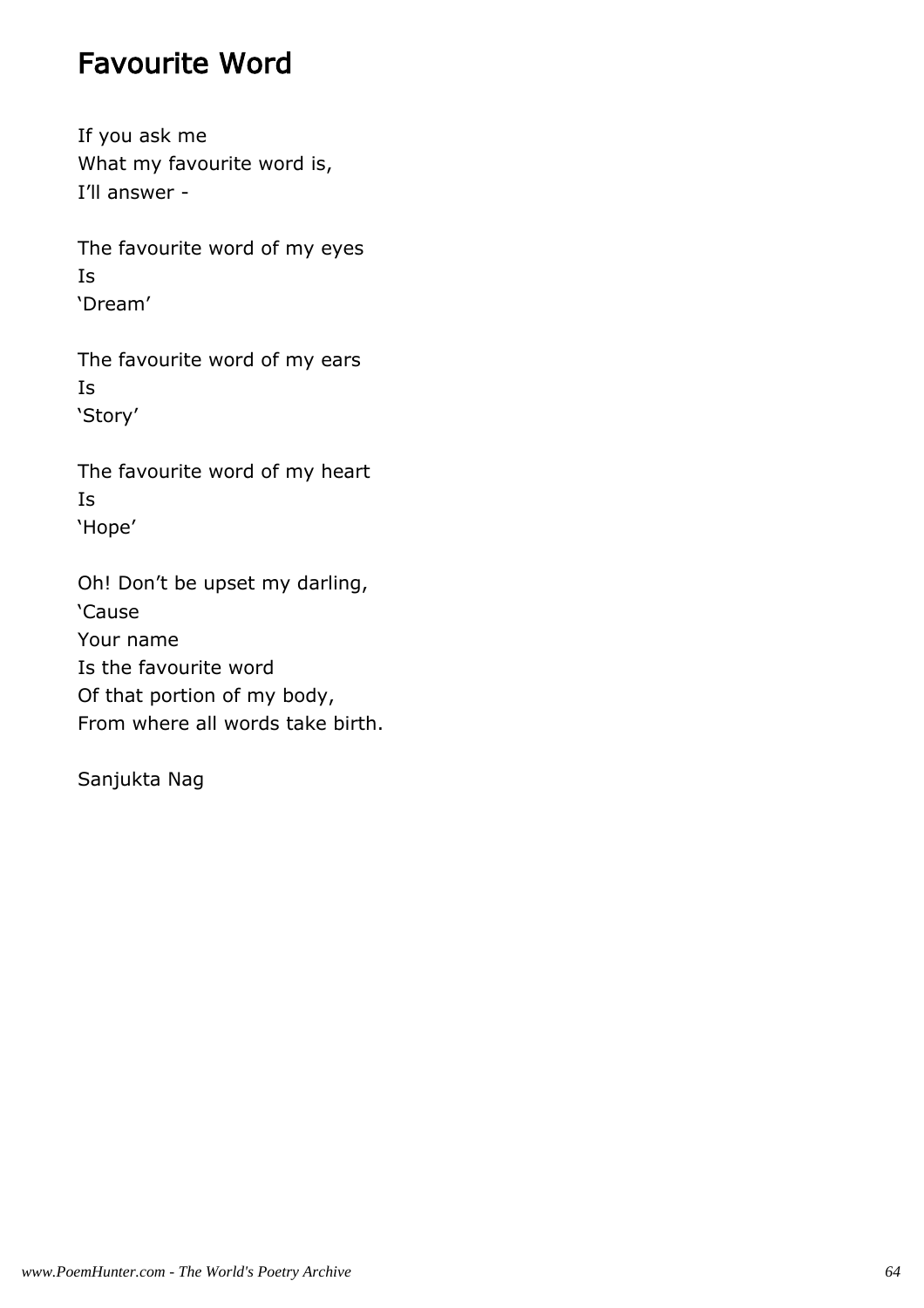# Favourite Word

If you ask me
What my favourite word is,
I’ll answer -

The favourite word of my eyes
Is
‘Dream’

The favourite word of my ears
Is
‘Story’

The favourite word of my heart
Is
‘Hope’

Oh! Don’t be upset my darling,
‘Cause
Your name
Is the favourite word
Of that portion of my body,
From where all words take birth.

Sanjukta Nag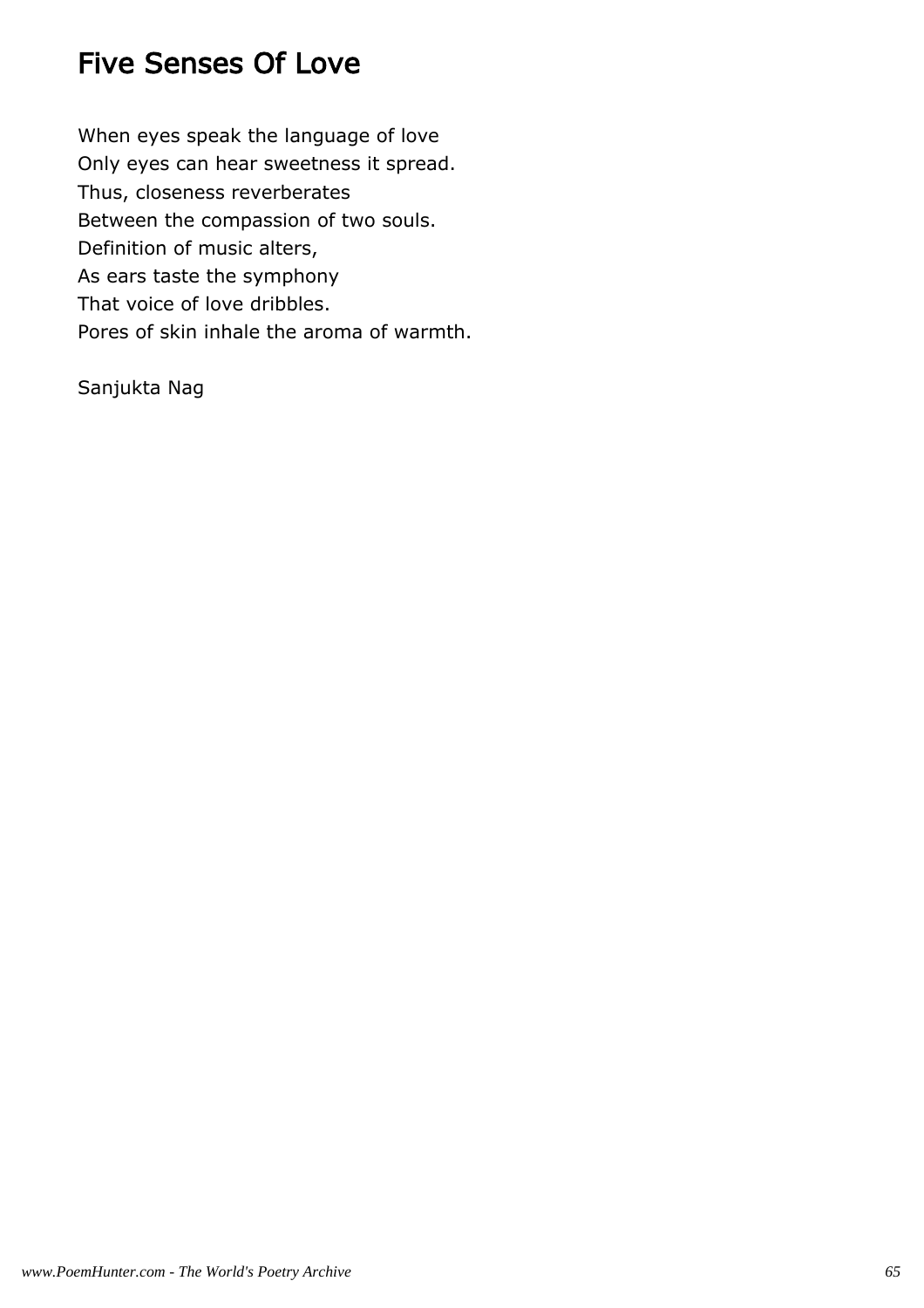# Five Senses Of Love

When eyes speak the language of love  
Only eyes can hear sweetness it spread.  
Thus, closeness reverberates  
Between the compassion of two souls.  
Definition of music alters,  
As ears taste the symphony  
That voice of love dribbles.  
Pores of skin inhale the aroma of warmth.

Sanjukta Nag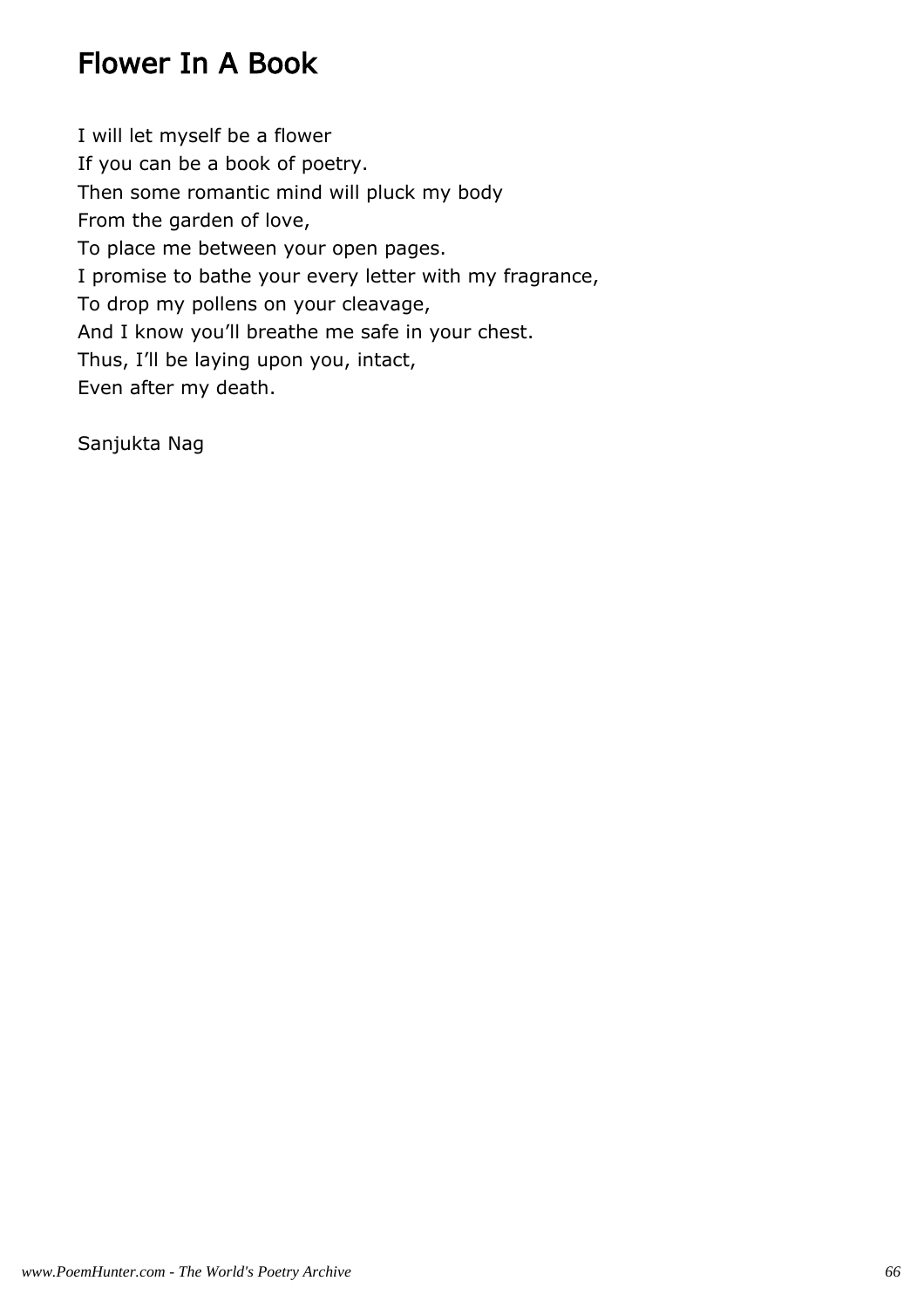# Flower In A Book

I will let myself be a flower  
If you can be a book of poetry.  
Then some romantic mind will pluck my body  
From the garden of love,  
To place me between your open pages.  
I promise to bathe your every letter with my fragrance,  
To drop my pollens on your cleavage,  
And I know you'll breathe me safe in your chest.  
Thus, I'll be laying upon you, intact,  
Even after my death.

Sanjukta Nag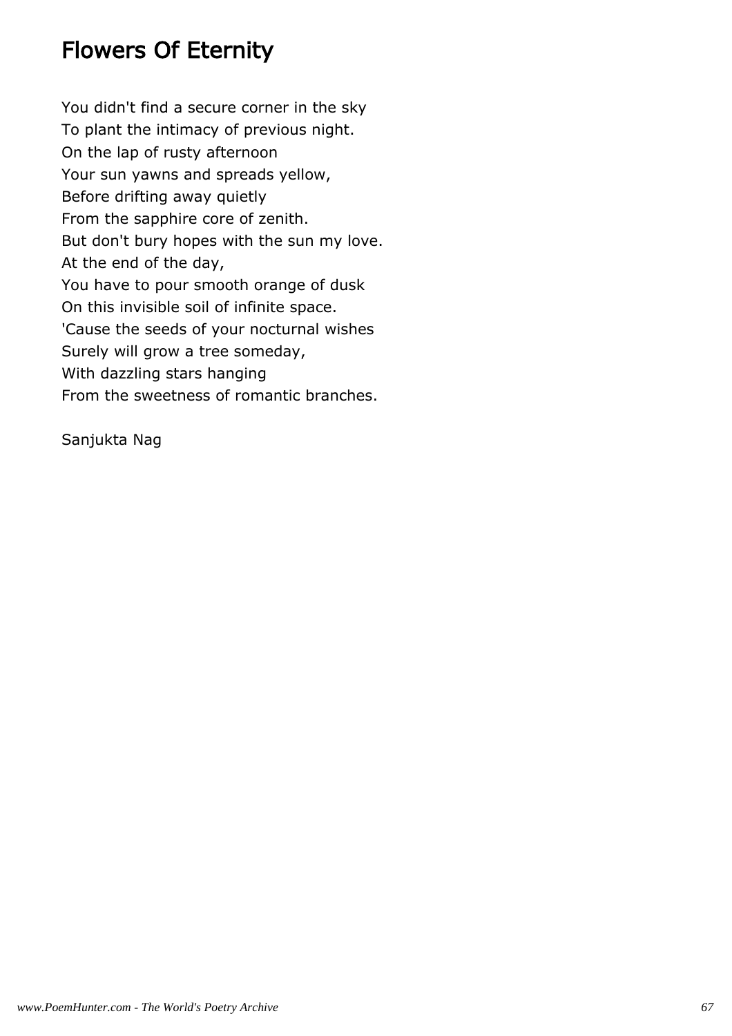# Flowers Of Eternity

You didn't find a secure corner in the sky
To plant the intimacy of previous night.
On the lap of rusty afternoon
Your sun yawns and spreads yellow,
Before drifting away quietly
From the sapphire core of zenith.
But don't bury hopes with the sun my love.
At the end of the day,
You have to pour smooth orange of dusk
On this invisible soil of infinite space.
'Cause the seeds of your nocturnal wishes
Surely will grow a tree someday,
With dazzling stars hanging
From the sweetness of romantic branches.

Sanjukta Nag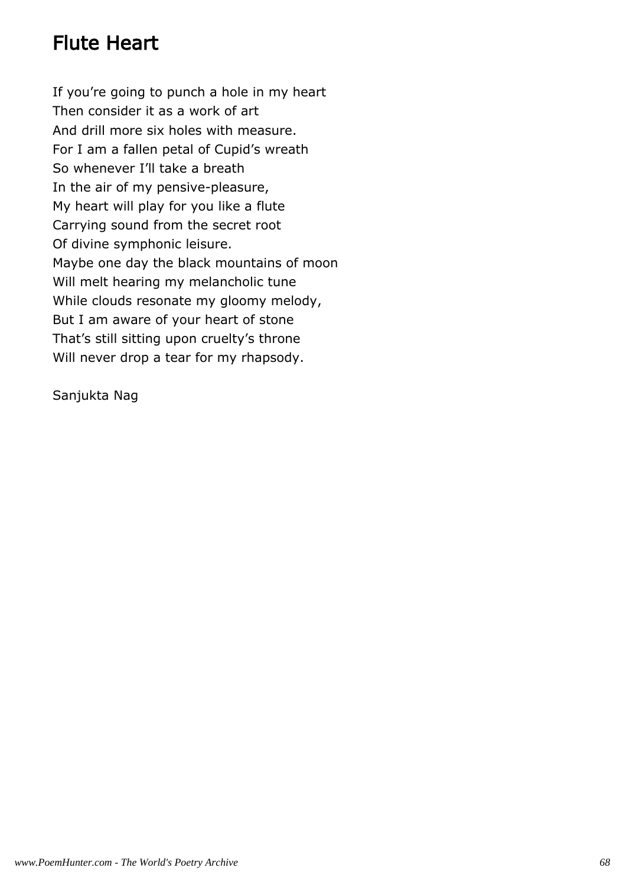# Flute Heart

If you’re going to punch a hole in my heart  
Then consider it as a work of art  
And drill more six holes with measure.  
For I am a fallen petal of Cupid’s wreath  
So whenever I’ll take a breath  
In the air of my pensive-pleasure,  
My heart will play for you like a flute  
Carrying sound from the secret root  
Of divine symphonic leisure.  
Maybe one day the black mountains of moon  
Will melt hearing my melancholic tune  
While clouds resonate my gloomy melody,  
But I am aware of your heart of stone  
That’s still sitting upon cruelty’s throne  
Will never drop a tear for my rhapsody.

Sanjukta Nag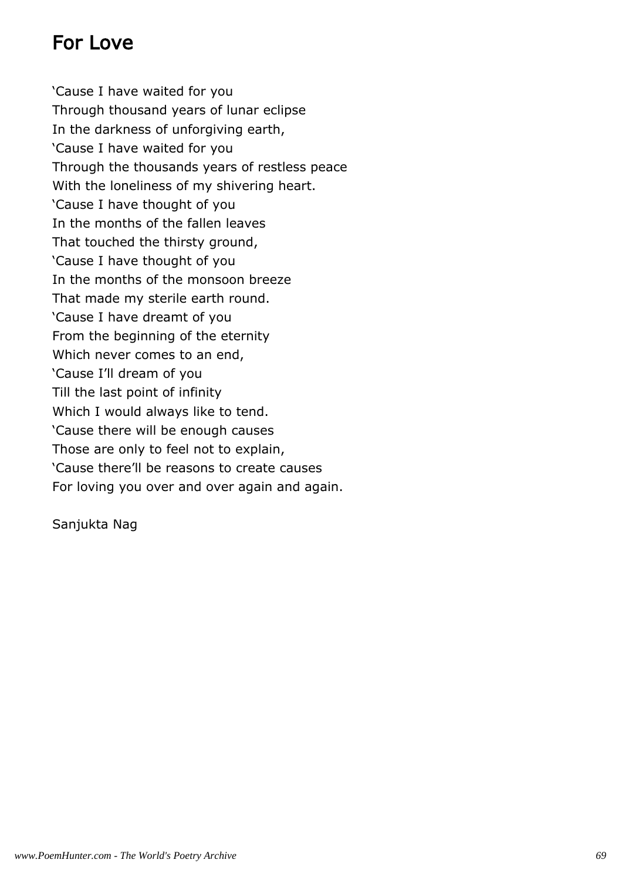## For Love

'Cause I have waited for you
Through thousand years of lunar eclipse
In the darkness of unforgiving earth,
'Cause I have waited for you
Through the thousands years of restless peace
With the loneliness of my shivering heart.
'Cause I have thought of you
In the months of the fallen leaves
That touched the thirsty ground,
'Cause I have thought of you
In the months of the monsoon breeze
That made my sterile earth round.
'Cause I have dreamt of you
From the beginning of the eternity
Which never comes to an end,
'Cause I'll dream of you
Till the last point of infinity
Which I would always like to tend.
'Cause there will be enough causes
Those are only to feel not to explain,
'Cause there'll be reasons to create causes
For loving you over and over again and again.

Sanjukta Nag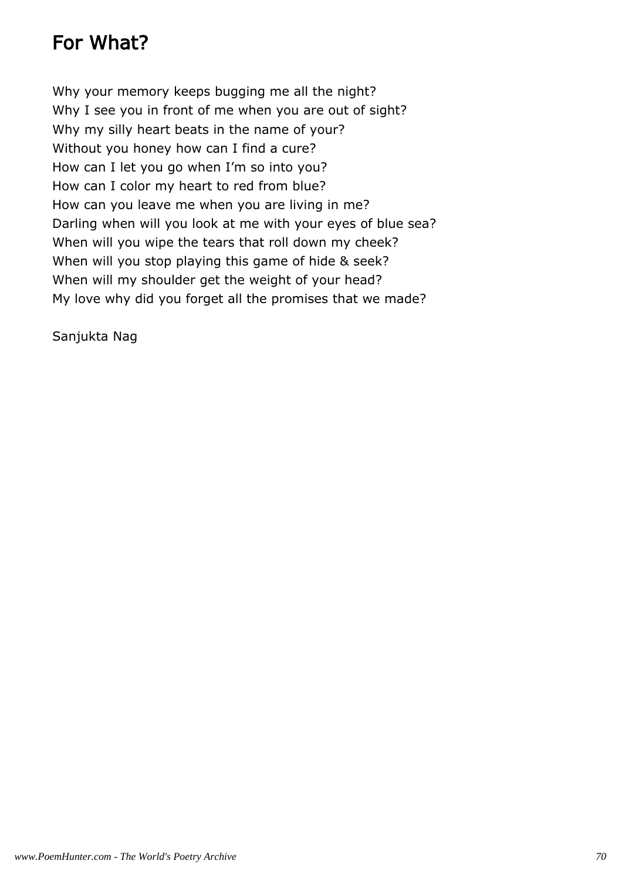# For What?

Why your memory keeps bugging me all the night?
Why I see you in front of me when you are out of sight?
Why my silly heart beats in the name of your?
Without you honey how can I find a cure?
How can I let you go when I'm so into you?
How can I color my heart to red from blue?
How can you leave me when you are living in me?
Darling when will you look at me with your eyes of blue sea?
When will you wipe the tears that roll down my cheek?
When will you stop playing this game of hide & seek?
When will my shoulder get the weight of your head?
My love why did you forget all the promises that we made?

Sanjukta Nag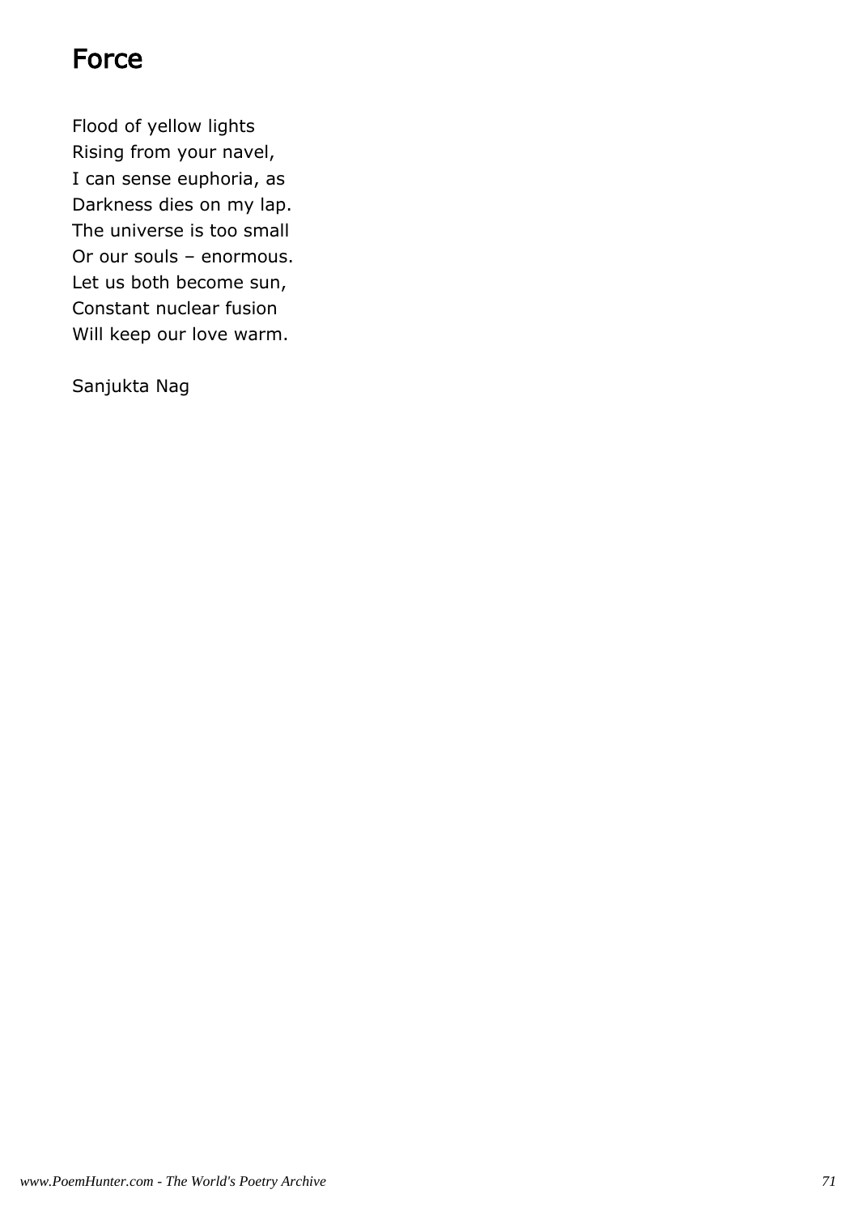# Force

Flood of yellow lights  
Rising from your navel,  
I can sense euphoria, as  
Darkness dies on my lap.  
The universe is too small  
Or our souls – enormous.  
Let us both become sun,  
Constant nuclear fusion  
Will keep our love warm.

Sanjukta Nag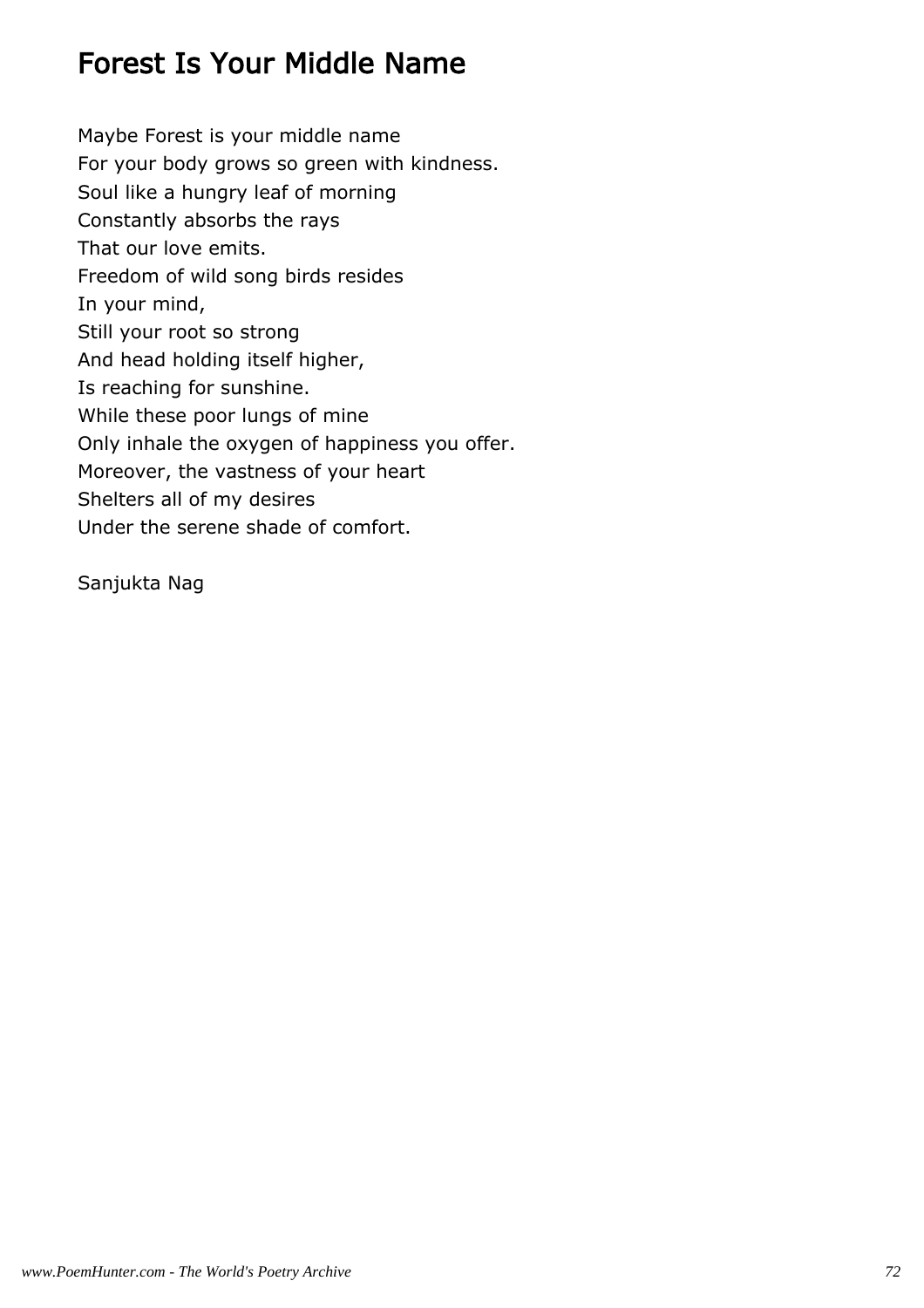# Forest Is Your Middle Name

Maybe Forest is your middle name  
For your body grows so green with kindness.  
Soul like a hungry leaf of morning  
Constantly absorbs the rays  
That our love emits.  
Freedom of wild song birds resides  
In your mind,  
Still your root so strong  
And head holding itself higher,  
Is reaching for sunshine.  
While these poor lungs of mine  
Only inhale the oxygen of happiness you offer.  
Moreover, the vastness of your heart  
Shelters all of my desires  
Under the serene shade of comfort.

Sanjukta Nag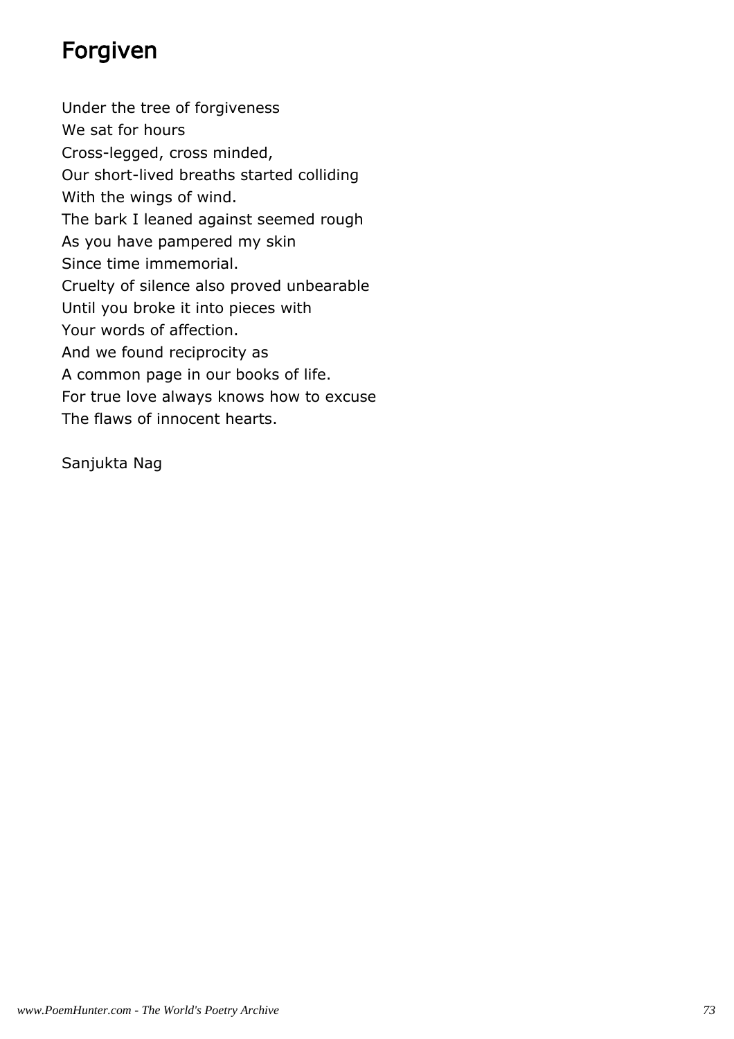# Forgiven

Under the tree of forgiveness
We sat for hours
Cross-legged, cross minded,
Our short-lived breaths started colliding
With the wings of wind.
The bark I leaned against seemed rough
As you have pampered my skin
Since time immemorial.
Cruelty of silence also proved unbearable
Until you broke it into pieces with
Your words of affection.
And we found reciprocity as
A common page in our books of life.
For true love always knows how to excuse
The flaws of innocent hearts.

Sanjukta Nag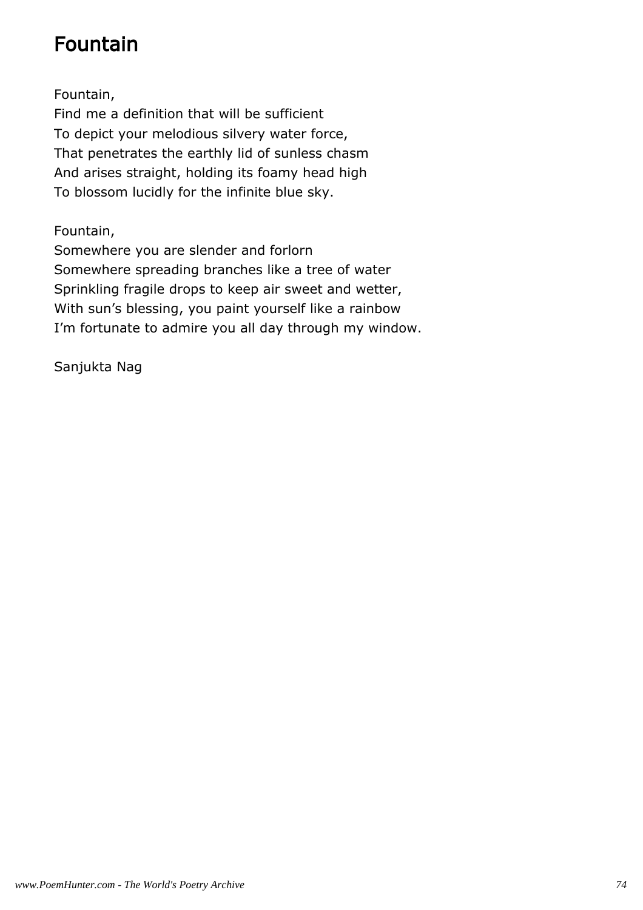# Fountain

Fountain,
Find me a definition that will be sufficient
To depict your melodious silvery water force,
That penetrates the earthly lid of sunless chasm
And arises straight, holding its foamy head high
To blossom lucidly for the infinite blue sky.

Fountain,
Somewhere you are slender and forlorn
Somewhere spreading branches like a tree of water
Sprinkling fragile drops to keep air sweet and wetter,
With sun's blessing, you paint yourself like a rainbow
I'm fortunate to admire you all day through my window.

Sanjukta Nag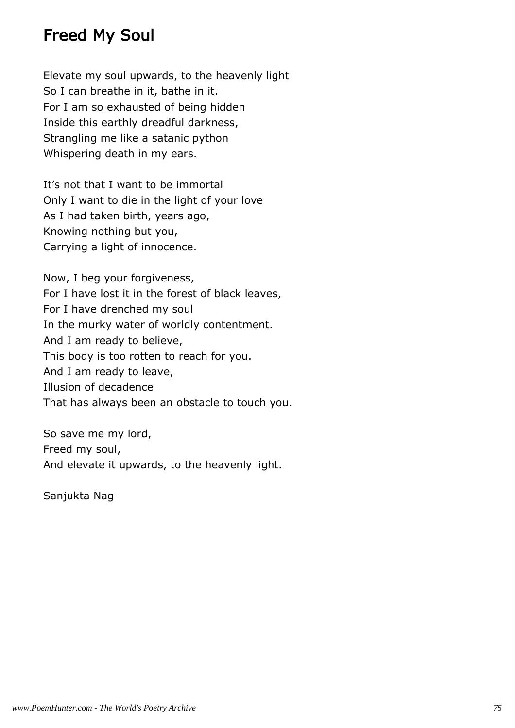# Freed My Soul

Elevate my soul upwards, to the heavenly light
So I can breathe in it, bathe in it.
For I am so exhausted of being hidden
Inside this earthly dreadful darkness,
Strangling me like a satanic python
Whispering death in my ears.

It's not that I want to be immortal
Only I want to die in the light of your love
As I had taken birth, years ago,
Knowing nothing but you,
Carrying a light of innocence.

Now, I beg your forgiveness,
For I have lost it in the forest of black leaves,
For I have drenched my soul
In the murky water of worldly contentment.
And I am ready to believe,
This body is too rotten to reach for you.
And I am ready to leave,
Illusion of decadence
That has always been an obstacle to touch you.

So save me my lord,
Freed my soul,
And elevate it upwards, to the heavenly light.

Sanjukta Nag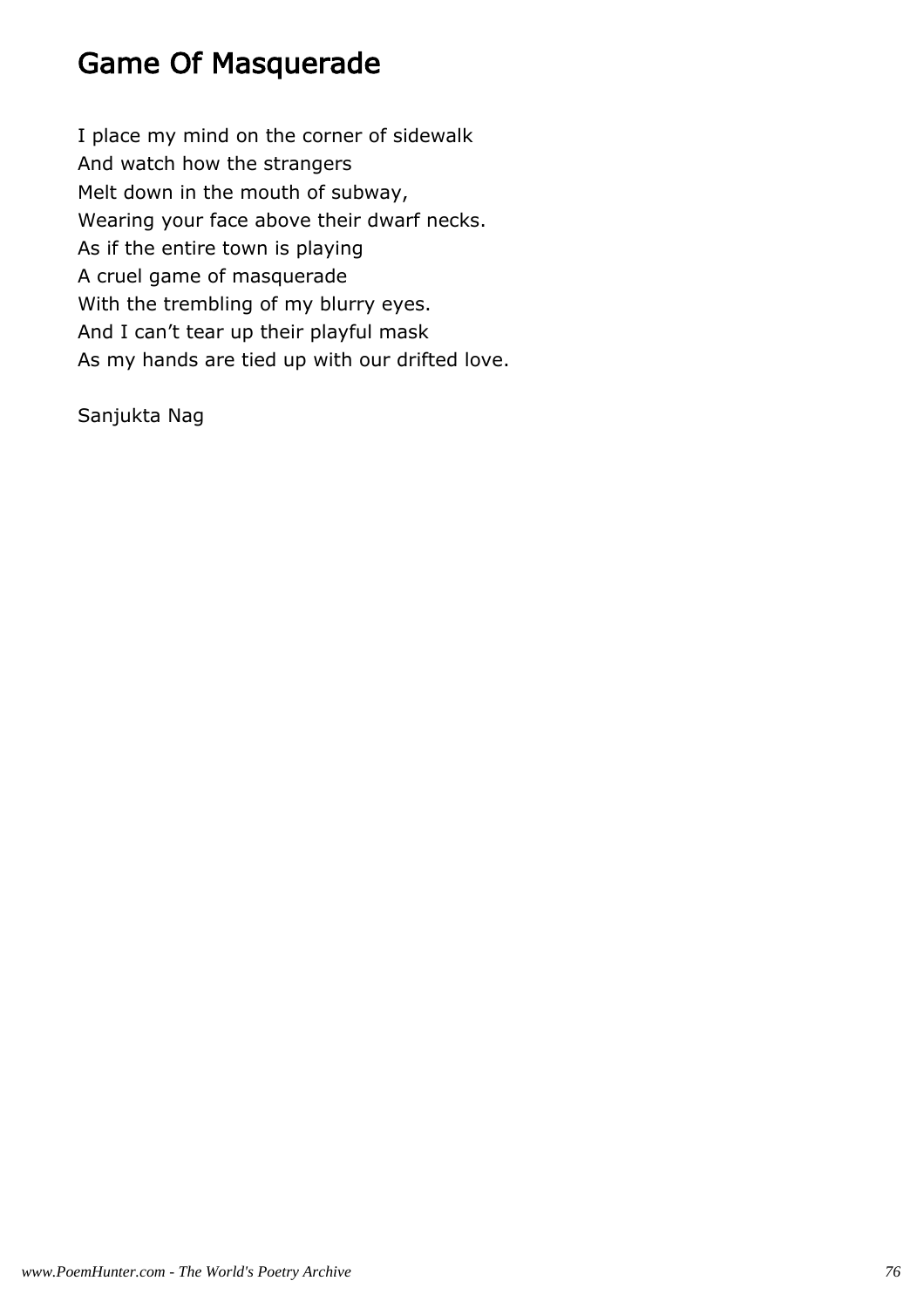# Game Of Masquerade

I place my mind on the corner of sidewalk  
And watch how the strangers  
Melt down in the mouth of subway,  
Wearing your face above their dwarf necks.  
As if the entire town is playing  
A cruel game of masquerade  
With the trembling of my blurry eyes.  
And I can’t tear up their playful mask  
As my hands are tied up with our drifted love.

Sanjukta Nag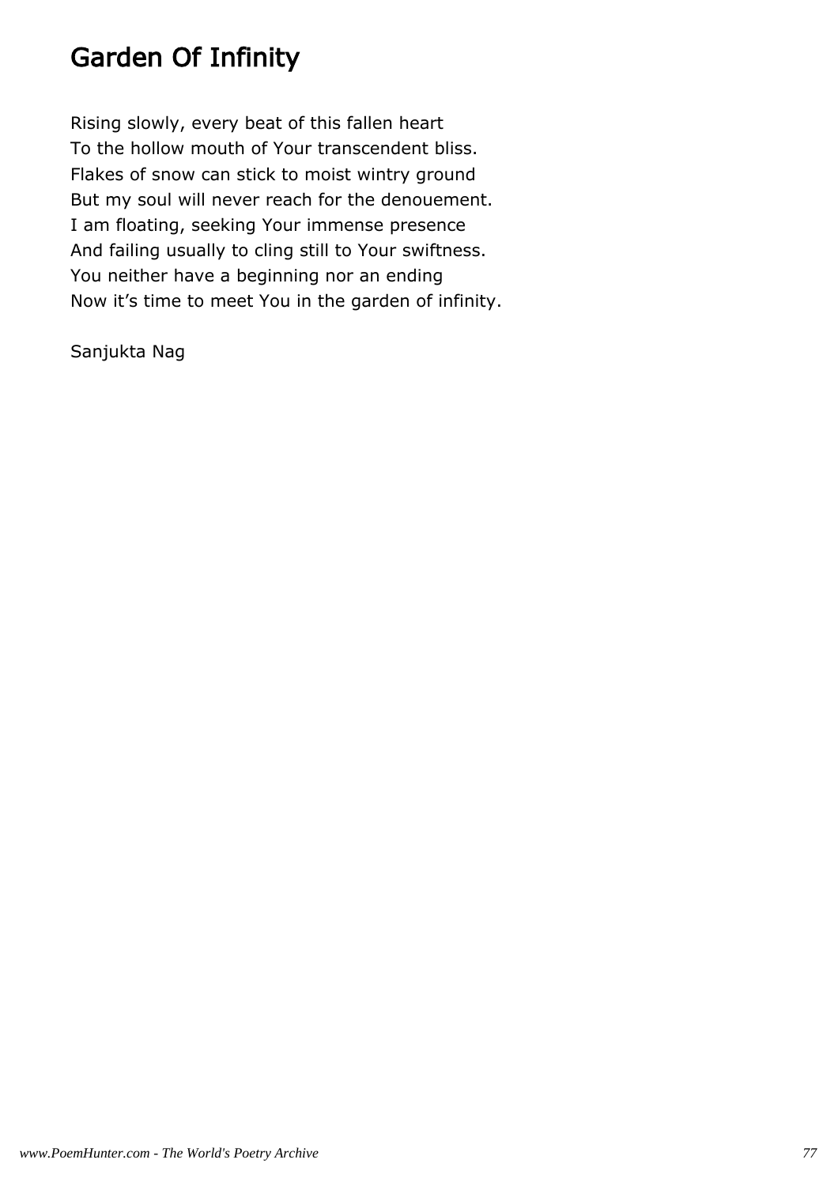# Garden Of Infinity

Rising slowly, every beat of this fallen heart  
To the hollow mouth of Your transcendent bliss.  
Flakes of snow can stick to moist wintry ground  
But my soul will never reach for the denouement.  
I am floating, seeking Your immense presence  
And failing usually to cling still to Your swiftness.  
You neither have a beginning nor an ending  
Now it's time to meet You in the garden of infinity.

Sanjukta Nag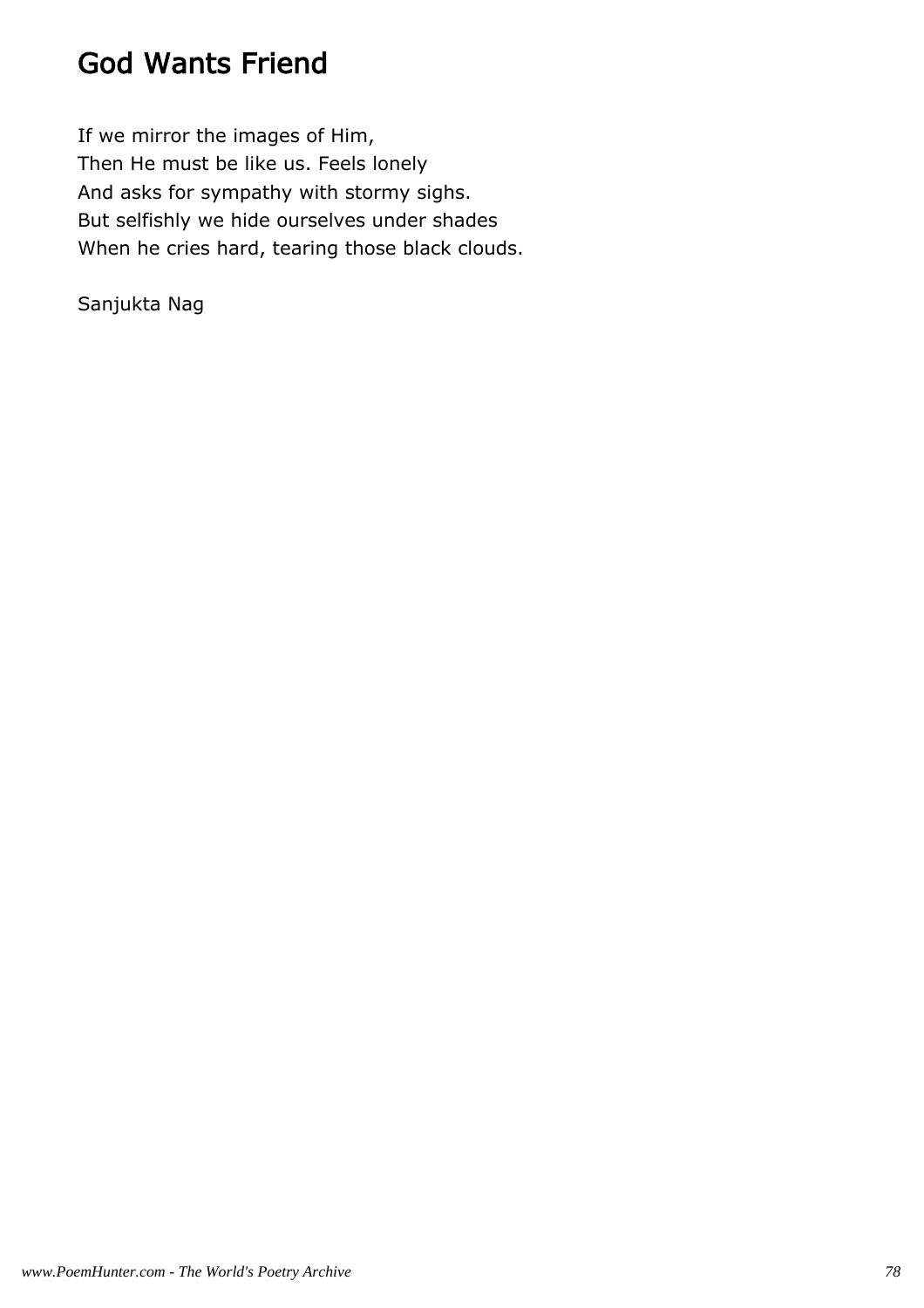# God Wants Friend

If we mirror the images of Him,
Then He must be like us. Feels lonely
And asks for sympathy with stormy sighs.
But selfishly we hide ourselves under shades
When he cries hard, tearing those black clouds.

Sanjukta Nag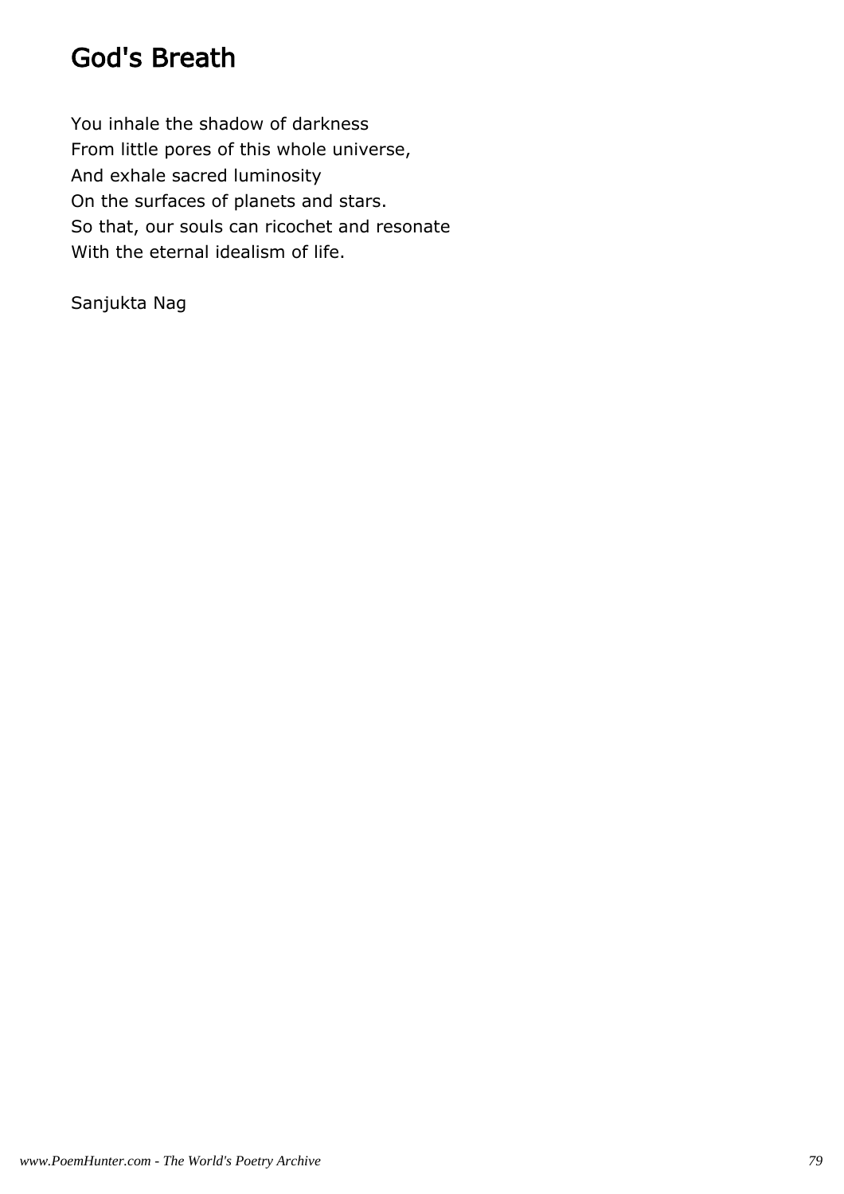# God's Breath

You inhale the shadow of darkness  
From little pores of this whole universe,  
And exhale sacred luminosity  
On the surfaces of planets and stars.  
So that, our souls can ricochet and resonate  
With the eternal idealism of life.

Sanjukta Nag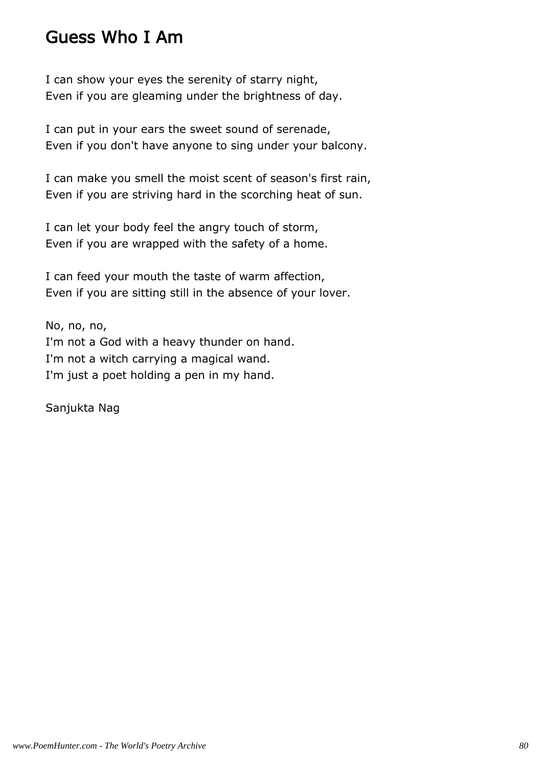## Guess Who I Am

I can show your eyes the serenity of starry night,
Even if you are gleaming under the brightness of day.

I can put in your ears the sweet sound of serenade,
Even if you don't have anyone to sing under your balcony.

I can make you smell the moist scent of season's first rain,
Even if you are striving hard in the scorching heat of sun.

I can let your body feel the angry touch of storm,
Even if you are wrapped with the safety of a home.

I can feed your mouth the taste of warm affection,
Even if you are sitting still in the absence of your lover.

No, no, no,
I'm not a God with a heavy thunder on hand.
I'm not a witch carrying a magical wand.
I'm just a poet holding a pen in my hand.

Sanjukta Nag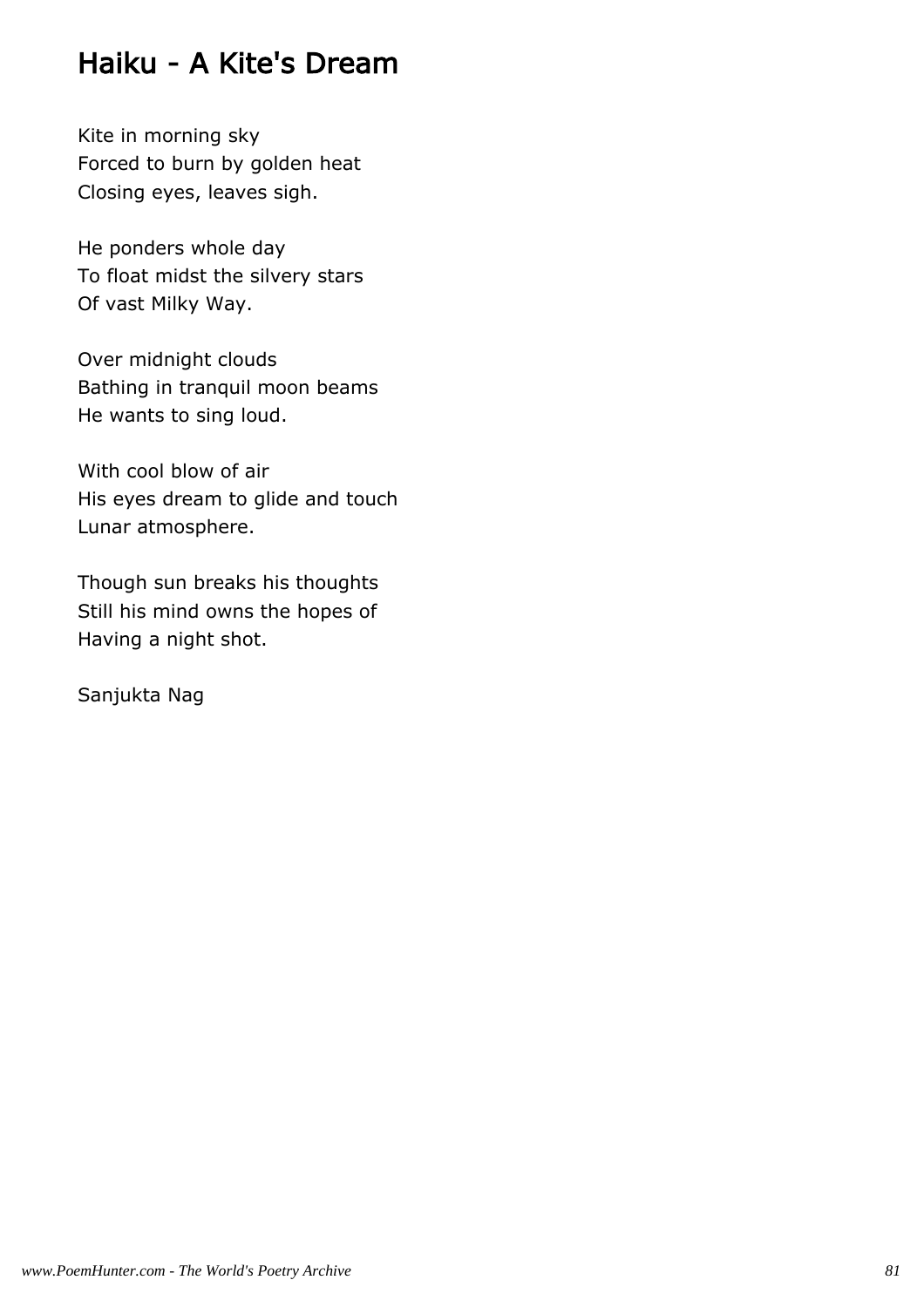# Haiku - A Kite's Dream

Kite in morning sky
Forced to burn by golden heat
Closing eyes, leaves sigh.

He ponders whole day
To float midst the silvery stars
Of vast Milky Way.

Over midnight clouds
Bathing in tranquil moon beams
He wants to sing loud.

With cool blow of air
His eyes dream to glide and touch
Lunar atmosphere.

Though sun breaks his thoughts
Still his mind owns the hopes of
Having a night shot.

Sanjukta Nag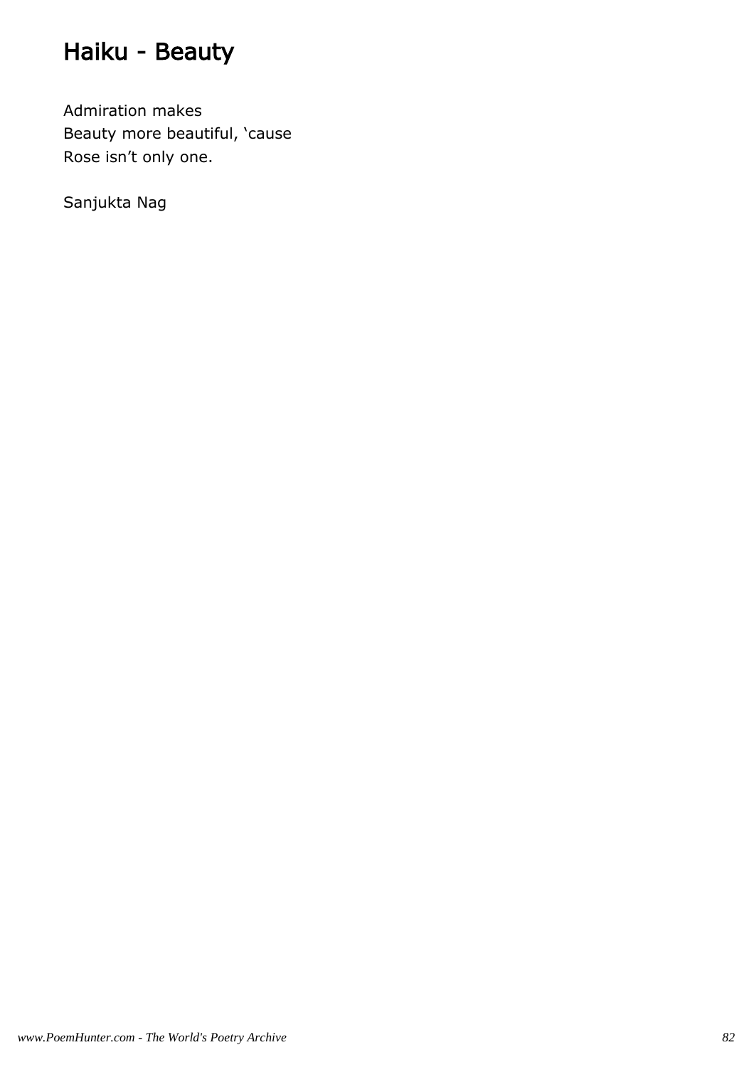# Haiku - Beauty

Admiration makes
Beauty more beautiful, ‘cause
Rose isn’t only one.

Sanjukta Nag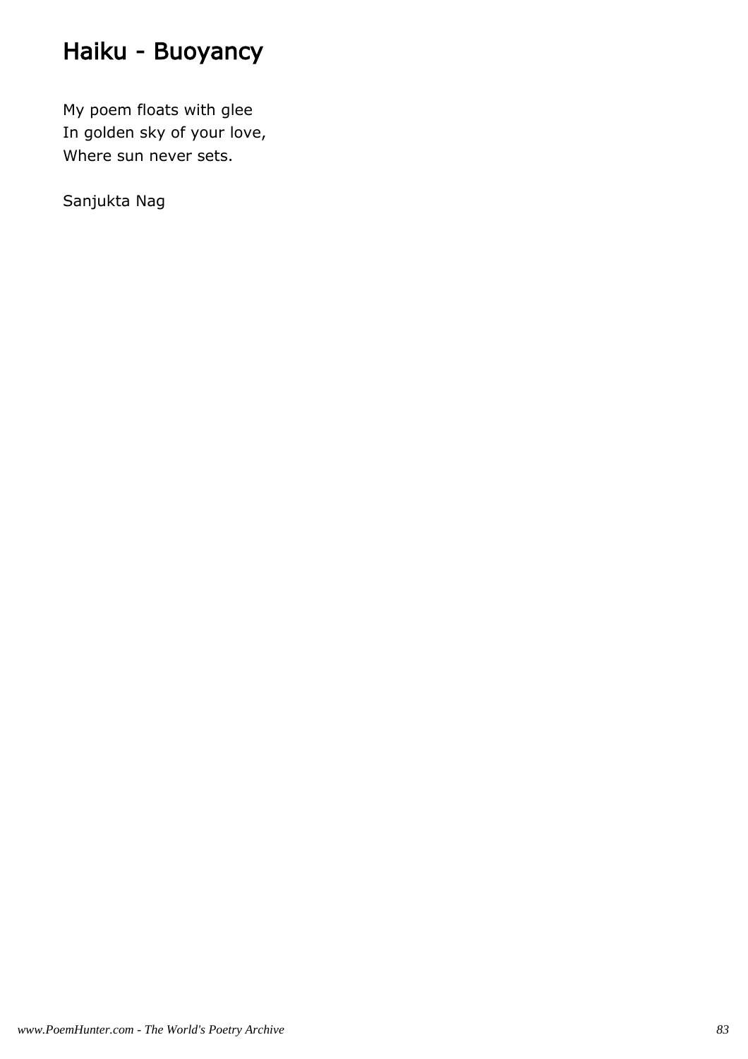# Haiku - Buoyancy

My poem floats with glee  
In golden sky of your love,  
Where sun never sets.

Sanjukta Nag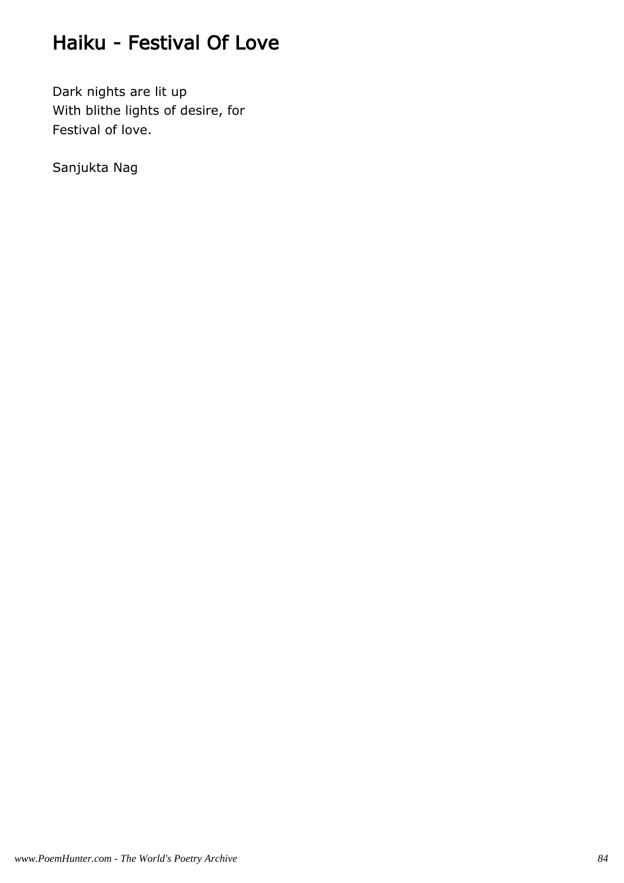# Haiku - Festival Of Love

Dark nights are lit up
With blithe lights of desire, for
Festival of love.

Sanjukta Nag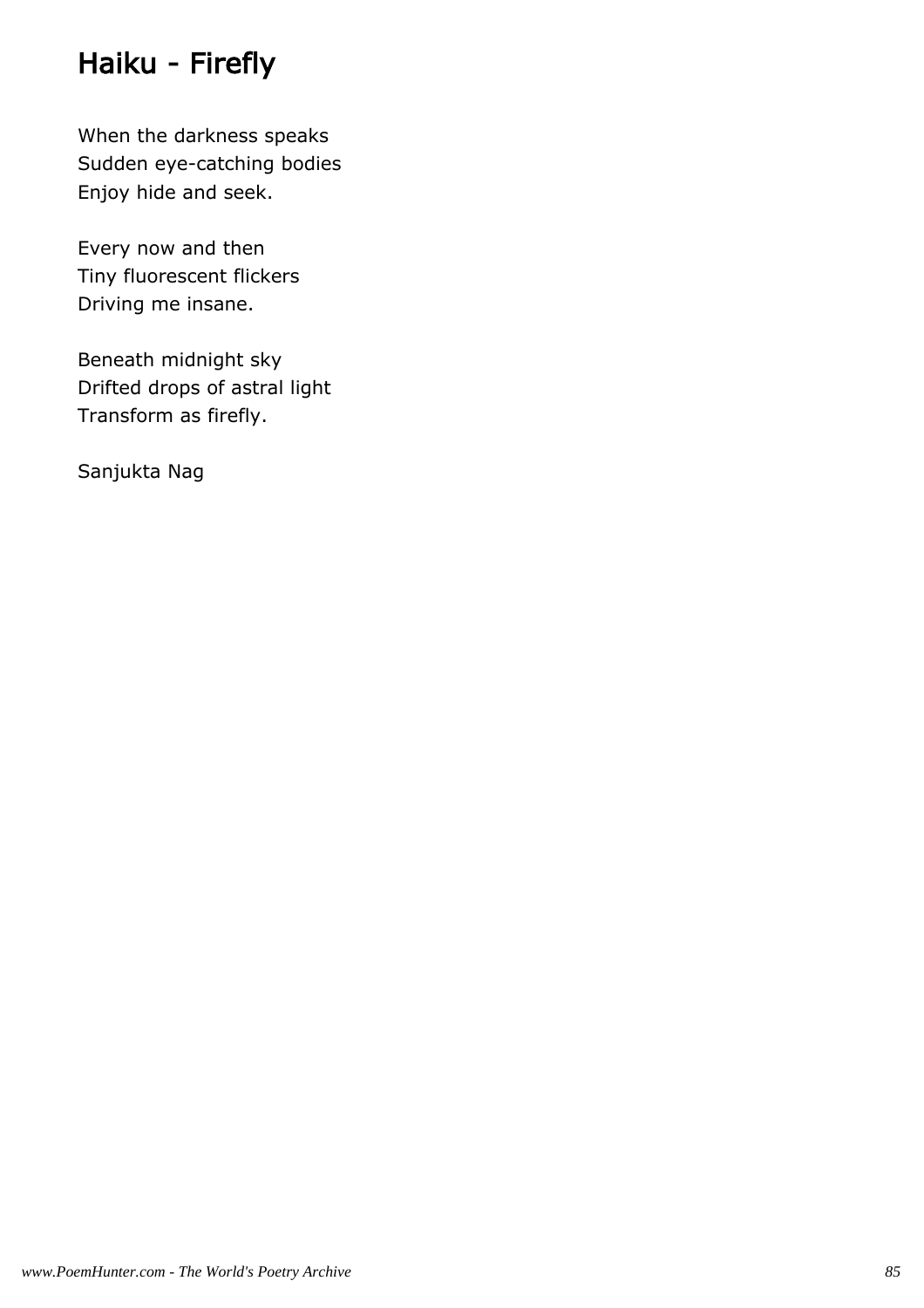# Haiku - Firefly

When the darkness speaks
Sudden eye-catching bodies
Enjoy hide and seek.

Every now and then
Tiny fluorescent flickers
Driving me insane.

Beneath midnight sky
Drifted drops of astral light
Transform as firefly.

Sanjukta Nag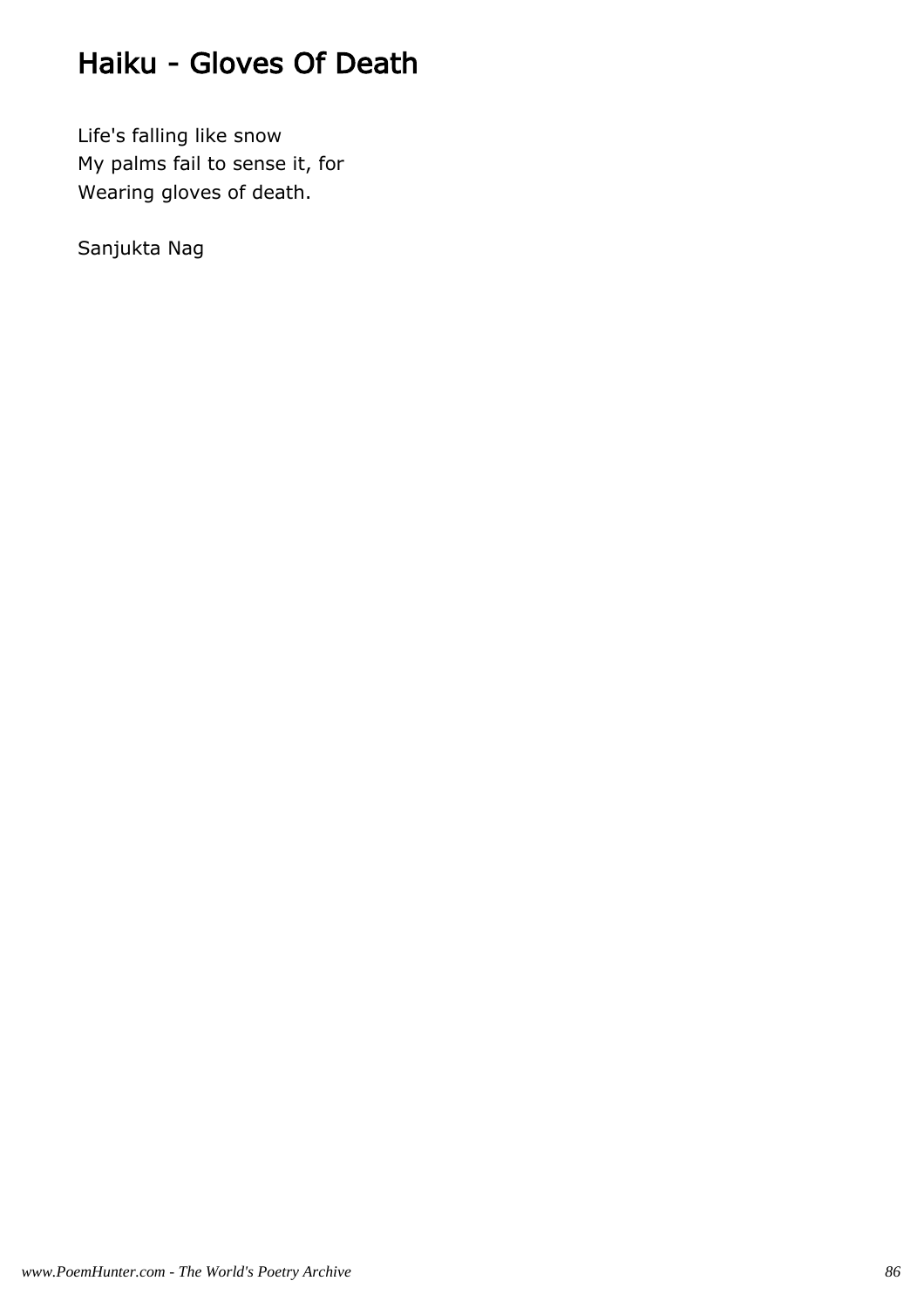# Haiku - Gloves Of Death

Life's falling like snow  
My palms fail to sense it, for  
Wearing gloves of death.

Sanjukta Nag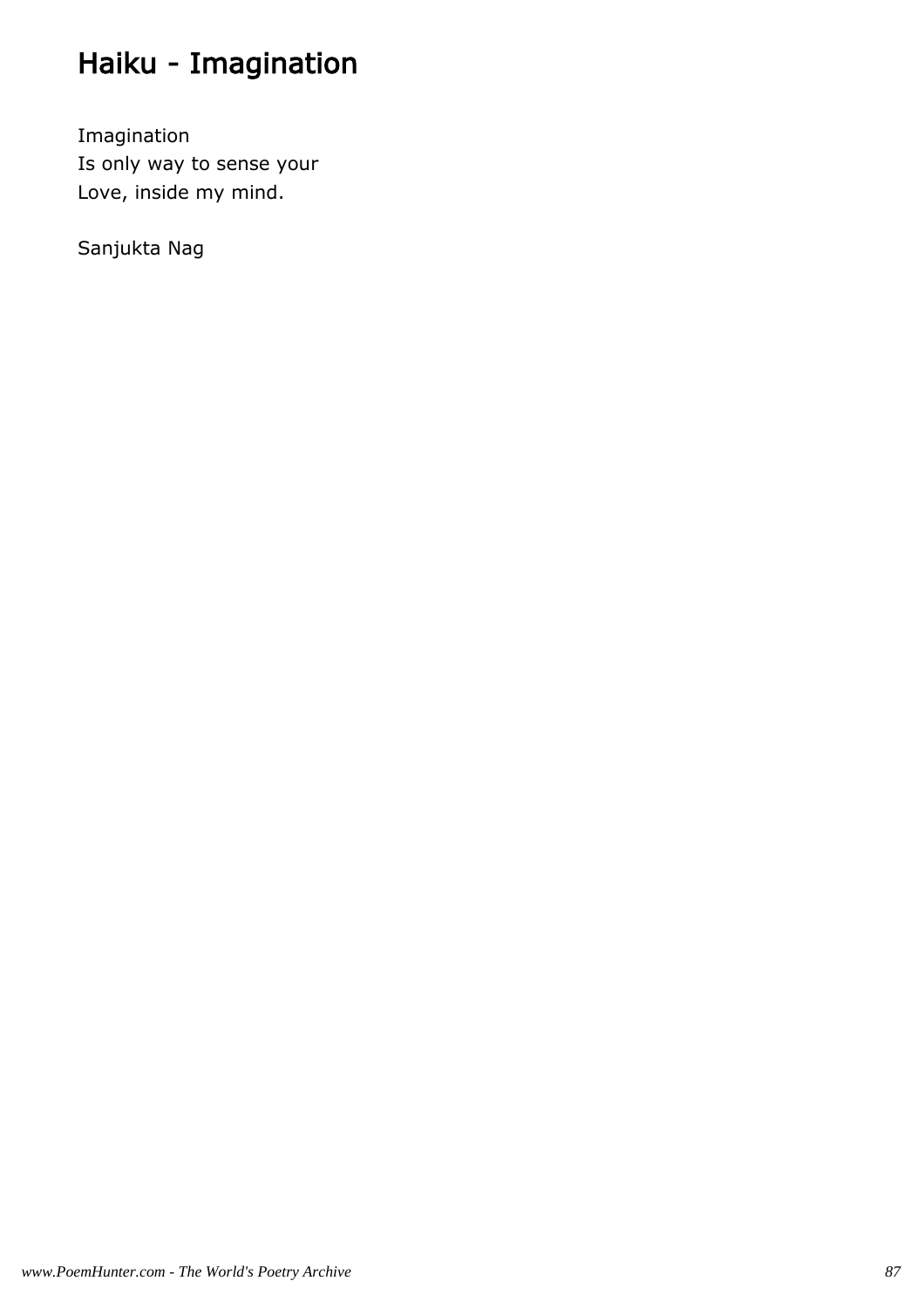# Haiku - Imagination

Imagination
Is only way to sense your
Love, inside my mind.

Sanjukta Nag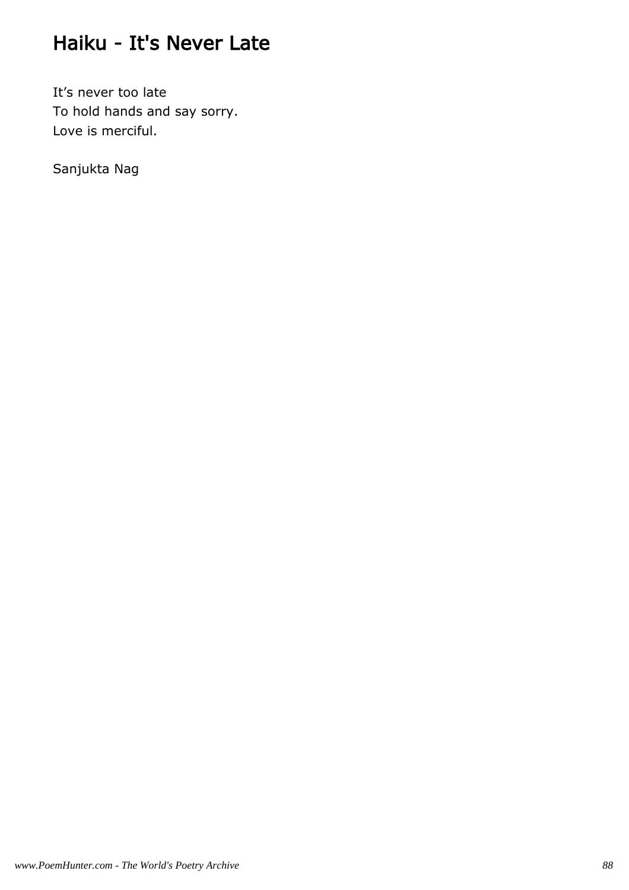# Haiku - It's Never Late

It’s never too late
To hold hands and say sorry.
Love is merciful.

Sanjukta Nag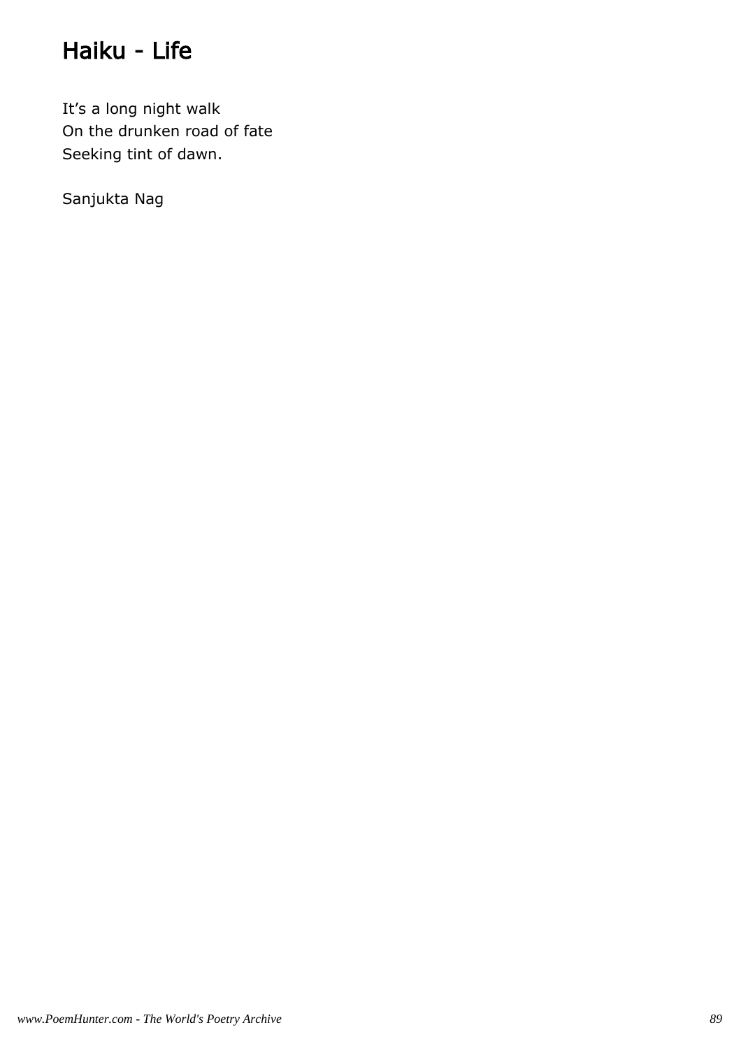# Haiku - Life

It’s a long night walk
On the drunken road of fate
Seeking tint of dawn.

Sanjukta Nag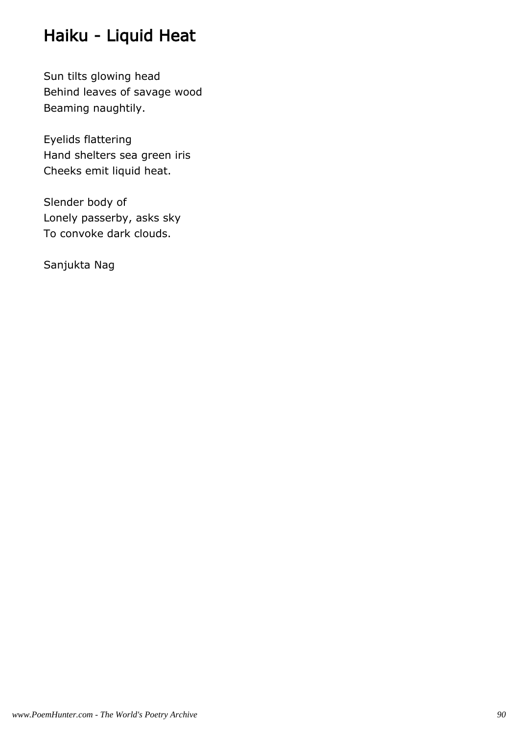# Haiku - Liquid Heat

Sun tilts glowing head
Behind leaves of savage wood
Beaming naughtily.

Eyelids flattering
Hand shelters sea green iris
Cheeks emit liquid heat.

Slender body of
Lonely passerby, asks sky
To convoke dark clouds.

Sanjukta Nag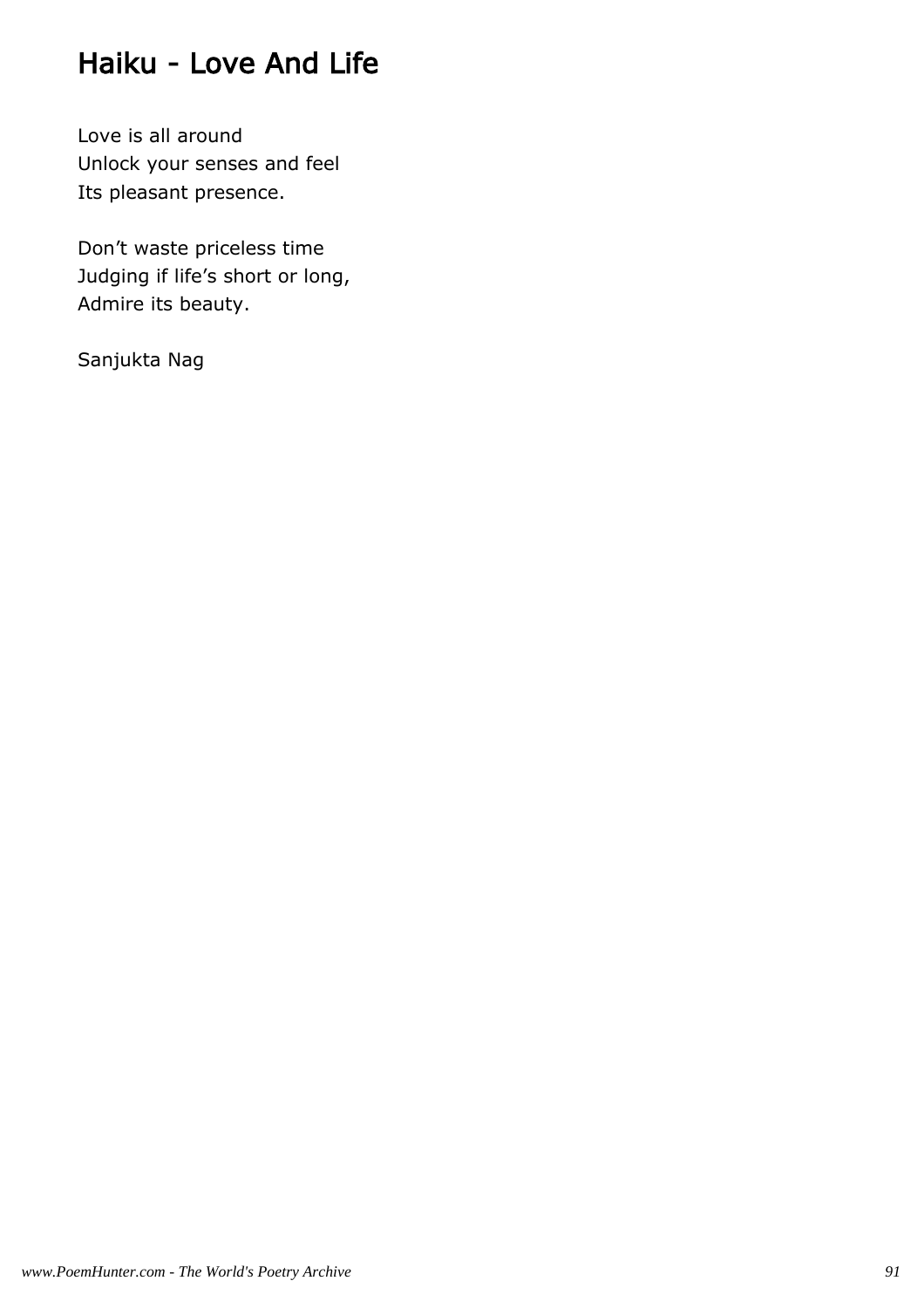# Haiku - Love And Life

Love is all around
Unlock your senses and feel
Its pleasant presence.

Don't waste priceless time
Judging if life's short or long,
Admire its beauty.

Sanjukta Nag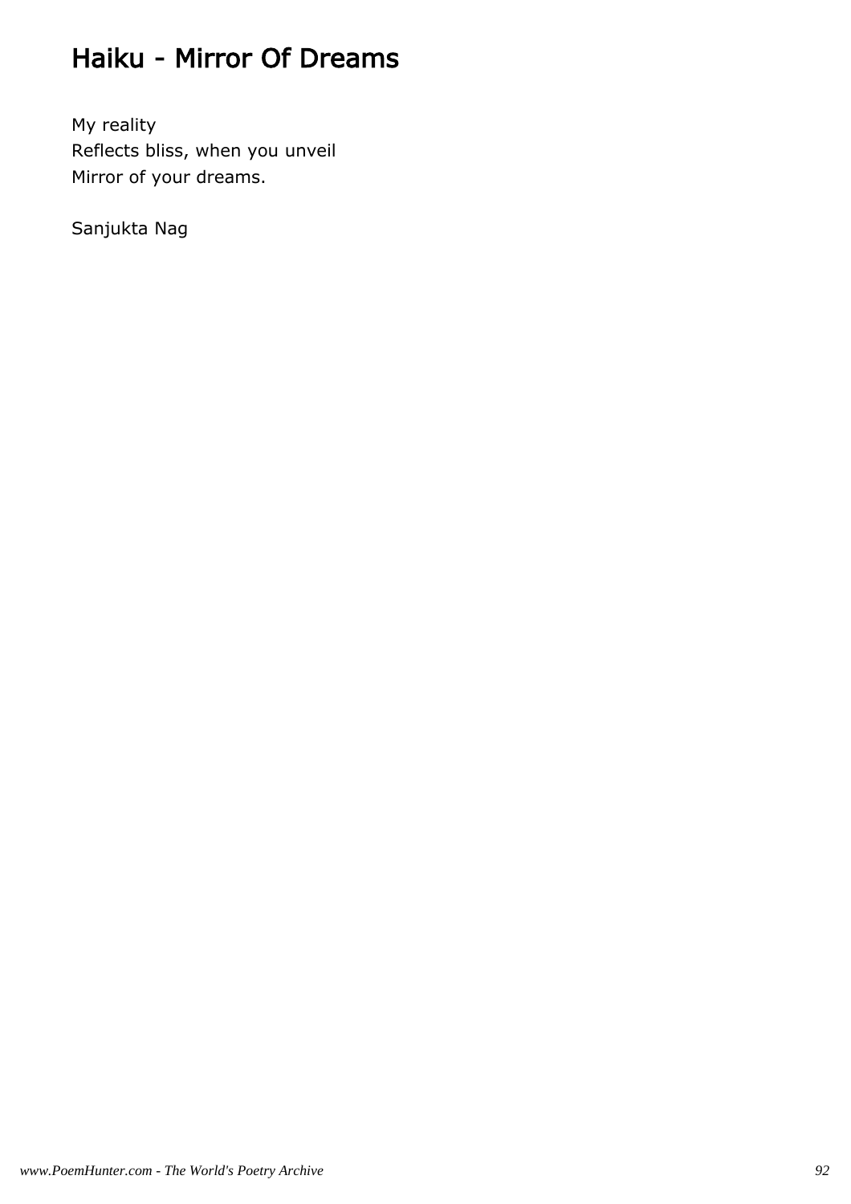# Haiku - Mirror Of Dreams

My reality  
Reflects bliss, when you unveil  
Mirror of your dreams.

Sanjukta Nag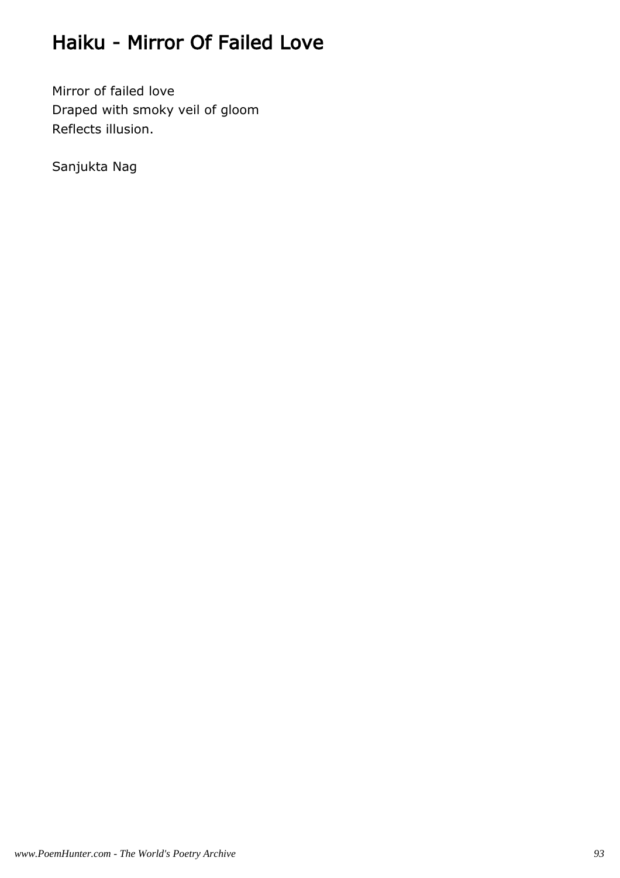# Haiku - Mirror Of Failed Love

Mirror of failed love
Draped with smoky veil of gloom
Reflects illusion.

Sanjukta Nag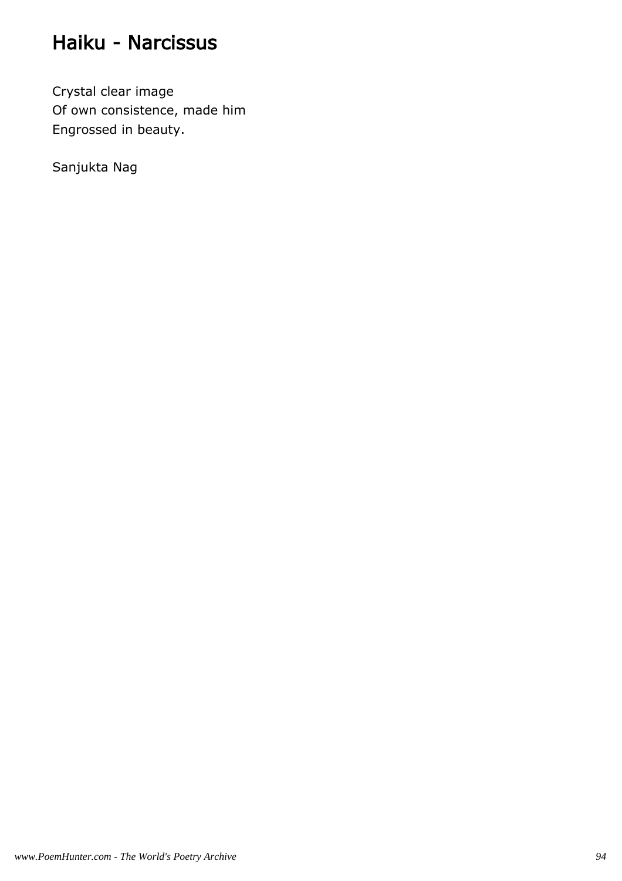# Haiku - Narcissus

Crystal clear image  
Of own consistence, made him  
Engrossed in beauty.

Sanjukta Nag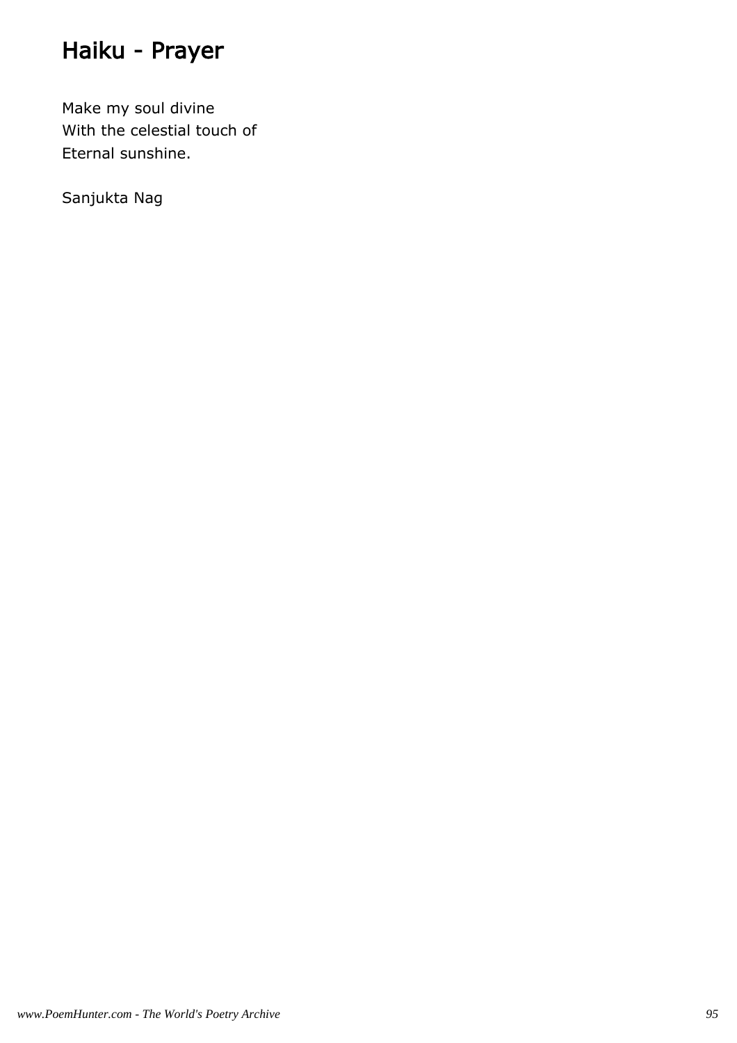# Haiku - Prayer

Make my soul divine
With the celestial touch of
Eternal sunshine.

Sanjukta Nag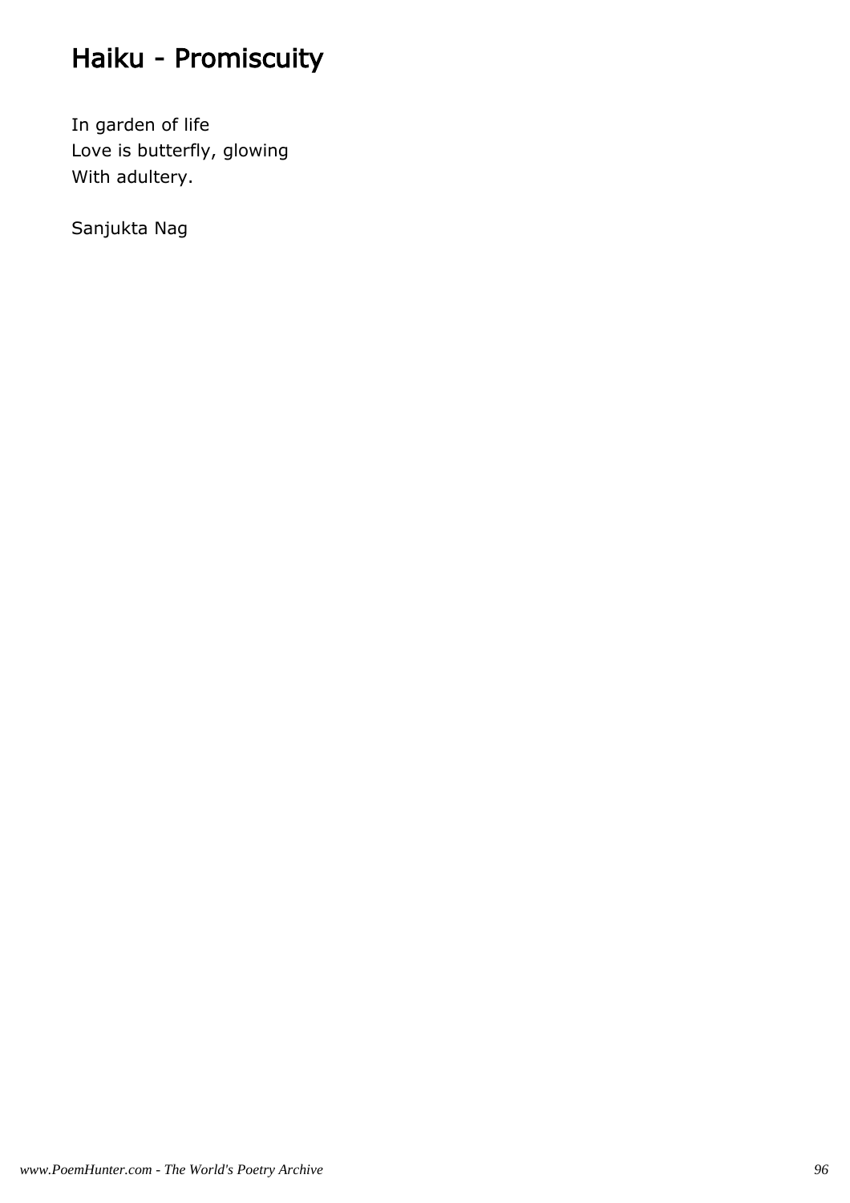# Haiku - Promiscuity

In garden of life
Love is butterfly, glowing
With adultery.

Sanjukta Nag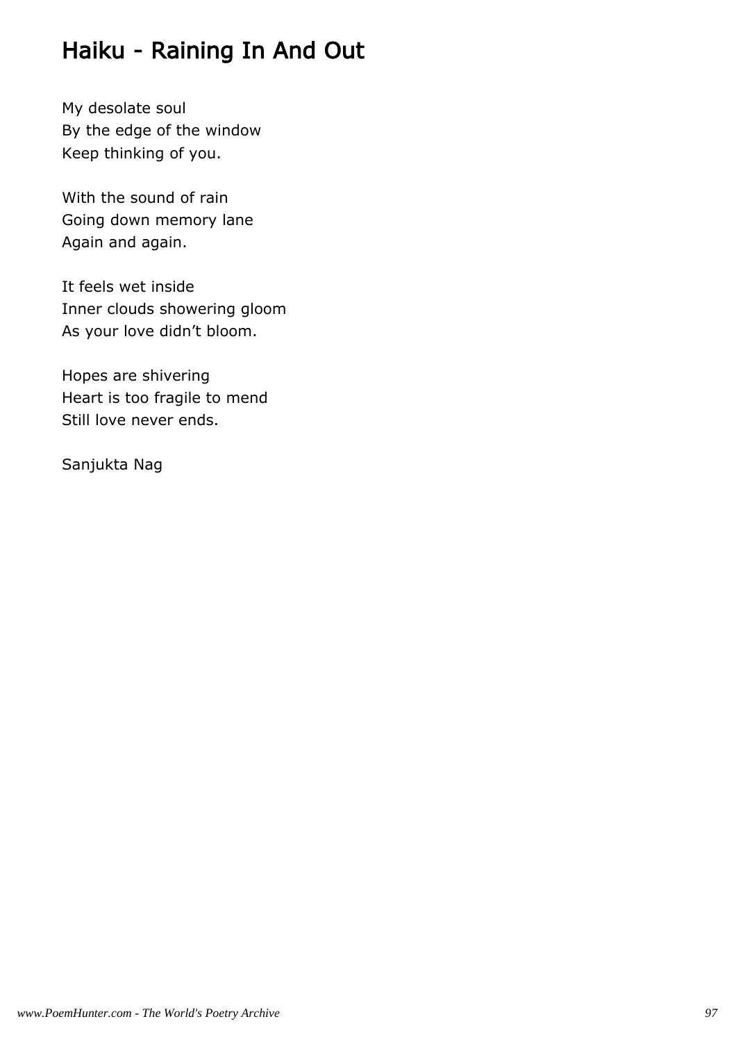# Haiku - Raining In And Out

My desolate soul  
By the edge of the window  
Keep thinking of you.

With the sound of rain  
Going down memory lane  
Again and again.

It feels wet inside  
Inner clouds showering gloom  
As your love didn't bloom.

Hopes are shivering  
Heart is too fragile to mend  
Still love never ends.

Sanjukta Nag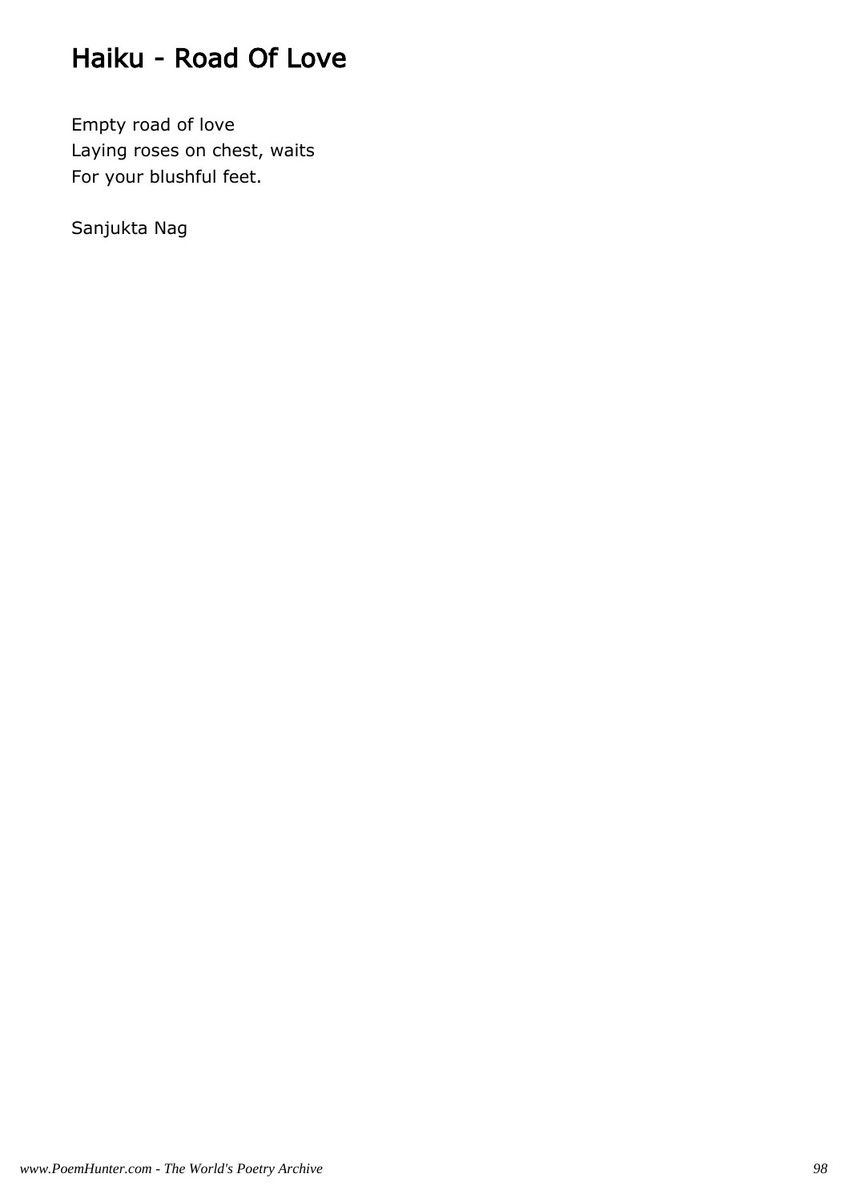# Haiku - Road Of Love

Empty road of love
Laying roses on chest, waits
For your blushful feet.

Sanjukta Nag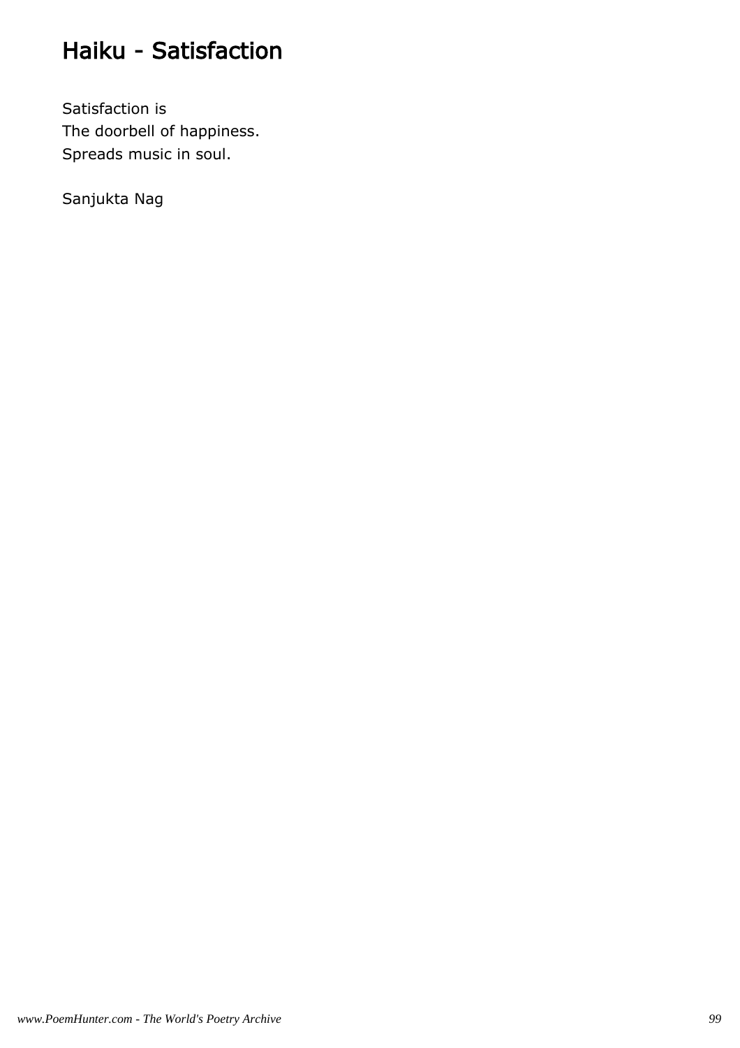# Haiku - Satisfaction

Satisfaction is
The doorbell of happiness.
Spreads music in soul.

Sanjukta Nag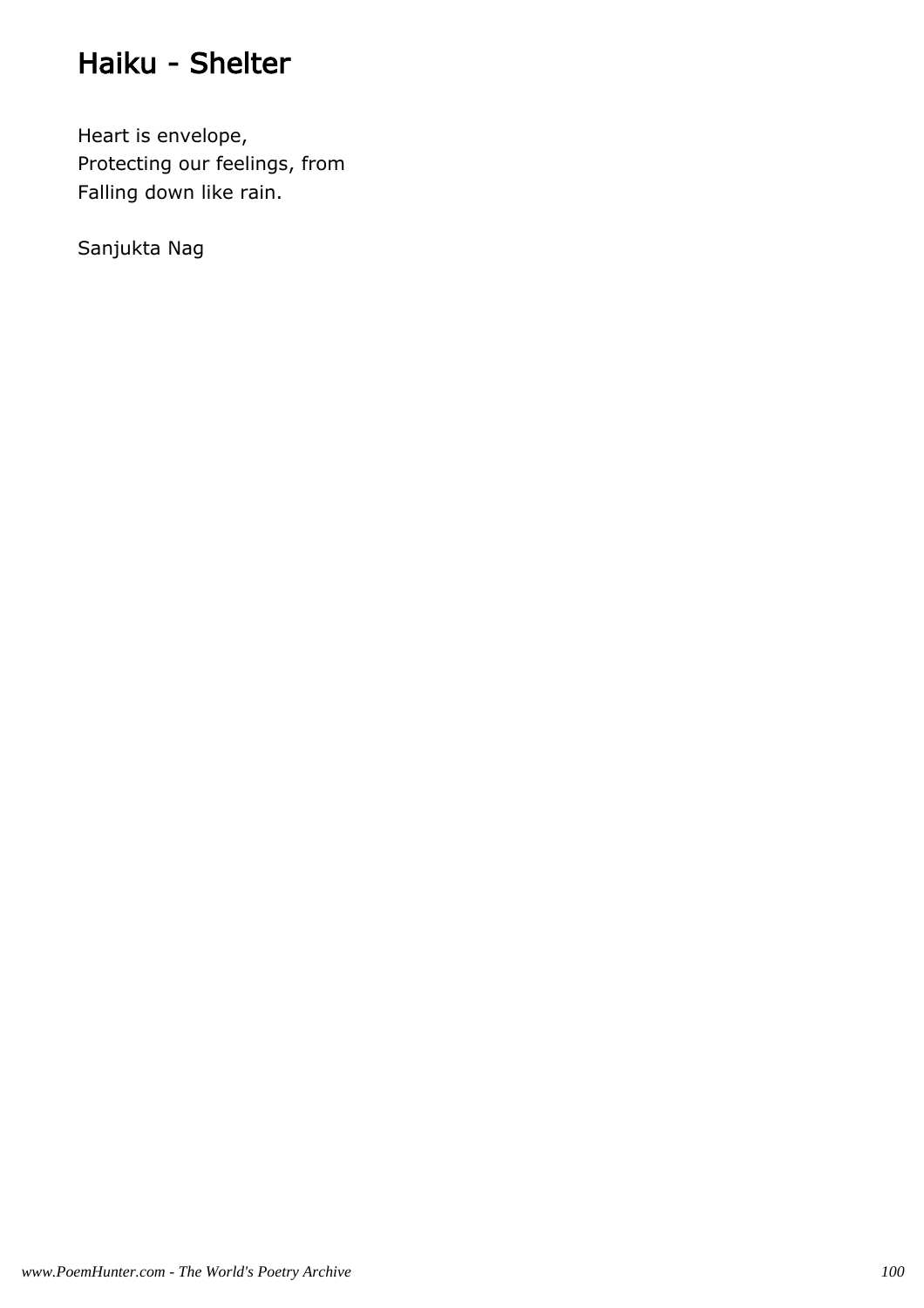# Haiku - Shelter

Heart is envelope,  
Protecting our feelings, from  
Falling down like rain.

Sanjukta Nag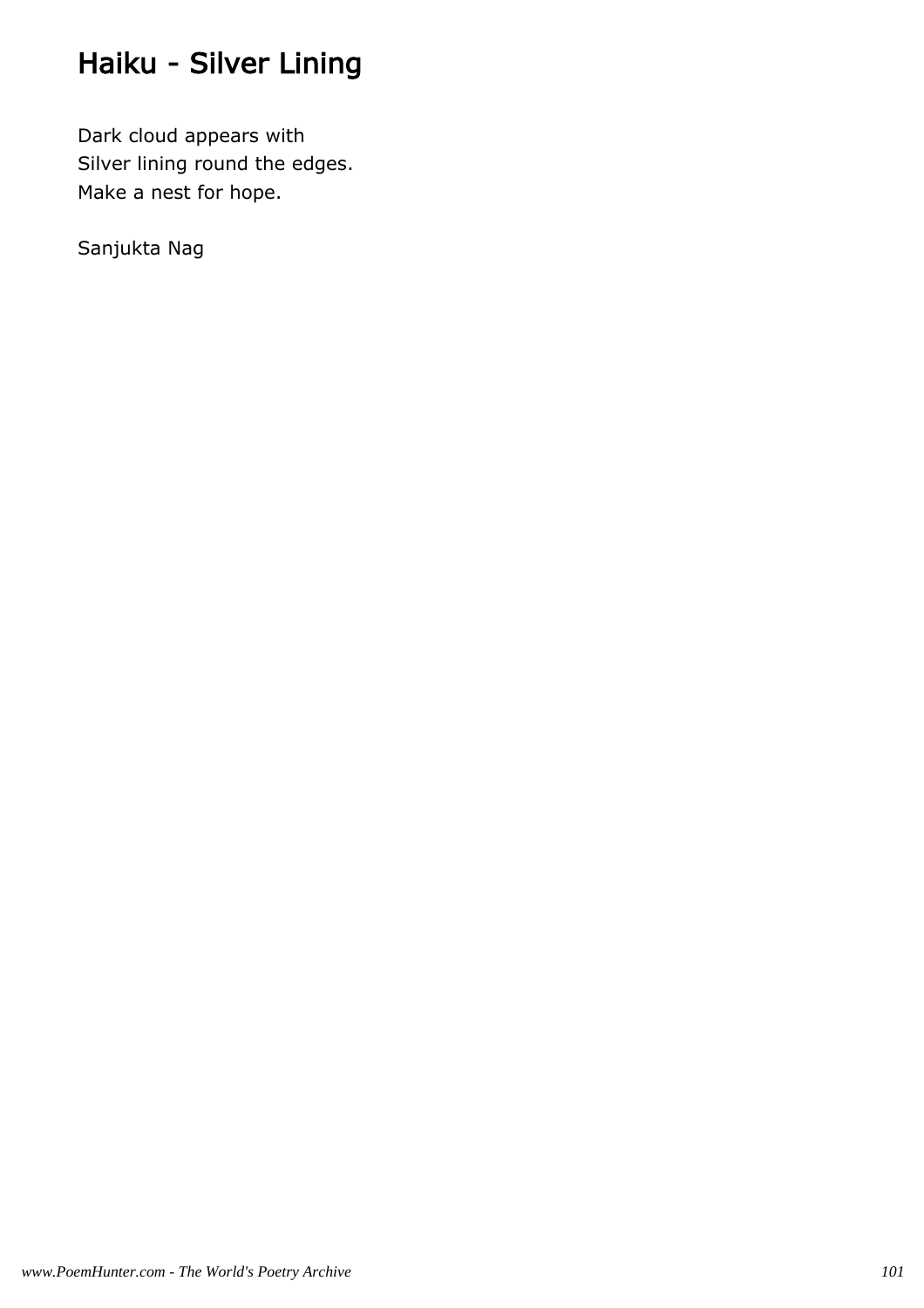# Haiku - Silver Lining

Dark cloud appears with
Silver lining round the edges.
Make a nest for hope.

Sanjukta Nag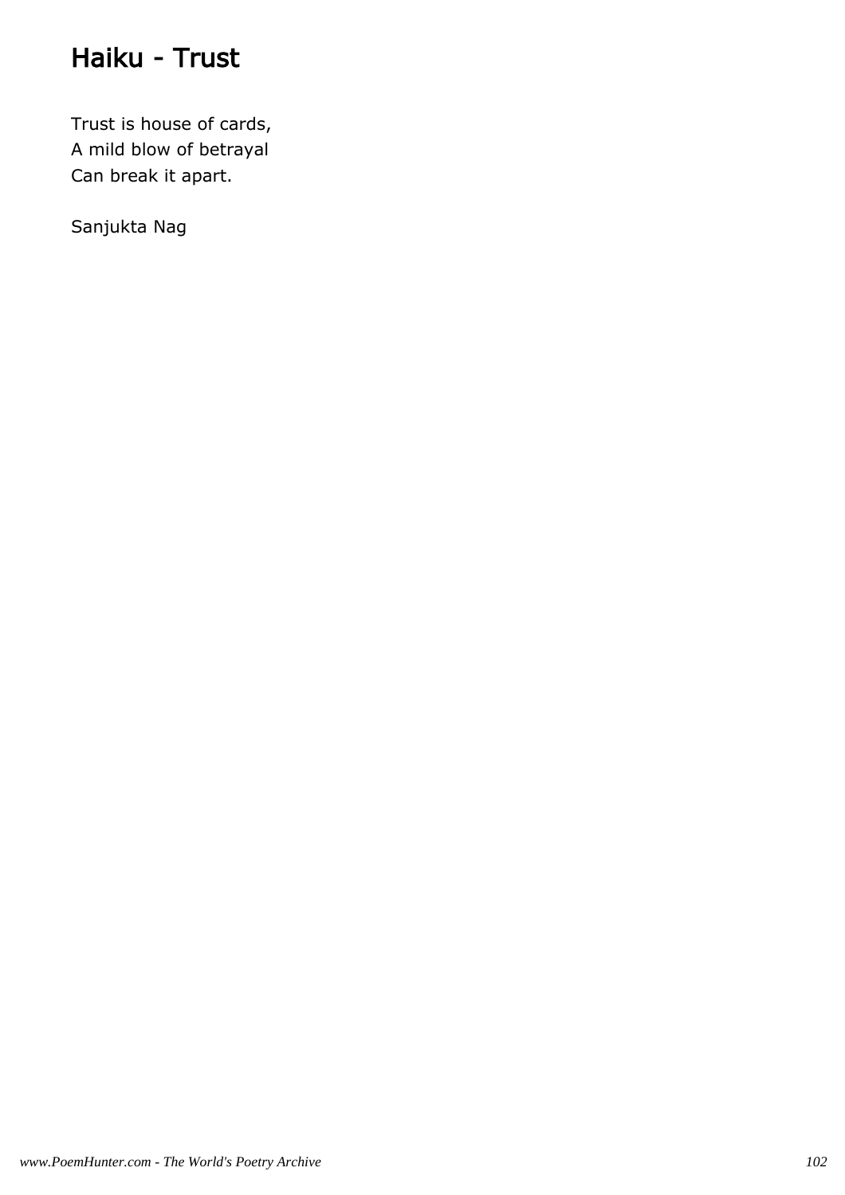# Haiku - Trust

Trust is house of cards,
A mild blow of betrayal
Can break it apart.

Sanjukta Nag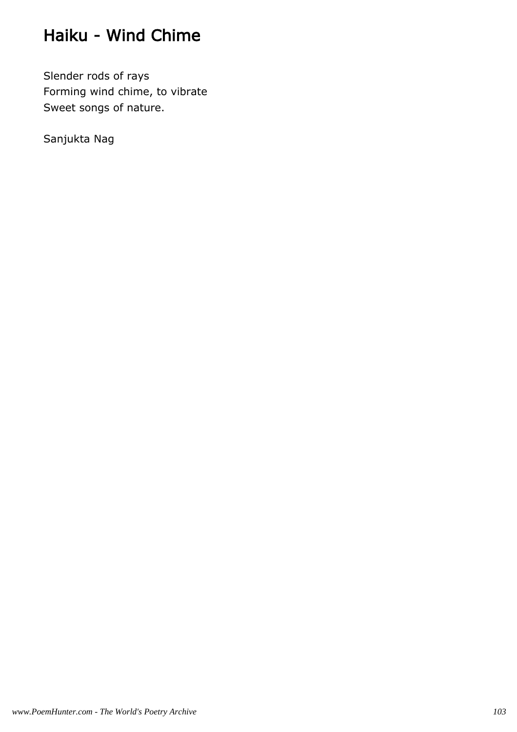# Haiku - Wind Chime

Slender rods of rays  
Forming wind chime, to vibrate  
Sweet songs of nature.

Sanjukta Nag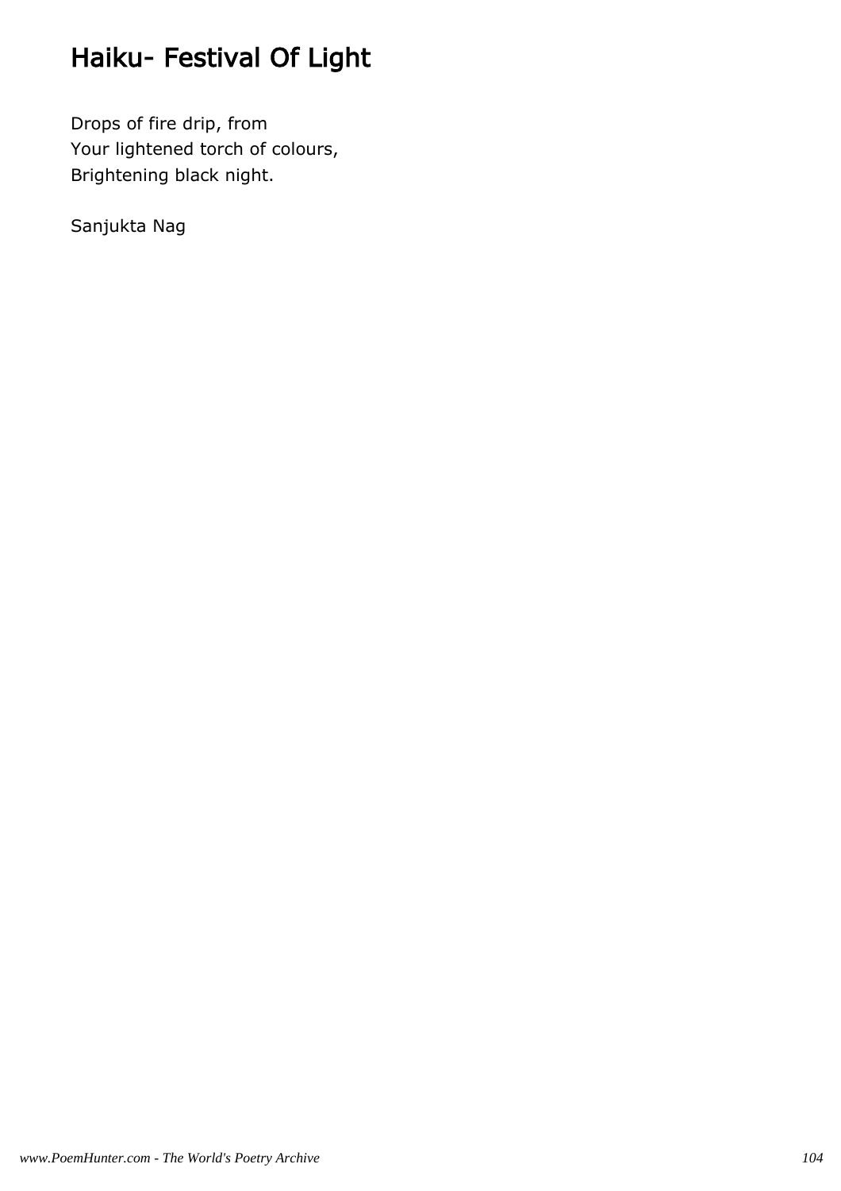# Haiku- Festival Of Light

Drops of fire drip, from  
Your lightened torch of colours,  
Brightening black night.

Sanjukta Nag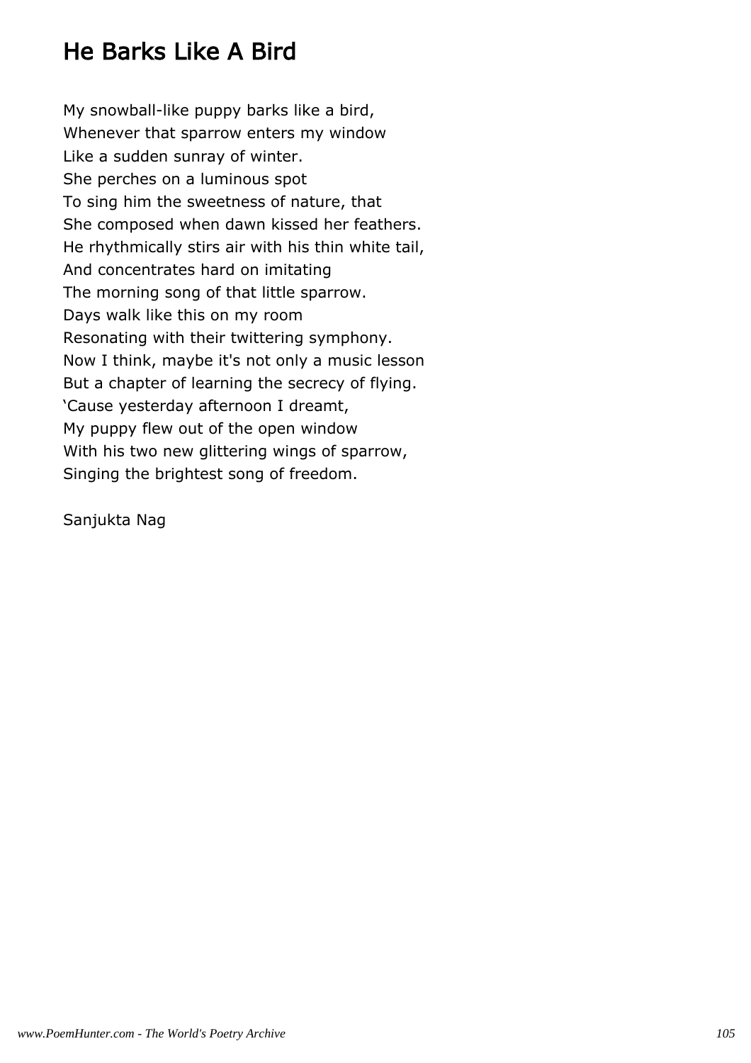# He Barks Like A Bird

My snowball-like puppy barks like a bird,
Whenever that sparrow enters my window
Like a sudden sunray of winter.
She perches on a luminous spot
To sing him the sweetness of nature, that
She composed when dawn kissed her feathers.
He rhythmically stirs air with his thin white tail,
And concentrates hard on imitating
The morning song of that little sparrow.
Days walk like this on my room
Resonating with their twittering symphony.
Now I think, maybe it's not only a music lesson
But a chapter of learning the secrecy of flying.
'Cause yesterday afternoon I dreamt,
My puppy flew out of the open window
With his two new glittering wings of sparrow,
Singing the brightest song of freedom.

Sanjukta Nag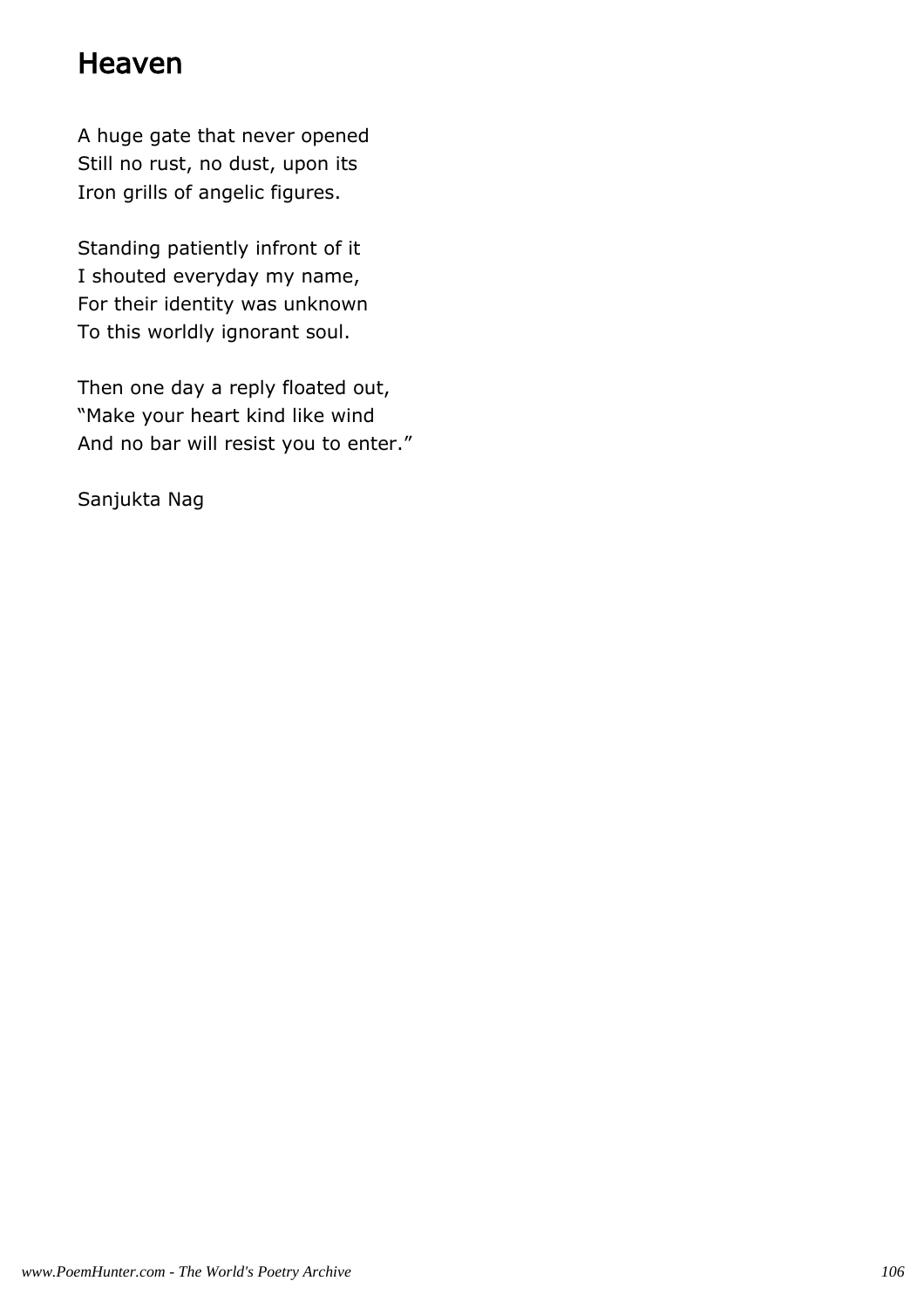# Heaven

A huge gate that never opened  
Still no rust, no dust, upon its  
Iron grills of angelic figures.

Standing patiently infront of it  
I shouted everyday my name,  
For their identity was unknown  
To this worldly ignorant soul.

Then one day a reply floated out,  
“Make your heart kind like wind  
And no bar will resist you to enter.”

Sanjukta Nag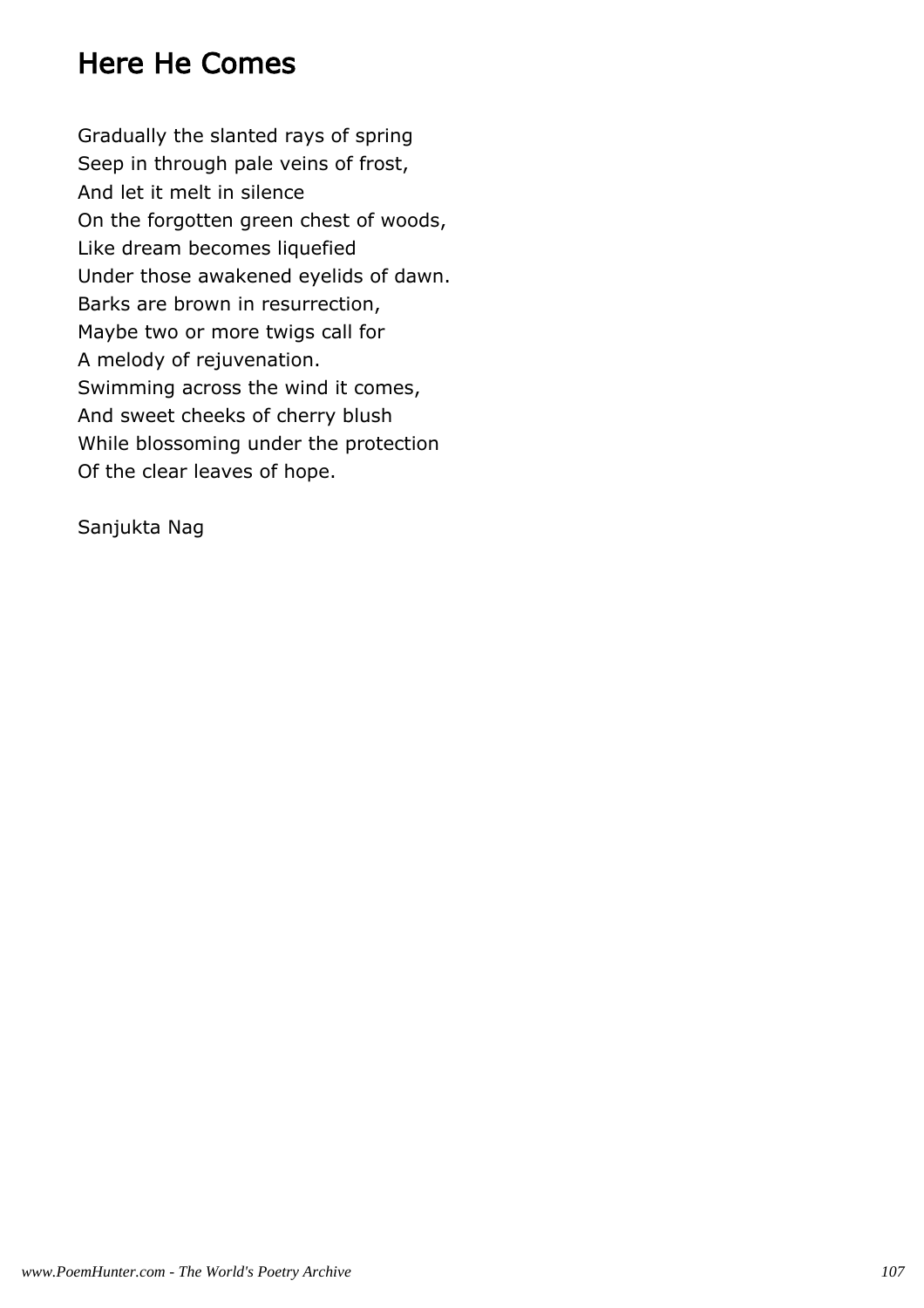# Here He Comes

Gradually the slanted rays of spring
Seep in through pale veins of frost,
And let it melt in silence
On the forgotten green chest of woods,
Like dream becomes liquefied
Under those awakened eyelids of dawn.
Barks are brown in resurrection,
Maybe two or more twigs call for
A melody of rejuvenation.
Swimming across the wind it comes,
And sweet cheeks of cherry blush
While blossoming under the protection
Of the clear leaves of hope.

Sanjukta Nag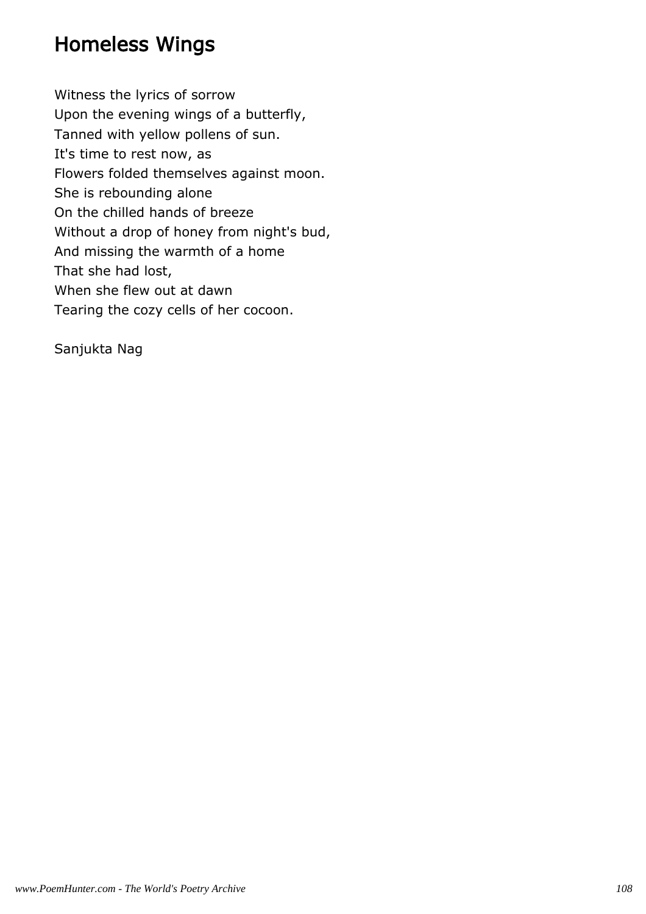## Homeless Wings

Witness the lyrics of sorrow  
Upon the evening wings of a butterfly,  
Tanned with yellow pollens of sun.  
It's time to rest now, as  
Flowers folded themselves against moon.  
She is rebounding alone  
On the chilled hands of breeze  
Without a drop of honey from night's bud,  
And missing the warmth of a home  
That she had lost,  
When she flew out at dawn  
Tearing the cozy cells of her cocoon.

Sanjukta Nag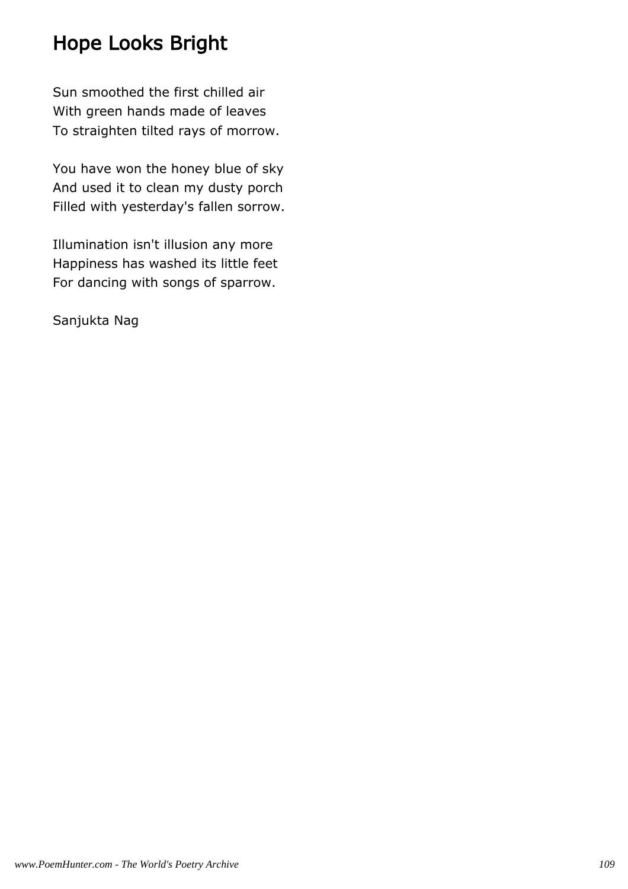# Hope Looks Bright

Sun smoothed the first chilled air
With green hands made of leaves
To straighten tilted rays of morrow.

You have won the honey blue of sky
And used it to clean my dusty porch
Filled with yesterday's fallen sorrow.

Illumination isn't illusion any more
Happiness has washed its little feet
For dancing with songs of sparrow.

Sanjukta Nag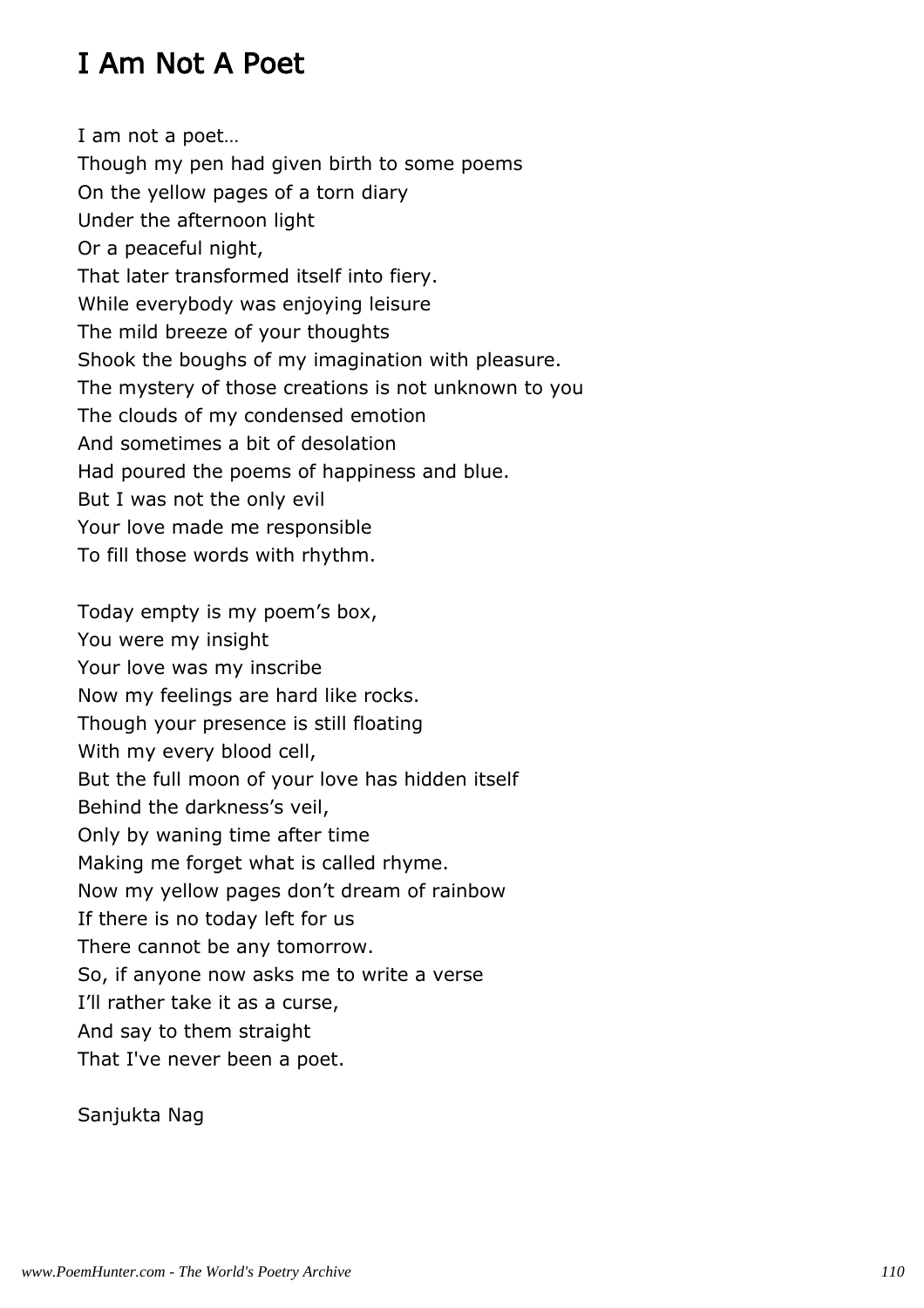# I Am Not A Poet

I am not a poet…  
Though my pen had given birth to some poems  
On the yellow pages of a torn diary  
Under the afternoon light  
Or a peaceful night,  
That later transformed itself into fiery.  
While everybody was enjoying leisure  
The mild breeze of your thoughts  
Shook the boughs of my imagination with pleasure.  
The mystery of those creations is not unknown to you  
The clouds of my condensed emotion  
And sometimes a bit of desolation  
Had poured the poems of happiness and blue.  
But I was not the only evil  
Your love made me responsible  
To fill those words with rhythm.

Today empty is my poem's box,  
You were my insight  
Your love was my inscribe  
Now my feelings are hard like rocks.  
Though your presence is still floating  
With my every blood cell,  
But the full moon of your love has hidden itself  
Behind the darkness's veil,  
Only by waning time after time  
Making me forget what is called rhyme.  
Now my yellow pages don't dream of rainbow  
If there is no today left for us  
There cannot be any tomorrow.  
So, if anyone now asks me to write a verse  
I'll rather take it as a curse,  
And say to them straight  
That I've never been a poet.

Sanjukta Nag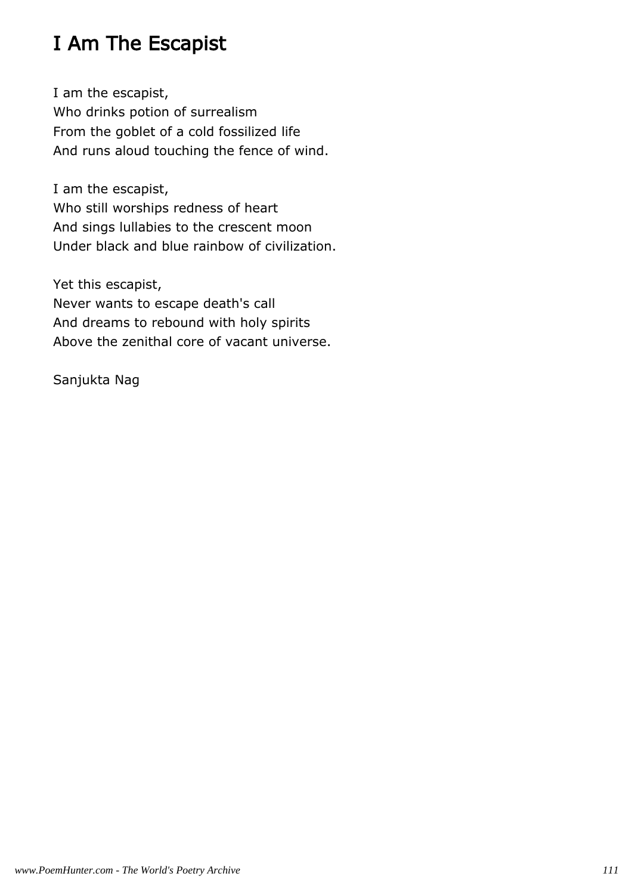# I Am The Escapist

I am the escapist,  
Who drinks potion of surrealism  
From the goblet of a cold fossilized life  
And runs aloud touching the fence of wind.

I am the escapist,  
Who still worships redness of heart  
And sings lullabies to the crescent moon  
Under black and blue rainbow of civilization.

Yet this escapist,  
Never wants to escape death's call  
And dreams to rebound with holy spirits  
Above the zenithal core of vacant universe.

Sanjukta Nag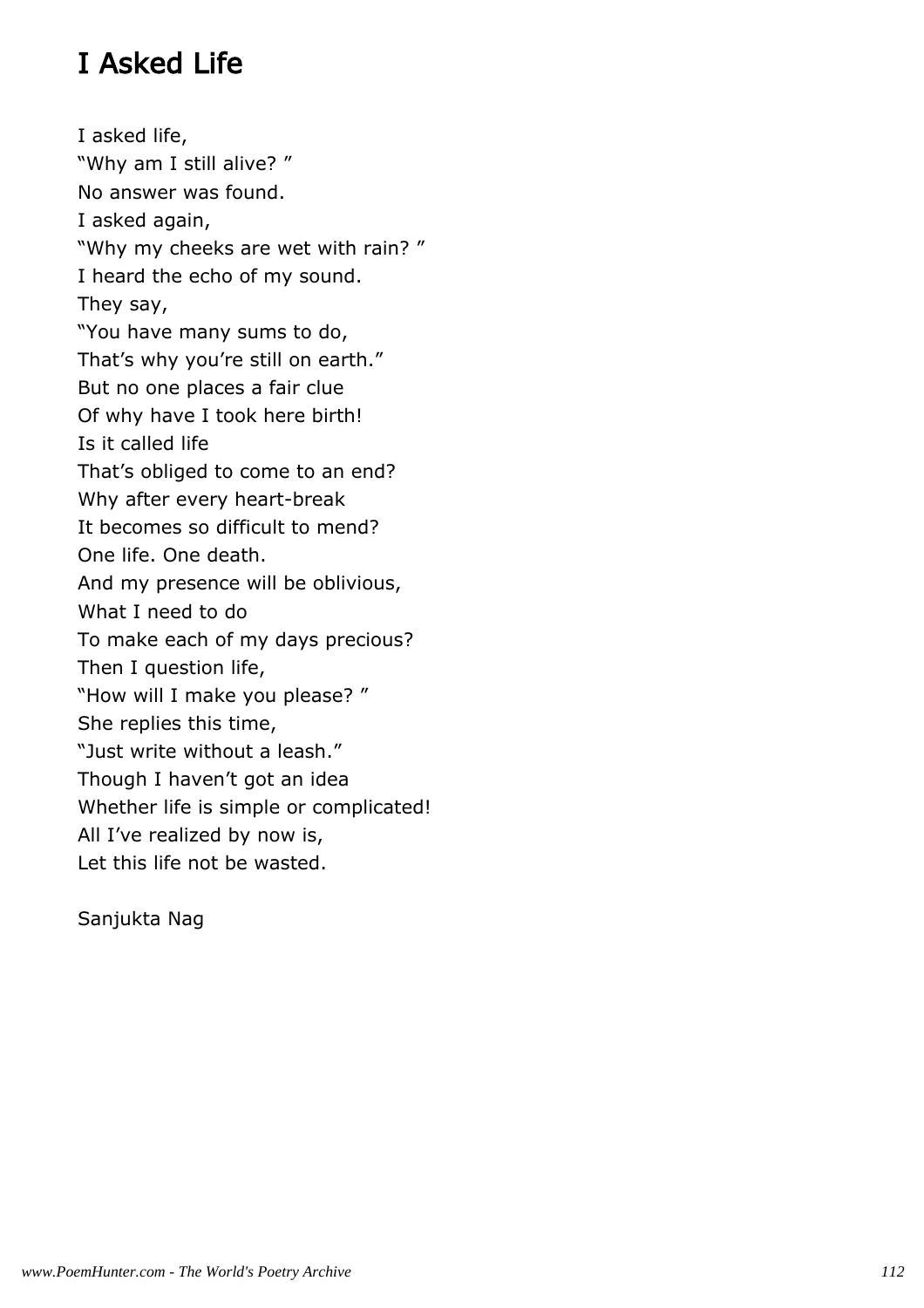# I Asked Life

I asked life,  
“Why am I still alive? ”  
No answer was found.  
I asked again,  
“Why my cheeks are wet with rain? ”  
I heard the echo of my sound.  
They say,  
“You have many sums to do,  
That’s why you’re still on earth.”  
But no one places a fair clue  
Of why have I took here birth!  
Is it called life  
That’s obliged to come to an end?  
Why after every heart-break  
It becomes so difficult to mend?  
One life. One death.  
And my presence will be oblivious,  
What I need to do  
To make each of my days precious?  
Then I question life,  
“How will I make you please? ”  
She replies this time,  
“Just write without a leash.”  
Though I haven’t got an idea  
Whether life is simple or complicated!  
All I’ve realized by now is,  
Let this life not be wasted.

Sanjukta Nag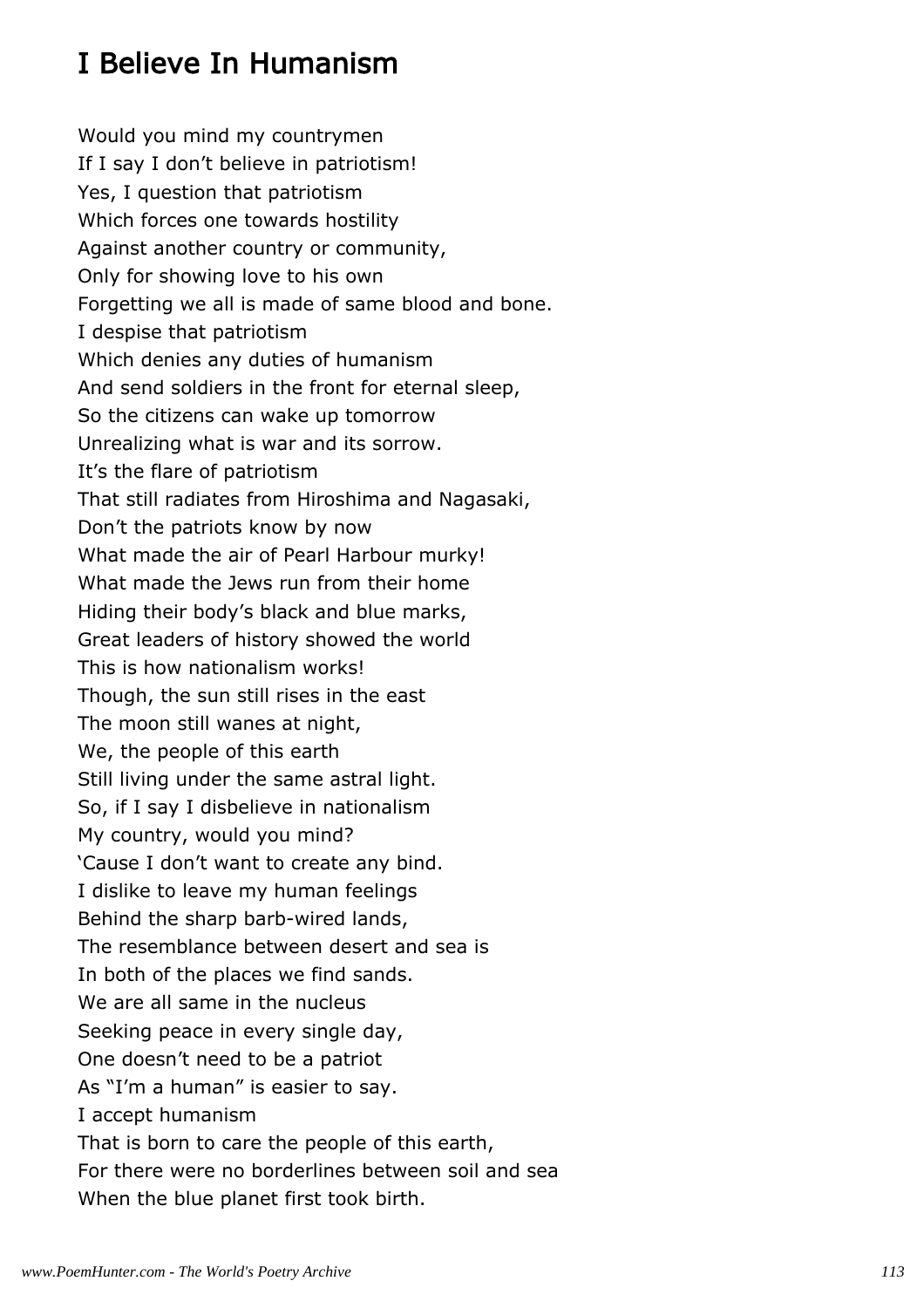# I Believe In Humanism

Would you mind my countrymen
If I say I don't believe in patriotism!
Yes, I question that patriotism
Which forces one towards hostility
Against another country or community,
Only for showing love to his own
Forgetting we all is made of same blood and bone.
I despise that patriotism
Which denies any duties of humanism
And send soldiers in the front for eternal sleep,
So the citizens can wake up tomorrow
Unrealizing what is war and its sorrow.
It's the flare of patriotism
That still radiates from Hiroshima and Nagasaki,
Don't the patriots know by now
What made the air of Pearl Harbour murky!
What made the Jews run from their home
Hiding their body's black and blue marks,
Great leaders of history showed the world
This is how nationalism works!
Though, the sun still rises in the east
The moon still wanes at night,
We, the people of this earth
Still living under the same astral light.
So, if I say I disbelieve in nationalism
My country, would you mind?
'Cause I don't want to create any bind.
I dislike to leave my human feelings
Behind the sharp barb-wired lands,
The resemblance between desert and sea is
In both of the places we find sands.
We are all same in the nucleus
Seeking peace in every single day,
One doesn't need to be a patriot
As "I'm a human" is easier to say.
I accept humanism
That is born to care the people of this earth,
For there were no borderlines between soil and sea
When the blue planet first took birth.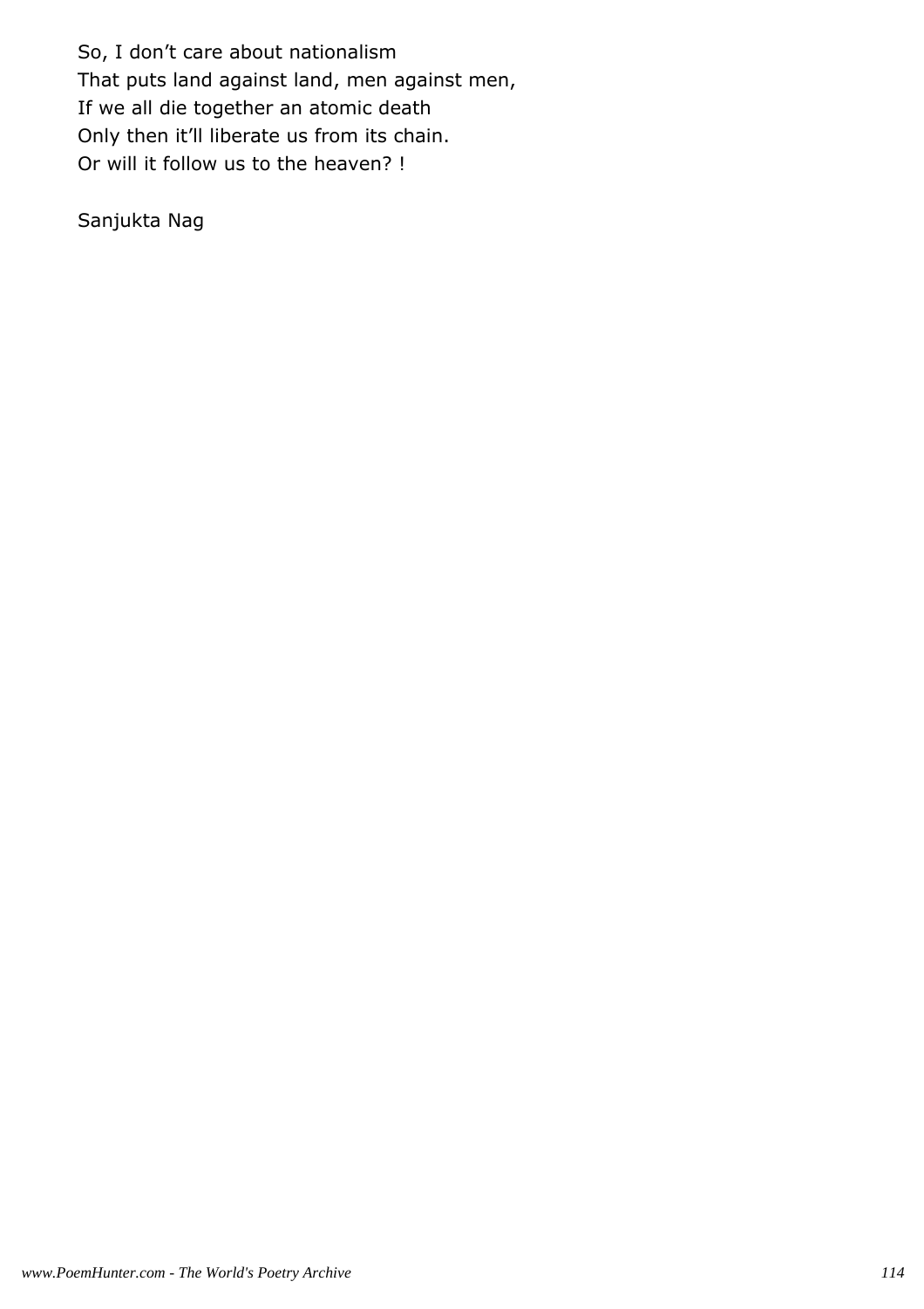So, I don’t care about nationalism
That puts land against land, men against men,
If we all die together an atomic death
Only then it’ll liberate us from its chain.
Or will it follow us to the heaven? !

Sanjukta Nag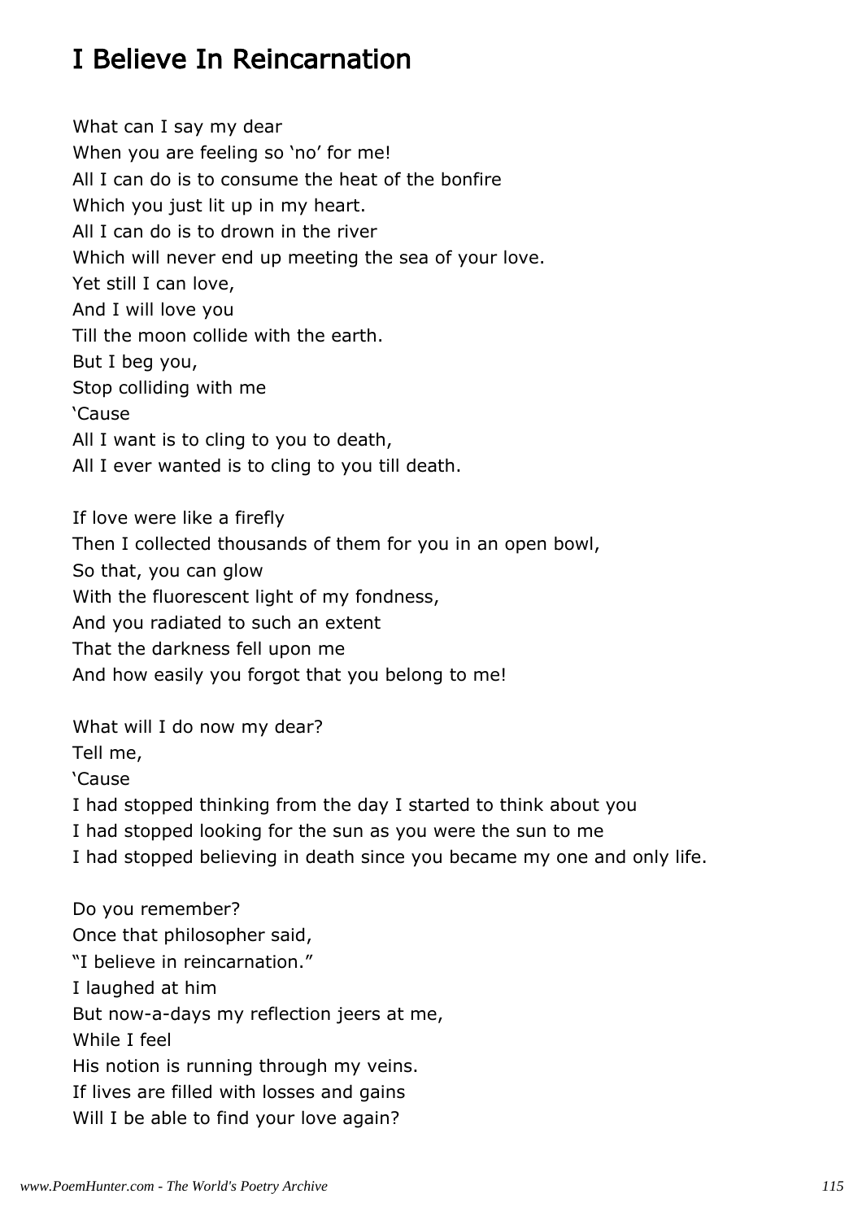# I Believe In Reincarnation

What can I say my dear  
When you are feeling so 'no' for me!  
All I can do is to consume the heat of the bonfire  
Which you just lit up in my heart.  
All I can do is to drown in the river  
Which will never end up meeting the sea of your love.  
Yet still I can love,  
And I will love you  
Till the moon collide with the earth.  
But I beg you,  
Stop colliding with me  
'Cause  
All I want is to cling to you to death,  
All I ever wanted is to cling to you till death.

If love were like a firefly  
Then I collected thousands of them for you in an open bowl,  
So that, you can glow  
With the fluorescent light of my fondness,  
And you radiated to such an extent  
That the darkness fell upon me  
And how easily you forgot that you belong to me!

What will I do now my dear?  
Tell me,  
'Cause  
I had stopped thinking from the day I started to think about you  
I had stopped looking for the sun as you were the sun to me  
I had stopped believing in death since you became my one and only life.

Do you remember?  
Once that philosopher said,  
"I believe in reincarnation."  
I laughed at him  
But now-a-days my reflection jeers at me,  
While I feel  
His notion is running through my veins.  
If lives are filled with losses and gains  
Will I be able to find your love again?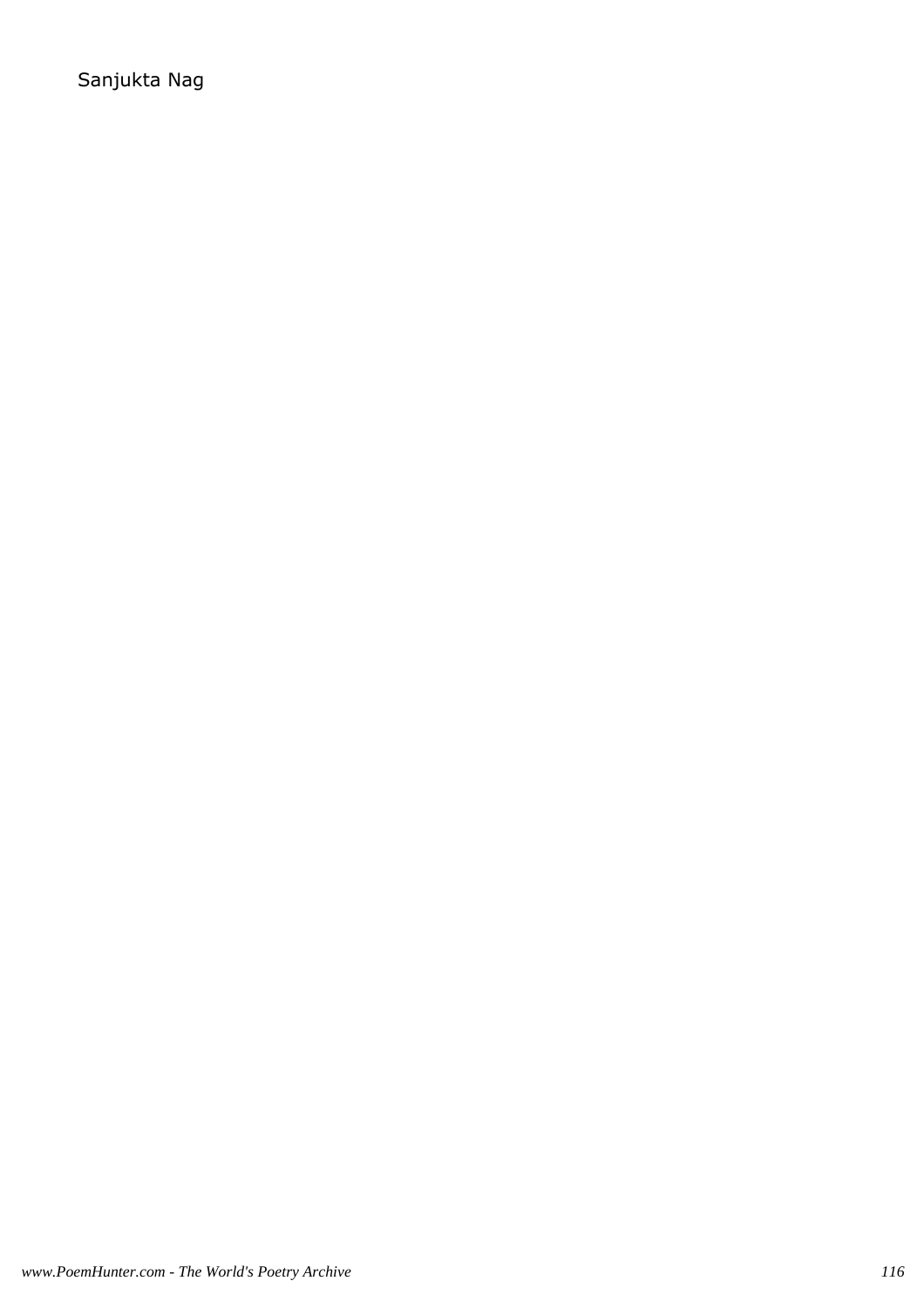Sanjukta Nag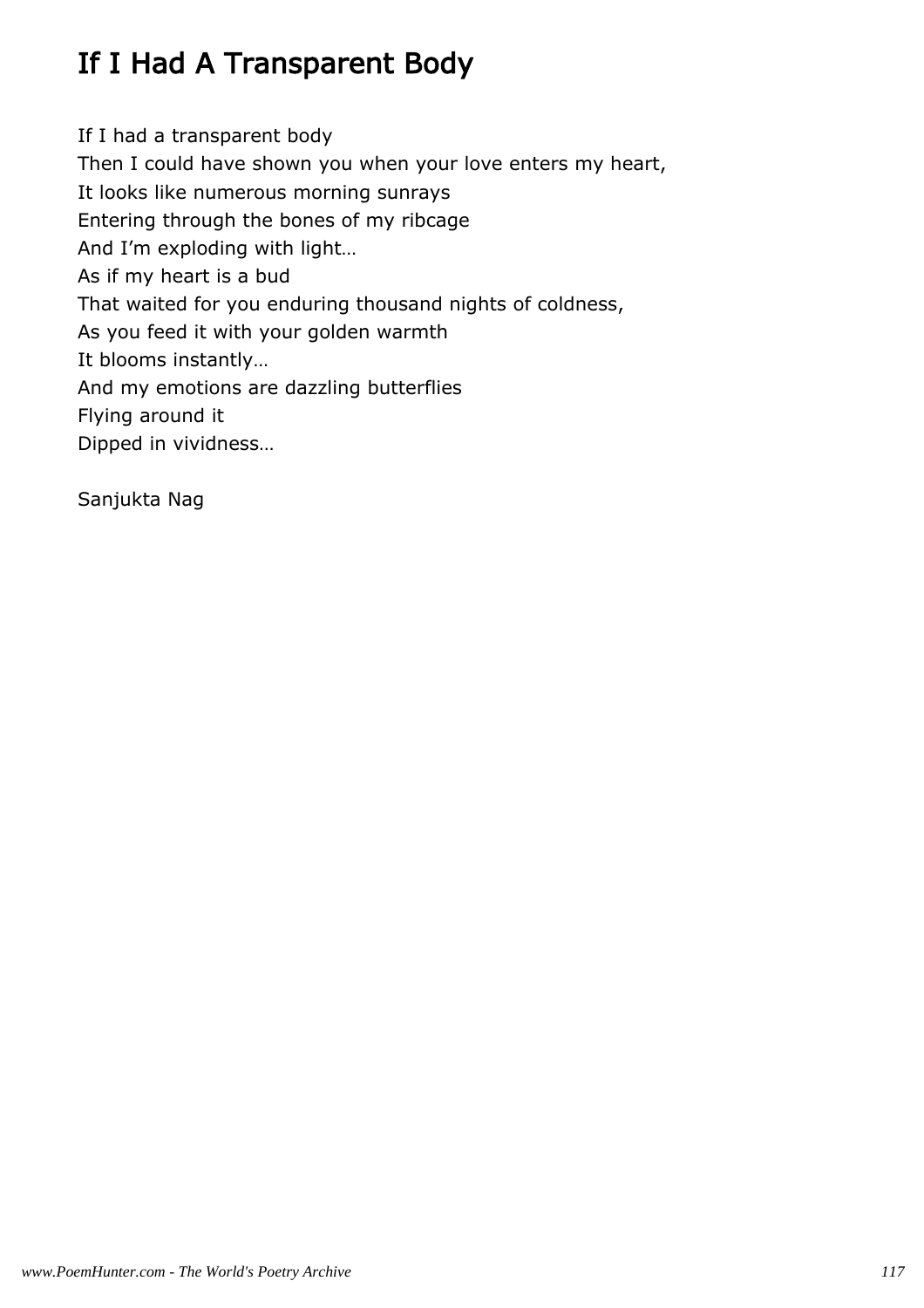# If I Had A Transparent Body

If I had a transparent body  
Then I could have shown you when your love enters my heart,  
It looks like numerous morning sunrays  
Entering through the bones of my ribcage  
And I'm exploding with light…  
As if my heart is a bud  
That waited for you enduring thousand nights of coldness,  
As you feed it with your golden warmth  
It blooms instantly…  
And my emotions are dazzling butterflies  
Flying around it  
Dipped in vividness…

Sanjukta Nag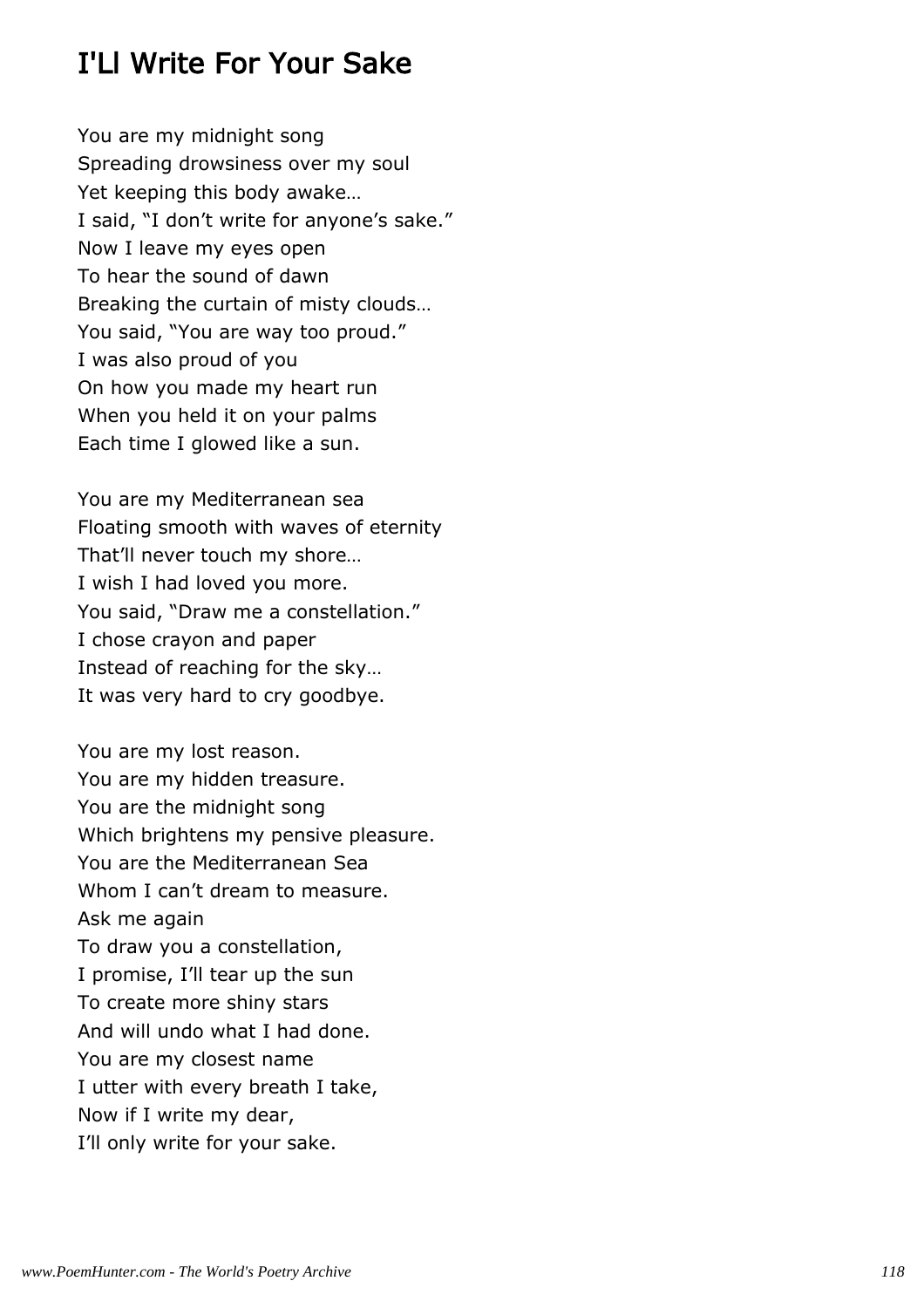## I'Ll Write For Your Sake

You are my midnight song
Spreading drowsiness over my soul
Yet keeping this body awake…
I said, "I don't write for anyone's sake."
Now I leave my eyes open
To hear the sound of dawn
Breaking the curtain of misty clouds…
You said, "You are way too proud."
I was also proud of you
On how you made my heart run
When you held it on your palms
Each time I glowed like a sun.

You are my Mediterranean sea
Floating smooth with waves of eternity
That'll never touch my shore…
I wish I had loved you more.
You said, "Draw me a constellation."
I chose crayon and paper
Instead of reaching for the sky…
It was very hard to cry goodbye.

You are my lost reason.
You are my hidden treasure.
You are the midnight song
Which brightens my pensive pleasure.
You are the Mediterranean Sea
Whom I can't dream to measure.
Ask me again
To draw you a constellation,
I promise, I'll tear up the sun
To create more shiny stars
And will undo what I had done.
You are my closest name
I utter with every breath I take,
Now if I write my dear,
I'll only write for your sake.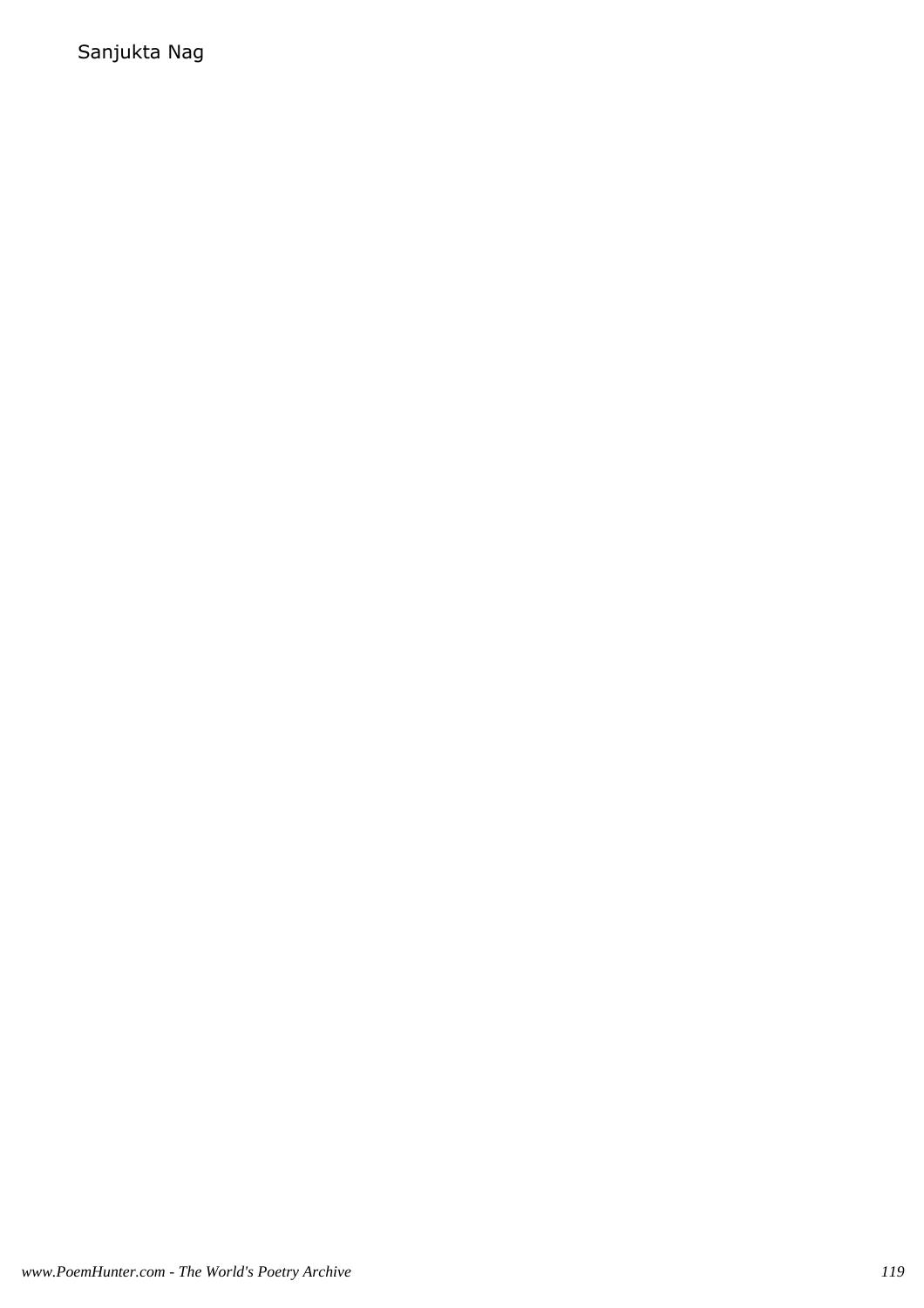Sanjukta Nag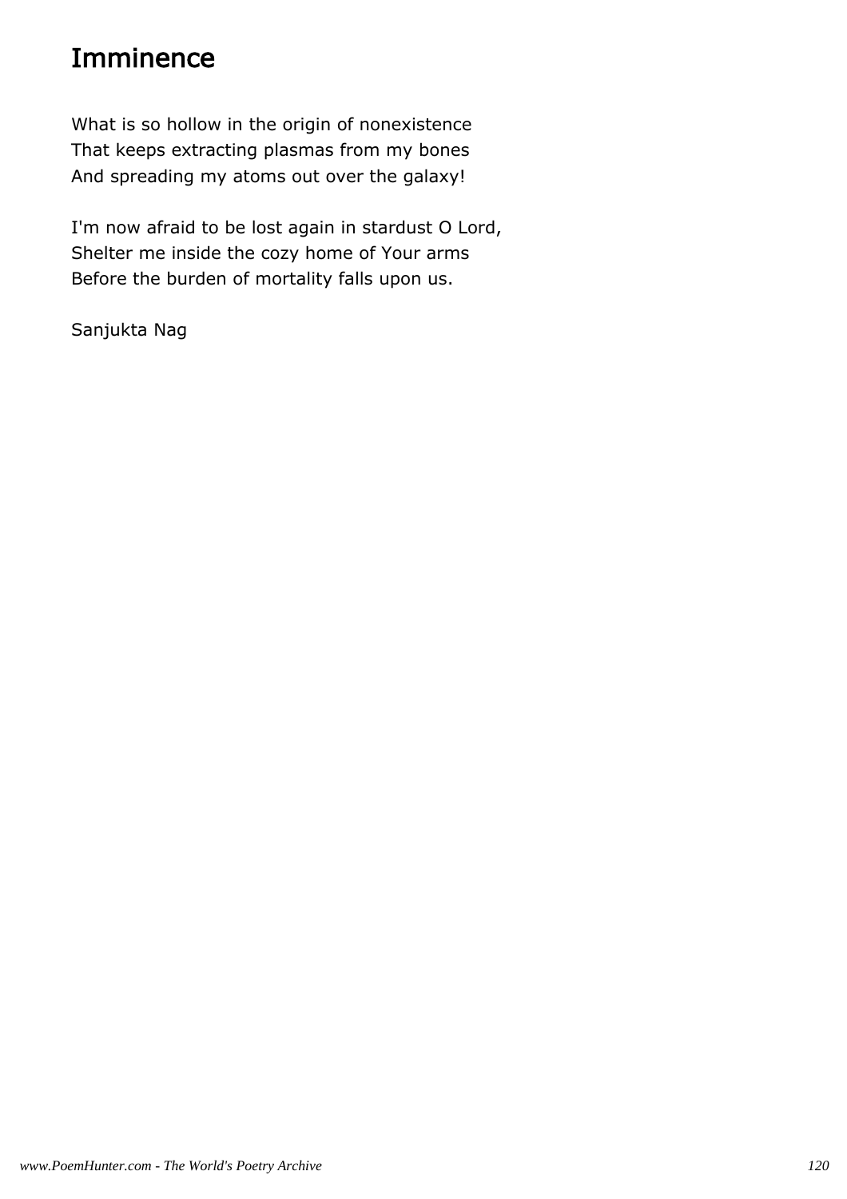# Imminence

What is so hollow in the origin of nonexistence
That keeps extracting plasmas from my bones
And spreading my atoms out over the galaxy!

I'm now afraid to be lost again in stardust O Lord,
Shelter me inside the cozy home of Your arms
Before the burden of mortality falls upon us.

Sanjukta Nag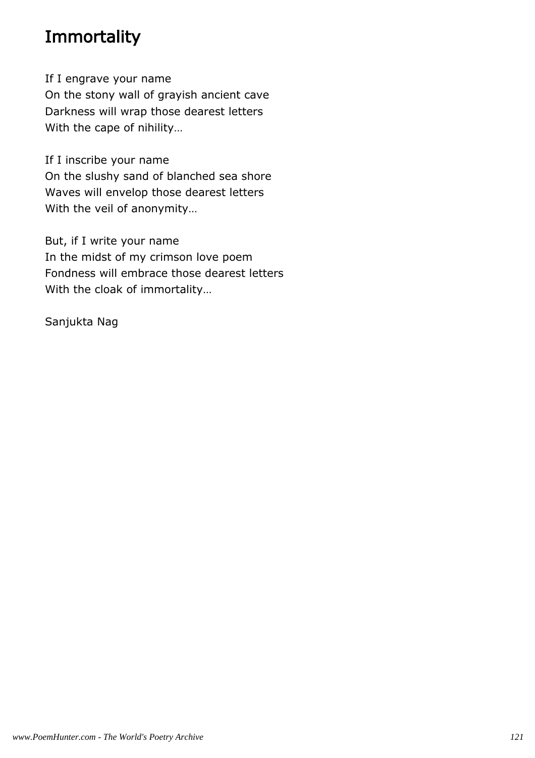# Immortality

If I engrave your name
On the stony wall of grayish ancient cave
Darkness will wrap those dearest letters
With the cape of nihility…

If I inscribe your name
On the slushy sand of blanched sea shore
Waves will envelop those dearest letters
With the veil of anonymity…

But, if I write your name
In the midst of my crimson love poem
Fondness will embrace those dearest letters
With the cloak of immortality…

Sanjukta Nag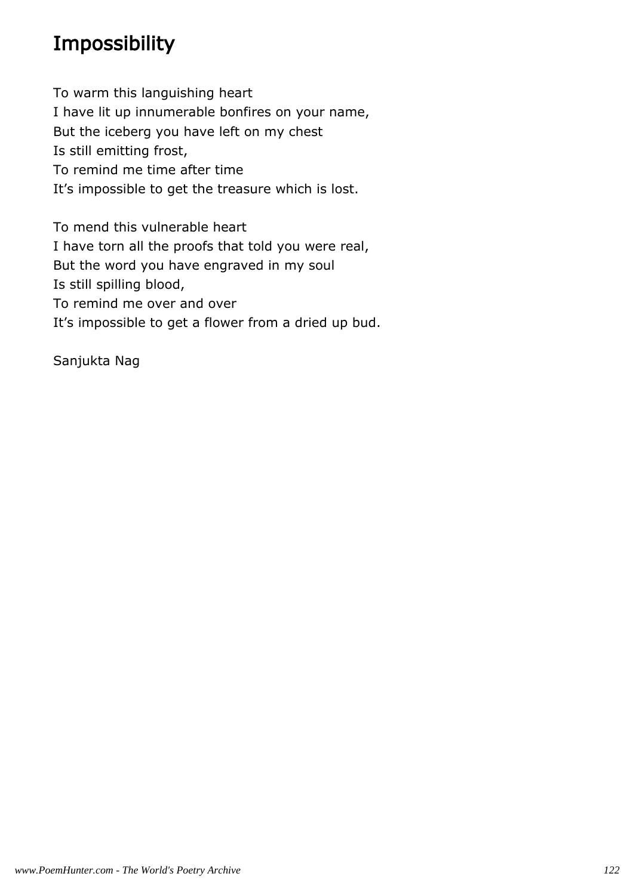# Impossibility

To warm this languishing heart
I have lit up innumerable bonfires on your name,
But the iceberg you have left on my chest
Is still emitting frost,
To remind me time after time
It’s impossible to get the treasure which is lost.

To mend this vulnerable heart
I have torn all the proofs that told you were real,
But the word you have engraved in my soul
Is still spilling blood,
To remind me over and over
It’s impossible to get a flower from a dried up bud.

Sanjukta Nag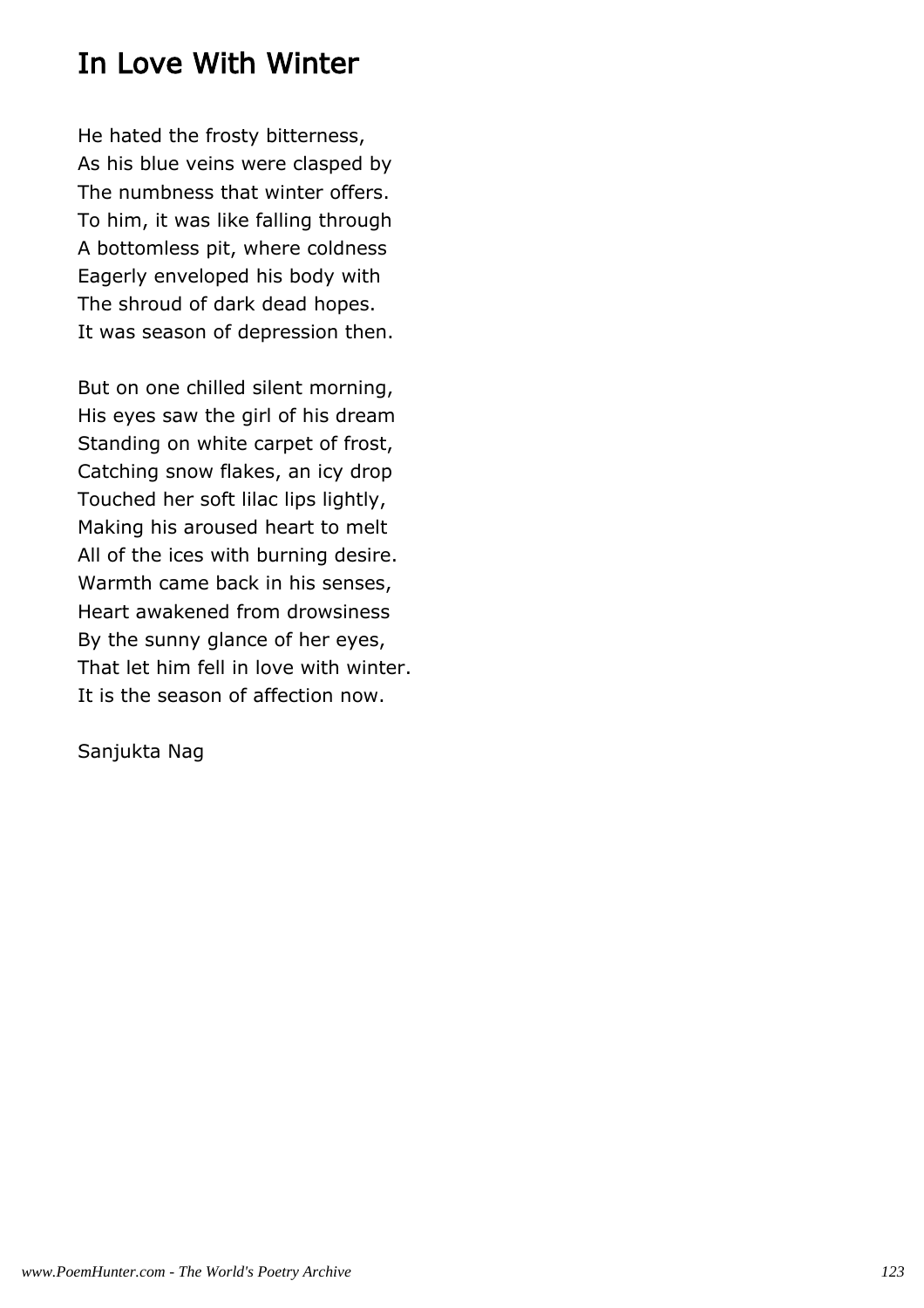# In Love With Winter

He hated the frosty bitterness,
As his blue veins were clasped by
The numbness that winter offers.
To him, it was like falling through
A bottomless pit, where coldness
Eagerly enveloped his body with
The shroud of dark dead hopes.
It was season of depression then.

But on one chilled silent morning,
His eyes saw the girl of his dream
Standing on white carpet of frost,
Catching snow flakes, an icy drop
Touched her soft lilac lips lightly,
Making his aroused heart to melt
All of the ices with burning desire.
Warmth came back in his senses,
Heart awakened from drowsiness
By the sunny glance of her eyes,
That let him fell in love with winter.
It is the season of affection now.

Sanjukta Nag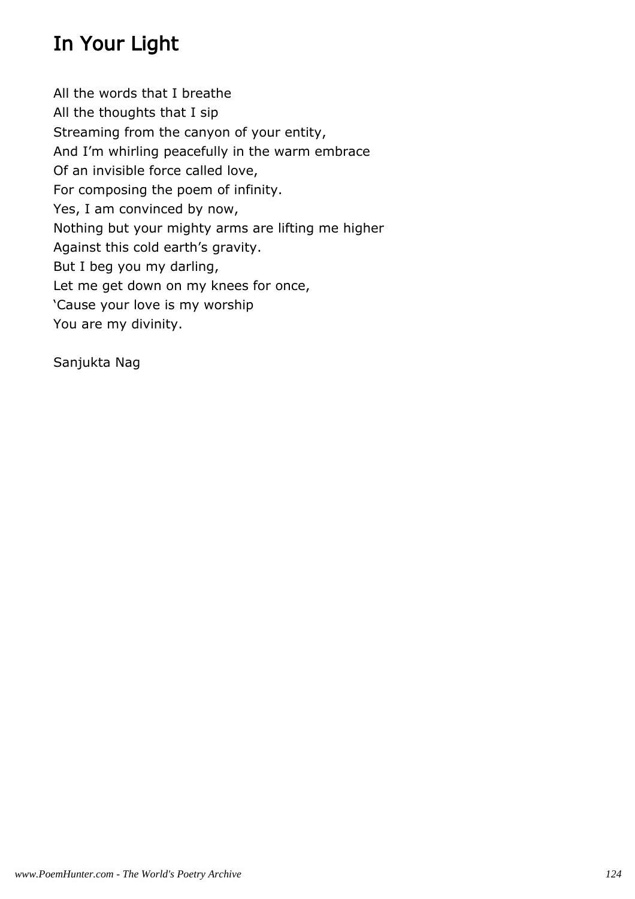# In Your Light

All the words that I breathe
All the thoughts that I sip
Streaming from the canyon of your entity,
And I'm whirling peacefully in the warm embrace
Of an invisible force called love,
For composing the poem of infinity.
Yes, I am convinced by now,
Nothing but your mighty arms are lifting me higher
Against this cold earth's gravity.
But I beg you my darling,
Let me get down on my knees for once,
'Cause your love is my worship
You are my divinity.

Sanjukta Nag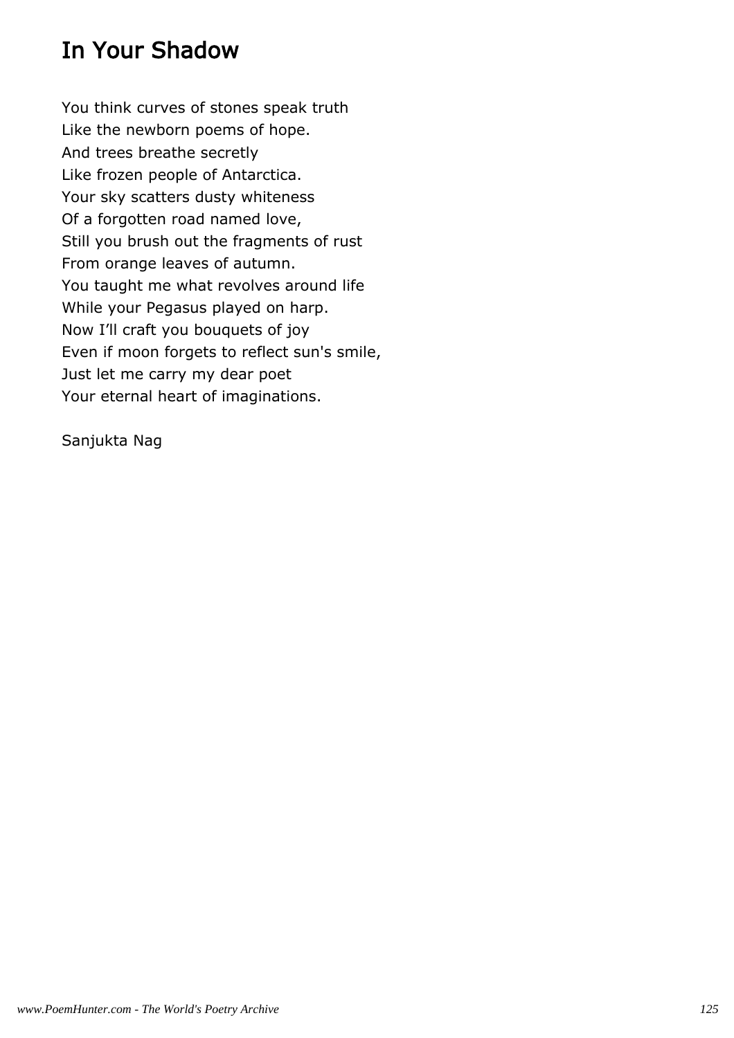# In Your Shadow

You think curves of stones speak truth
Like the newborn poems of hope.
And trees breathe secretly
Like frozen people of Antarctica.
Your sky scatters dusty whiteness
Of a forgotten road named love,
Still you brush out the fragments of rust
From orange leaves of autumn.
You taught me what revolves around life
While your Pegasus played on harp.
Now I'll craft you bouquets of joy
Even if moon forgets to reflect sun's smile,
Just let me carry my dear poet
Your eternal heart of imaginations.

Sanjukta Nag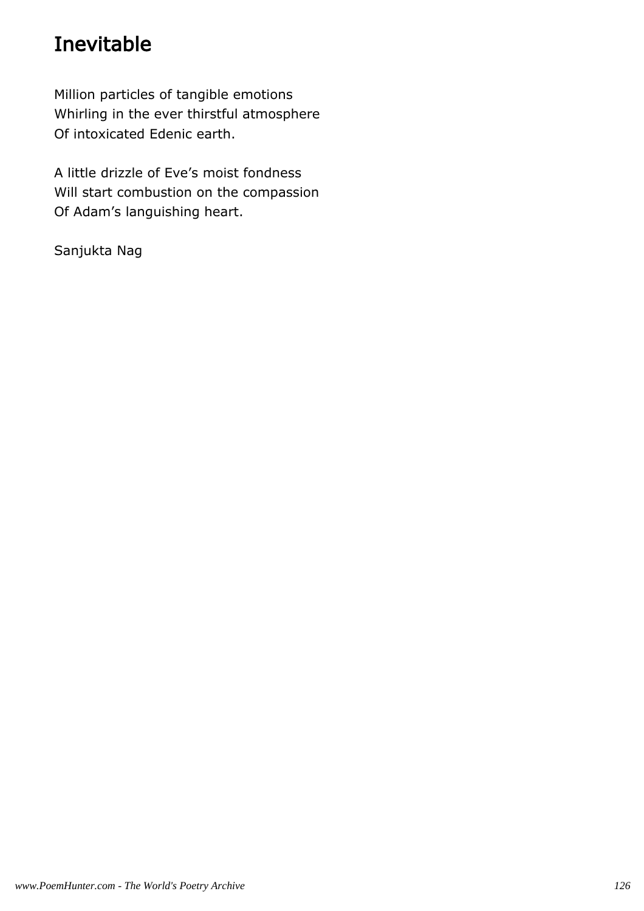# Inevitable

Million particles of tangible emotions  
Whirling in the ever thirstful atmosphere  
Of intoxicated Edenic earth.

A little drizzle of Eve's moist fondness  
Will start combustion on the compassion  
Of Adam's languishing heart.

Sanjukta Nag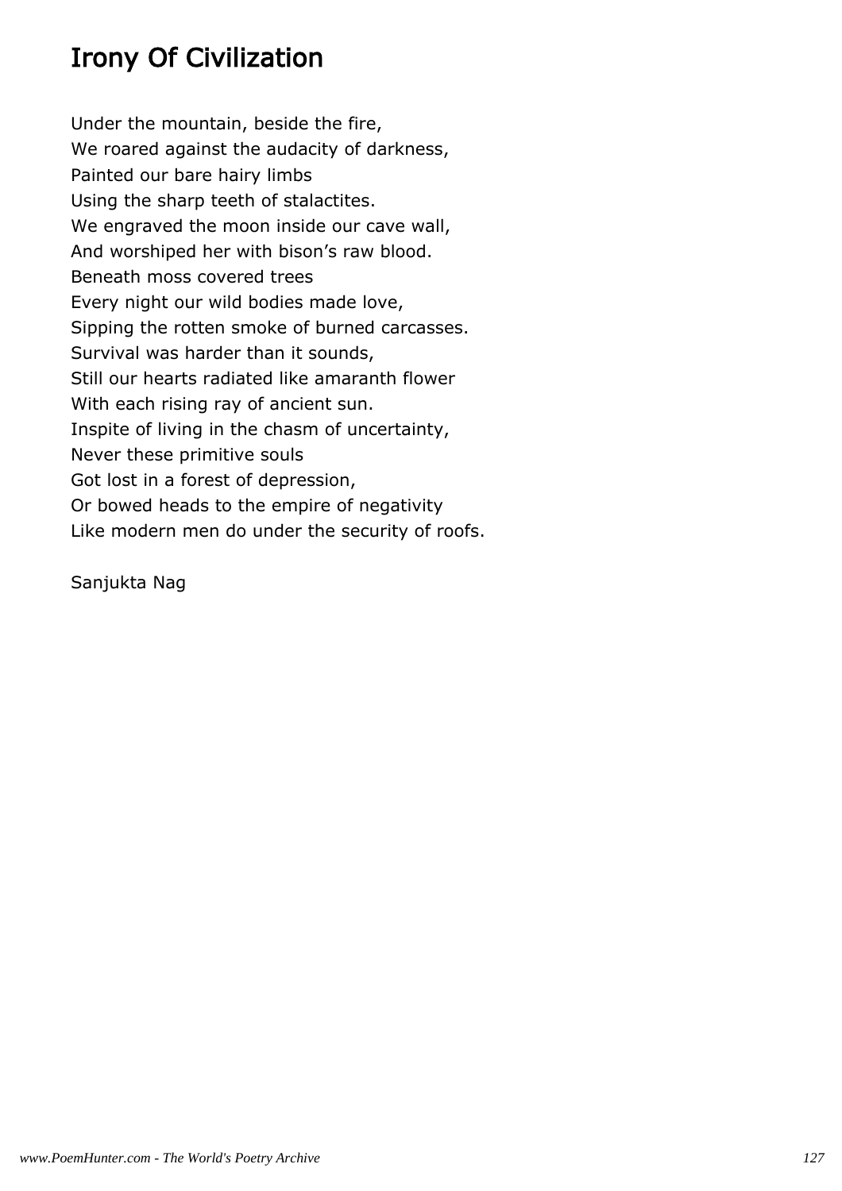# Irony Of Civilization

Under the mountain, beside the fire,  
We roared against the audacity of darkness,  
Painted our bare hairy limbs  
Using the sharp teeth of stalactites.  
We engraved the moon inside our cave wall,  
And worshiped her with bison's raw blood.  
Beneath moss covered trees  
Every night our wild bodies made love,  
Sipping the rotten smoke of burned carcasses.  
Survival was harder than it sounds,  
Still our hearts radiated like amaranth flower  
With each rising ray of ancient sun.  
Inspite of living in the chasm of uncertainty,  
Never these primitive souls  
Got lost in a forest of depression,  
Or bowed heads to the empire of negativity  
Like modern men do under the security of roofs.

Sanjukta Nag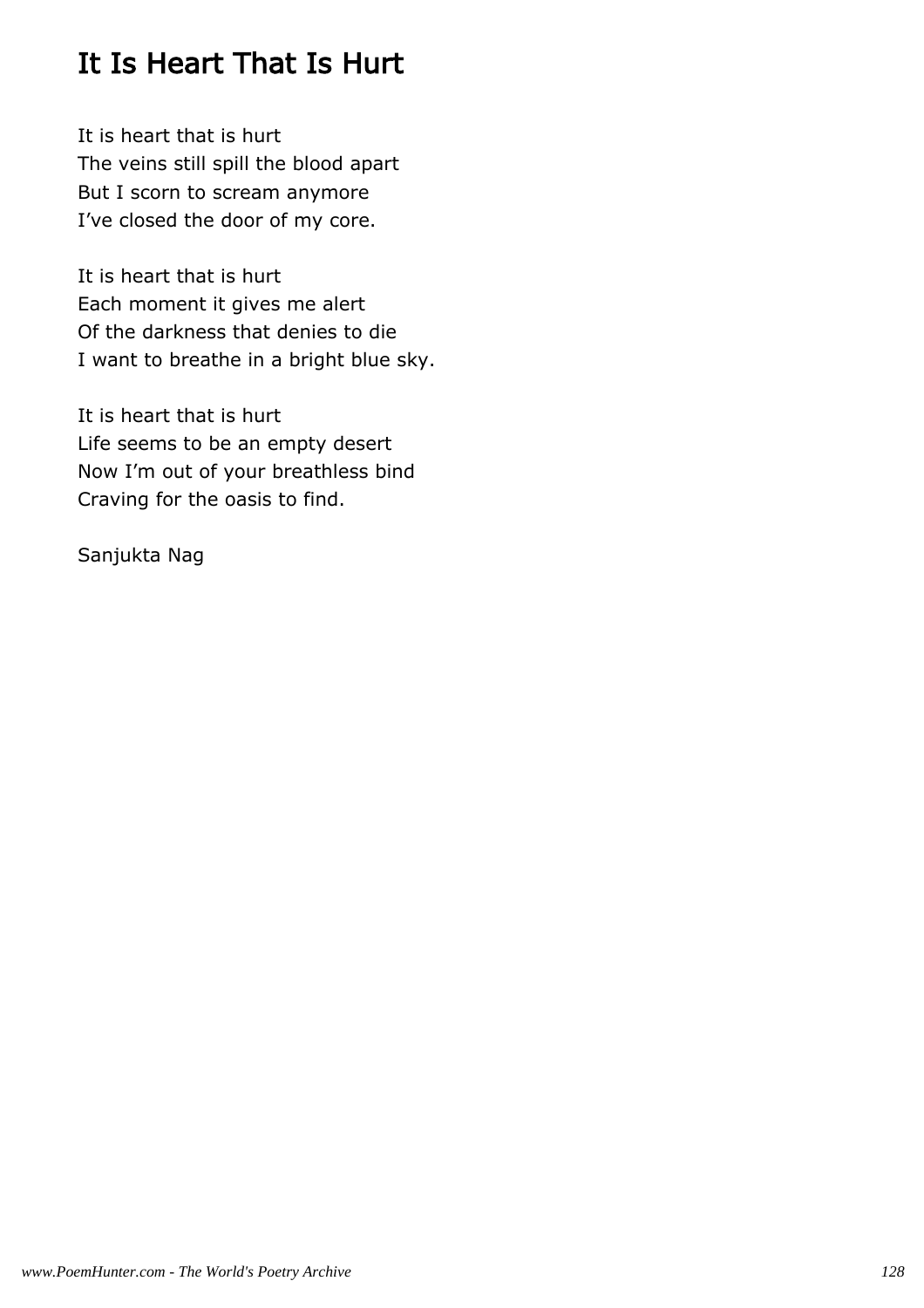# It Is Heart That Is Hurt

It is heart that is hurt
The veins still spill the blood apart
But I scorn to scream anymore
I've closed the door of my core.

It is heart that is hurt
Each moment it gives me alert
Of the darkness that denies to die
I want to breathe in a bright blue sky.

It is heart that is hurt
Life seems to be an empty desert
Now I'm out of your breathless bind
Craving for the oasis to find.

Sanjukta Nag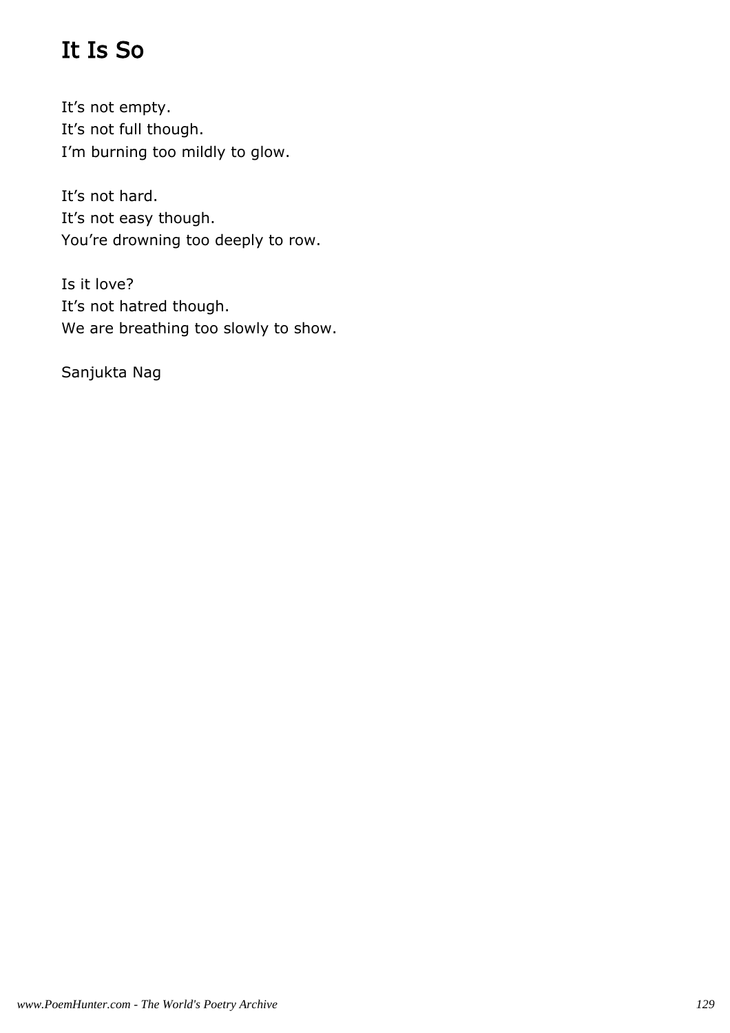# It Is So

It’s not empty.
It’s not full though.
I’m burning too mildly to glow.

It’s not hard.
It’s not easy though.
You’re drowning too deeply to row.

Is it love?
It’s not hatred though.
We are breathing too slowly to show.

Sanjukta Nag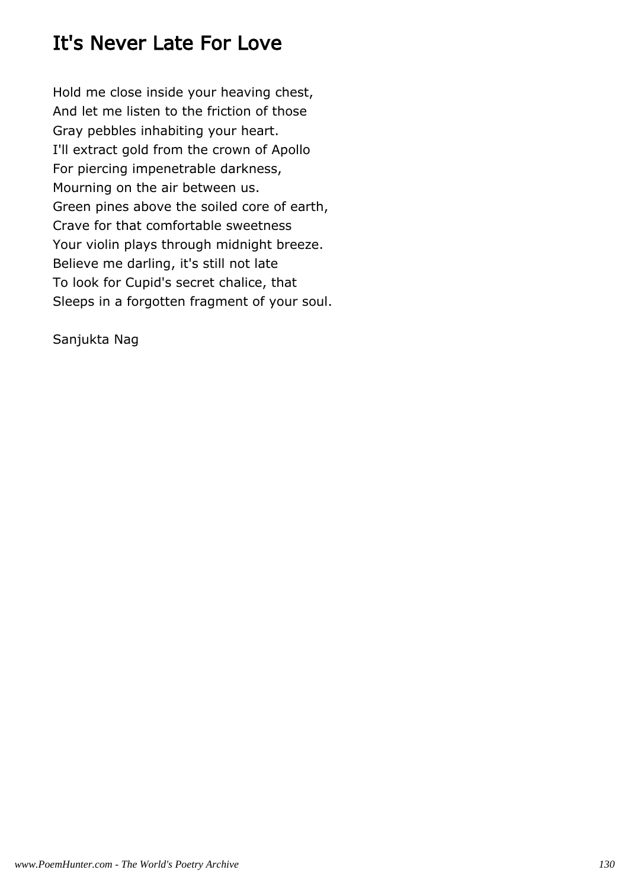# It's Never Late For Love

Hold me close inside your heaving chest,  
And let me listen to the friction of those  
Gray pebbles inhabiting your heart.  
I'll extract gold from the crown of Apollo  
For piercing impenetrable darkness,  
Mourning on the air between us.  
Green pines above the soiled core of earth,  
Crave for that comfortable sweetness  
Your violin plays through midnight breeze.  
Believe me darling, it's still not late  
To look for Cupid's secret chalice, that  
Sleeps in a forgotten fragment of your soul.

Sanjukta Nag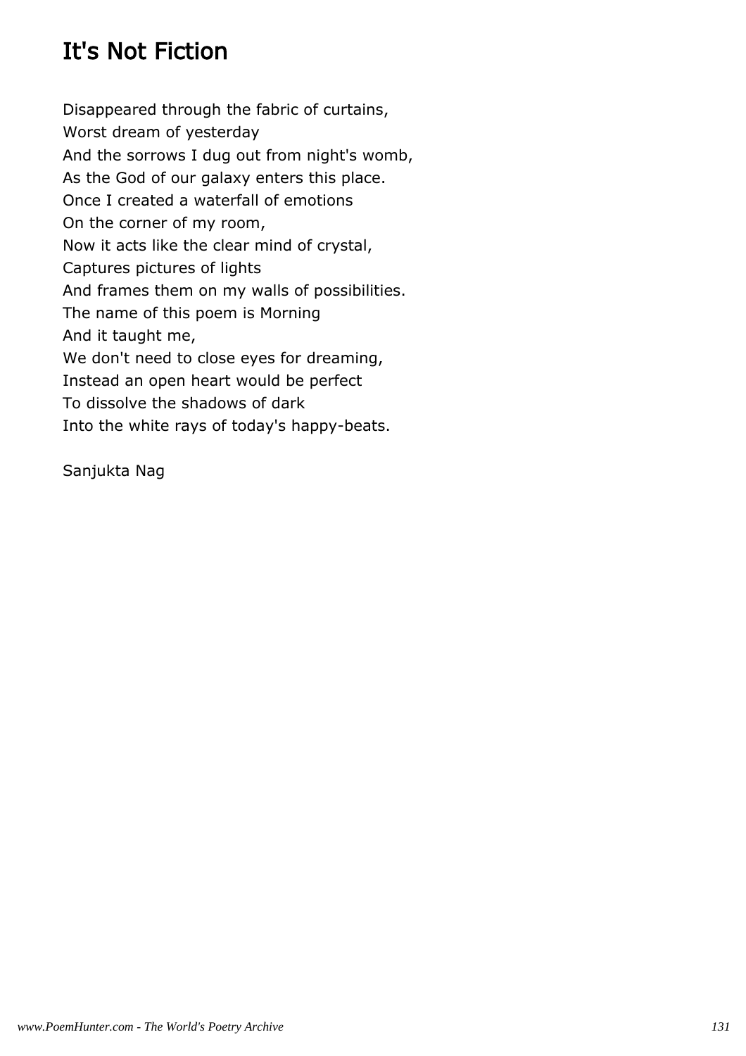# It's Not Fiction

Disappeared through the fabric of curtains,  
Worst dream of yesterday  
And the sorrows I dug out from night's womb,  
As the God of our galaxy enters this place.  
Once I created a waterfall of emotions  
On the corner of my room,  
Now it acts like the clear mind of crystal,  
Captures pictures of lights  
And frames them on my walls of possibilities.  
The name of this poem is Morning  
And it taught me,  
We don't need to close eyes for dreaming,  
Instead an open heart would be perfect  
To dissolve the shadows of dark  
Into the white rays of today's happy-beats.

Sanjukta Nag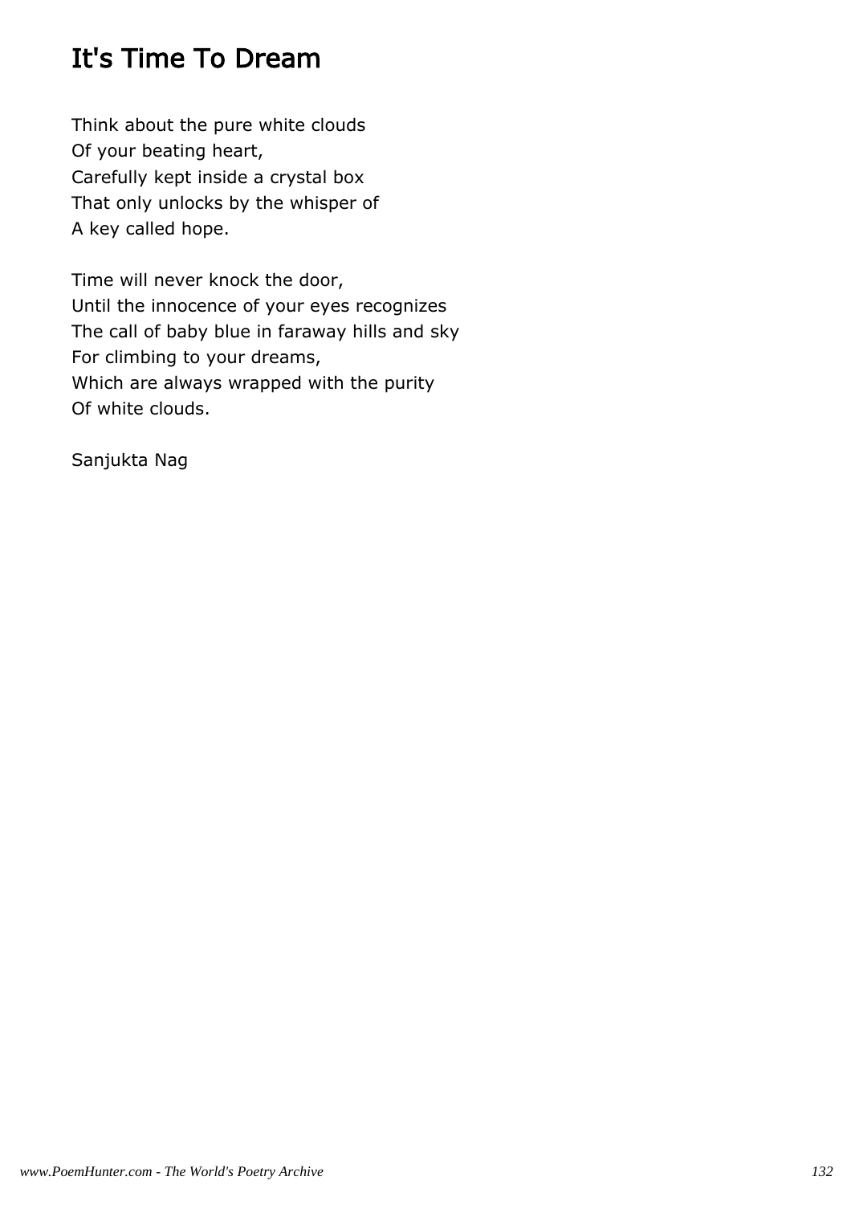# It's Time To Dream

Think about the pure white clouds
Of your beating heart,
Carefully kept inside a crystal box
That only unlocks by the whisper of
A key called hope.

Time will never knock the door,
Until the innocence of your eyes recognizes
The call of baby blue in faraway hills and sky
For climbing to your dreams,
Which are always wrapped with the purity
Of white clouds.

Sanjukta Nag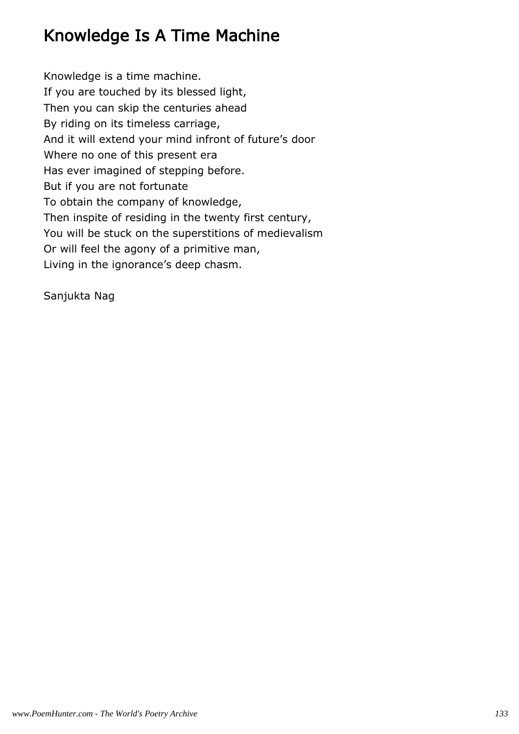# Knowledge Is A Time Machine

Knowledge is a time machine.  
If you are touched by its blessed light,  
Then you can skip the centuries ahead  
By riding on its timeless carriage,  
And it will extend your mind infront of future’s door  
Where no one of this present era  
Has ever imagined of stepping before.  
But if you are not fortunate  
To obtain the company of knowledge,  
Then inspite of residing in the twenty first century,  
You will be stuck on the superstitions of medievalism  
Or will feel the agony of a primitive man,  
Living in the ignorance’s deep chasm.

Sanjukta Nag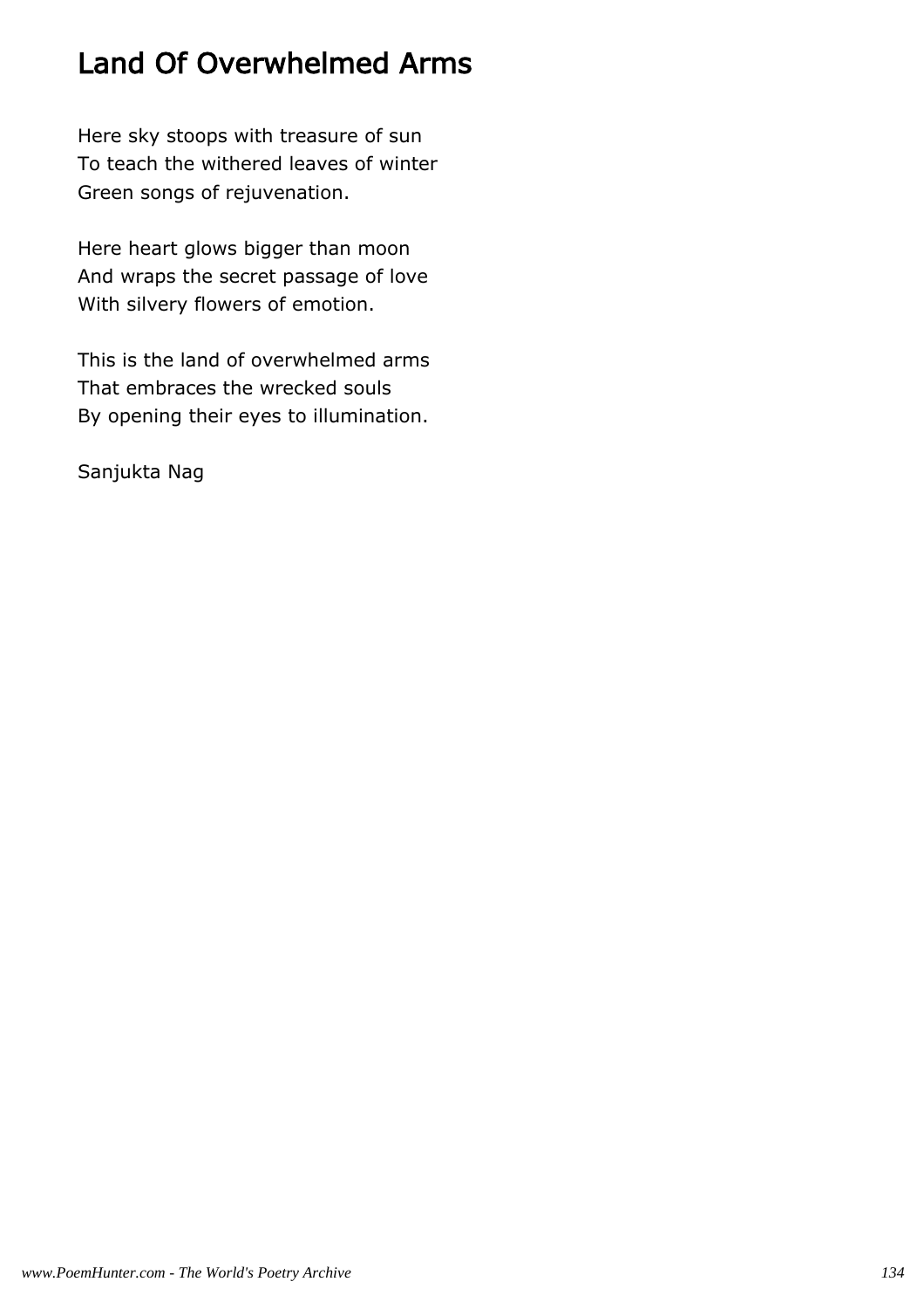# Land Of Overwhelmed Arms

Here sky stoops with treasure of sun
To teach the withered leaves of winter
Green songs of rejuvenation.

Here heart glows bigger than moon
And wraps the secret passage of love
With silvery flowers of emotion.

This is the land of overwhelmed arms
That embraces the wrecked souls
By opening their eyes to illumination.

Sanjukta Nag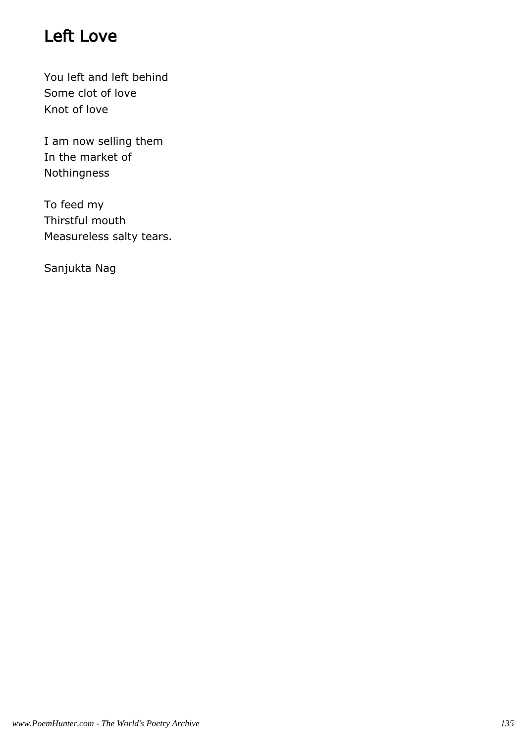# Left Love

You left and left behind  
Some clot of love  
Knot of love

I am now selling them  
In the market of  
Nothingness

To feed my  
Thirstful mouth  
Measureless salty tears.

Sanjukta Nag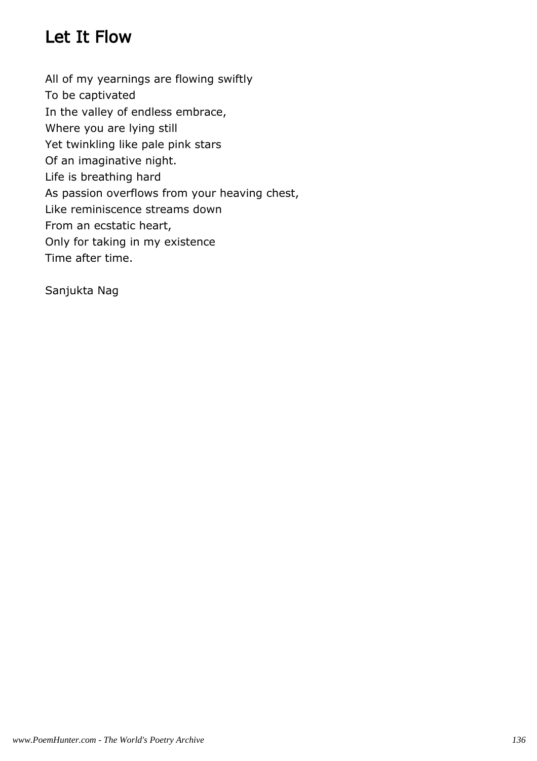# Let It Flow

All of my yearnings are flowing swiftly  
To be captivated  
In the valley of endless embrace,  
Where you are lying still  
Yet twinkling like pale pink stars  
Of an imaginative night.  
Life is breathing hard  
As passion overflows from your heaving chest,  
Like reminiscence streams down  
From an ecstatic heart,  
Only for taking in my existence  
Time after time.

Sanjukta Nag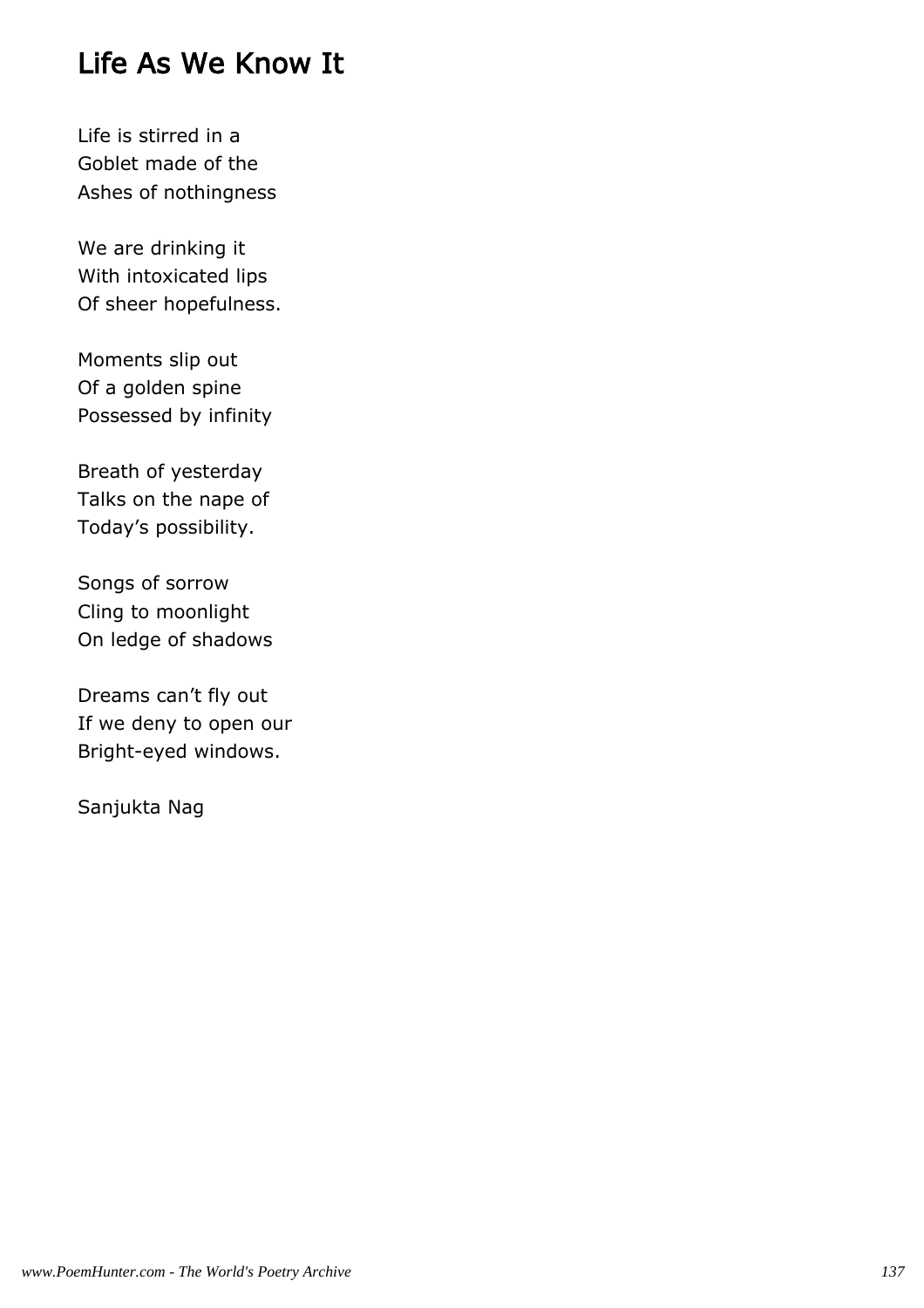# Life As We Know It

Life is stirred in a
Goblet made of the
Ashes of nothingness

We are drinking it
With intoxicated lips
Of sheer hopefulness.

Moments slip out
Of a golden spine
Possessed by infinity

Breath of yesterday
Talks on the nape of
Today's possibility.

Songs of sorrow
Cling to moonlight
On ledge of shadows

Dreams can't fly out
If we deny to open our
Bright-eyed windows.

Sanjukta Nag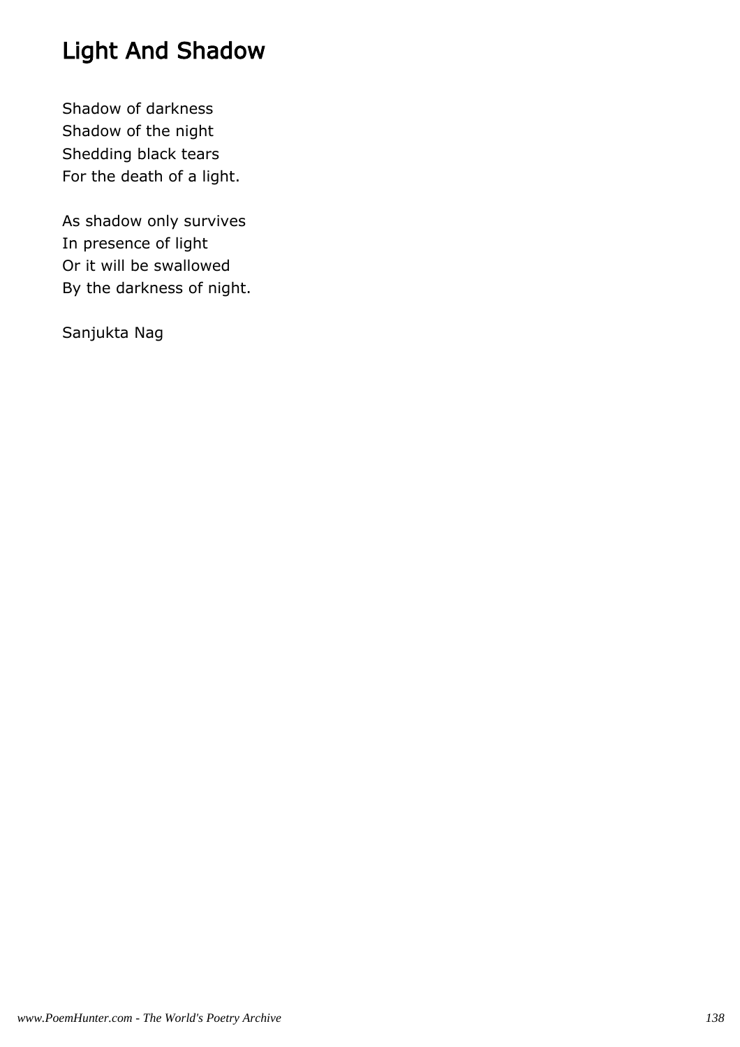# Light And Shadow

Shadow of darkness
Shadow of the night
Shedding black tears
For the death of a light.

As shadow only survives
In presence of light
Or it will be swallowed
By the darkness of night.

Sanjukta Nag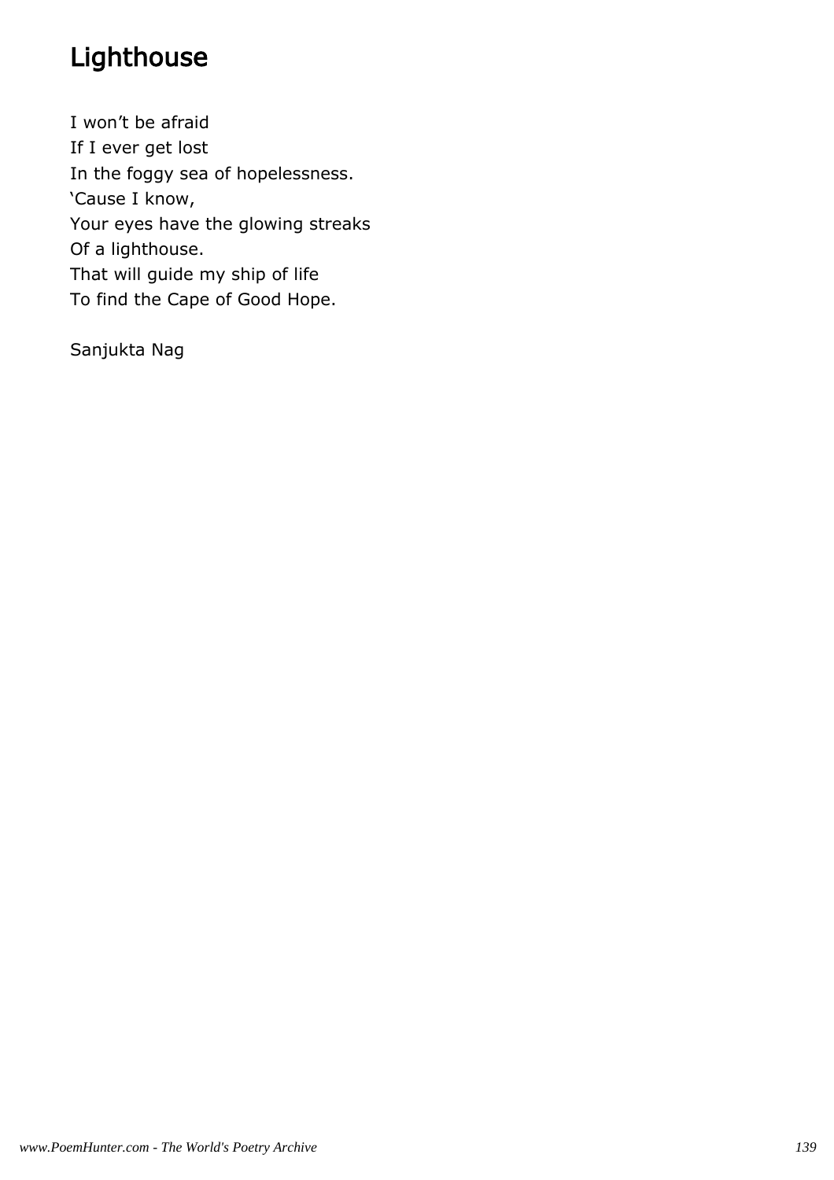# Lighthouse

I won't be afraid  
If I ever get lost  
In the foggy sea of hopelessness.  
'Cause I know,  
Your eyes have the glowing streaks  
Of a lighthouse.  
That will guide my ship of life  
To find the Cape of Good Hope.

Sanjukta Nag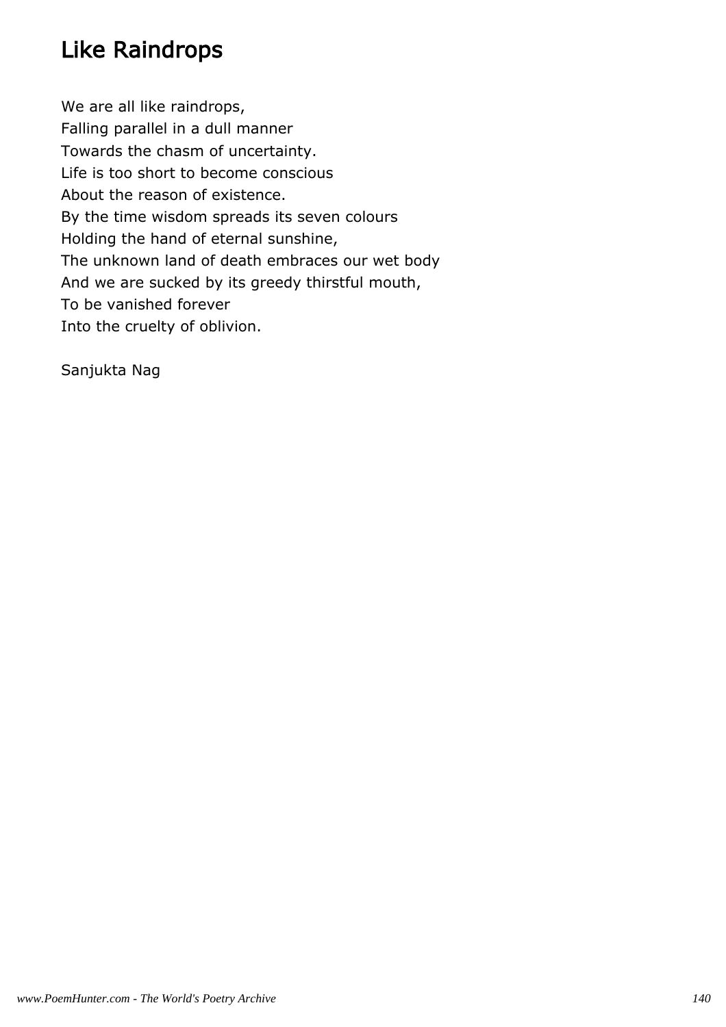# Like Raindrops

We are all like raindrops,  
Falling parallel in a dull manner  
Towards the chasm of uncertainty.  
Life is too short to become conscious  
About the reason of existence.  
By the time wisdom spreads its seven colours  
Holding the hand of eternal sunshine,  
The unknown land of death embraces our wet body  
And we are sucked by its greedy thirstful mouth,  
To be vanished forever  
Into the cruelty of oblivion.

Sanjukta Nag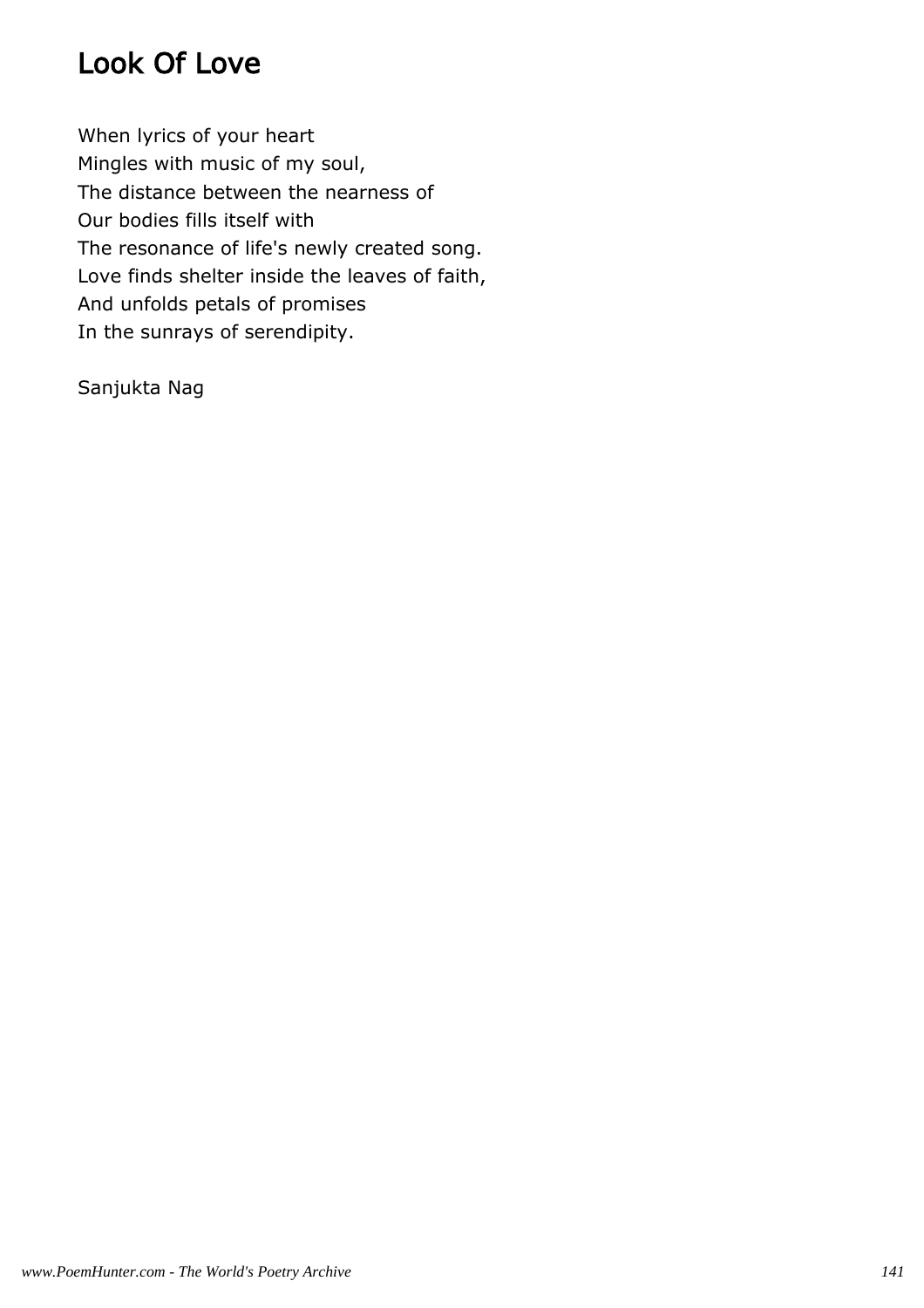# Look Of Love

When lyrics of your heart  
Mingles with music of my soul,  
The distance between the nearness of  
Our bodies fills itself with  
The resonance of life's newly created song.  
Love finds shelter inside the leaves of faith,  
And unfolds petals of promises  
In the sunrays of serendipity.

Sanjukta Nag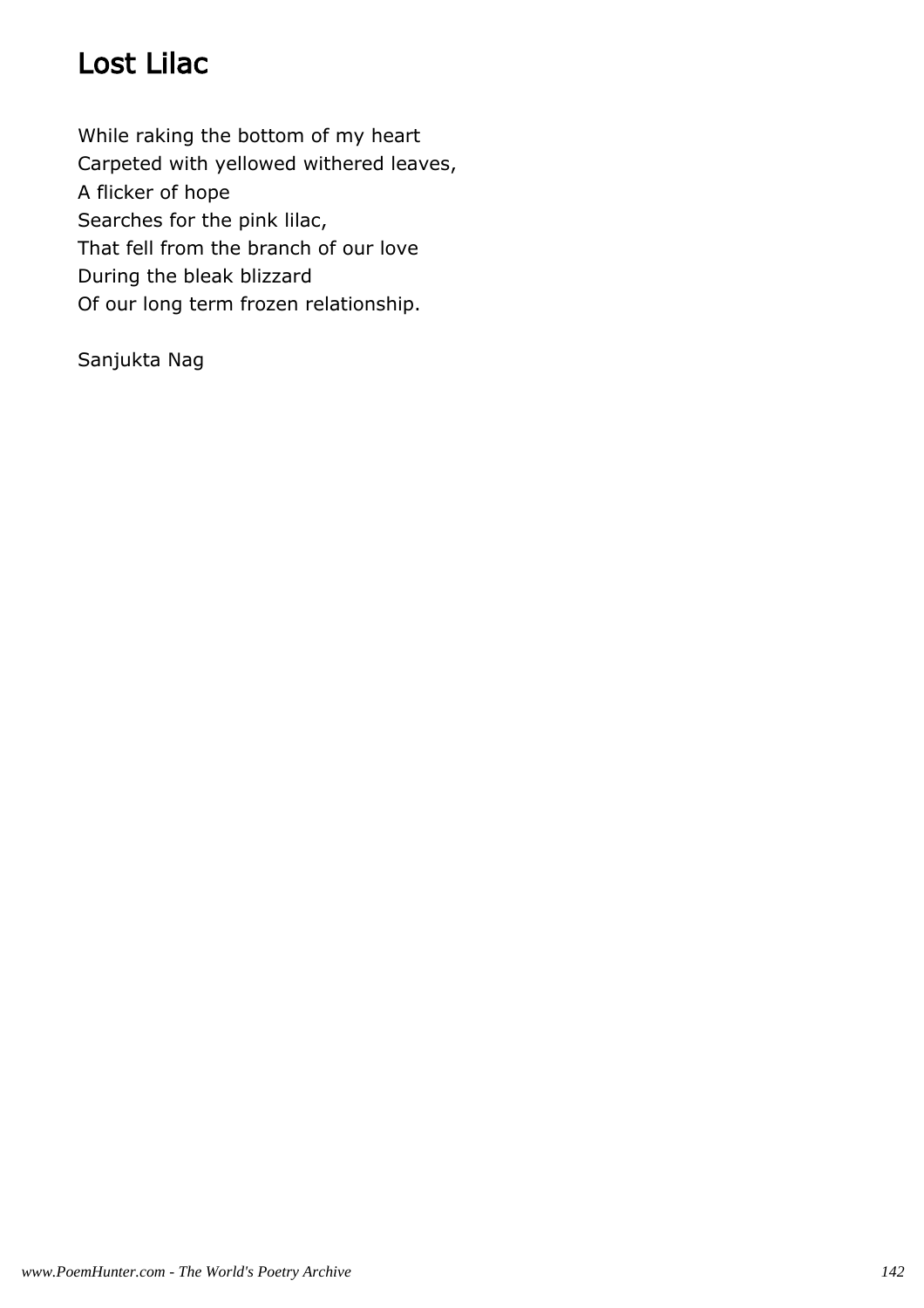# Lost Lilac

While raking the bottom of my heart
Carpeted with yellowed withered leaves,
A flicker of hope
Searches for the pink lilac,
That fell from the branch of our love
During the bleak blizzard
Of our long term frozen relationship.

Sanjukta Nag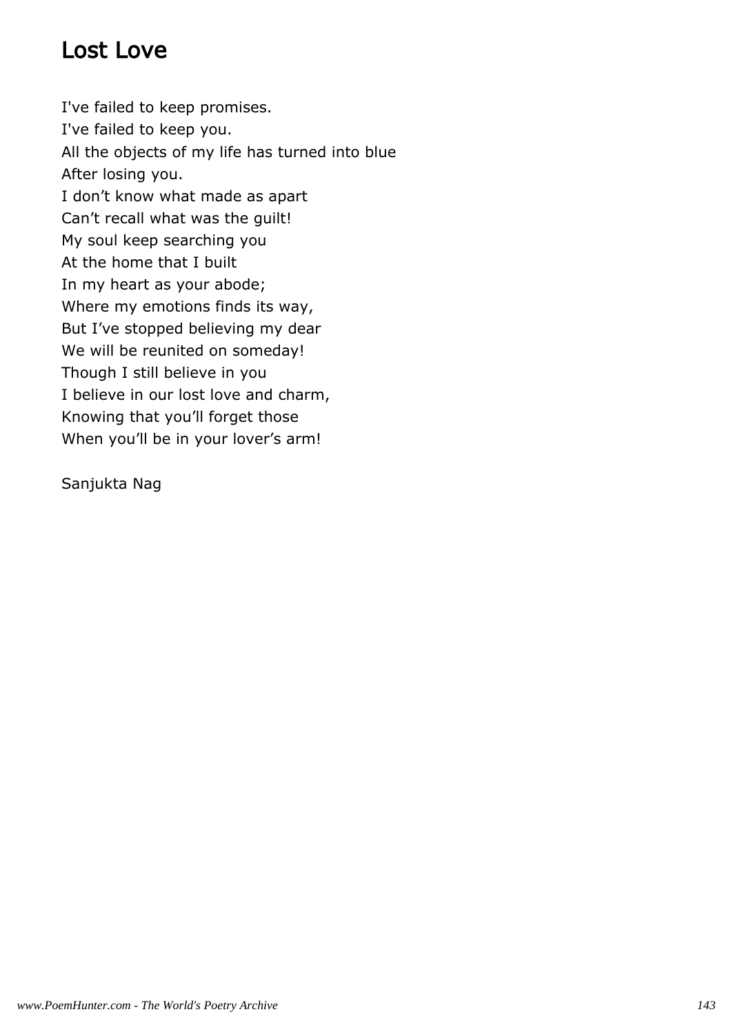# Lost Love

I've failed to keep promises.
I've failed to keep you.
All the objects of my life has turned into blue
After losing you.
I don’t know what made as apart
Can’t recall what was the guilt!
My soul keep searching you
At the home that I built
In my heart as your abode;
Where my emotions finds its way,
But I’ve stopped believing my dear
We will be reunited on someday!
Though I still believe in you
I believe in our lost love and charm,
Knowing that you’ll forget those
When you’ll be in your lover’s arm!

Sanjukta Nag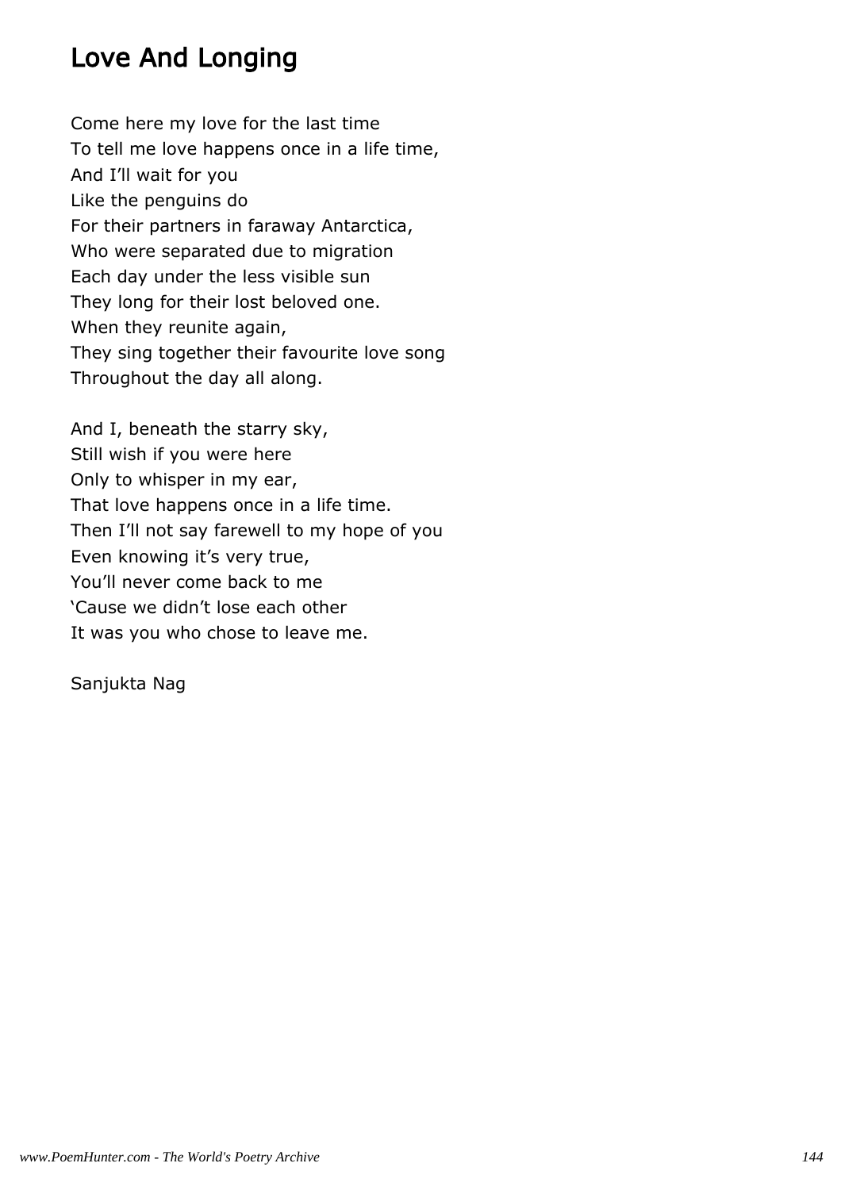# Love And Longing

Come here my love for the last time
To tell me love happens once in a life time,
And I'll wait for you
Like the penguins do
For their partners in faraway Antarctica,
Who were separated due to migration
Each day under the less visible sun
They long for their lost beloved one.
When they reunite again,
They sing together their favourite love song
Throughout the day all along.

And I, beneath the starry sky,
Still wish if you were here
Only to whisper in my ear,
That love happens once in a life time.
Then I'll not say farewell to my hope of you
Even knowing it's very true,
You'll never come back to me
'Cause we didn't lose each other
It was you who chose to leave me.

Sanjukta Nag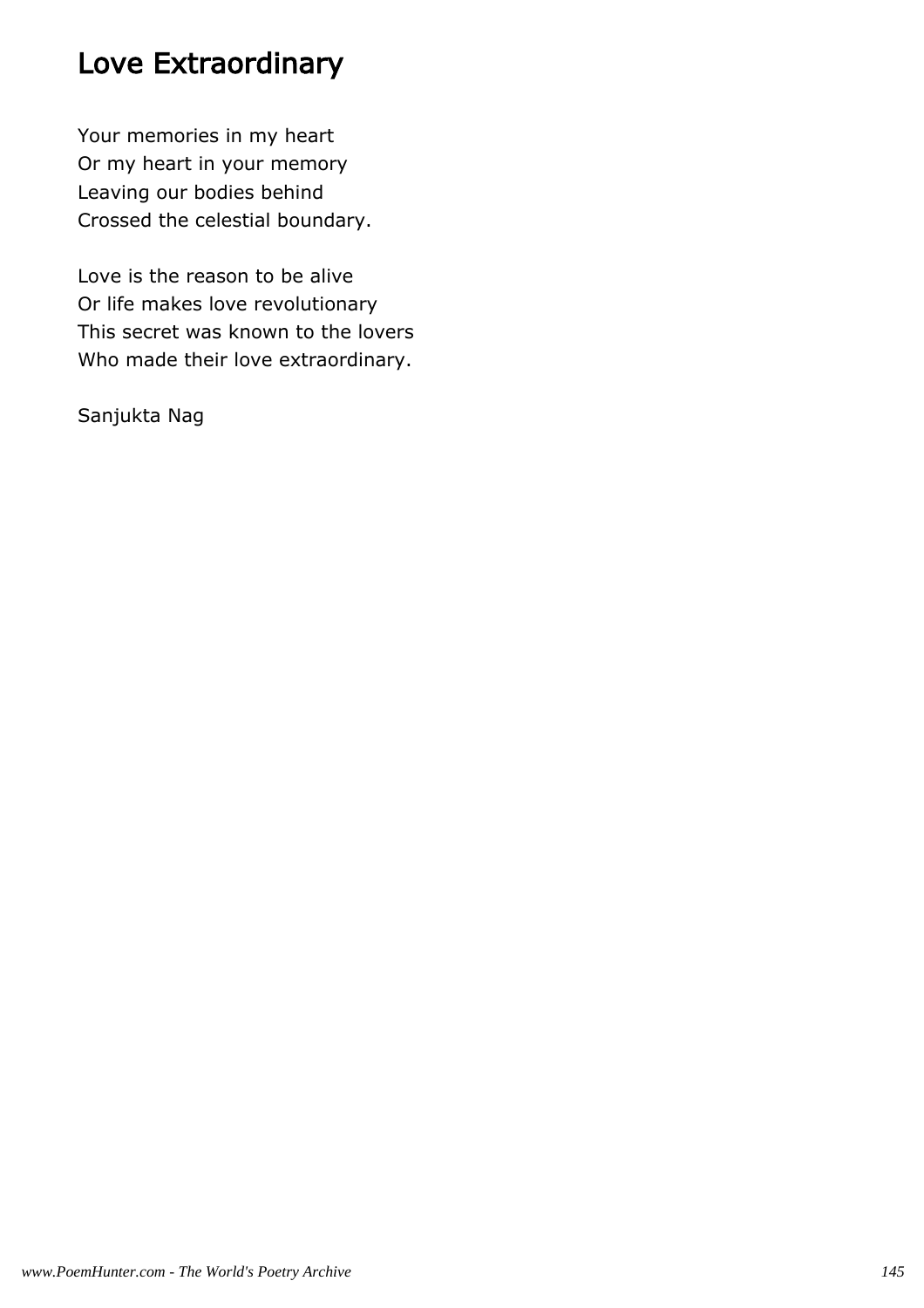# Love Extraordinary

Your memories in my heart  
Or my heart in your memory  
Leaving our bodies behind  
Crossed the celestial boundary.

Love is the reason to be alive  
Or life makes love revolutionary  
This secret was known to the lovers  
Who made their love extraordinary.

Sanjukta Nag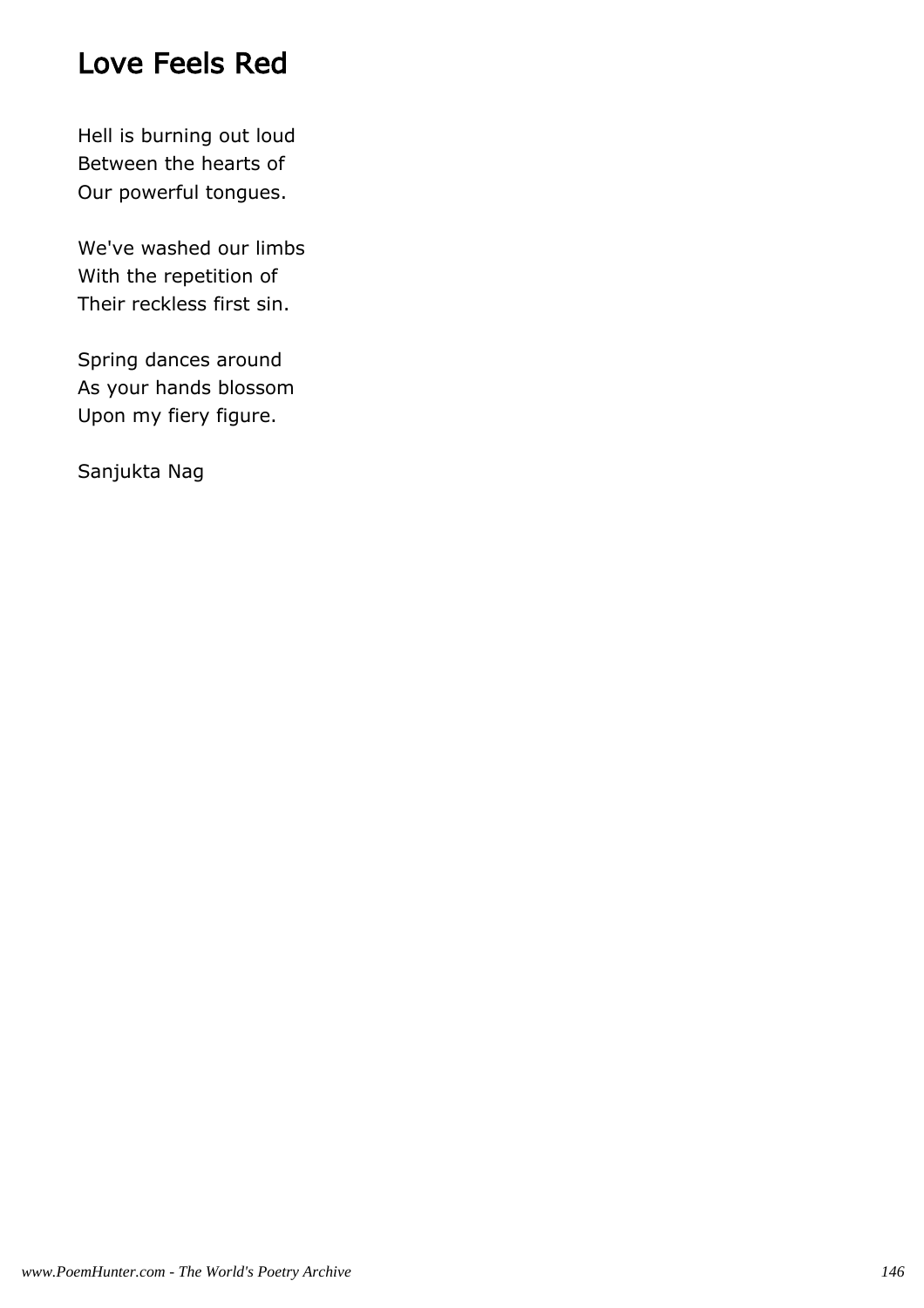# Love Feels Red

Hell is burning out loud  
Between the hearts of  
Our powerful tongues.

We've washed our limbs  
With the repetition of  
Their reckless first sin.

Spring dances around  
As your hands blossom  
Upon my fiery figure.

Sanjukta Nag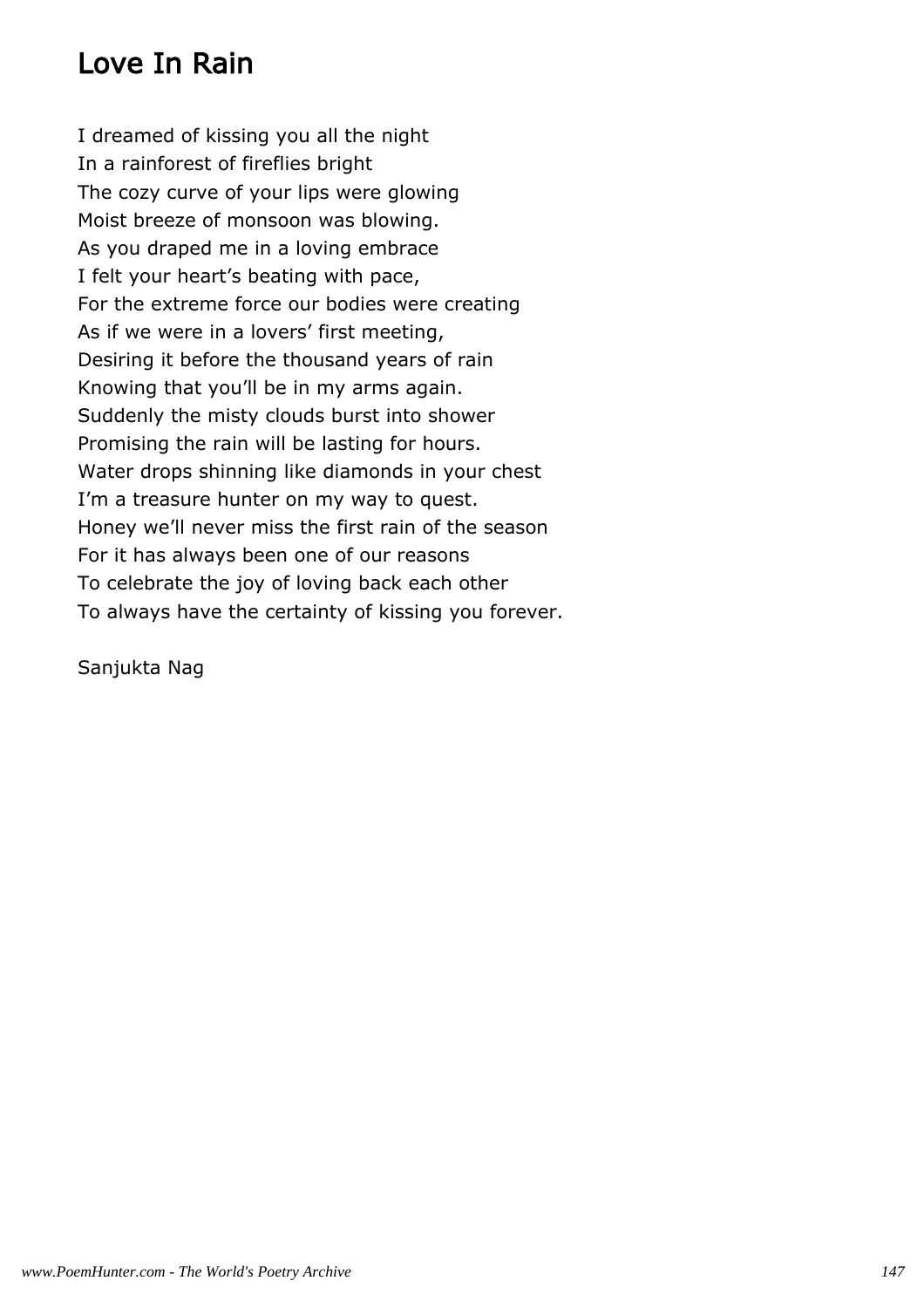## Love In Rain

I dreamed of kissing you all the night  
In a rainforest of fireflies bright  
The cozy curve of your lips were glowing  
Moist breeze of monsoon was blowing.  
As you draped me in a loving embrace  
I felt your heart's beating with pace,  
For the extreme force our bodies were creating  
As if we were in a lovers' first meeting,  
Desiring it before the thousand years of rain  
Knowing that you'll be in my arms again.  
Suddenly the misty clouds burst into shower  
Promising the rain will be lasting for hours.  
Water drops shinning like diamonds in your chest  
I'm a treasure hunter on my way to quest.  
Honey we'll never miss the first rain of the season  
For it has always been one of our reasons  
To celebrate the joy of loving back each other  
To always have the certainty of kissing you forever.

Sanjukta Nag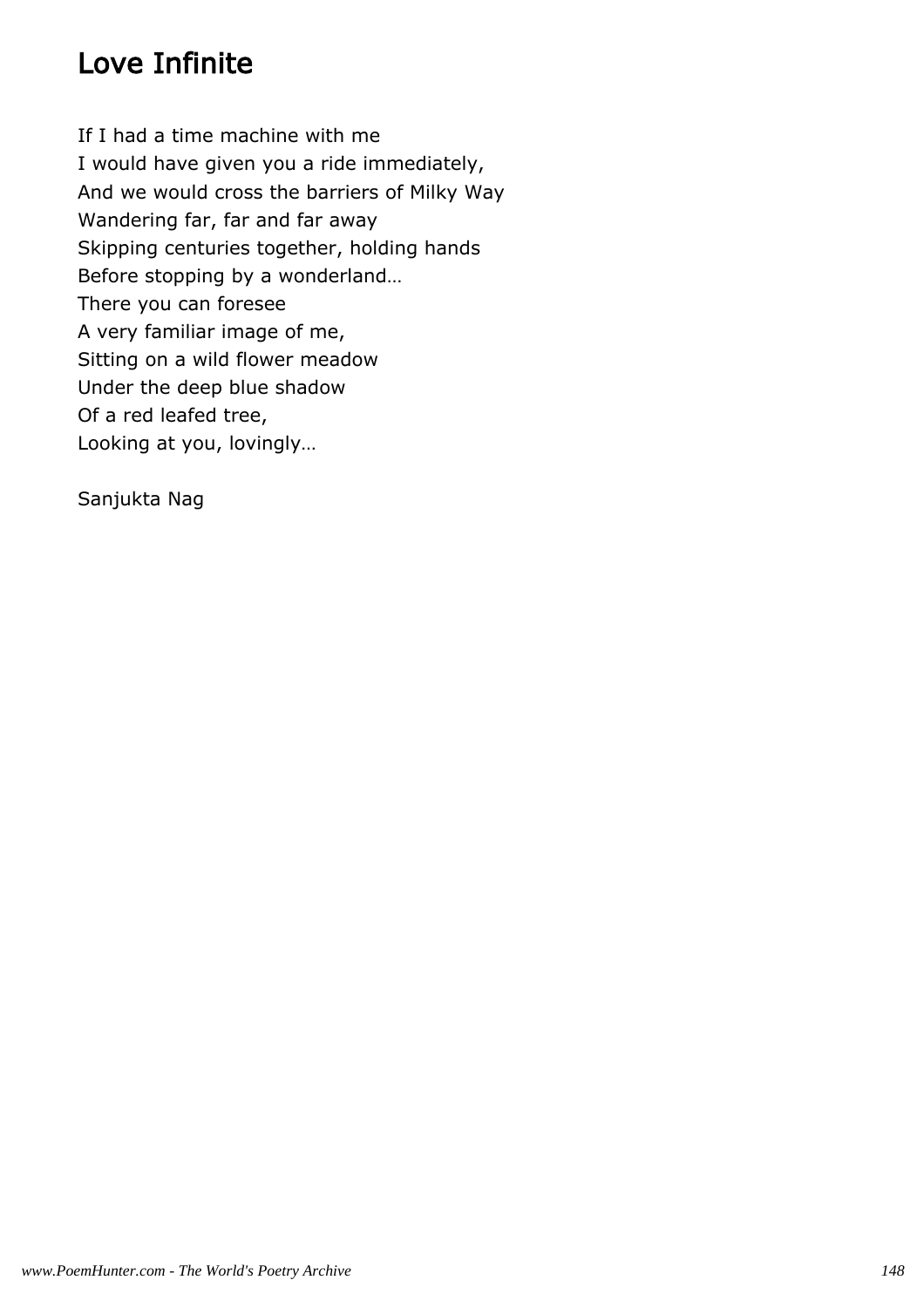# Love Infinite

If I had a time machine with me
I would have given you a ride immediately,
And we would cross the barriers of Milky Way
Wandering far, far and far away
Skipping centuries together, holding hands
Before stopping by a wonderland…
There you can foresee
A very familiar image of me,
Sitting on a wild flower meadow
Under the deep blue shadow
Of a red leafed tree,
Looking at you, lovingly…

Sanjukta Nag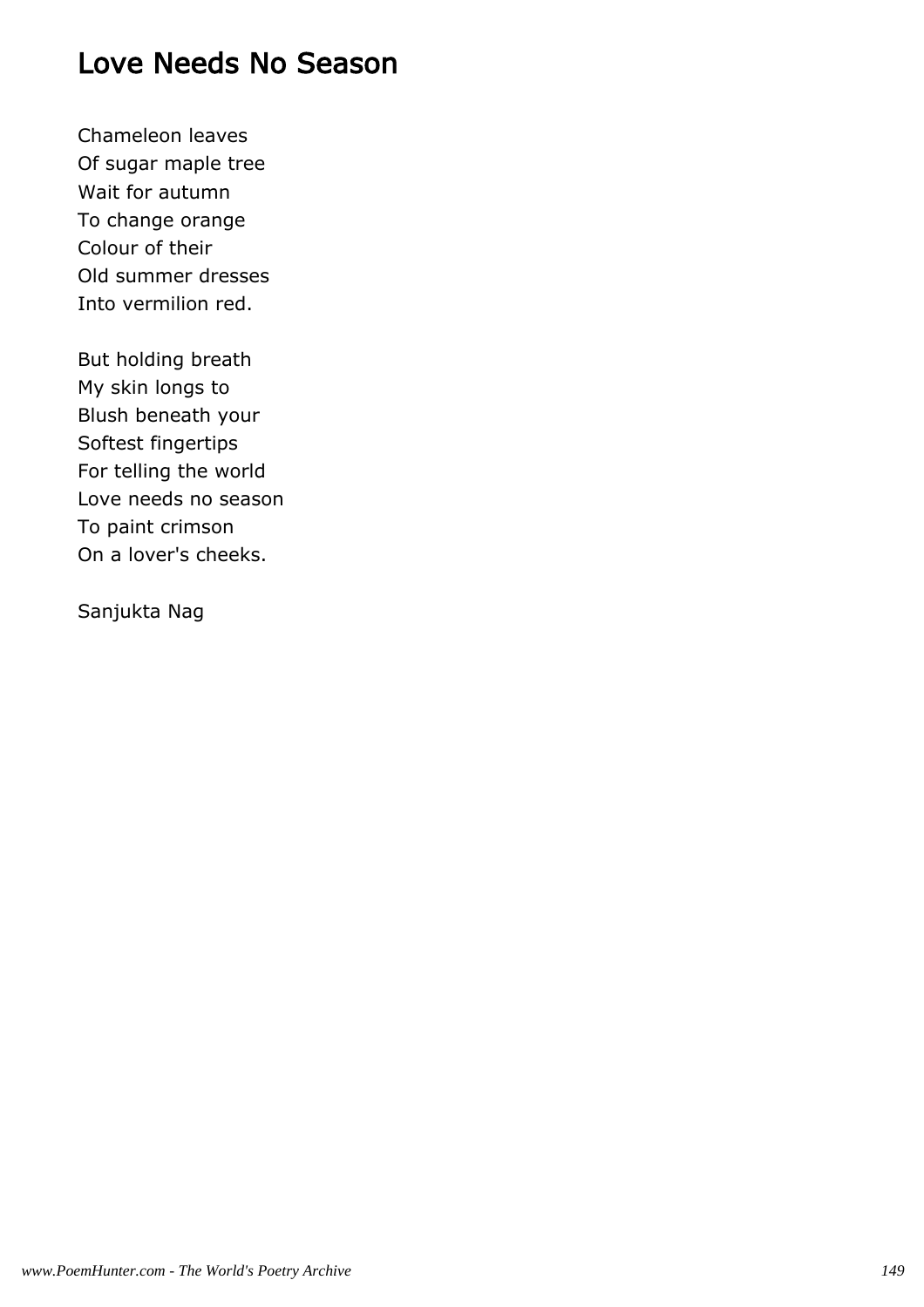# Love Needs No Season

Chameleon leaves  
Of sugar maple tree  
Wait for autumn  
To change orange  
Colour of their  
Old summer dresses  
Into vermilion red.

But holding breath  
My skin longs to  
Blush beneath your  
Softest fingertips  
For telling the world  
Love needs no season  
To paint crimson  
On a lover's cheeks.

Sanjukta Nag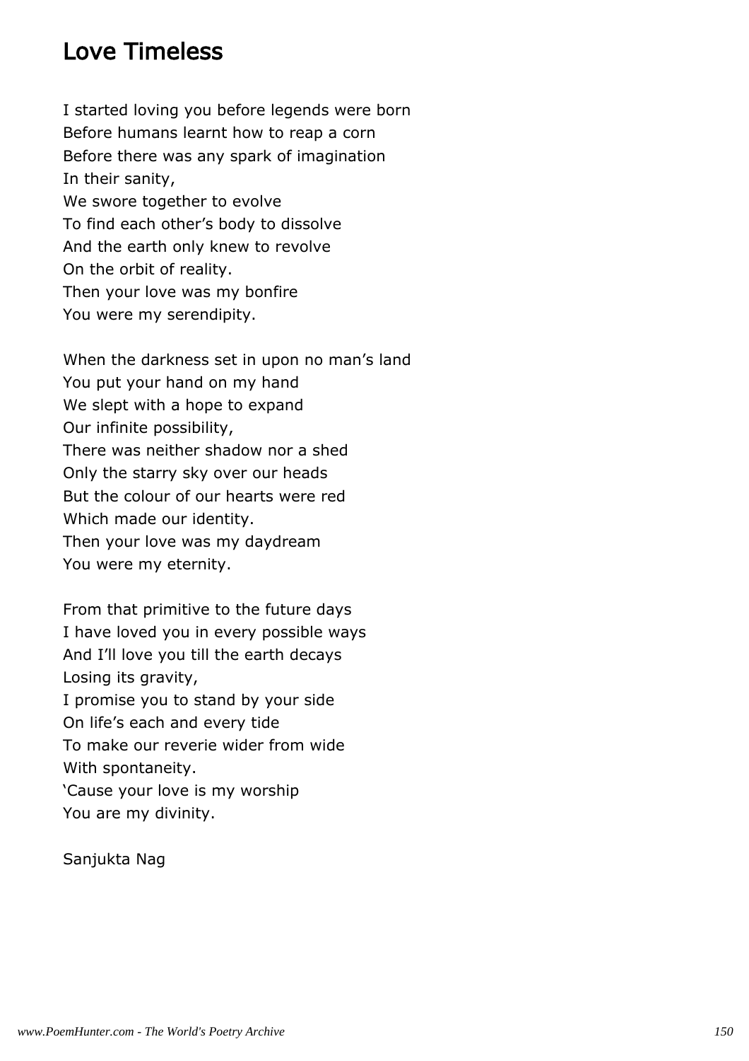## Love Timeless

I started loving you before legends were born
Before humans learnt how to reap a corn
Before there was any spark of imagination
In their sanity,
We swore together to evolve
To find each other's body to dissolve
And the earth only knew to revolve
On the orbit of reality.
Then your love was my bonfire
You were my serendipity.

When the darkness set in upon no man's land
You put your hand on my hand
We slept with a hope to expand
Our infinite possibility,
There was neither shadow nor a shed
Only the starry sky over our heads
But the colour of our hearts were red
Which made our identity.
Then your love was my daydream
You were my eternity.

From that primitive to the future days
I have loved you in every possible ways
And I'll love you till the earth decays
Losing its gravity,
I promise you to stand by your side
On life's each and every tide
To make our reverie wider from wide
With spontaneity.
'Cause your love is my worship
You are my divinity.

Sanjukta Nag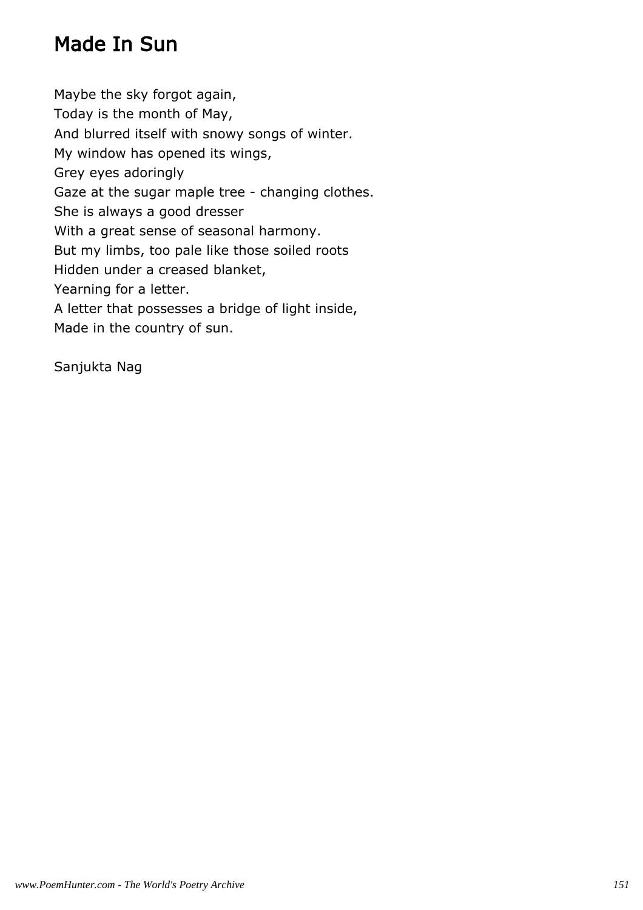# Made In Sun

Maybe the sky forgot again,
Today is the month of May,
And blurred itself with snowy songs of winter.
My window has opened its wings,
Grey eyes adoringly
Gaze at the sugar maple tree - changing clothes.
She is always a good dresser
With a great sense of seasonal harmony.
But my limbs, too pale like those soiled roots
Hidden under a creased blanket,
Yearning for a letter.
A letter that possesses a bridge of light inside,
Made in the country of sun.

Sanjukta Nag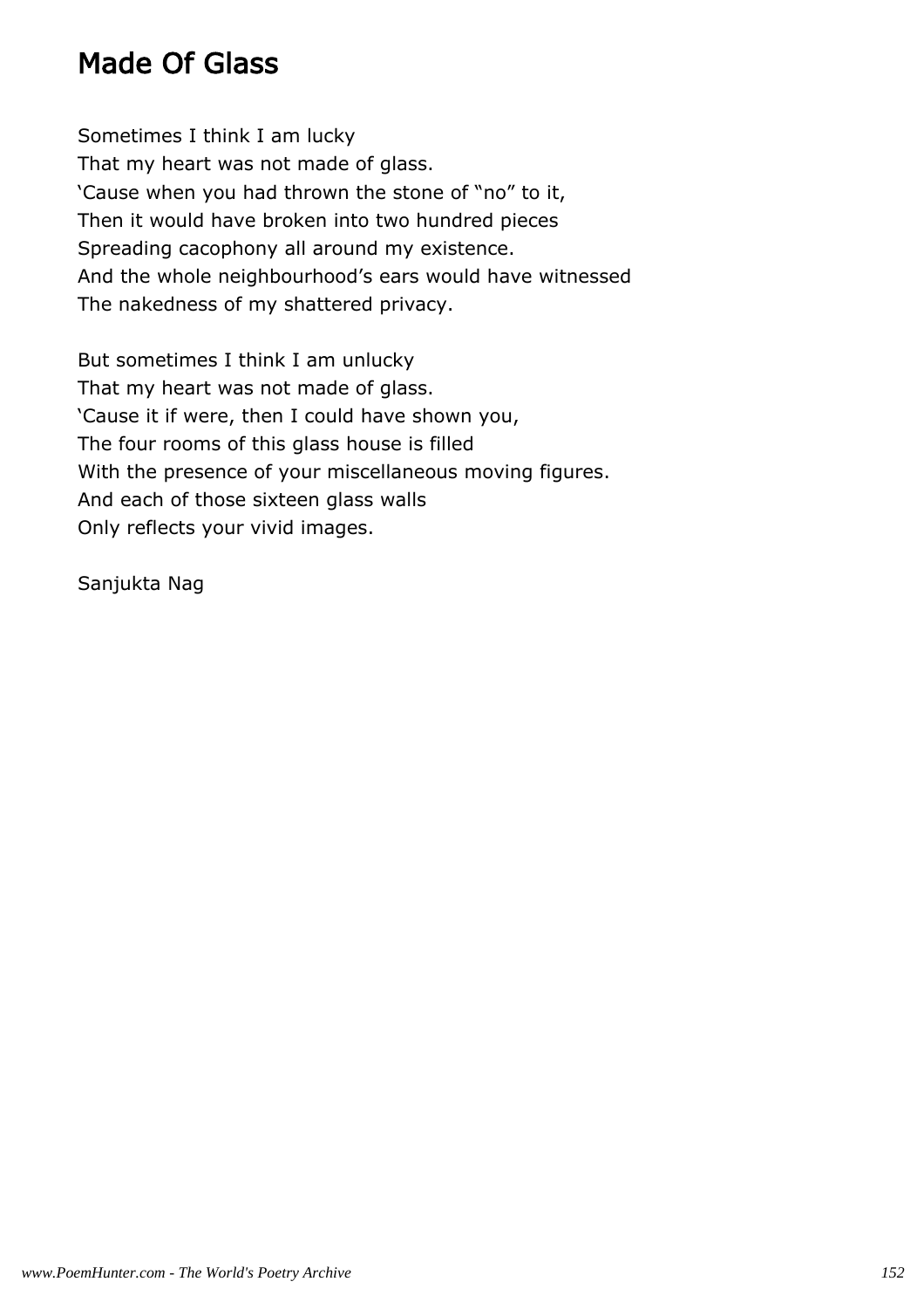# Made Of Glass

Sometimes I think I am lucky
That my heart was not made of glass.
'Cause when you had thrown the stone of "no" to it,
Then it would have broken into two hundred pieces
Spreading cacophony all around my existence.
And the whole neighbourhood's ears would have witnessed
The nakedness of my shattered privacy.

But sometimes I think I am unlucky
That my heart was not made of glass.
'Cause it if were, then I could have shown you,
The four rooms of this glass house is filled
With the presence of your miscellaneous moving figures.
And each of those sixteen glass walls
Only reflects your vivid images.

Sanjukta Nag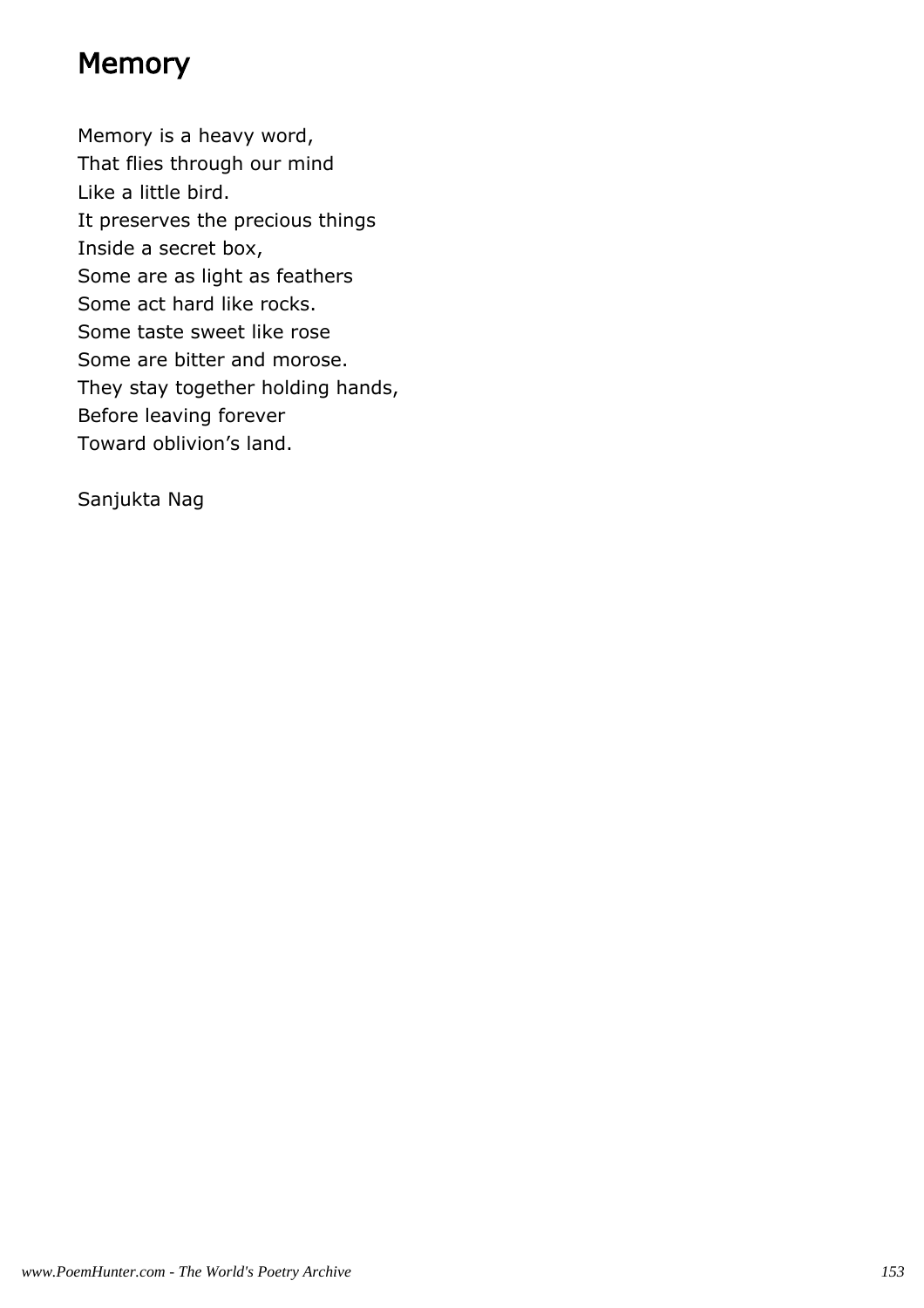# Memory

Memory is a heavy word,  
That flies through our mind  
Like a little bird.  
It preserves the precious things  
Inside a secret box,  
Some are as light as feathers  
Some act hard like rocks.  
Some taste sweet like rose  
Some are bitter and morose.  
They stay together holding hands,  
Before leaving forever  
Toward oblivion's land.

Sanjukta Nag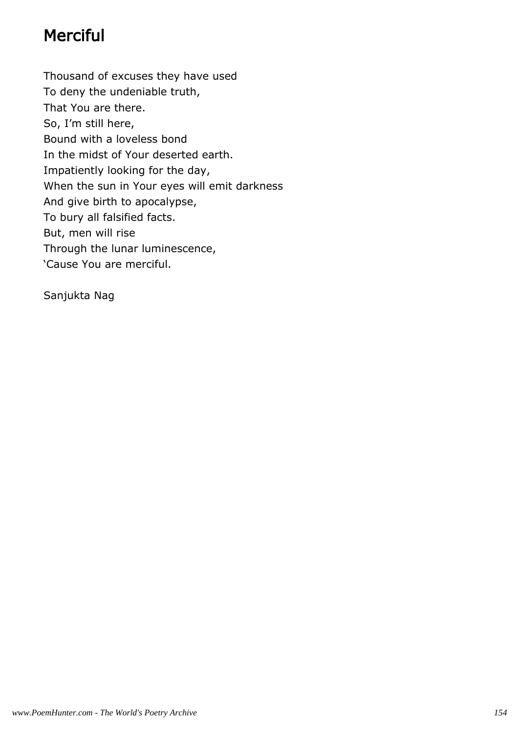# Merciful

Thousand of excuses they have used  
To deny the undeniable truth,  
That You are there.  
So, I'm still here,  
Bound with a loveless bond  
In the midst of Your deserted earth.  
Impatiently looking for the day,  
When the sun in Your eyes will emit darkness  
And give birth to apocalypse,  
To bury all falsified facts.  
But, men will rise  
Through the lunar luminescence,  
'Cause You are merciful.

Sanjukta Nag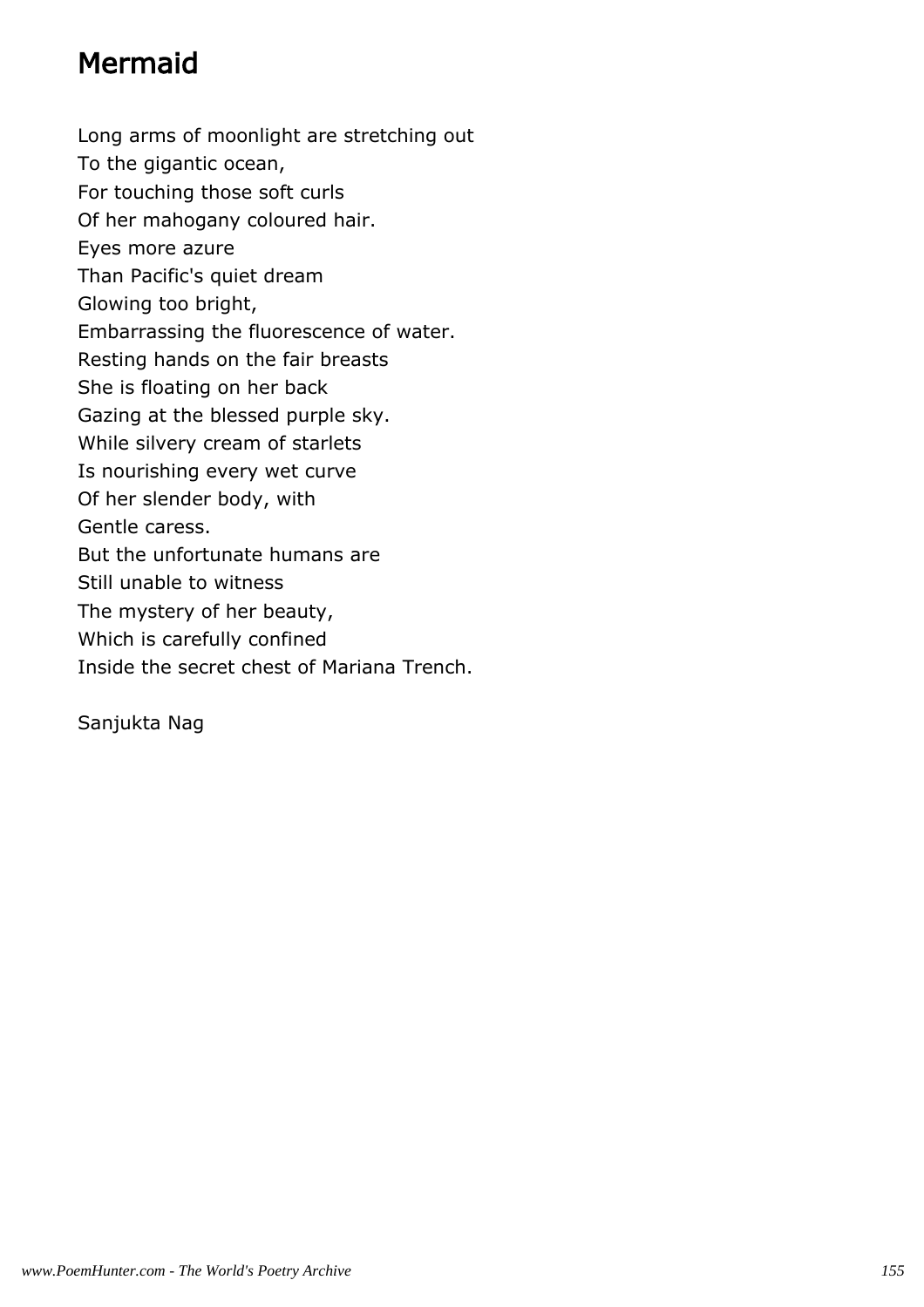# Mermaid

Long arms of moonlight are stretching out
To the gigantic ocean,
For touching those soft curls
Of her mahogany coloured hair.
Eyes more azure
Than Pacific's quiet dream
Glowing too bright,
Embarrassing the fluorescence of water.
Resting hands on the fair breasts
She is floating on her back
Gazing at the blessed purple sky.
While silvery cream of starlets
Is nourishing every wet curve
Of her slender body, with
Gentle caress.
But the unfortunate humans are
Still unable to witness
The mystery of her beauty,
Which is carefully confined
Inside the secret chest of Mariana Trench.

Sanjukta Nag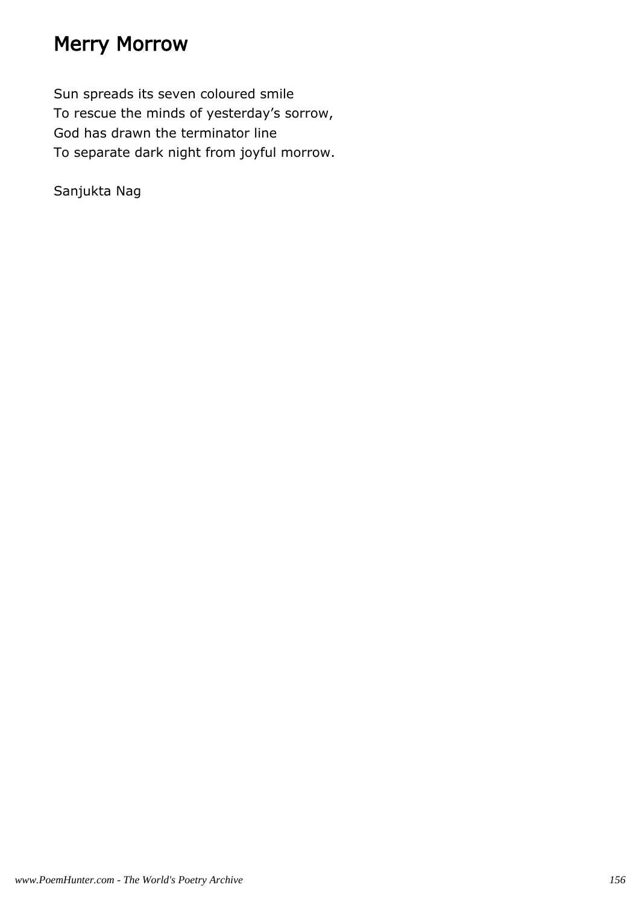# Merry Morrow

Sun spreads its seven coloured smile
To rescue the minds of yesterday's sorrow,
God has drawn the terminator line
To separate dark night from joyful morrow.

Sanjukta Nag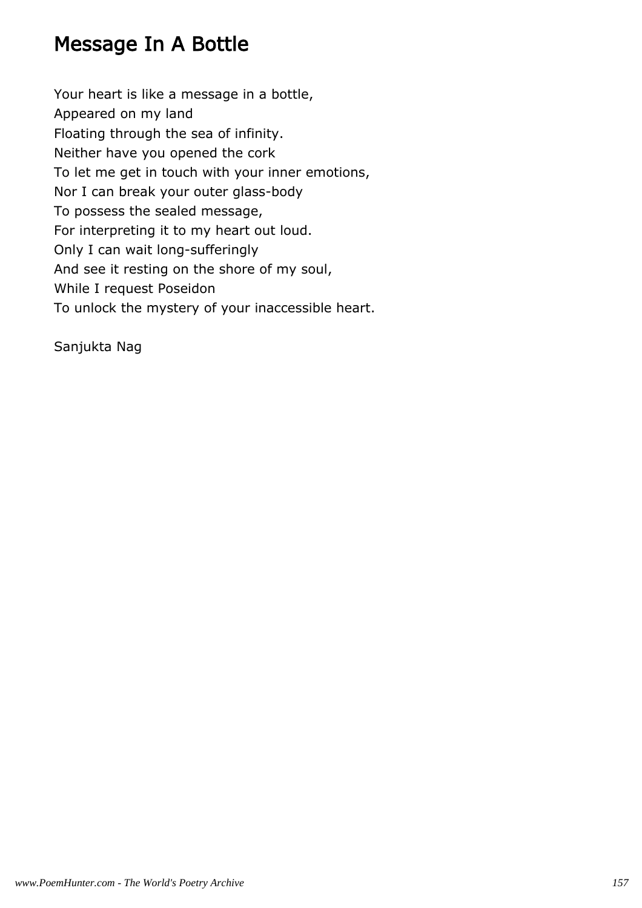# Message In A Bottle

Your heart is like a message in a bottle,  
Appeared on my land  
Floating through the sea of infinity.  
Neither have you opened the cork  
To let me get in touch with your inner emotions,  
Nor I can break your outer glass-body  
To possess the sealed message,  
For interpreting it to my heart out loud.  
Only I can wait long-sufferingly  
And see it resting on the shore of my soul,  
While I request Poseidon  
To unlock the mystery of your inaccessible heart.

Sanjukta Nag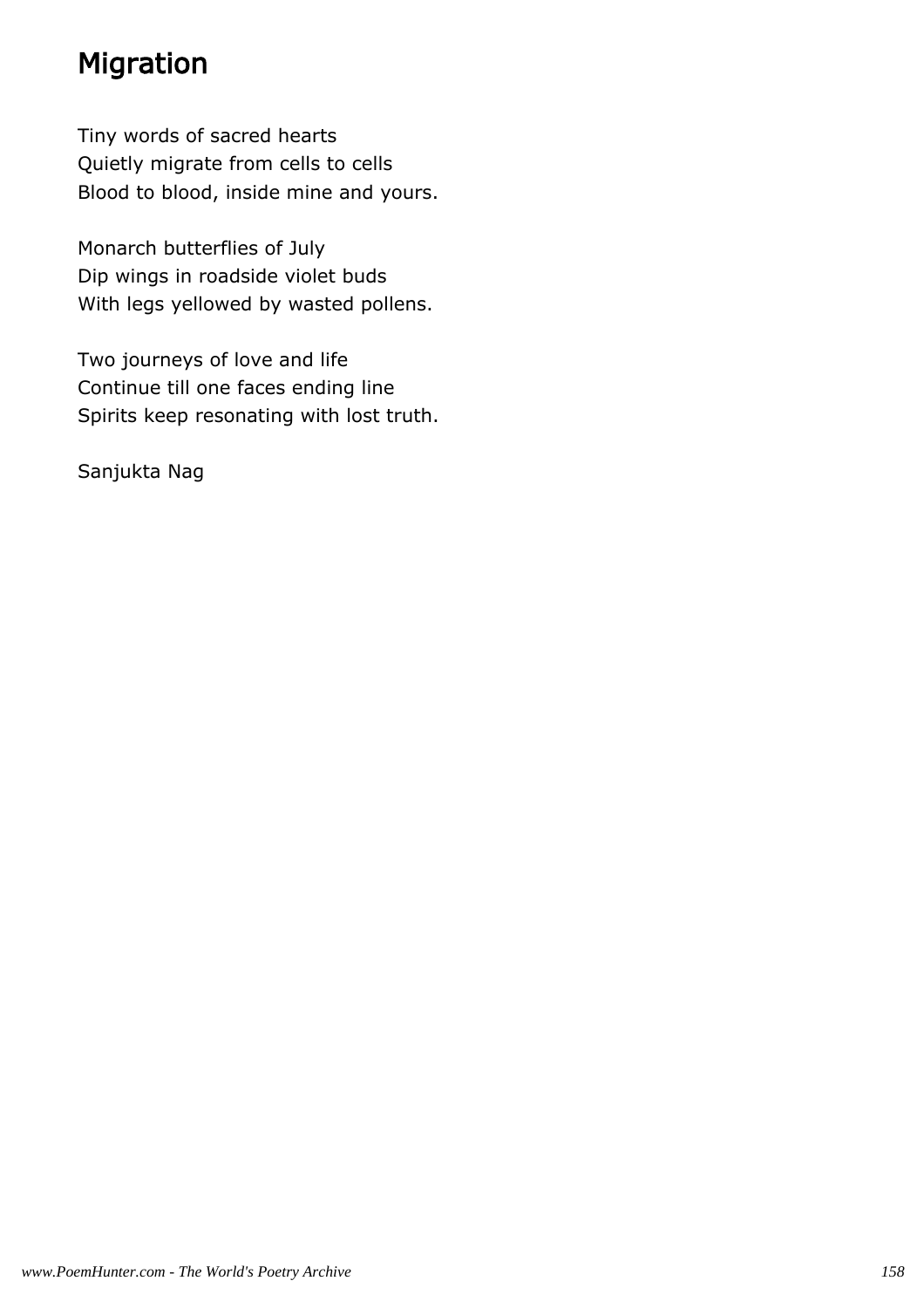## Migration

Tiny words of sacred hearts  
Quietly migrate from cells to cells  
Blood to blood, inside mine and yours.

Monarch butterflies of July  
Dip wings in roadside violet buds  
With legs yellowed by wasted pollens.

Two journeys of love and life  
Continue till one faces ending line  
Spirits keep resonating with lost truth.

Sanjukta Nag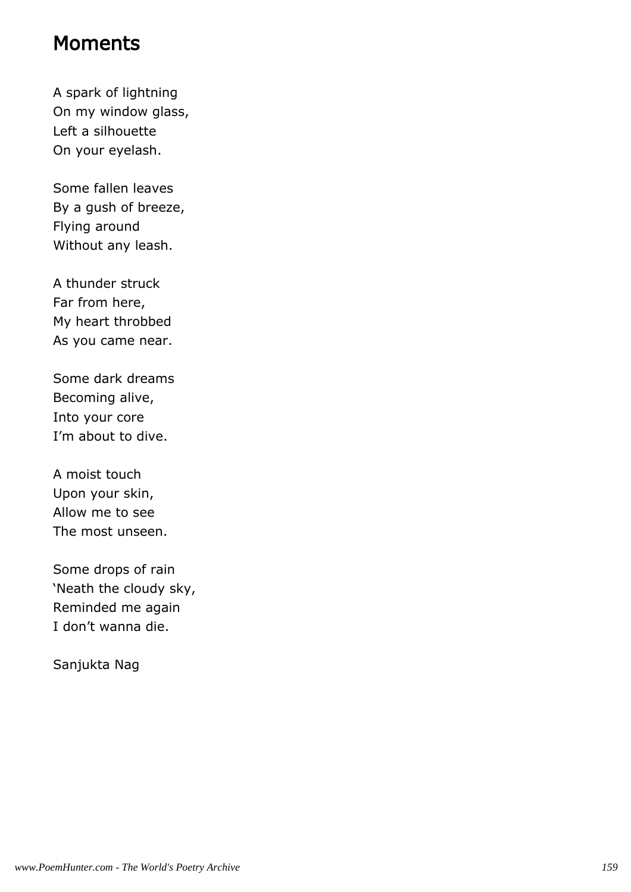# Moments

A spark of lightning
On my window glass,
Left a silhouette
On your eyelash.

Some fallen leaves
By a gush of breeze,
Flying around
Without any leash.

A thunder struck
Far from here,
My heart throbbed
As you came near.

Some dark dreams
Becoming alive,
Into your core
I'm about to dive.

A moist touch
Upon your skin,
Allow me to see
The most unseen.

Some drops of rain
'Neath the cloudy sky,
Reminded me again
I don't wanna die.

Sanjukta Nag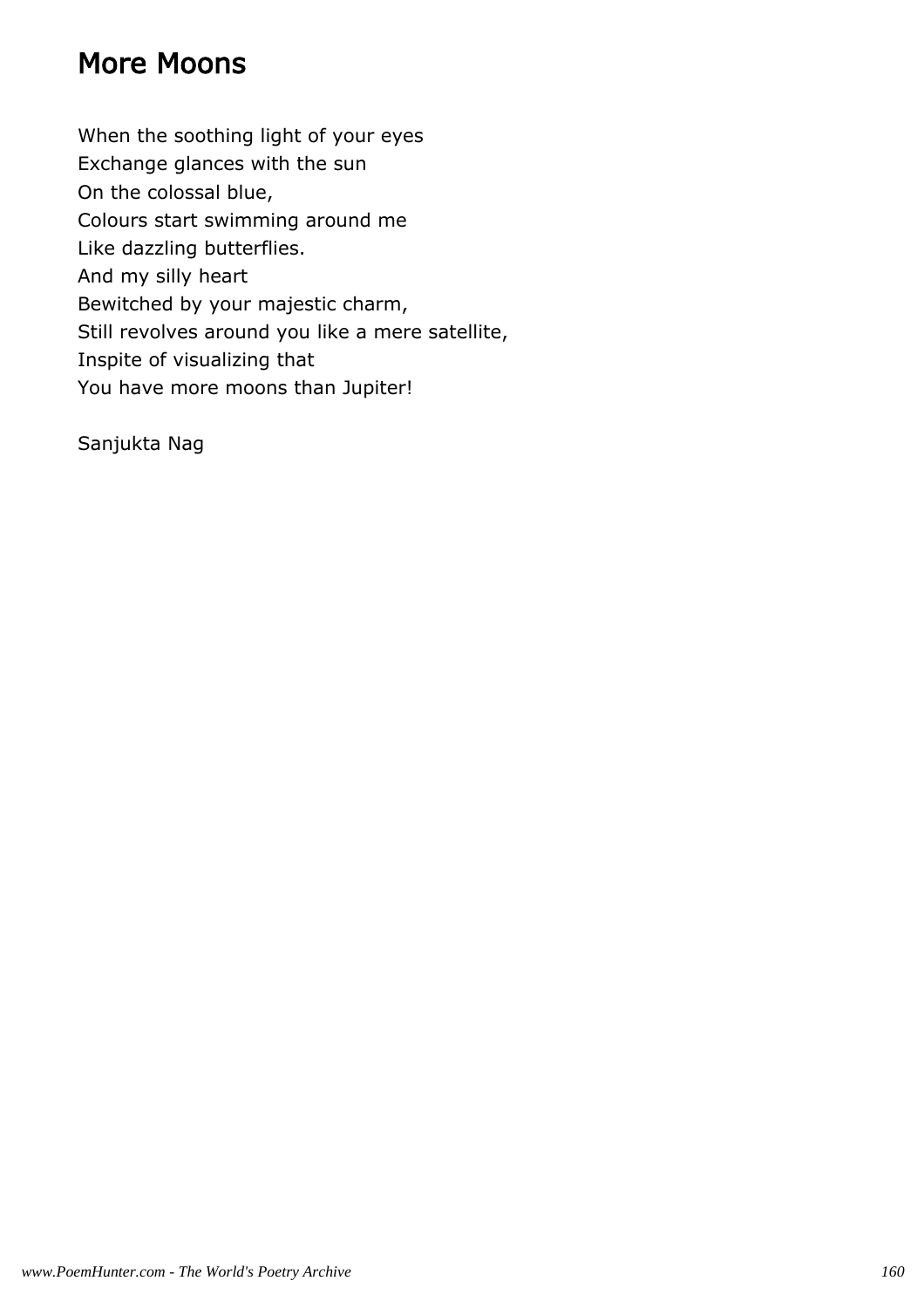# More Moons

When the soothing light of your eyes
Exchange glances with the sun
On the colossal blue,
Colours start swimming around me
Like dazzling butterflies.
And my silly heart
Bewitched by your majestic charm,
Still revolves around you like a mere satellite,
Inspite of visualizing that
You have more moons than Jupiter!

Sanjukta Nag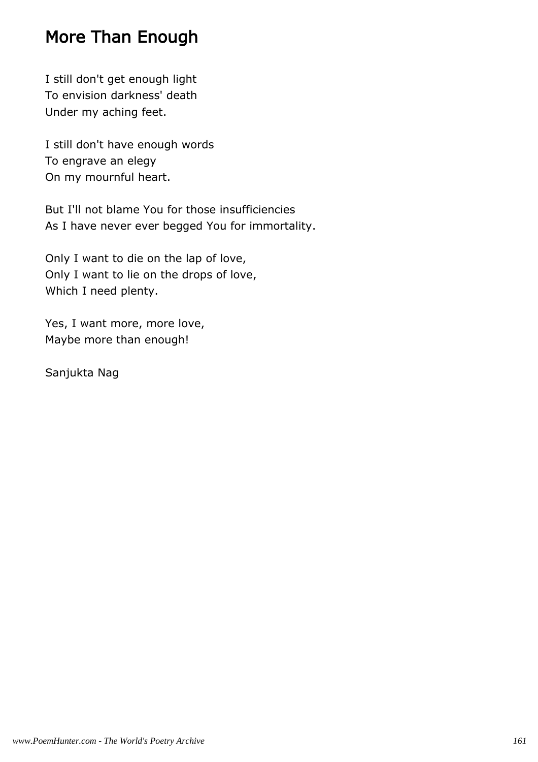# More Than Enough

I still don't get enough light
To envision darkness' death
Under my aching feet.

I still don't have enough words
To engrave an elegy
On my mournful heart.

But I'll not blame You for those insufficiencies
As I have never ever begged You for immortality.

Only I want to die on the lap of love,
Only I want to lie on the drops of love,
Which I need plenty.

Yes, I want more, more love,
Maybe more than enough!

Sanjukta Nag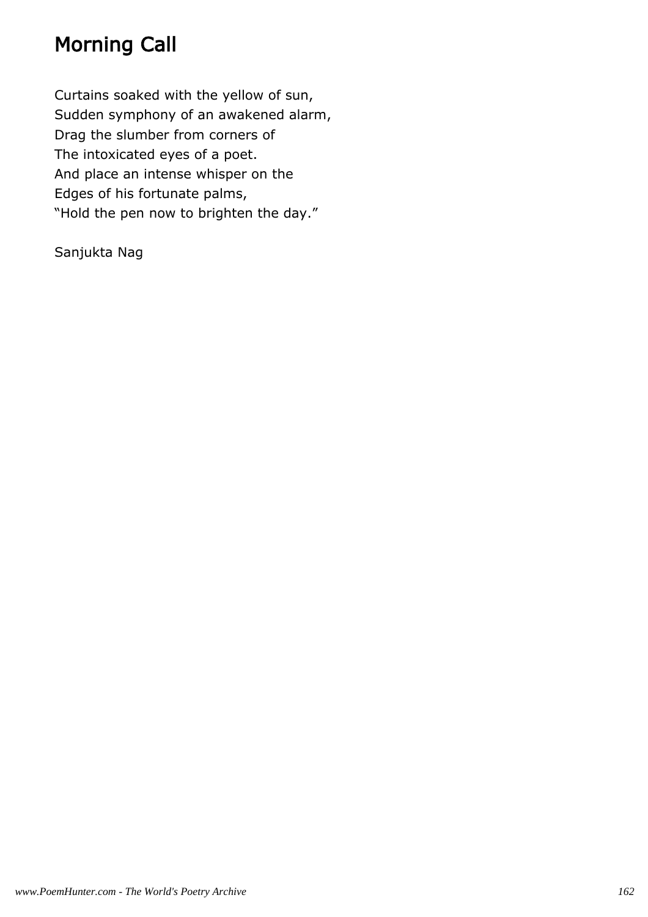# Morning Call

Curtains soaked with the yellow of sun,  
Sudden symphony of an awakened alarm,  
Drag the slumber from corners of  
The intoxicated eyes of a poet.  
And place an intense whisper on the  
Edges of his fortunate palms,  
“Hold the pen now to brighten the day.”

Sanjukta Nag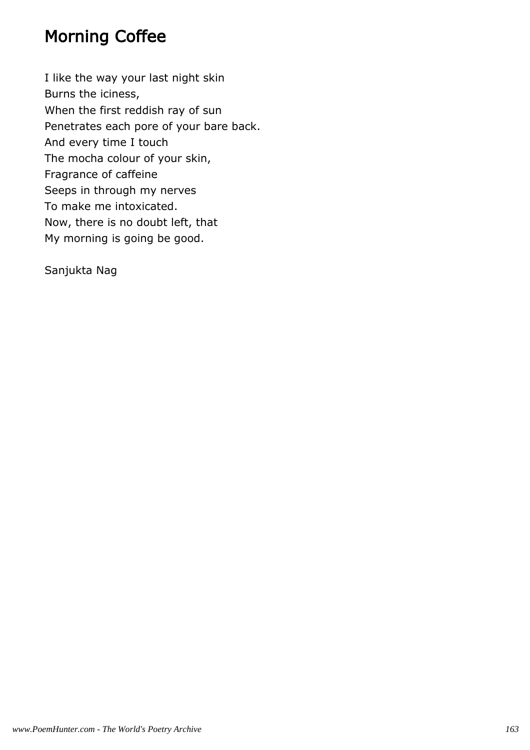# Morning Coffee

I like the way your last night skin  
Burns the iciness,  
When the first reddish ray of sun  
Penetrates each pore of your bare back.  
And every time I touch  
The mocha colour of your skin,  
Fragrance of caffeine  
Seeps in through my nerves  
To make me intoxicated.  
Now, there is no doubt left, that  
My morning is going be good.

Sanjukta Nag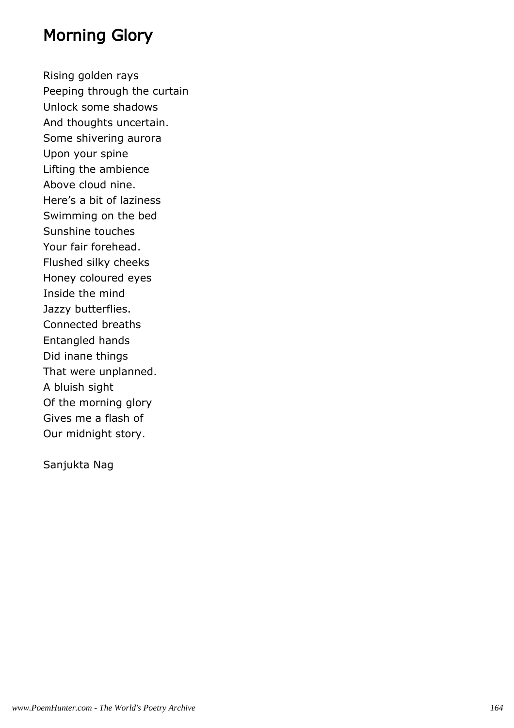# Morning Glory

Rising golden rays
Peeping through the curtain
Unlock some shadows
And thoughts uncertain.
Some shivering aurora
Upon your spine
Lifting the ambience
Above cloud nine.
Here's a bit of laziness
Swimming on the bed
Sunshine touches
Your fair forehead.
Flushed silky cheeks
Honey coloured eyes
Inside the mind
Jazzy butterflies.
Connected breaths
Entangled hands
Did inane things
That were unplanned.
A bluish sight
Of the morning glory
Gives me a flash of
Our midnight story.

Sanjukta Nag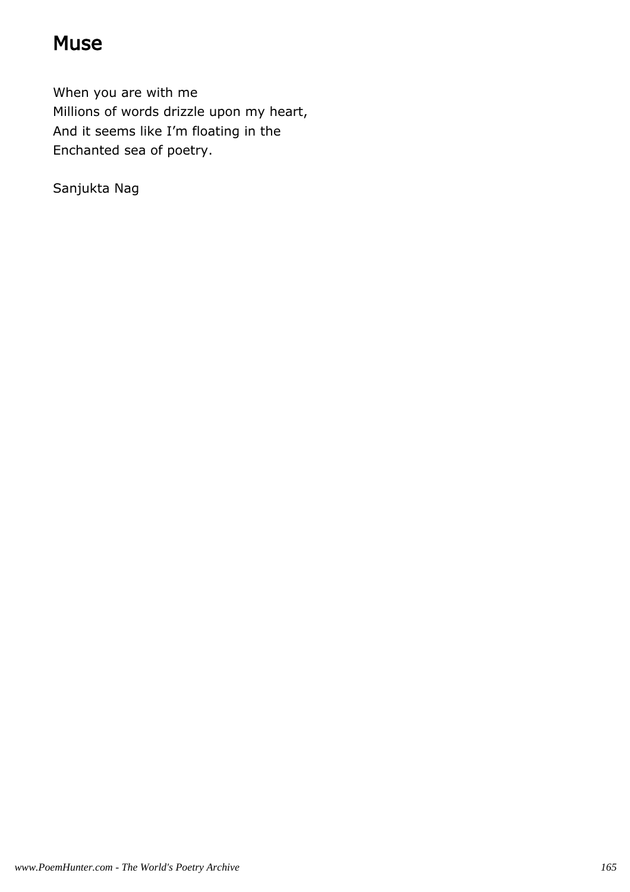# Muse

When you are with me  
Millions of words drizzle upon my heart,  
And it seems like I'm floating in the  
Enchanted sea of poetry.

Sanjukta Nag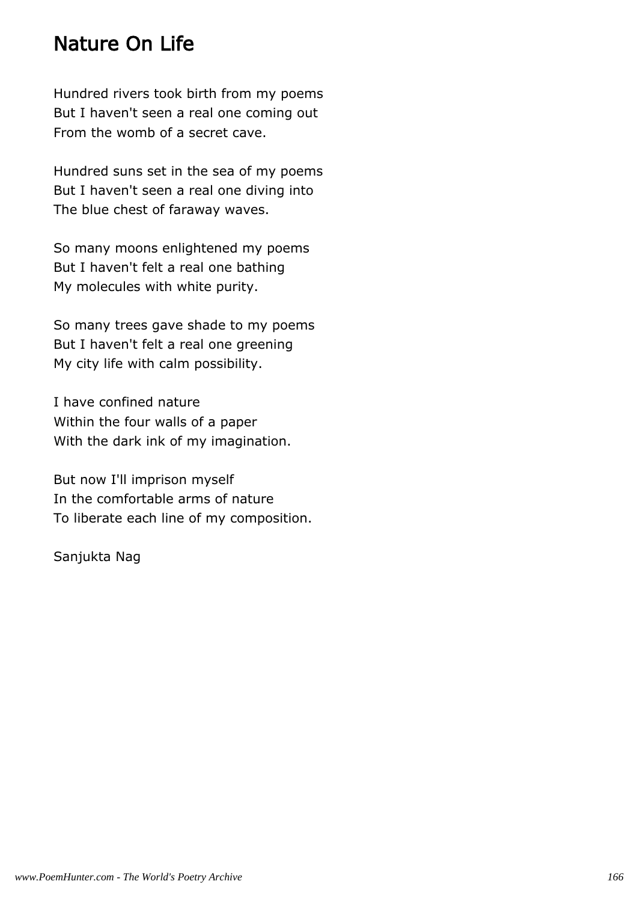# Nature On Life

Hundred rivers took birth from my poems
But I haven't seen a real one coming out
From the womb of a secret cave.

Hundred suns set in the sea of my poems
But I haven't seen a real one diving into
The blue chest of faraway waves.

So many moons enlightened my poems
But I haven't felt a real one bathing
My molecules with white purity.

So many trees gave shade to my poems
But I haven't felt a real one greening
My city life with calm possibility.

I have confined nature
Within the four walls of a paper
With the dark ink of my imagination.

But now I'll imprison myself
In the comfortable arms of nature
To liberate each line of my composition.

Sanjukta Nag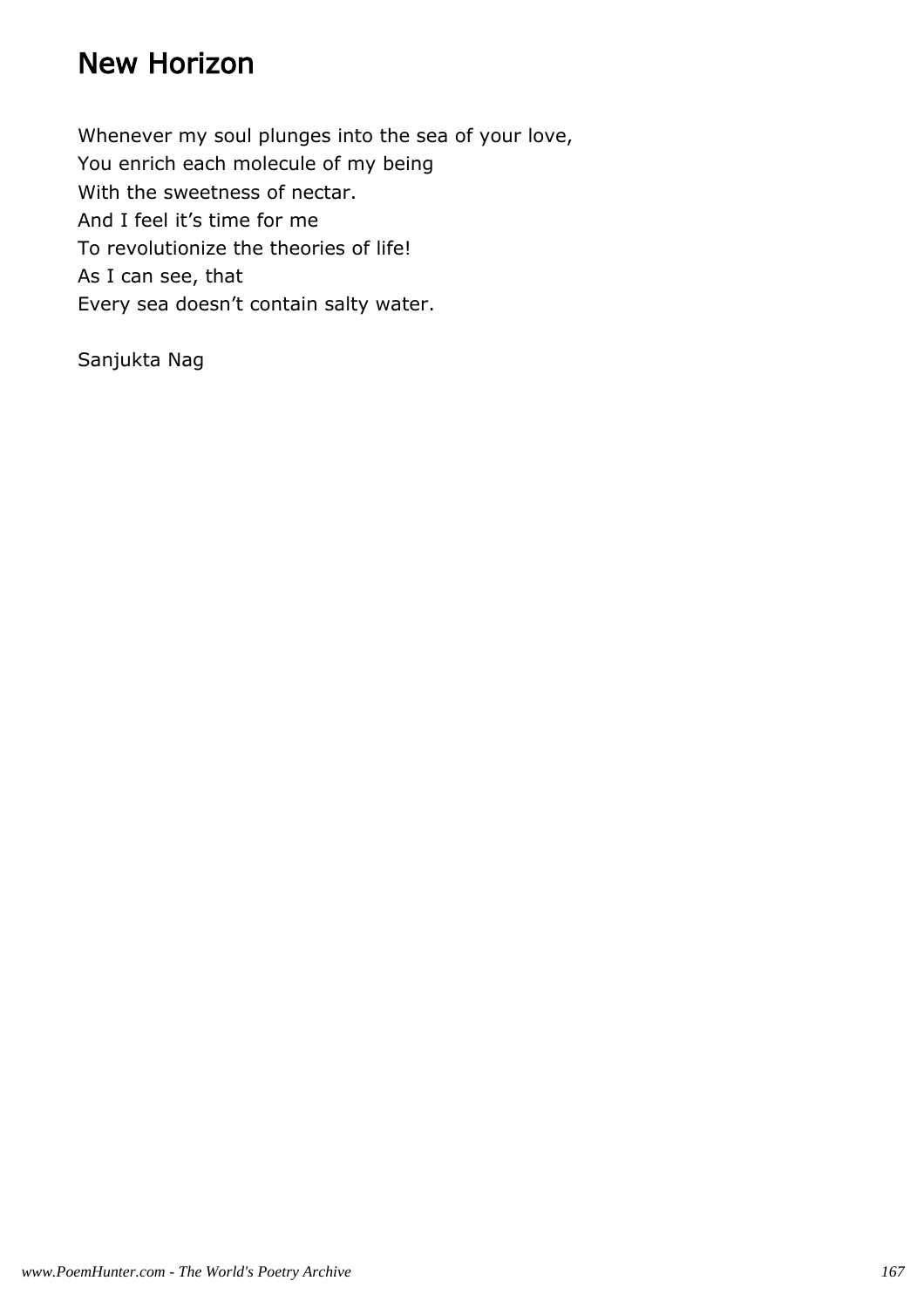# New Horizon

Whenever my soul plunges into the sea of your love,
You enrich each molecule of my being
With the sweetness of nectar.
And I feel it's time for me
To revolutionize the theories of life!
As I can see, that
Every sea doesn't contain salty water.

Sanjukta Nag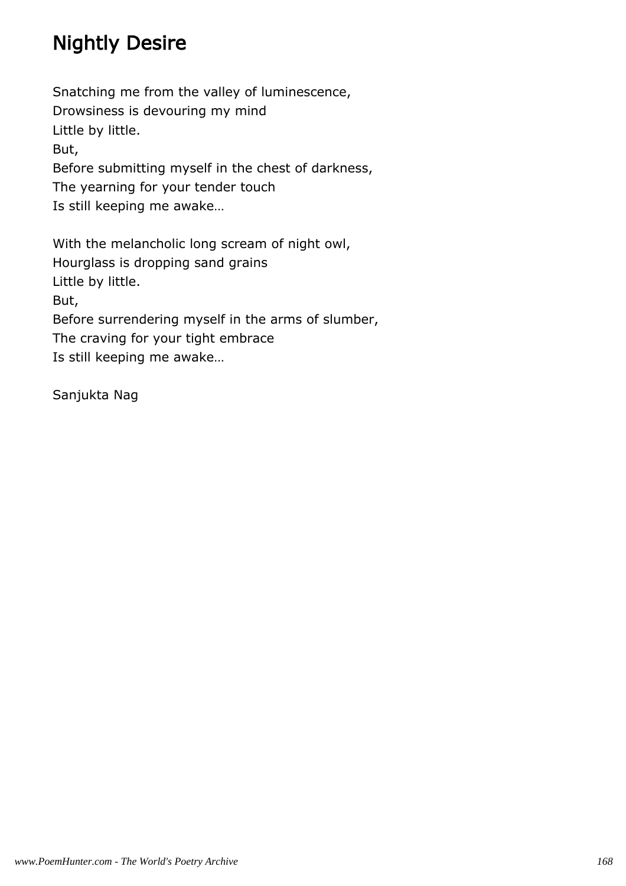# Nightly Desire

Snatching me from the valley of luminescence,  
Drowsiness is devouring my mind  
Little by little.  
But,  
Before submitting myself in the chest of darkness,  
The yearning for your tender touch  
Is still keeping me awake…

With the melancholic long scream of night owl,  
Hourglass is dropping sand grains  
Little by little.  
But,  
Before surrendering myself in the arms of slumber,  
The craving for your tight embrace  
Is still keeping me awake…

Sanjukta Nag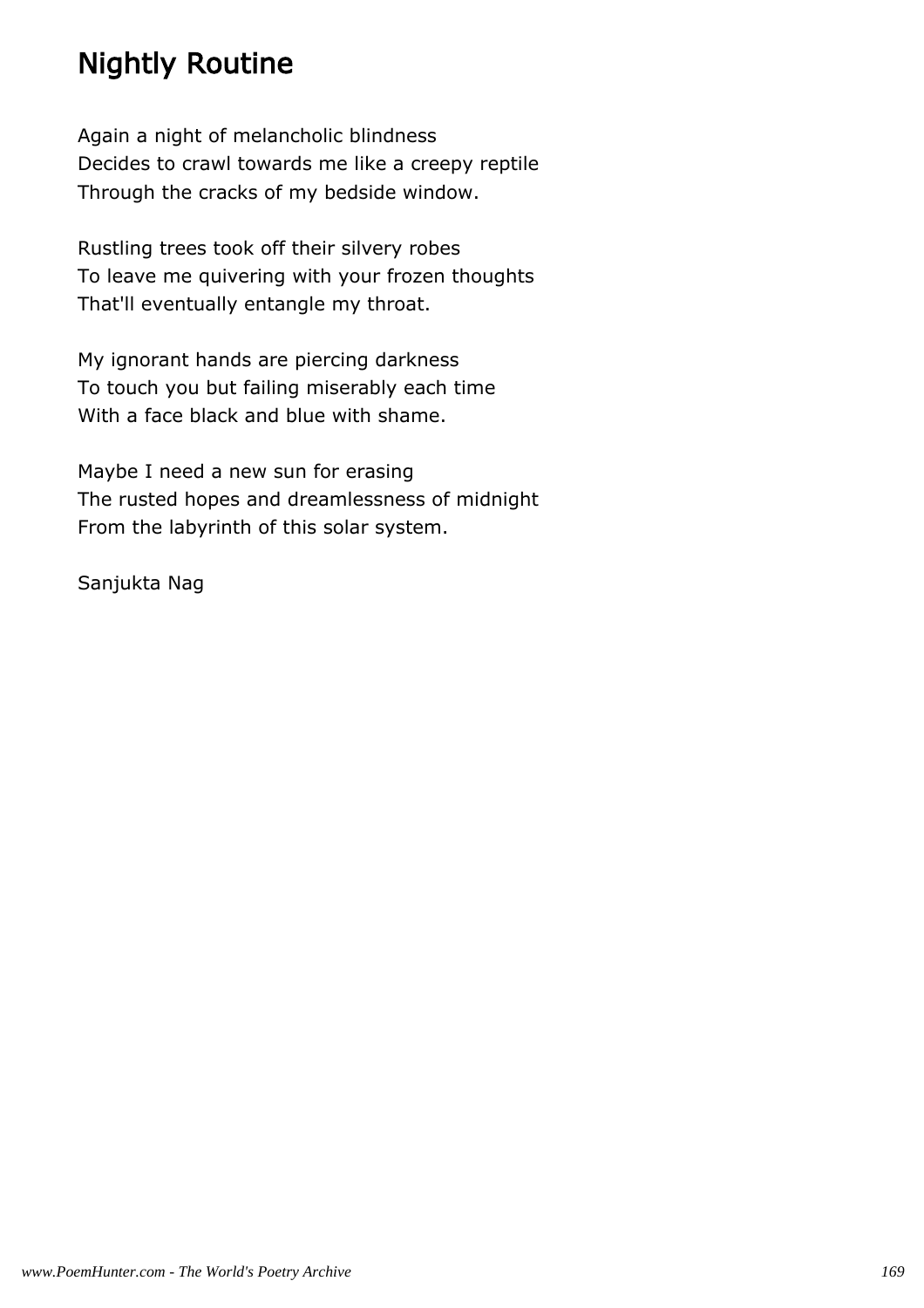# Nightly Routine

Again a night of melancholic blindness
Decides to crawl towards me like a creepy reptile
Through the cracks of my bedside window.

Rustling trees took off their silvery robes
To leave me quivering with your frozen thoughts
That'll eventually entangle my throat.

My ignorant hands are piercing darkness
To touch you but failing miserably each time
With a face black and blue with shame.

Maybe I need a new sun for erasing
The rusted hopes and dreamlessness of midnight
From the labyrinth of this solar system.

Sanjukta Nag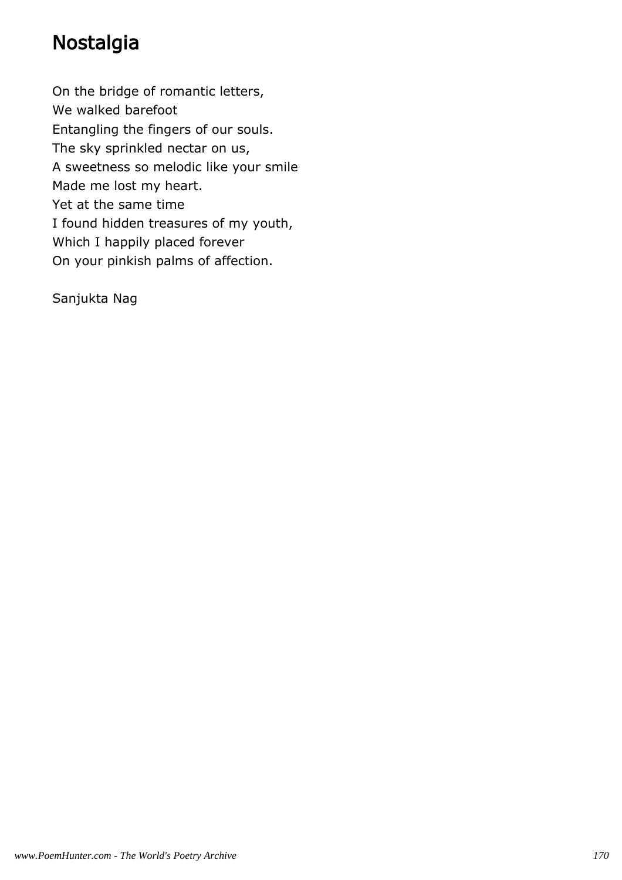# Nostalgia

On the bridge of romantic letters,  
We walked barefoot  
Entangling the fingers of our souls.  
The sky sprinkled nectar on us,  
A sweetness so melodic like your smile  
Made me lost my heart.  
Yet at the same time  
I found hidden treasures of my youth,  
Which I happily placed forever  
On your pinkish palms of affection.

Sanjukta Nag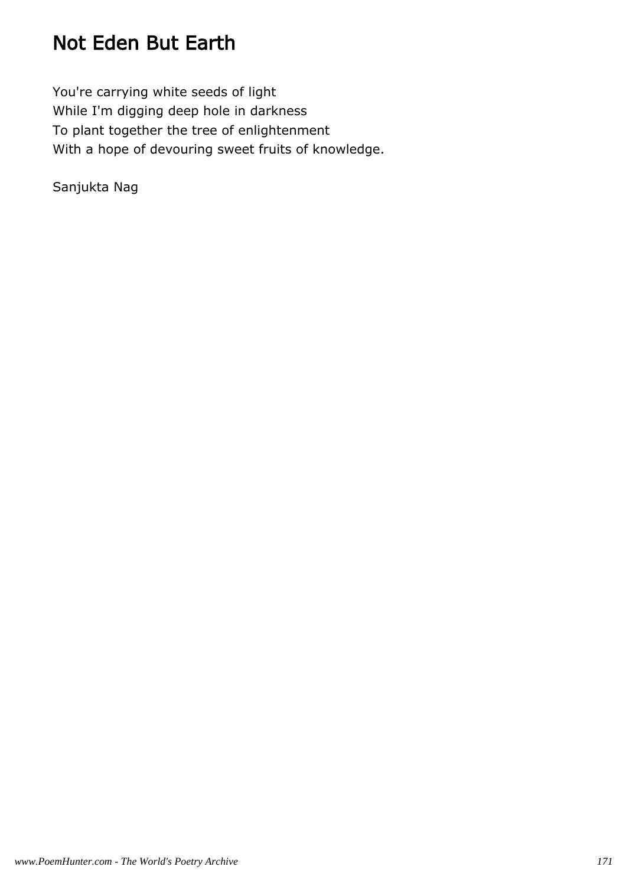# Not Eden But Earth

You're carrying white seeds of light
While I'm digging deep hole in darkness
To plant together the tree of enlightenment
With a hope of devouring sweet fruits of knowledge.

Sanjukta Nag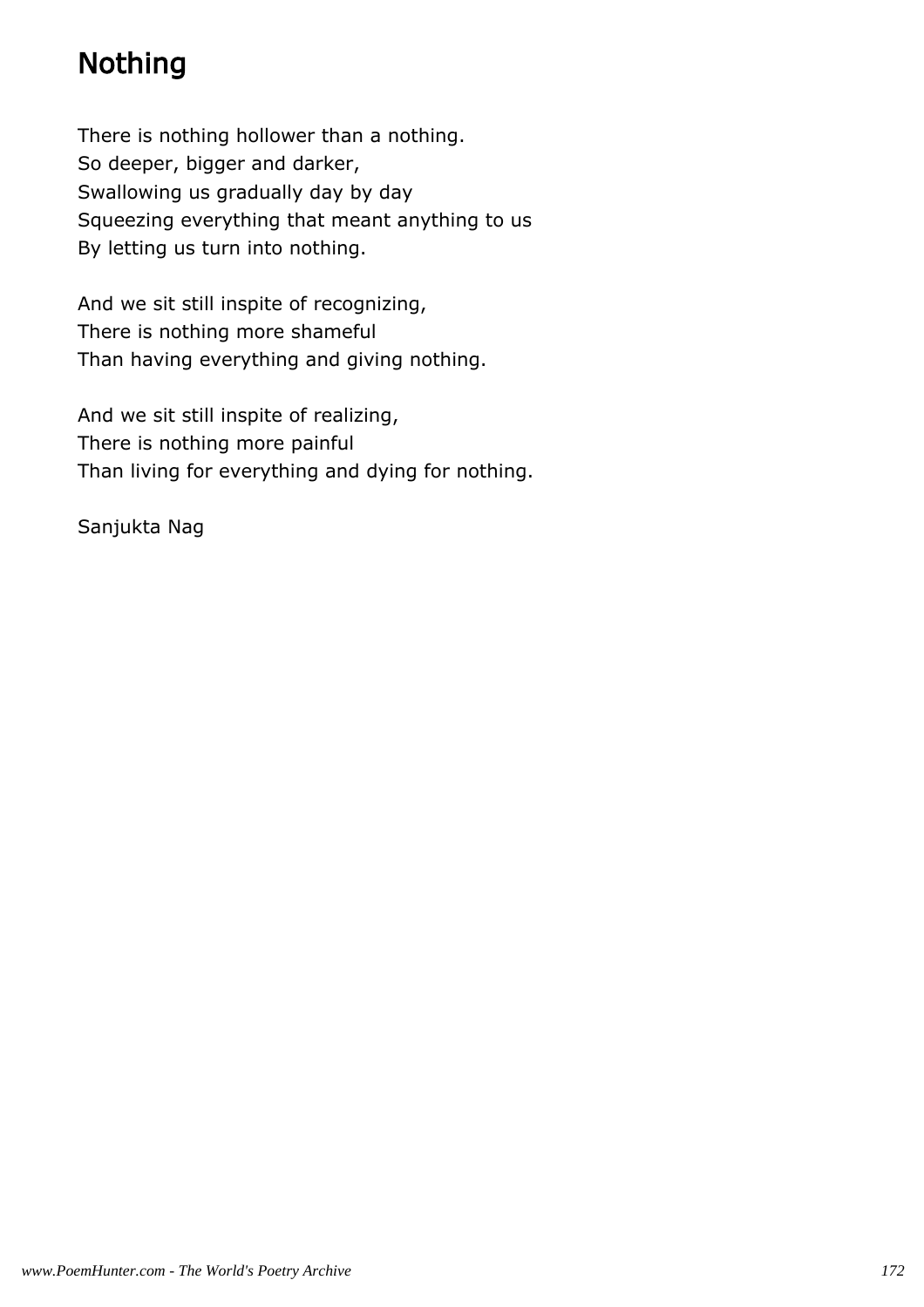# Nothing

There is nothing hollower than a nothing.
So deeper, bigger and darker,
Swallowing us gradually day by day
Squeezing everything that meant anything to us
By letting us turn into nothing.

And we sit still inspite of recognizing,
There is nothing more shameful
Than having everything and giving nothing.

And we sit still inspite of realizing,
There is nothing more painful
Than living for everything and dying for nothing.

Sanjukta Nag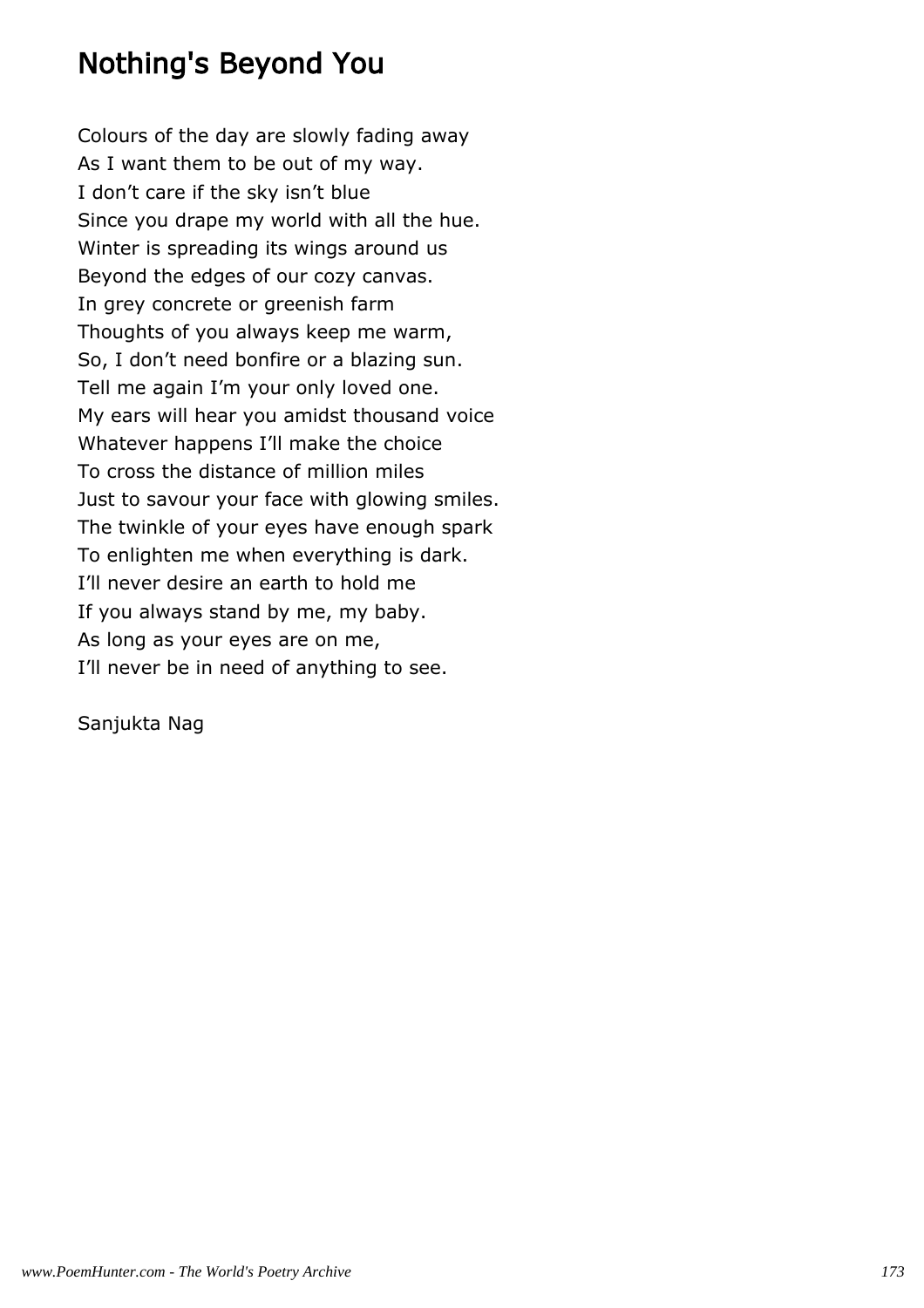# Nothing's Beyond You

Colours of the day are slowly fading away
As I want them to be out of my way.
I don't care if the sky isn't blue
Since you drape my world with all the hue.
Winter is spreading its wings around us
Beyond the edges of our cozy canvas.
In grey concrete or greenish farm
Thoughts of you always keep me warm,
So, I don't need bonfire or a blazing sun.
Tell me again I'm your only loved one.
My ears will hear you amidst thousand voice
Whatever happens I'll make the choice
To cross the distance of million miles
Just to savour your face with glowing smiles.
The twinkle of your eyes have enough spark
To enlighten me when everything is dark.
I'll never desire an earth to hold me
If you always stand by me, my baby.
As long as your eyes are on me,
I'll never be in need of anything to see.

Sanjukta Nag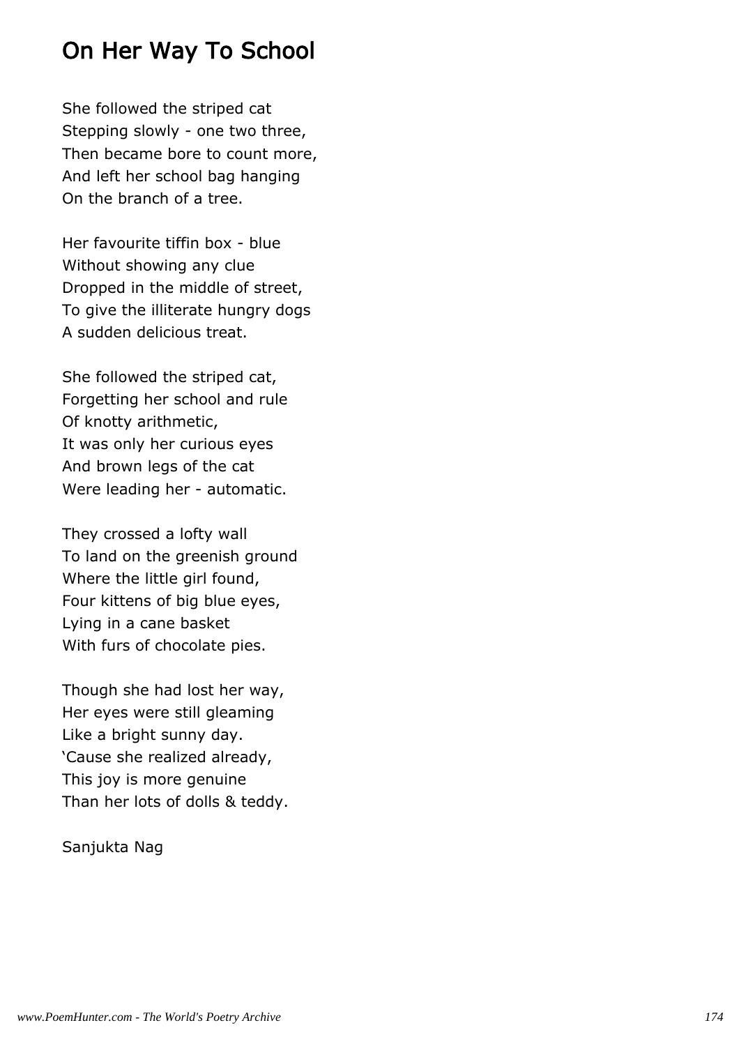# On Her Way To School

She followed the striped cat
Stepping slowly - one two three,
Then became bore to count more,
And left her school bag hanging
On the branch of a tree.

Her favourite tiffin box - blue
Without showing any clue
Dropped in the middle of street,
To give the illiterate hungry dogs
A sudden delicious treat.

She followed the striped cat,
Forgetting her school and rule
Of knotty arithmetic,
It was only her curious eyes
And brown legs of the cat
Were leading her - automatic.

They crossed a lofty wall
To land on the greenish ground
Where the little girl found,
Four kittens of big blue eyes,
Lying in a cane basket
With furs of chocolate pies.

Though she had lost her way,
Her eyes were still gleaming
Like a bright sunny day.
'Cause she realized already,
This joy is more genuine
Than her lots of dolls & teddy.

Sanjukta Nag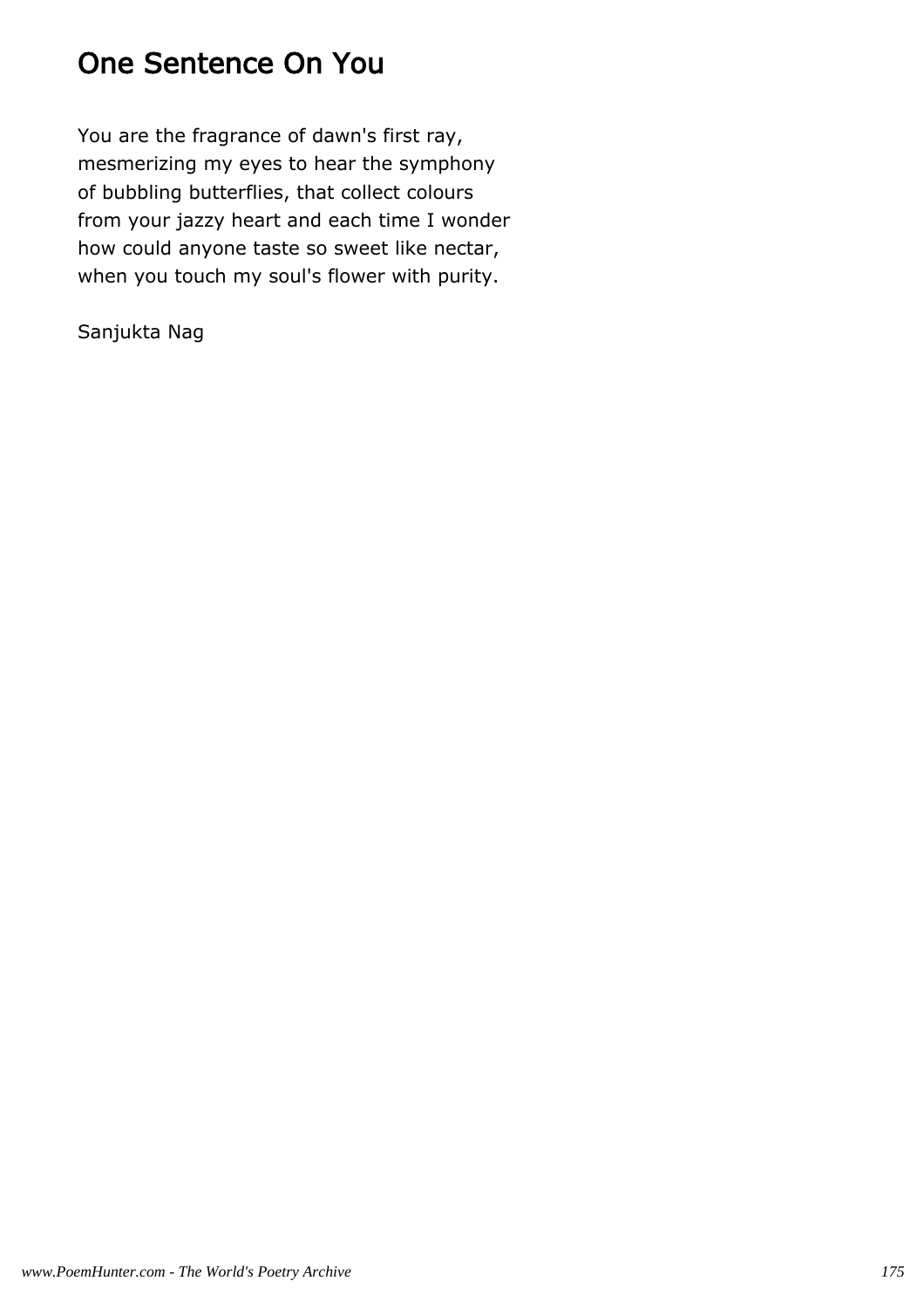# One Sentence On You

You are the fragrance of dawn's first ray,
mesmerizing my eyes to hear the symphony
of bubbling butterflies, that collect colours
from your jazzy heart and each time I wonder
how could anyone taste so sweet like nectar,
when you touch my soul's flower with purity.

Sanjukta Nag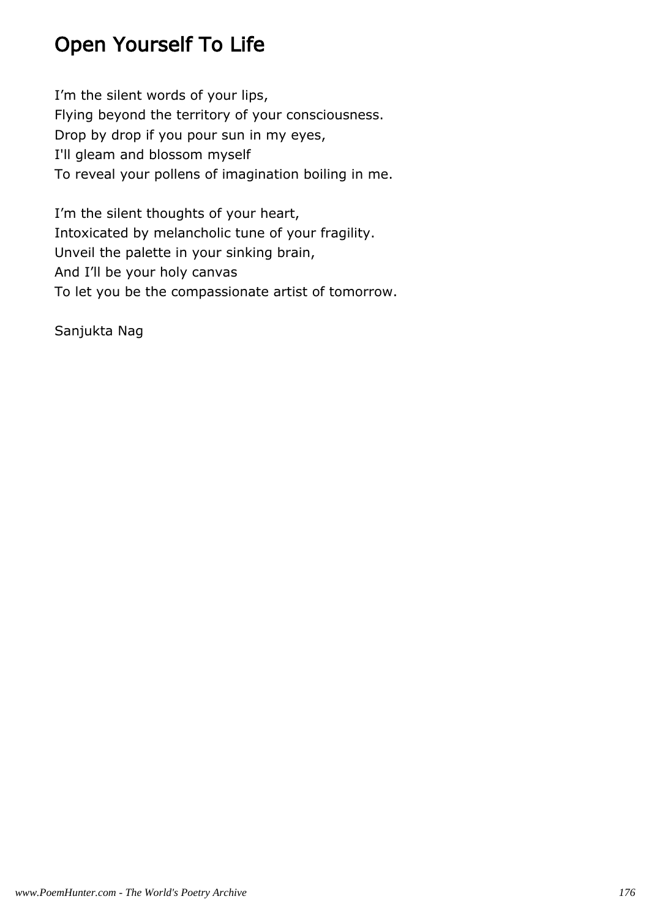## Open Yourself To Life

I’m the silent words of your lips,  
Flying beyond the territory of your consciousness.  
Drop by drop if you pour sun in my eyes,  
I'll gleam and blossom myself  
To reveal your pollens of imagination boiling in me.

I’m the silent thoughts of your heart,  
Intoxicated by melancholic tune of your fragility.  
Unveil the palette in your sinking brain,  
And I’ll be your holy canvas  
To let you be the compassionate artist of tomorrow.

Sanjukta Nag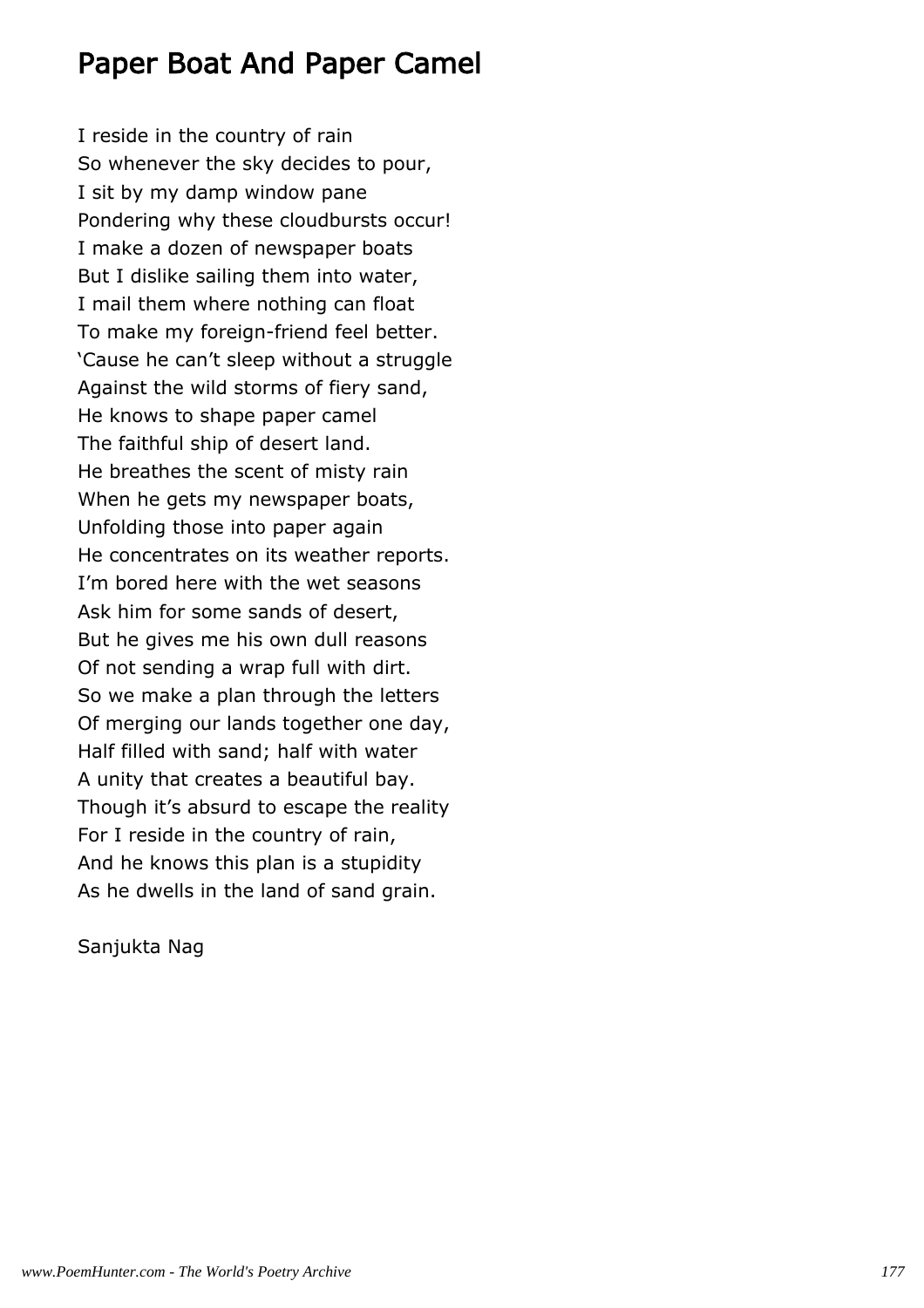# Paper Boat And Paper Camel

I reside in the country of rain  
So whenever the sky decides to pour,  
I sit by my damp window pane  
Pondering why these cloudbursts occur!  
I make a dozen of newspaper boats  
But I dislike sailing them into water,  
I mail them where nothing can float  
To make my foreign-friend feel better.  
'Cause he can't sleep without a struggle  
Against the wild storms of fiery sand,  
He knows to shape paper camel  
The faithful ship of desert land.  
He breathes the scent of misty rain  
When he gets my newspaper boats,  
Unfolding those into paper again  
He concentrates on its weather reports.  
I'm bored here with the wet seasons  
Ask him for some sands of desert,  
But he gives me his own dull reasons  
Of not sending a wrap full with dirt.  
So we make a plan through the letters  
Of merging our lands together one day,  
Half filled with sand; half with water  
A unity that creates a beautiful bay.  
Though it's absurd to escape the reality  
For I reside in the country of rain,  
And he knows this plan is a stupidity  
As he dwells in the land of sand grain.

Sanjukta Nag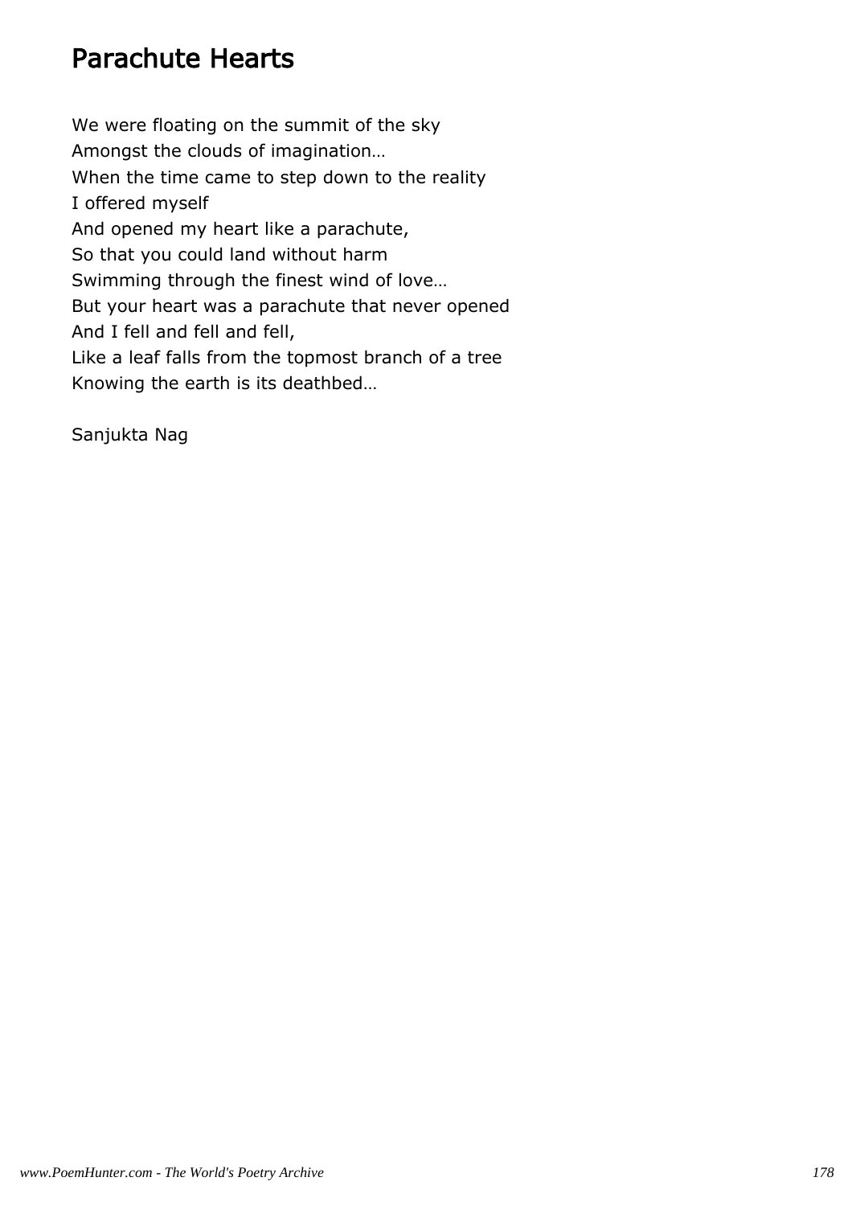# Parachute Hearts

We were floating on the summit of the sky
Amongst the clouds of imagination…
When the time came to step down to the reality
I offered myself
And opened my heart like a parachute,
So that you could land without harm
Swimming through the finest wind of love…
But your heart was a parachute that never opened
And I fell and fell and fell,
Like a leaf falls from the topmost branch of a tree
Knowing the earth is its deathbed…

Sanjukta Nag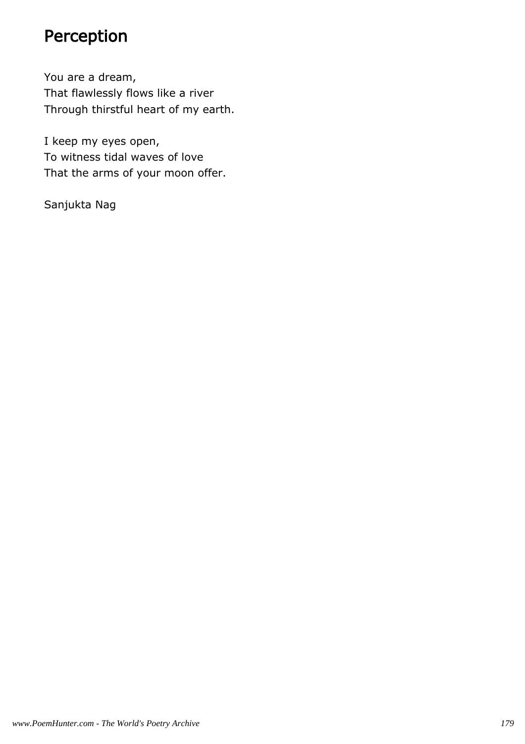# Perception

You are a dream,
That flawlessly flows like a river
Through thirstful heart of my earth.

I keep my eyes open,
To witness tidal waves of love
That the arms of your moon offer.

Sanjukta Nag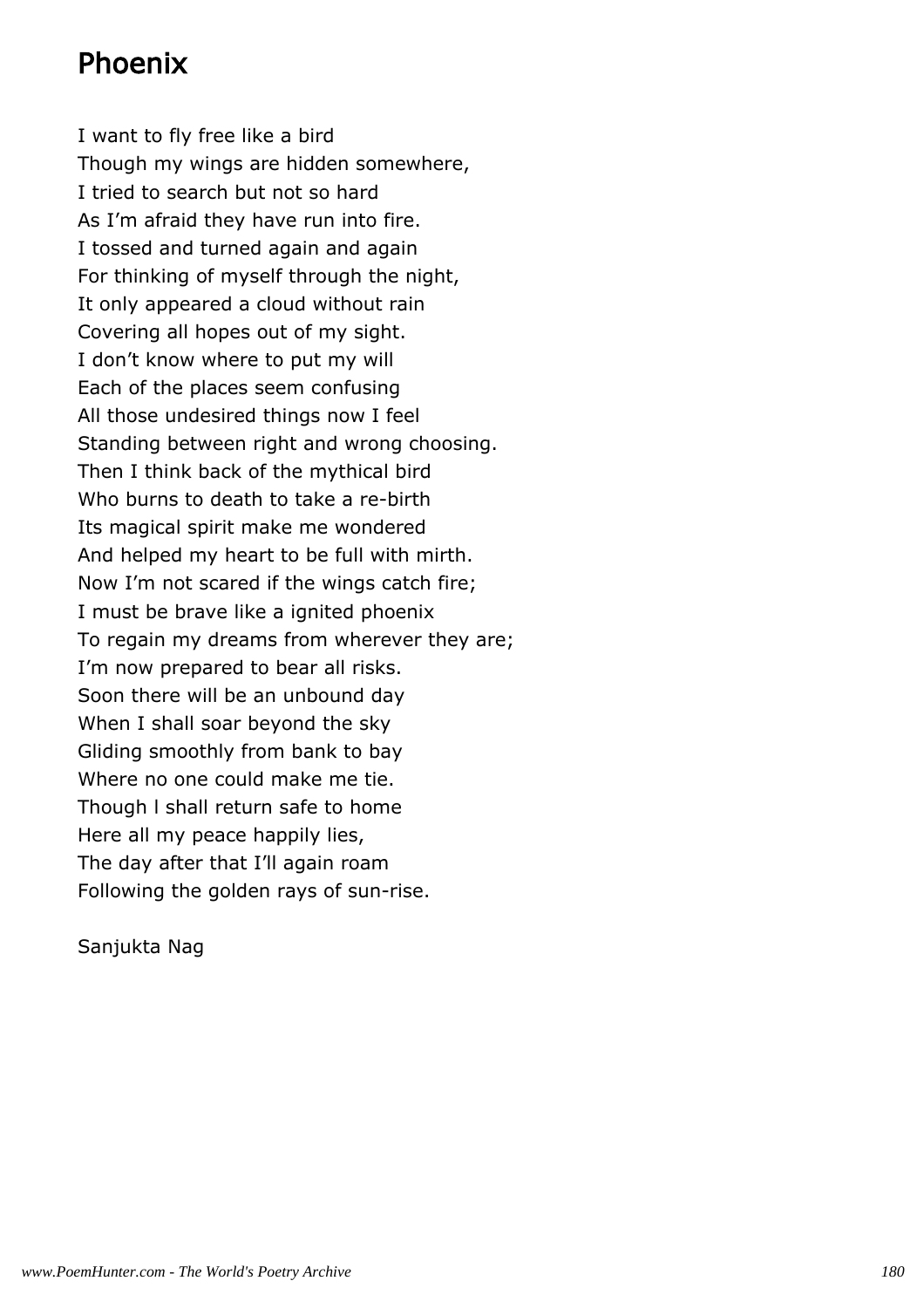# Phoenix

I want to fly free like a bird
Though my wings are hidden somewhere,
I tried to search but not so hard
As I'm afraid they have run into fire.
I tossed and turned again and again
For thinking of myself through the night,
It only appeared a cloud without rain
Covering all hopes out of my sight.
I don't know where to put my will
Each of the places seem confusing
All those undesired things now I feel
Standing between right and wrong choosing.
Then I think back of the mythical bird
Who burns to death to take a re-birth
Its magical spirit make me wondered
And helped my heart to be full with mirth.
Now I'm not scared if the wings catch fire;
I must be brave like a ignited phoenix
To regain my dreams from wherever they are;
I'm now prepared to bear all risks.
Soon there will be an unbound day
When I shall soar beyond the sky
Gliding smoothly from bank to bay
Where no one could make me tie.
Though I shall return safe to home
Here all my peace happily lies,
The day after that I'll again roam
Following the golden rays of sun-rise.

Sanjukta Nag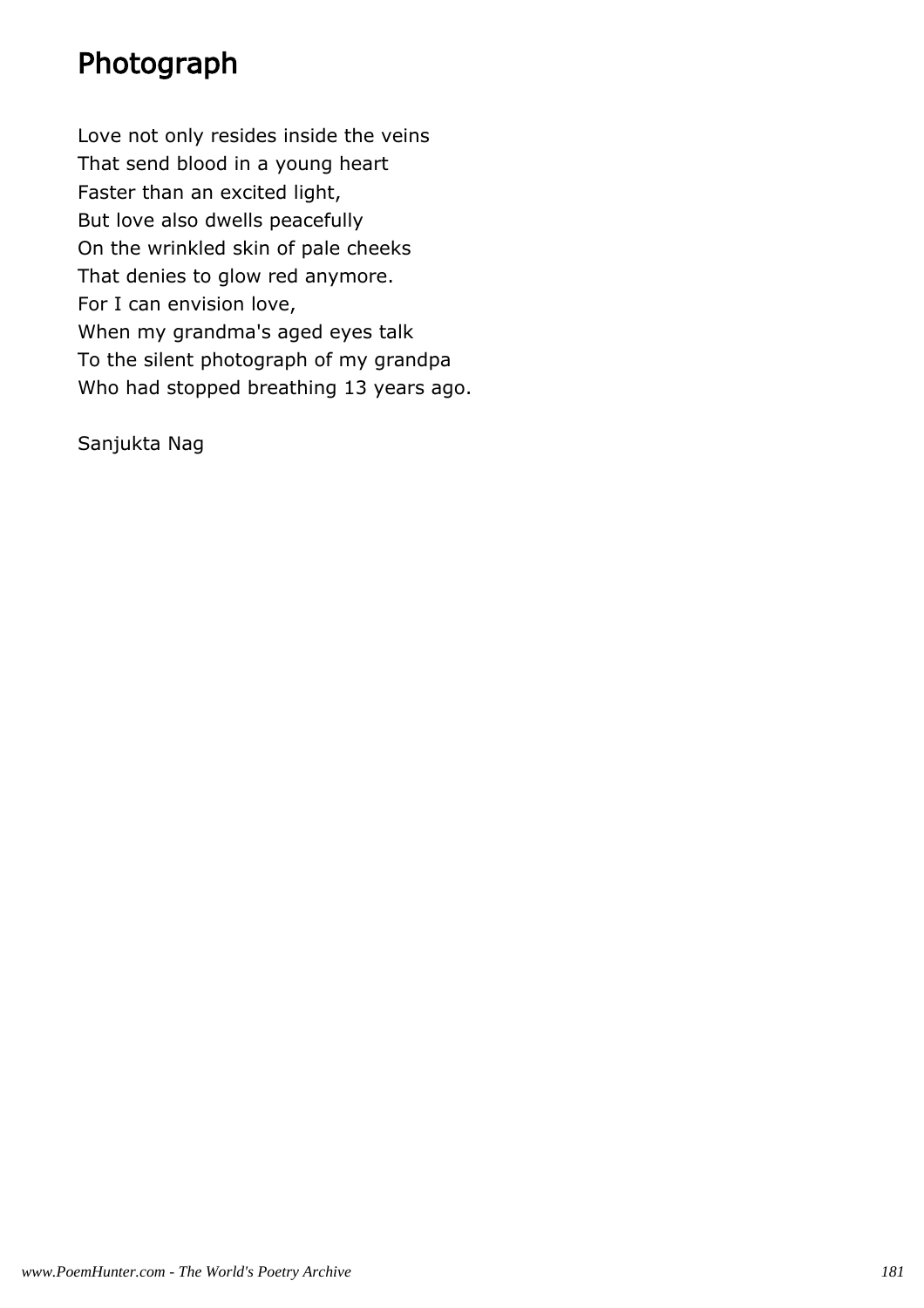# Photograph

Love not only resides inside the veins
That send blood in a young heart
Faster than an excited light,
But love also dwells peacefully
On the wrinkled skin of pale cheeks
That denies to glow red anymore.
For I can envision love,
When my grandma's aged eyes talk
To the silent photograph of my grandpa
Who had stopped breathing 13 years ago.

Sanjukta Nag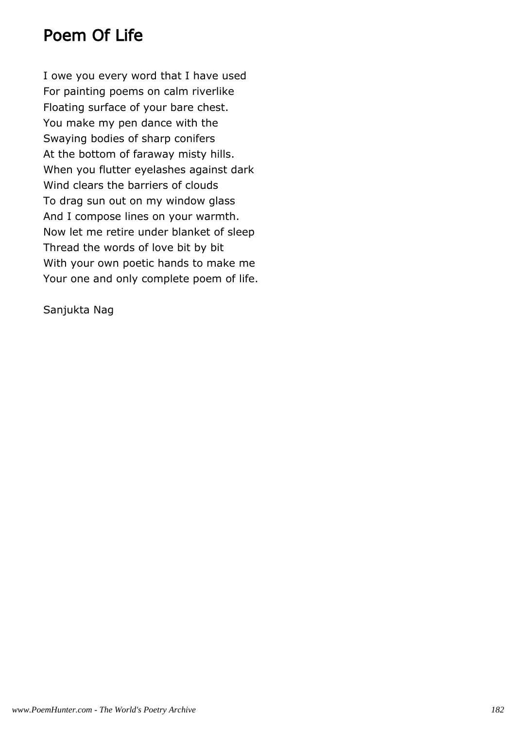# Poem Of Life

I owe you every word that I have used  
For painting poems on calm riverlike  
Floating surface of your bare chest.  
You make my pen dance with the  
Swaying bodies of sharp conifers  
At the bottom of faraway misty hills.  
When you flutter eyelashes against dark  
Wind clears the barriers of clouds  
To drag sun out on my window glass  
And I compose lines on your warmth.  
Now let me retire under blanket of sleep  
Thread the words of love bit by bit  
With your own poetic hands to make me  
Your one and only complete poem of life.

Sanjukta Nag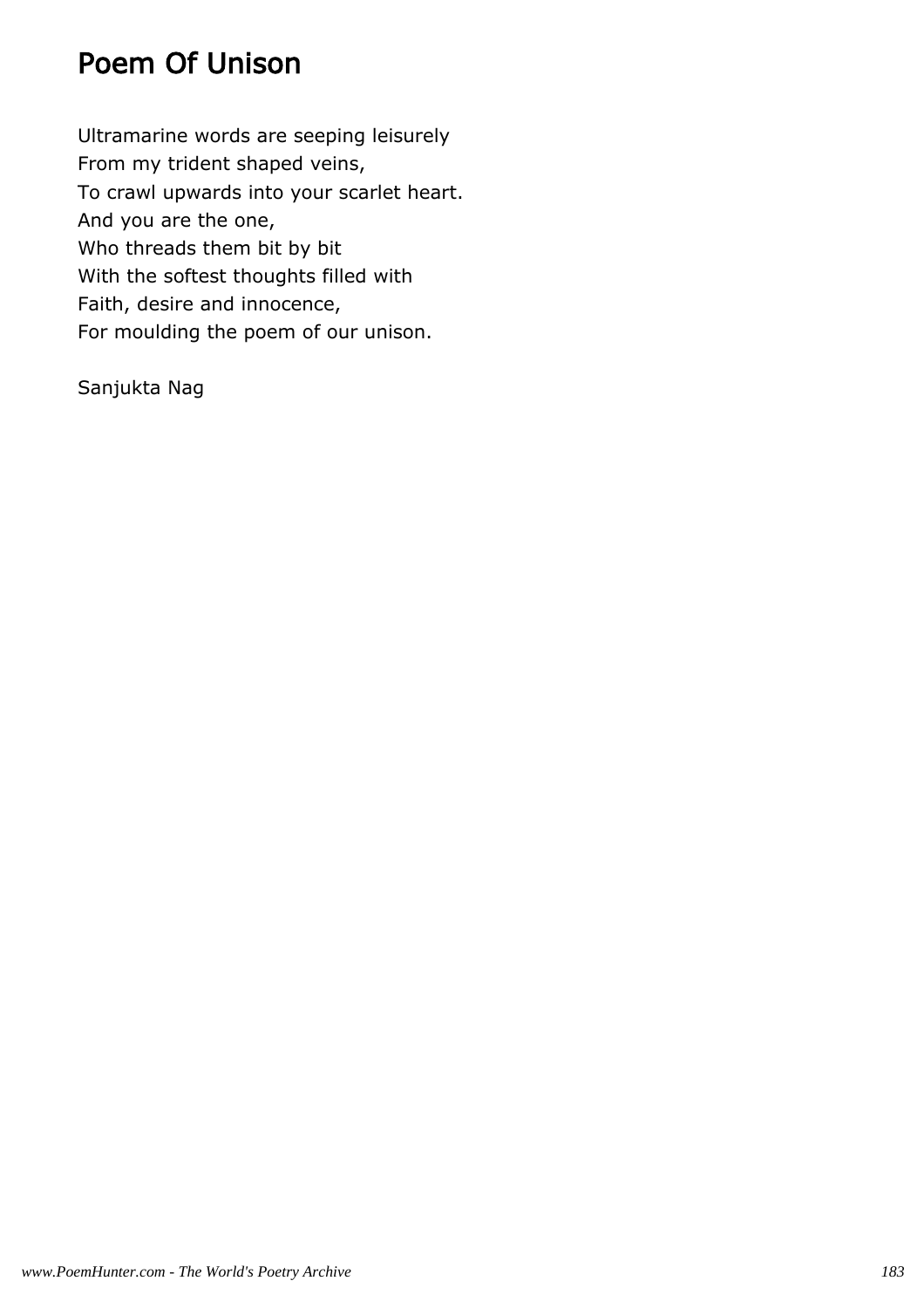# Poem Of Unison

Ultramarine words are seeping leisurely  
From my trident shaped veins,  
To crawl upwards into your scarlet heart.  
And you are the one,  
Who threads them bit by bit  
With the softest thoughts filled with  
Faith, desire and innocence,  
For moulding the poem of our unison.

Sanjukta Nag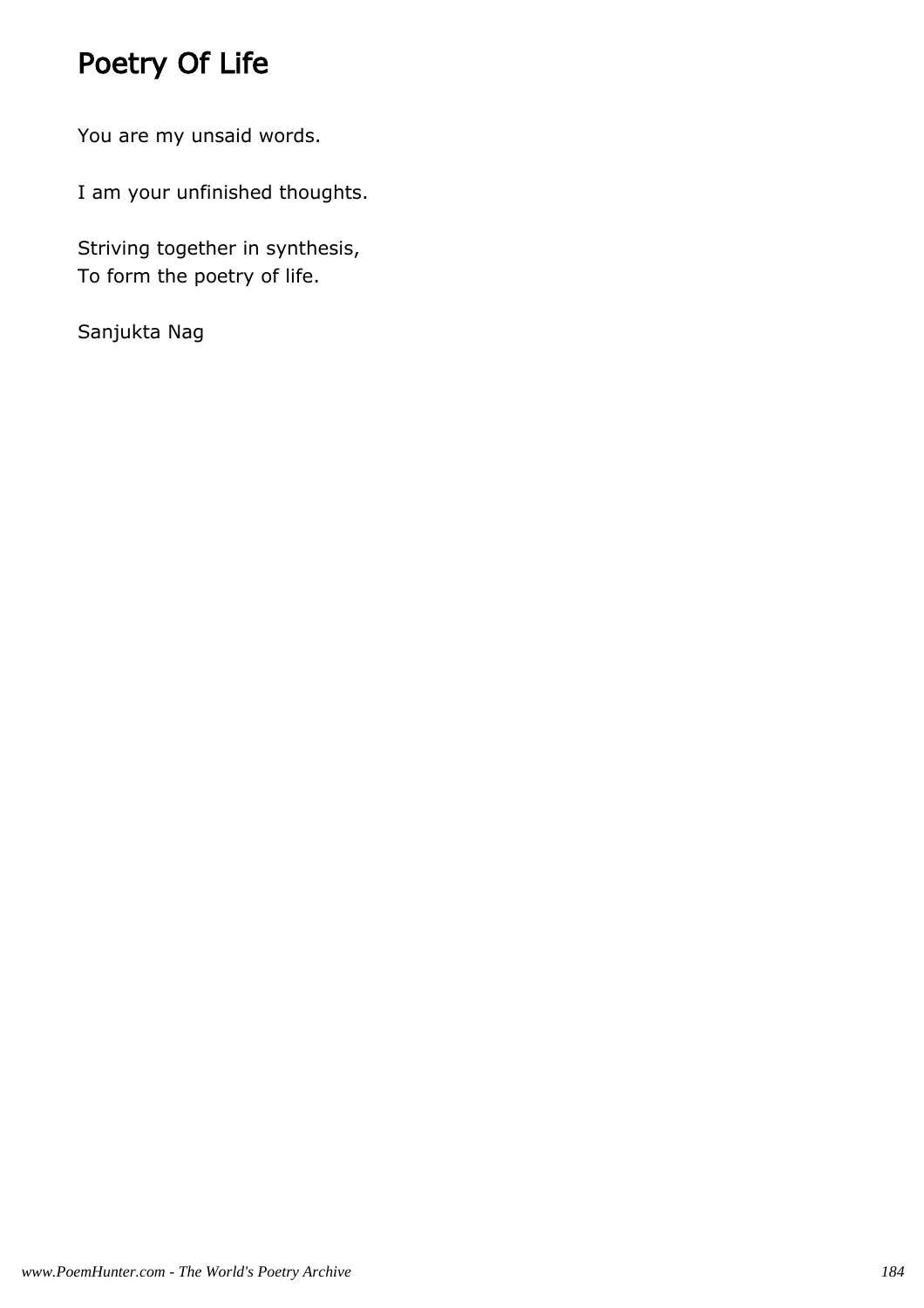# Poetry Of Life

You are my unsaid words.

I am your unfinished thoughts.

Striving together in synthesis,
To form the poetry of life.

Sanjukta Nag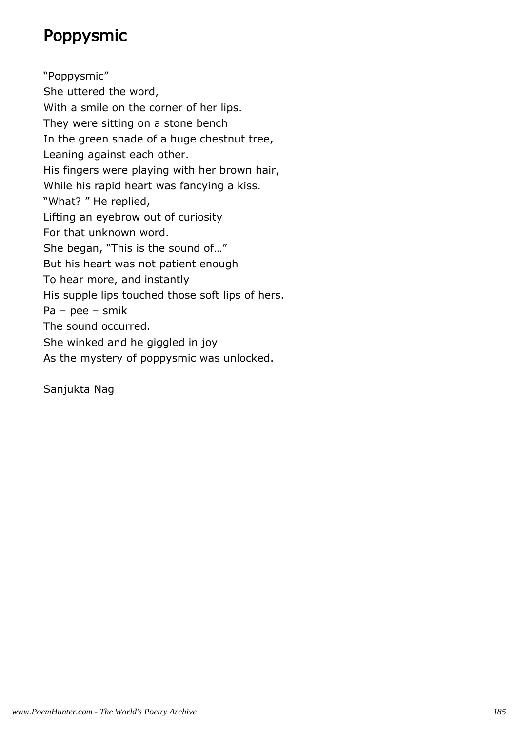# Poppysmic

"Poppysmic"
She uttered the word,
With a smile on the corner of her lips.
They were sitting on a stone bench
In the green shade of a huge chestnut tree,
Leaning against each other.
His fingers were playing with her brown hair,
While his rapid heart was fancying a kiss.
"What? " He replied,
Lifting an eyebrow out of curiosity
For that unknown word.
She began, "This is the sound of…"
But his heart was not patient enough
To hear more, and instantly
His supple lips touched those soft lips of hers.
Pa – pee – smik
The sound occurred.
She winked and he giggled in joy
As the mystery of poppysmic was unlocked.

Sanjukta Nag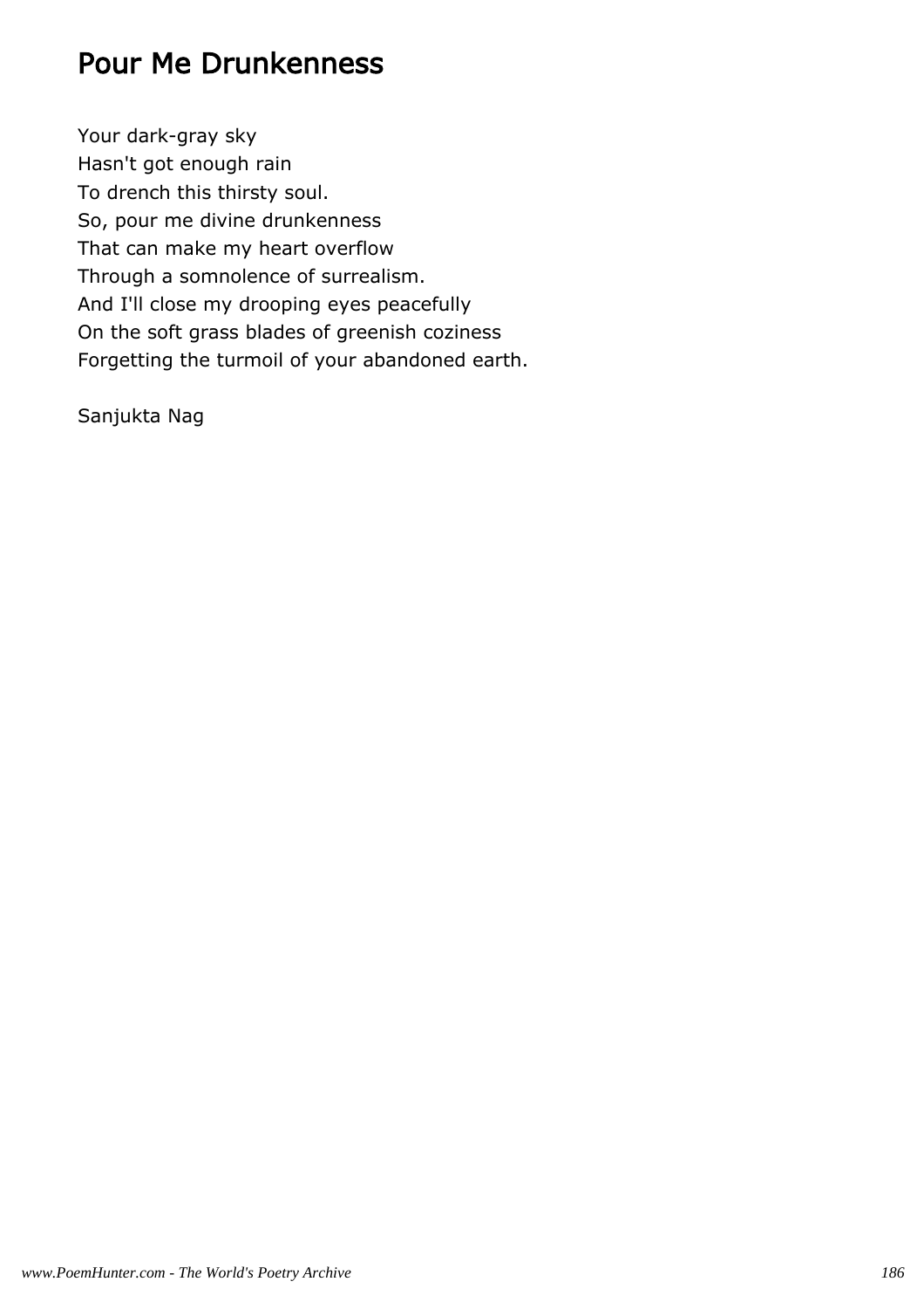# Pour Me Drunkenness

Your dark-gray sky
Hasn't got enough rain
To drench this thirsty soul.
So, pour me divine drunkenness
That can make my heart overflow
Through a somnolence of surrealism.
And I'll close my drooping eyes peacefully
On the soft grass blades of greenish coziness
Forgetting the turmoil of your abandoned earth.

Sanjukta Nag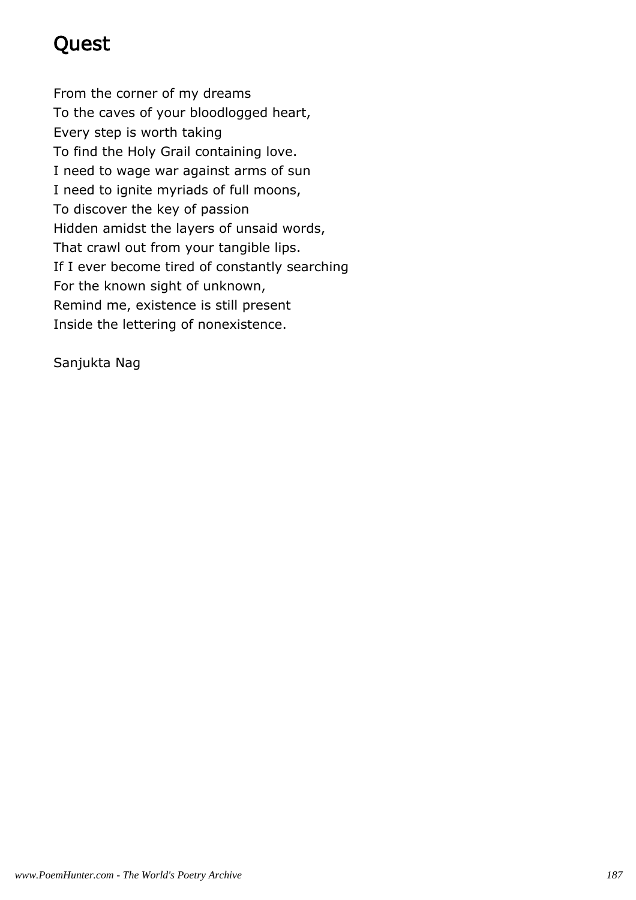# Quest

From the corner of my dreams
To the caves of your bloodlogged heart,
Every step is worth taking
To find the Holy Grail containing love.
I need to wage war against arms of sun
I need to ignite myriads of full moons,
To discover the key of passion
Hidden amidst the layers of unsaid words,
That crawl out from your tangible lips.
If I ever become tired of constantly searching
For the known sight of unknown,
Remind me, existence is still present
Inside the lettering of nonexistence.

Sanjukta Nag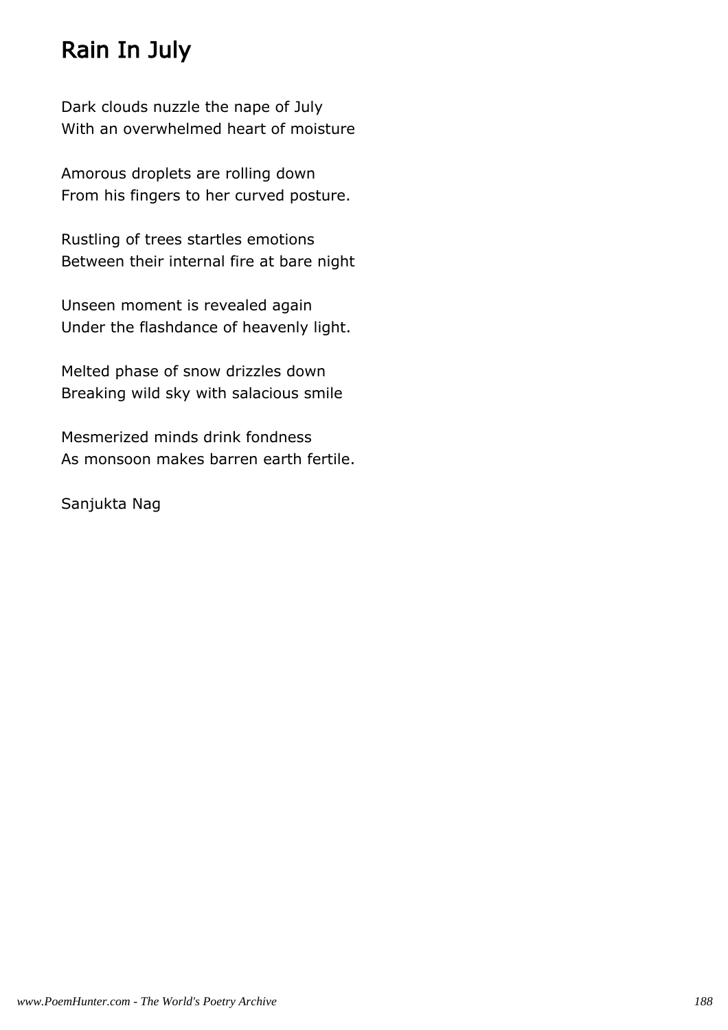# Rain In July

Dark clouds nuzzle the nape of July
With an overwhelmed heart of moisture

Amorous droplets are rolling down
From his fingers to her curved posture.

Rustling of trees startles emotions
Between their internal fire at bare night

Unseen moment is revealed again
Under the flashdance of heavenly light.

Melted phase of snow drizzles down
Breaking wild sky with salacious smile

Mesmerized minds drink fondness
As monsoon makes barren earth fertile.

Sanjukta Nag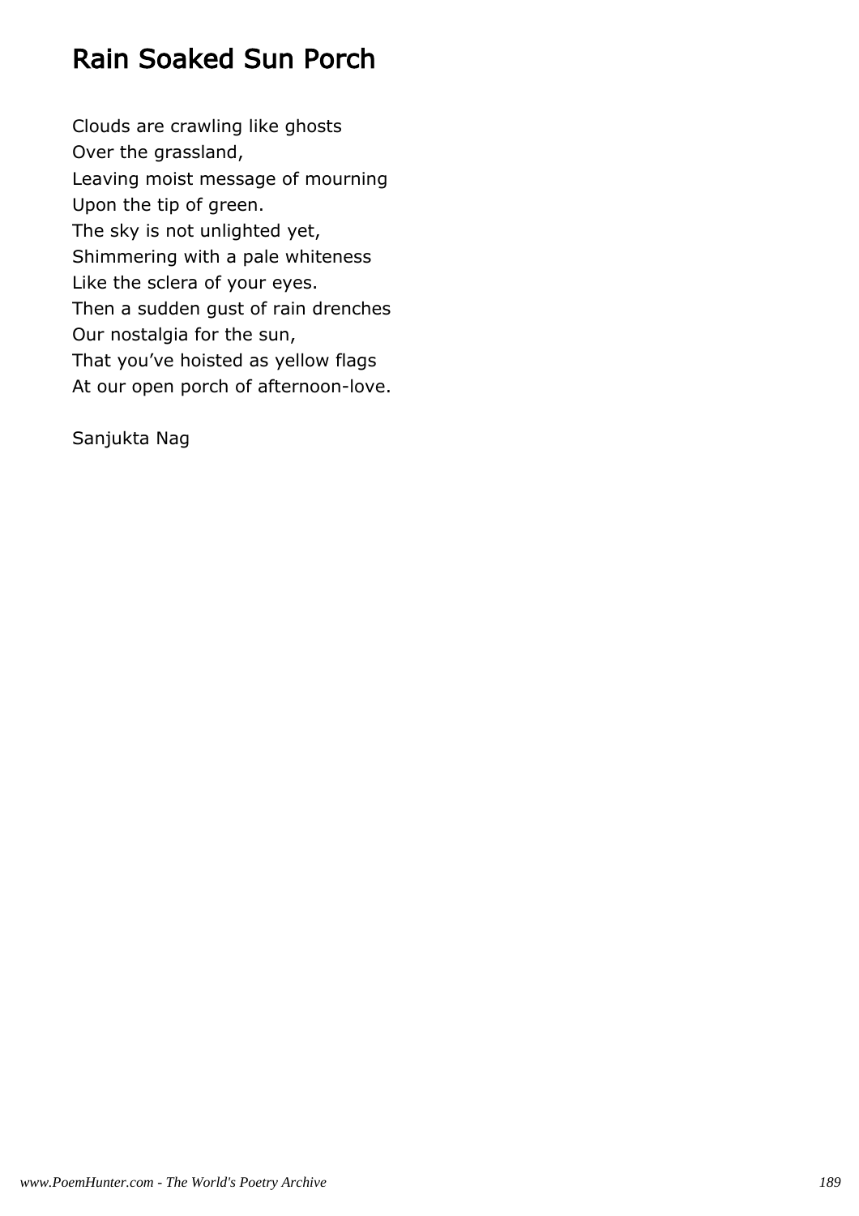# Rain Soaked Sun Porch

Clouds are crawling like ghosts  
Over the grassland,  
Leaving moist message of mourning  
Upon the tip of green.  
The sky is not unlighted yet,  
Shimmering with a pale whiteness  
Like the sclera of your eyes.  
Then a sudden gust of rain drenches  
Our nostalgia for the sun,  
That you've hoisted as yellow flags  
At our open porch of afternoon-love.

Sanjukta Nag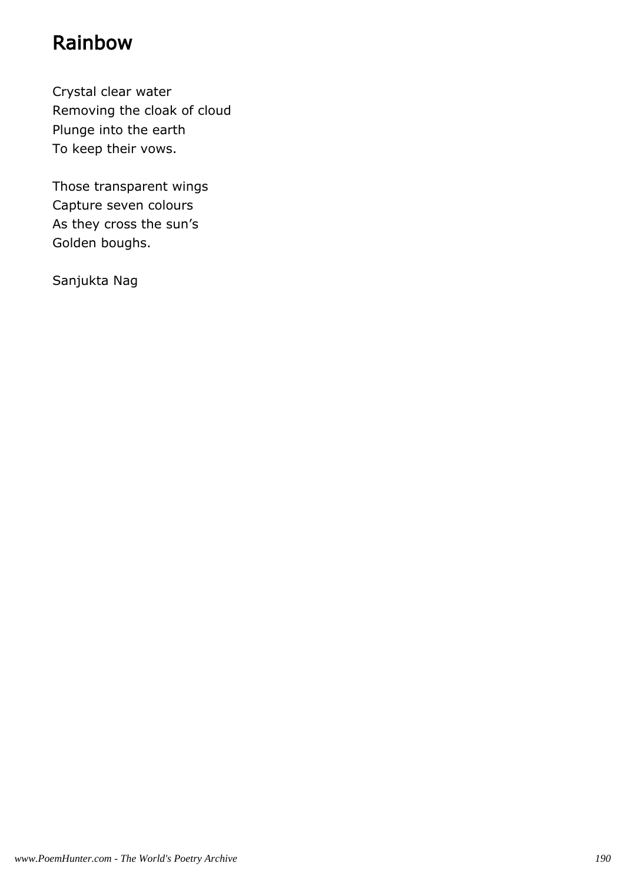# Rainbow

Crystal clear water  
Removing the cloak of cloud  
Plunge into the earth  
To keep their vows.

Those transparent wings  
Capture seven colours  
As they cross the sun’s  
Golden boughs.

Sanjukta Nag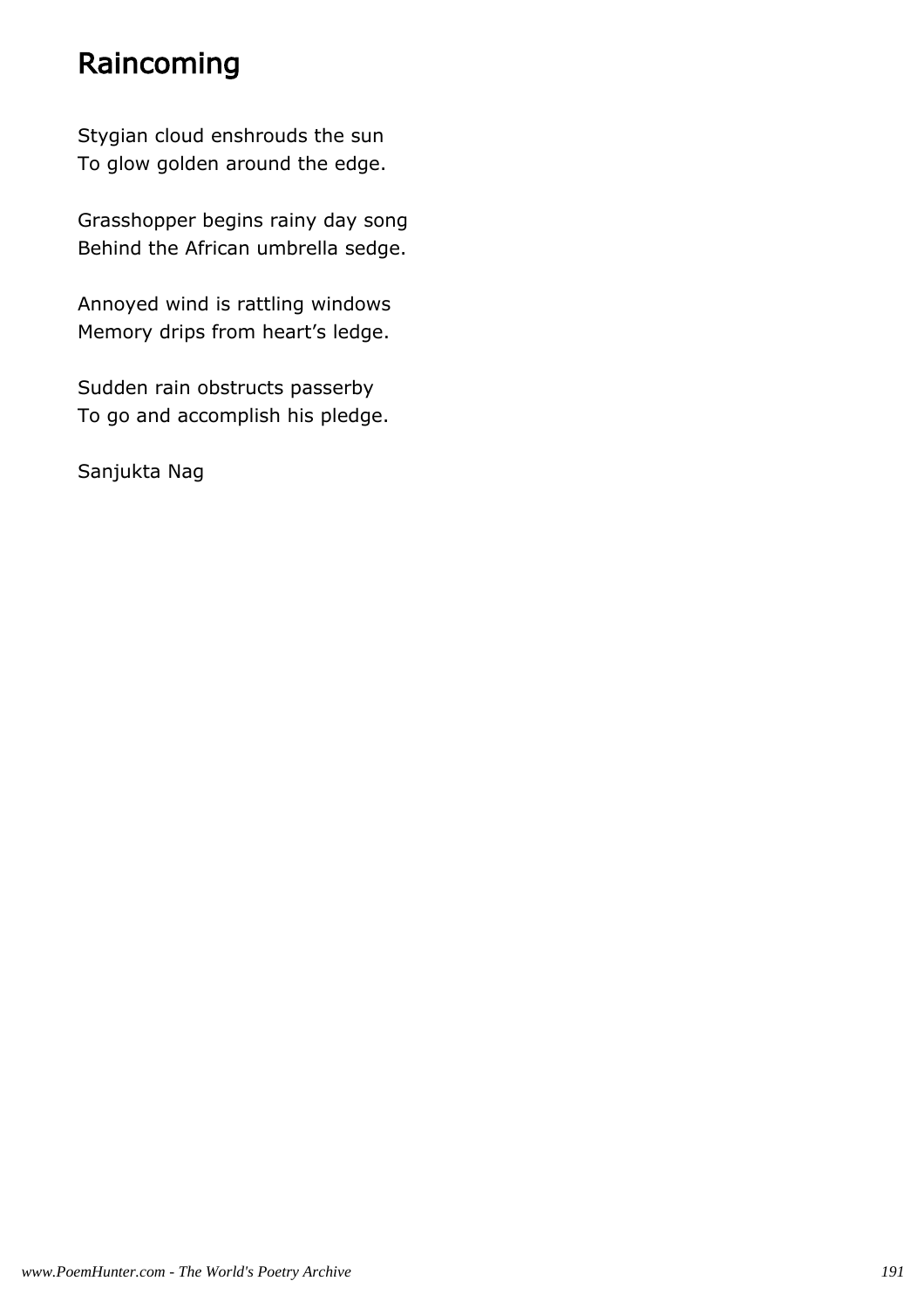# Raincoming

Stygian cloud enshrouds the sun
To glow golden around the edge.

Grasshopper begins rainy day song
Behind the African umbrella sedge.

Annoyed wind is rattling windows
Memory drips from heart’s ledge.

Sudden rain obstructs passerby
To go and accomplish his pledge.

Sanjukta Nag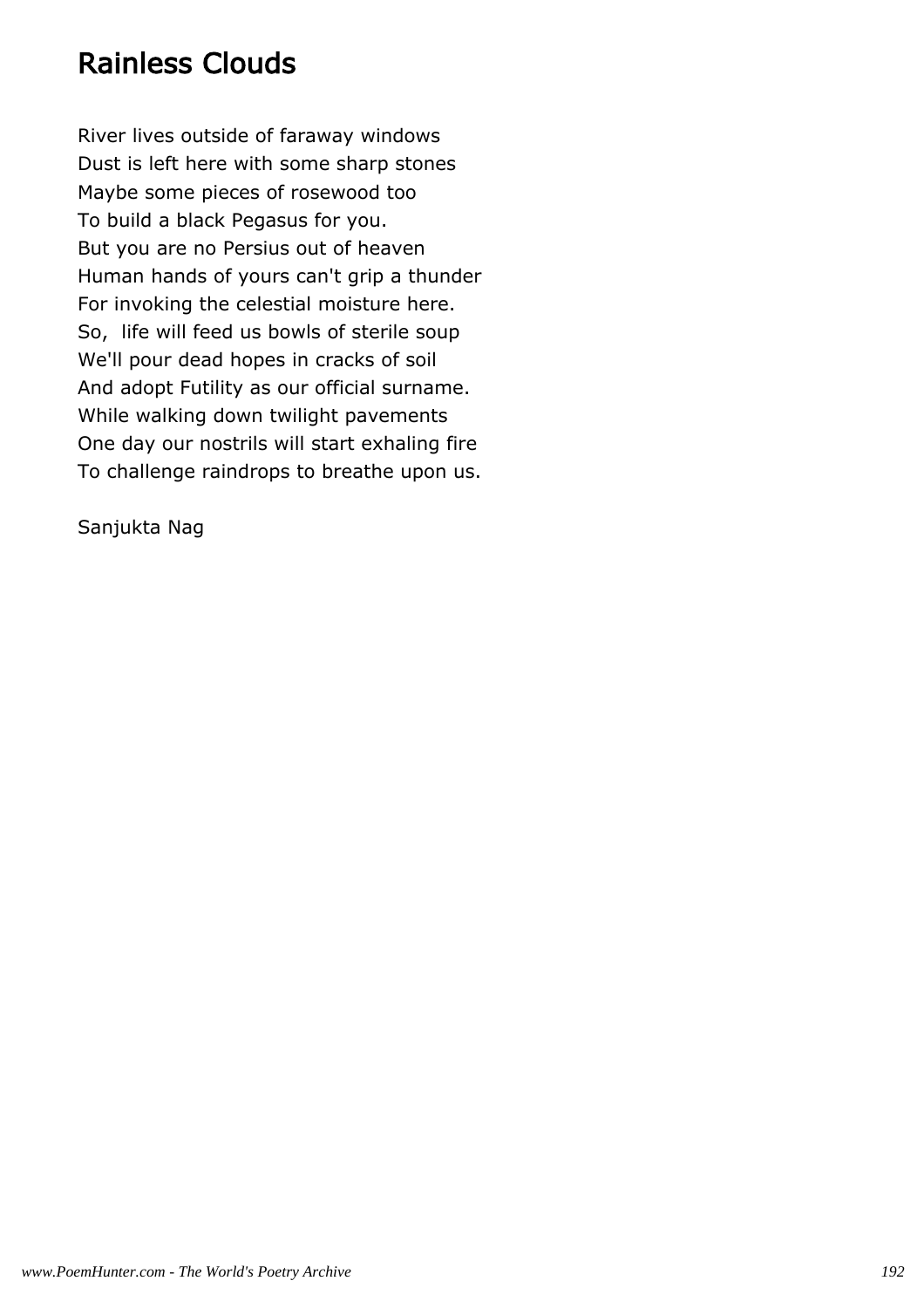# Rainless Clouds

River lives outside of faraway windows
Dust is left here with some sharp stones
Maybe some pieces of rosewood too
To build a black Pegasus for you.
But you are no Persius out of heaven
Human hands of yours can't grip a thunder
For invoking the celestial moisture here.
So,  life will feed us bowls of sterile soup
We'll pour dead hopes in cracks of soil
And adopt Futility as our official surname.
While walking down twilight pavements
One day our nostrils will start exhaling fire
To challenge raindrops to breathe upon us.

Sanjukta Nag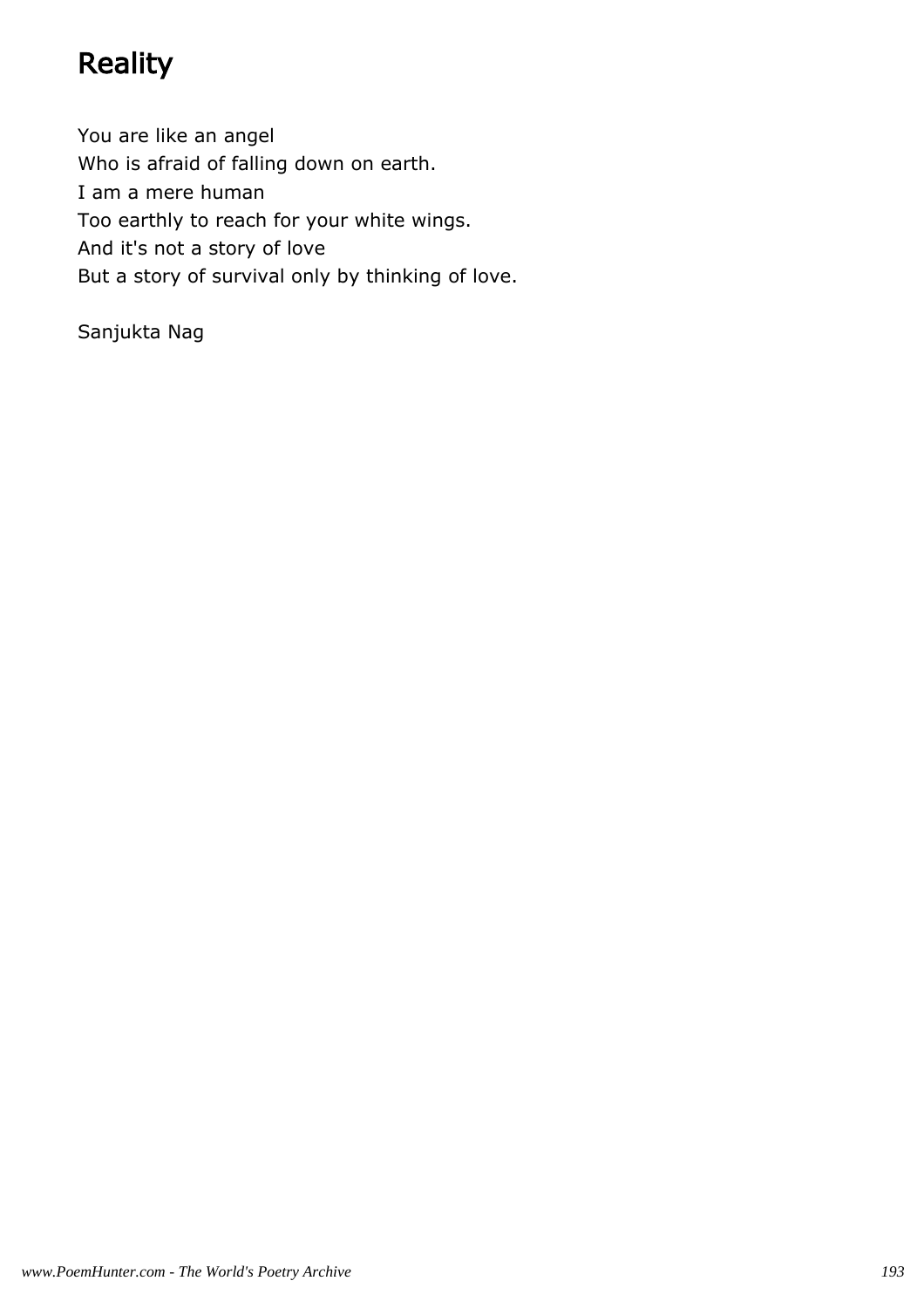# Reality

You are like an angel
Who is afraid of falling down on earth.
I am a mere human
Too earthly to reach for your white wings.
And it's not a story of love
But a story of survival only by thinking of love.

Sanjukta Nag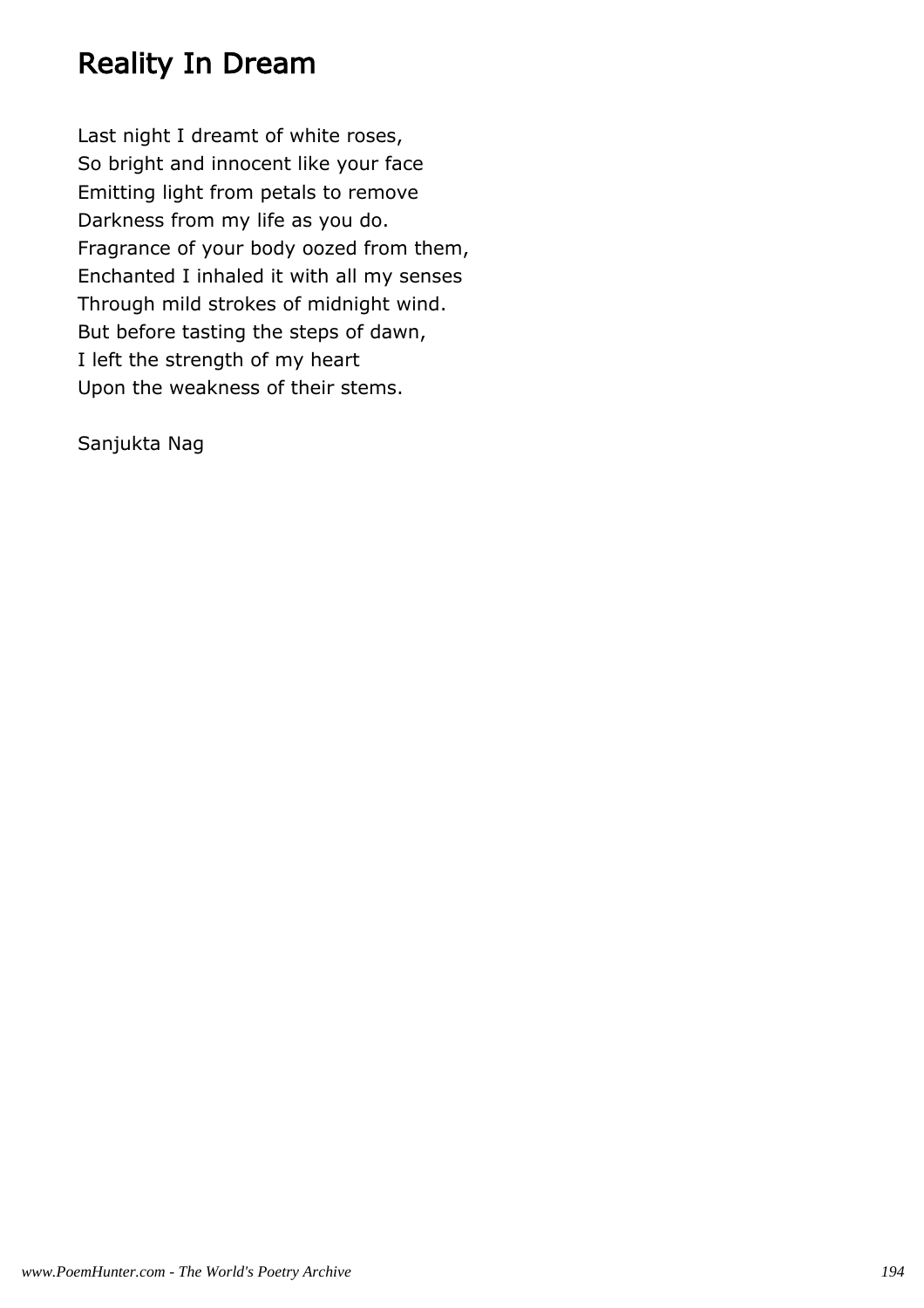# Reality In Dream

Last night I dreamt of white roses,  
So bright and innocent like your face  
Emitting light from petals to remove  
Darkness from my life as you do.  
Fragrance of your body oozed from them,  
Enchanted I inhaled it with all my senses  
Through mild strokes of midnight wind.  
But before tasting the steps of dawn,  
I left the strength of my heart  
Upon the weakness of their stems.

Sanjukta Nag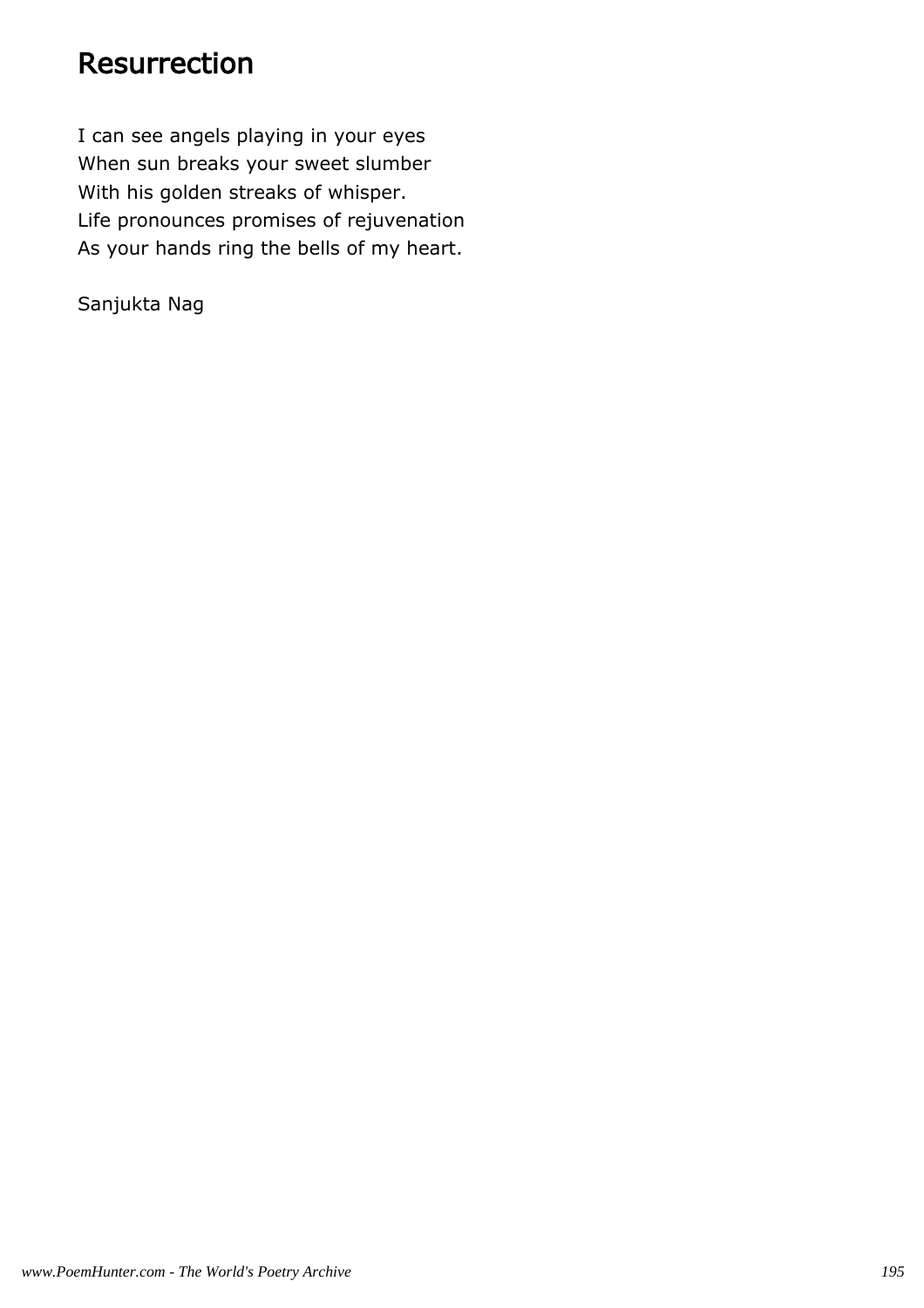# Resurrection

I can see angels playing in your eyes
When sun breaks your sweet slumber
With his golden streaks of whisper.
Life pronounces promises of rejuvenation
As your hands ring the bells of my heart.

Sanjukta Nag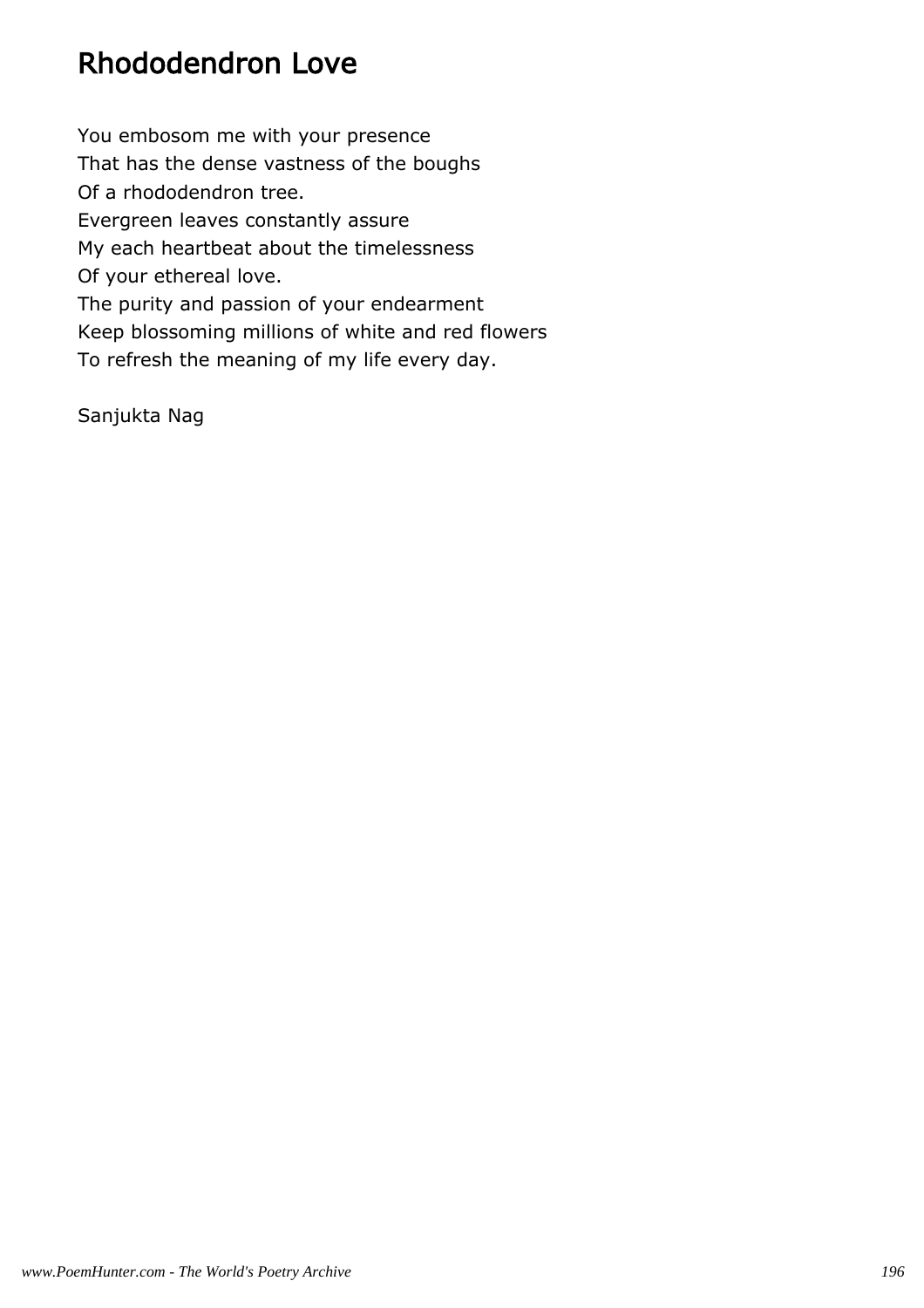# Rhododendron Love

You embosom me with your presence  
That has the dense vastness of the boughs  
Of a rhododendron tree.  
Evergreen leaves constantly assure  
My each heartbeat about the timelessness  
Of your ethereal love.  
The purity and passion of your endearment  
Keep blossoming millions of white and red flowers  
To refresh the meaning of my life every day.

Sanjukta Nag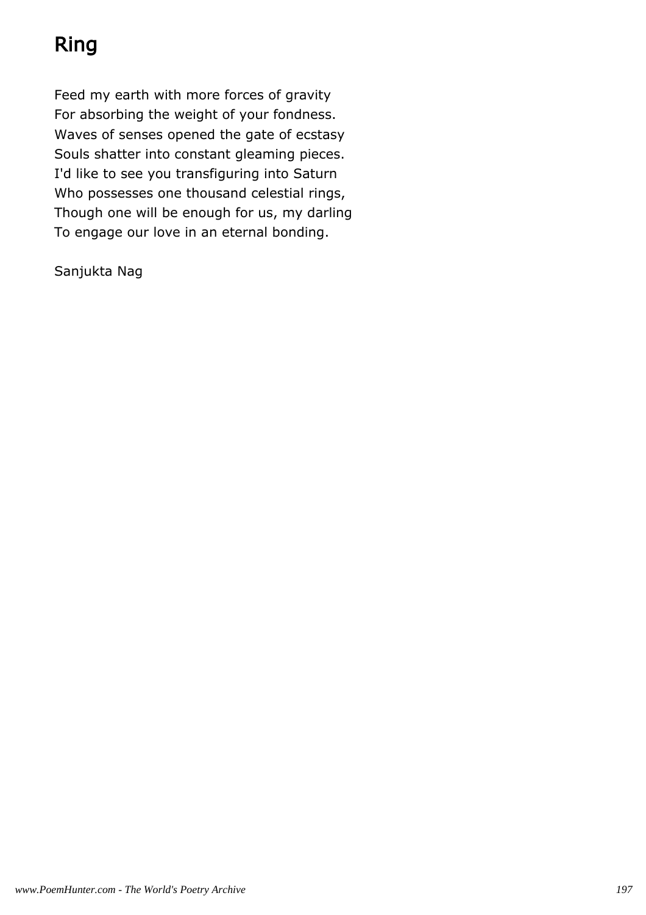# Ring

Feed my earth with more forces of gravity
For absorbing the weight of your fondness.
Waves of senses opened the gate of ecstasy
Souls shatter into constant gleaming pieces.
I'd like to see you transfiguring into Saturn
Who possesses one thousand celestial rings,
Though one will be enough for us, my darling
To engage our love in an eternal bonding.

Sanjukta Nag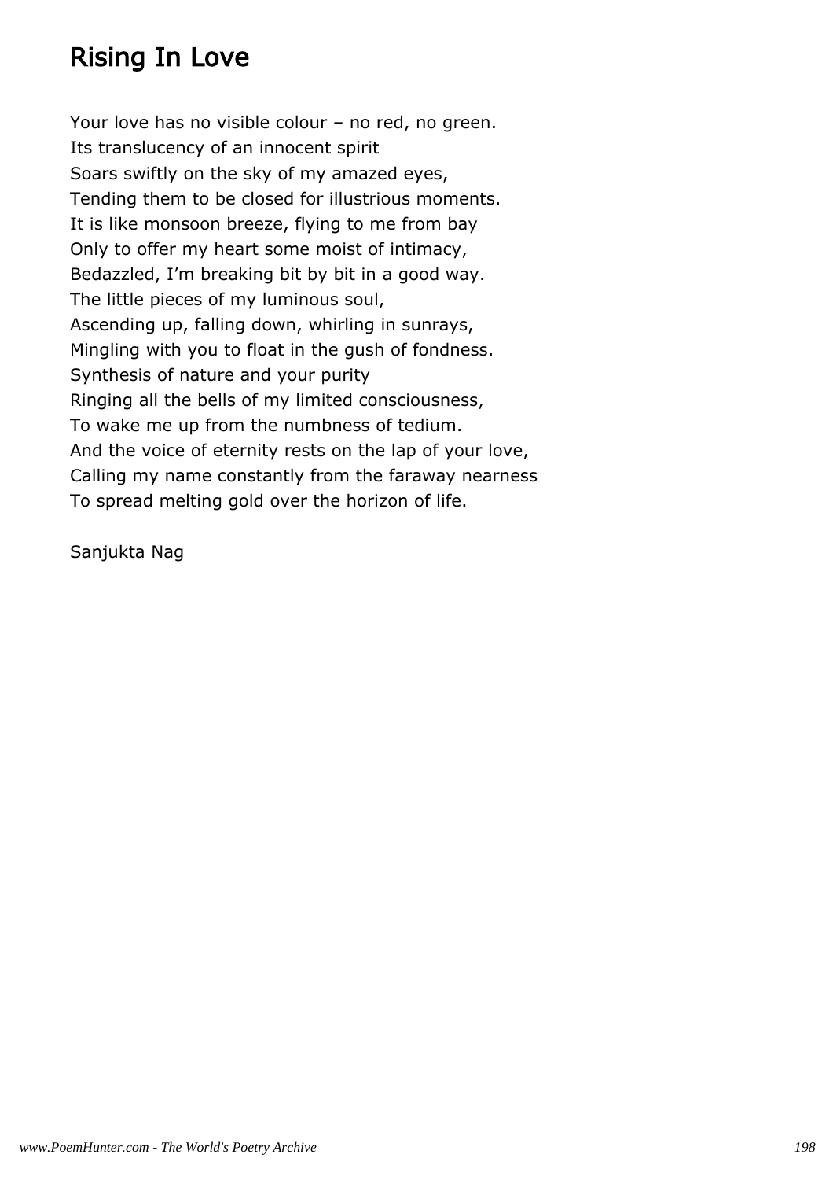## Rising In Love

Your love has no visible colour – no red, no green.
Its translucency of an innocent spirit
Soars swiftly on the sky of my amazed eyes,
Tending them to be closed for illustrious moments.
It is like monsoon breeze, flying to me from bay
Only to offer my heart some moist of intimacy,
Bedazzled, I'm breaking bit by bit in a good way.
The little pieces of my luminous soul,
Ascending up, falling down, whirling in sunrays,
Mingling with you to float in the gush of fondness.
Synthesis of nature and your purity
Ringing all the bells of my limited consciousness,
To wake me up from the numbness of tedium.
And the voice of eternity rests on the lap of your love,
Calling my name constantly from the faraway nearness
To spread melting gold over the horizon of life.

Sanjukta Nag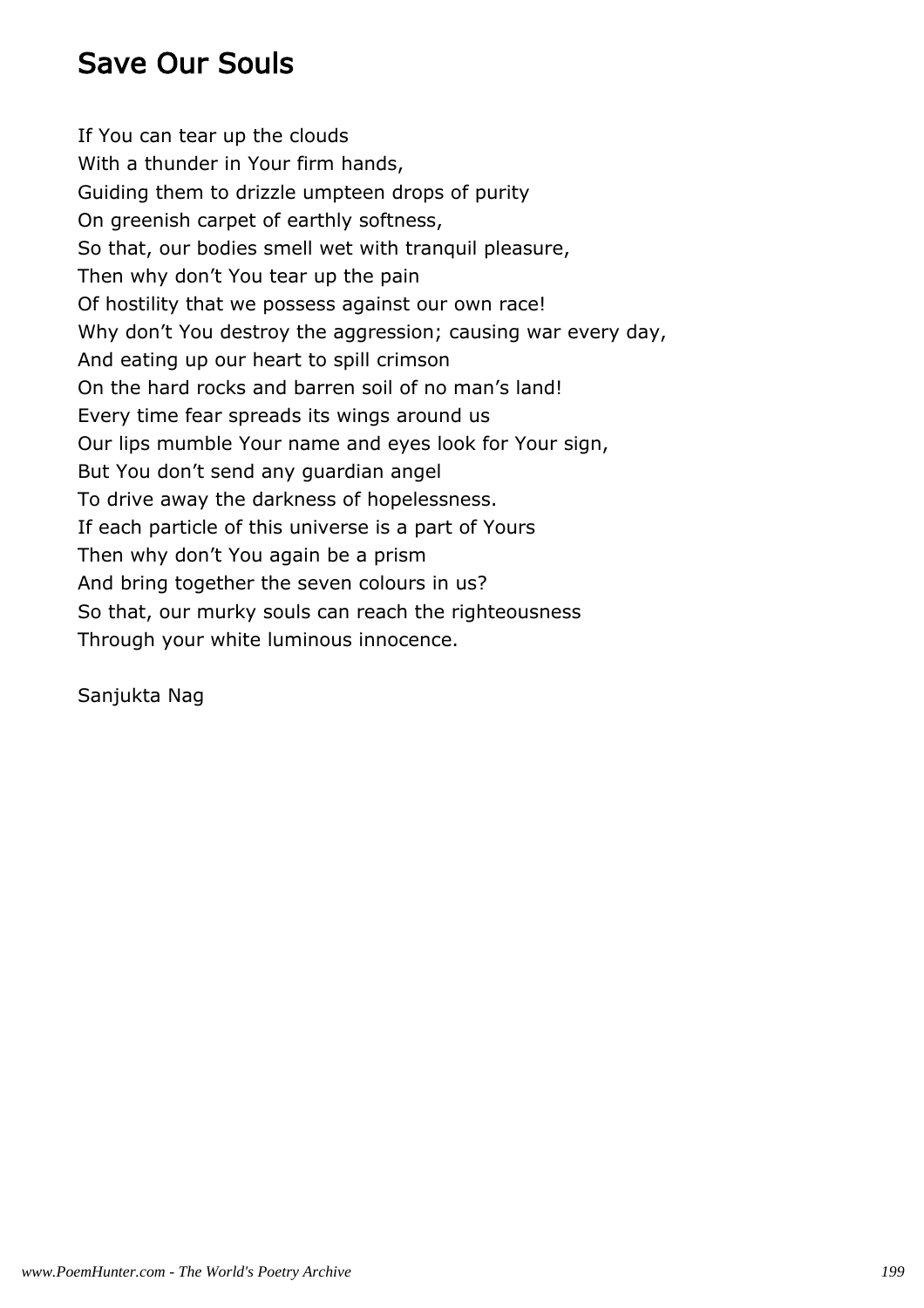# Save Our Souls

If You can tear up the clouds
With a thunder in Your firm hands,
Guiding them to drizzle umpteen drops of purity
On greenish carpet of earthly softness,
So that, our bodies smell wet with tranquil pleasure,
Then why don't You tear up the pain
Of hostility that we possess against our own race!
Why don't You destroy the aggression; causing war every day,
And eating up our heart to spill crimson
On the hard rocks and barren soil of no man's land!
Every time fear spreads its wings around us
Our lips mumble Your name and eyes look for Your sign,
But You don't send any guardian angel
To drive away the darkness of hopelessness.
If each particle of this universe is a part of Yours
Then why don't You again be a prism
And bring together the seven colours in us?
So that, our murky souls can reach the righteousness
Through your white luminous innocence.

Sanjukta Nag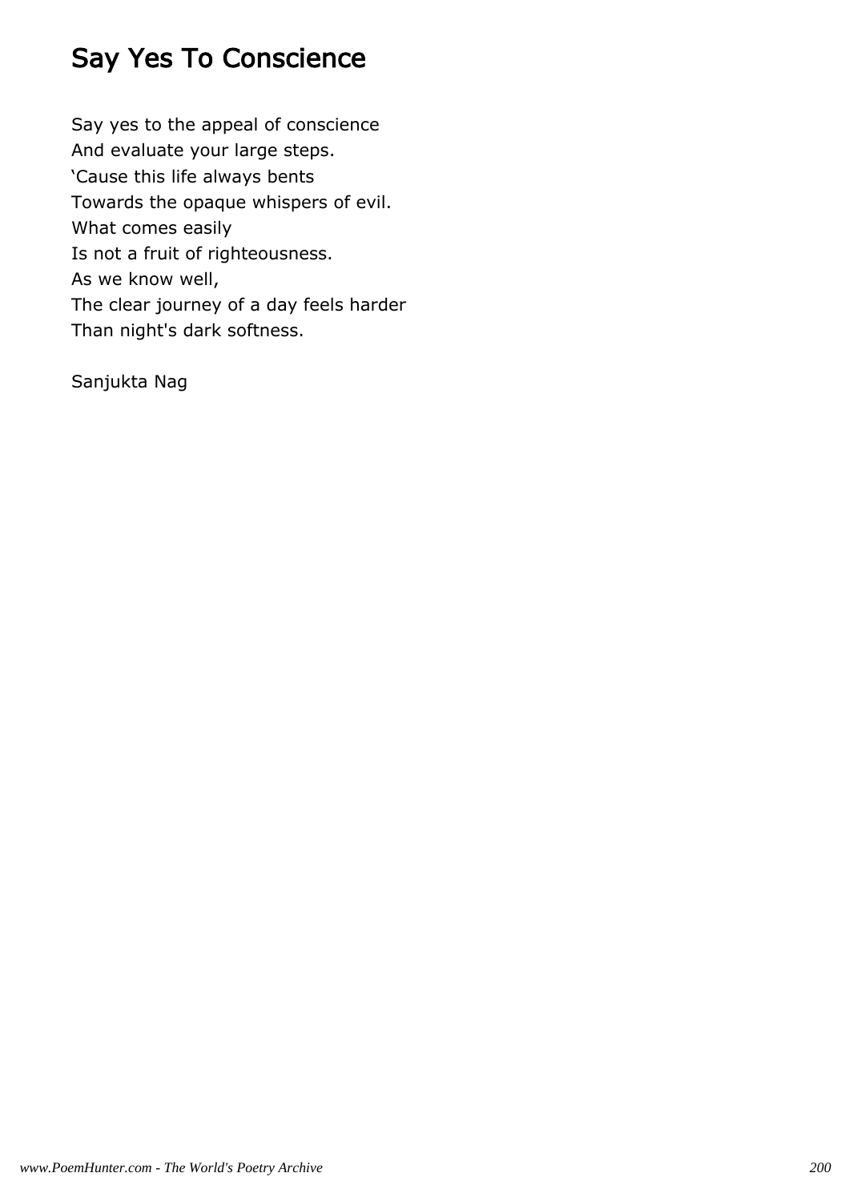# Say Yes To Conscience

Say yes to the appeal of conscience
And evaluate your large steps.
'Cause this life always bents
Towards the opaque whispers of evil.
What comes easily
Is not a fruit of righteousness.
As we know well,
The clear journey of a day feels harder
Than night's dark softness.

Sanjukta Nag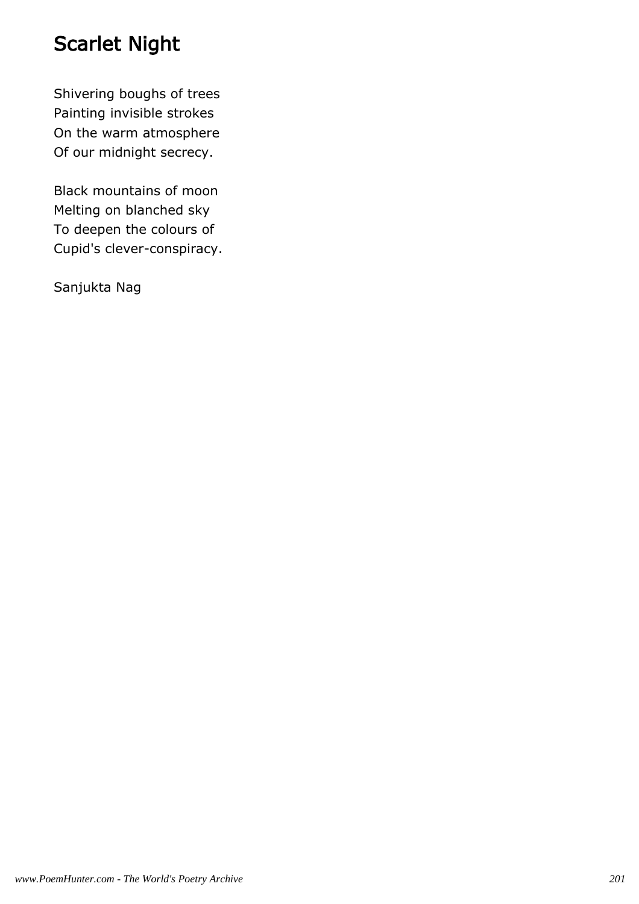# Scarlet Night

Shivering boughs of trees
Painting invisible strokes
On the warm atmosphere
Of our midnight secrecy.

Black mountains of moon
Melting on blanched sky
To deepen the colours of
Cupid's clever-conspiracy.

Sanjukta Nag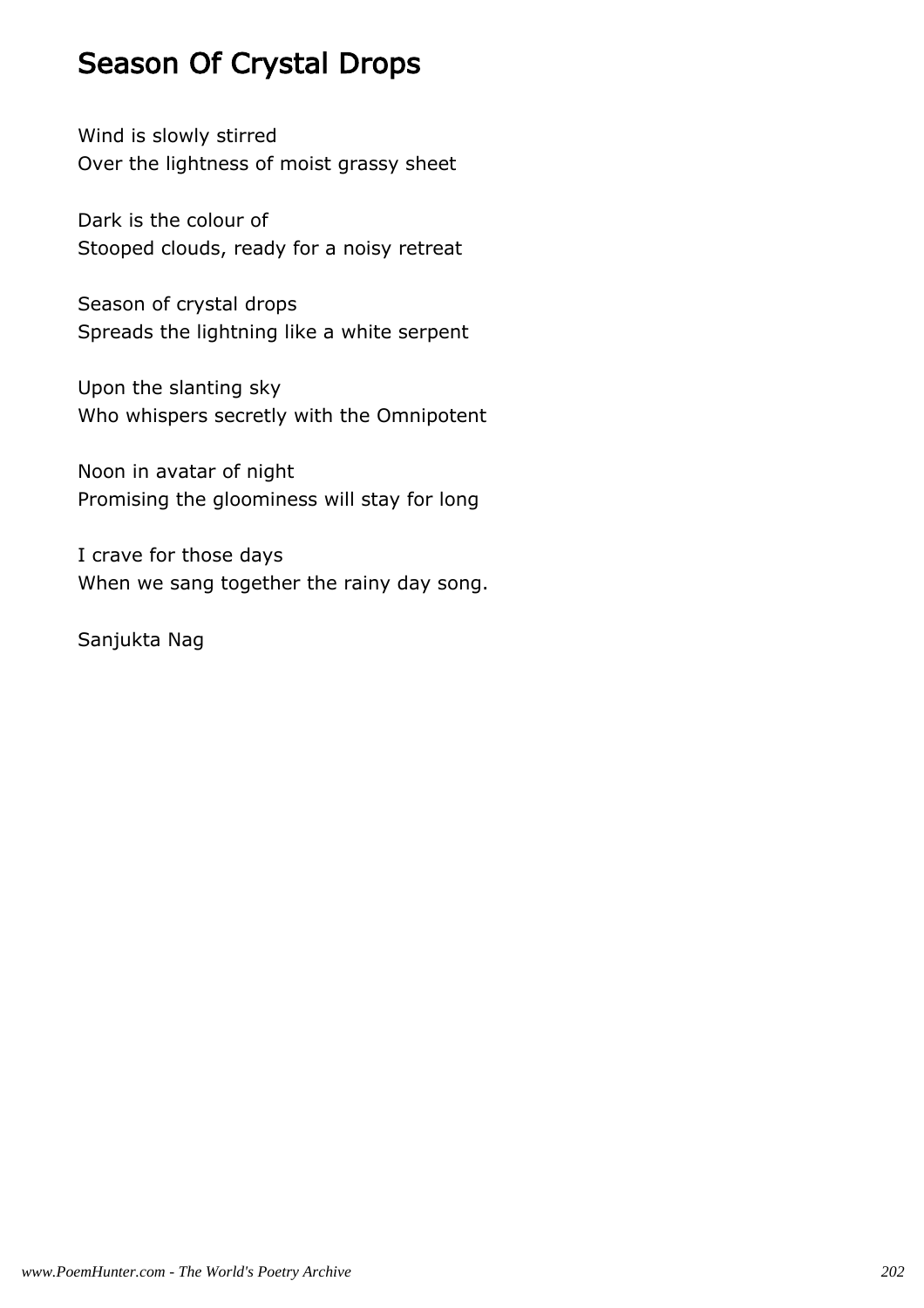## Season Of Crystal Drops

Wind is slowly stirred
Over the lightness of moist grassy sheet

Dark is the colour of
Stooped clouds, ready for a noisy retreat

Season of crystal drops
Spreads the lightning like a white serpent

Upon the slanting sky
Who whispers secretly with the Omnipotent

Noon in avatar of night
Promising the gloominess will stay for long

I crave for those days
When we sang together the rainy day song.

Sanjukta Nag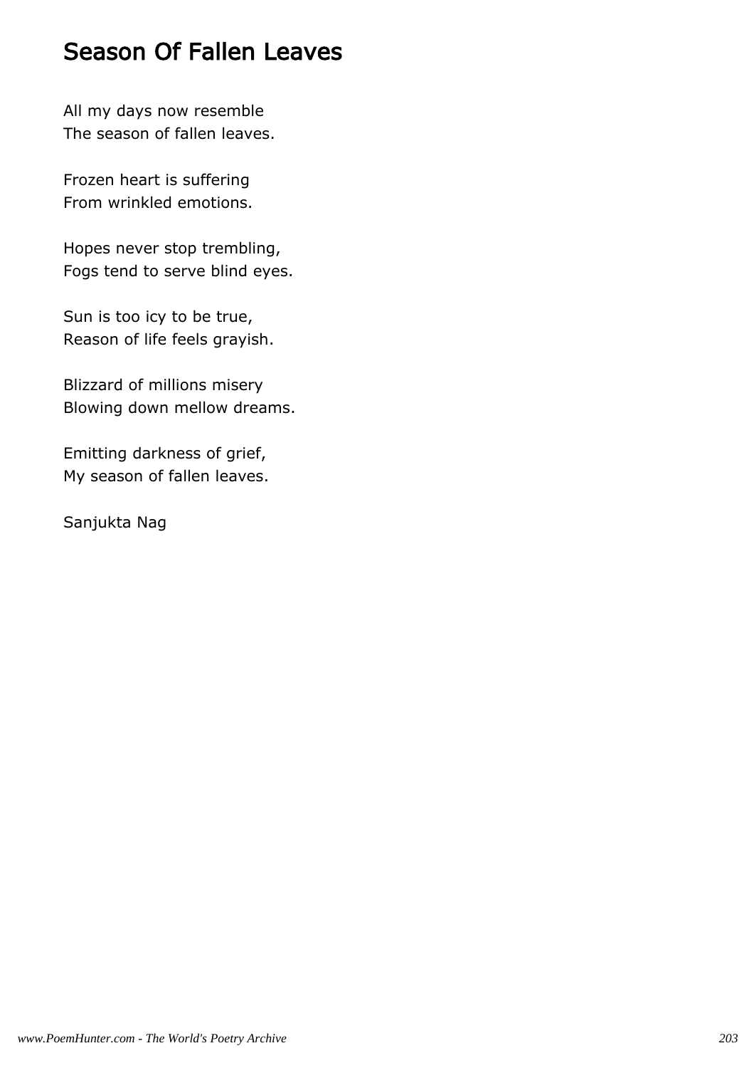# Season Of Fallen Leaves

All my days now resemble
The season of fallen leaves.

Frozen heart is suffering
From wrinkled emotions.

Hopes never stop trembling,
Fogs tend to serve blind eyes.

Sun is too icy to be true,
Reason of life feels grayish.

Blizzard of millions misery
Blowing down mellow dreams.

Emitting darkness of grief,
My season of fallen leaves.

Sanjukta Nag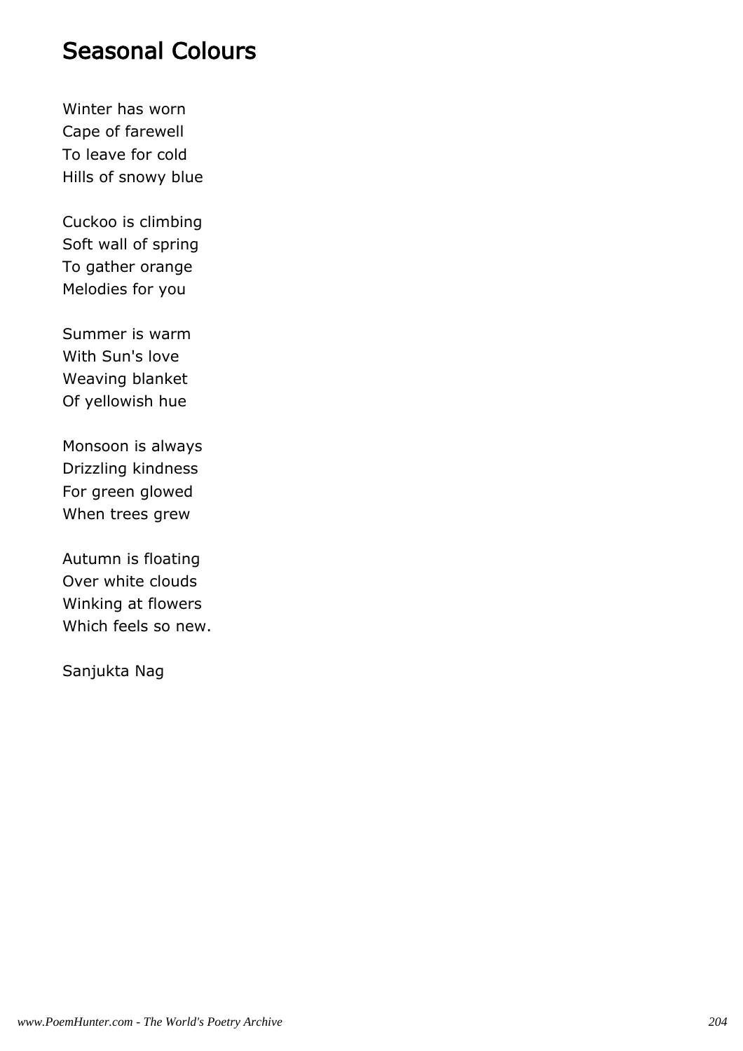# Seasonal Colours

Winter has worn
Cape of farewell
To leave for cold
Hills of snowy blue

Cuckoo is climbing
Soft wall of spring
To gather orange
Melodies for you

Summer is warm
With Sun's love
Weaving blanket
Of yellowish hue

Monsoon is always
Drizzling kindness
For green glowed
When trees grew

Autumn is floating
Over white clouds
Winking at flowers
Which feels so new.

Sanjukta Nag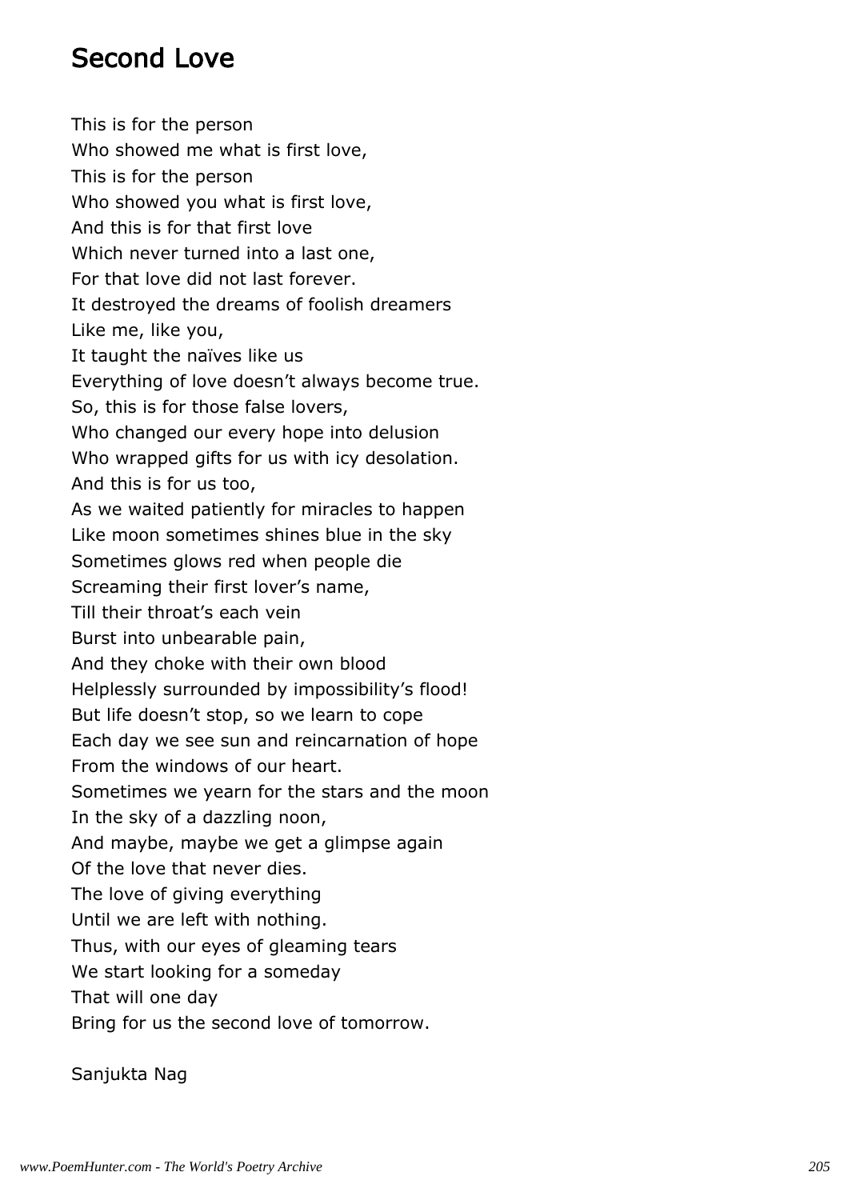## Second Love

This is for the person  
Who showed me what is first love,  
This is for the person  
Who showed you what is first love,  
And this is for that first love  
Which never turned into a last one,  
For that love did not last forever.  
It destroyed the dreams of foolish dreamers  
Like me, like you,  
It taught the naïves like us  
Everything of love doesn't always become true.  
So, this is for those false lovers,  
Who changed our every hope into delusion  
Who wrapped gifts for us with icy desolation.  
And this is for us too,  
As we waited patiently for miracles to happen  
Like moon sometimes shines blue in the sky  
Sometimes glows red when people die  
Screaming their first lover's name,  
Till their throat's each vein  
Burst into unbearable pain,  
And they choke with their own blood  
Helplessly surrounded by impossibility's flood!  
But life doesn't stop, so we learn to cope  
Each day we see sun and reincarnation of hope  
From the windows of our heart.  
Sometimes we yearn for the stars and the moon  
In the sky of a dazzling noon,  
And maybe, maybe we get a glimpse again  
Of the love that never dies.  
The love of giving everything  
Until we are left with nothing.  
Thus, with our eyes of gleaming tears  
We start looking for a someday  
That will one day  
Bring for us the second love of tomorrow.

Sanjukta Nag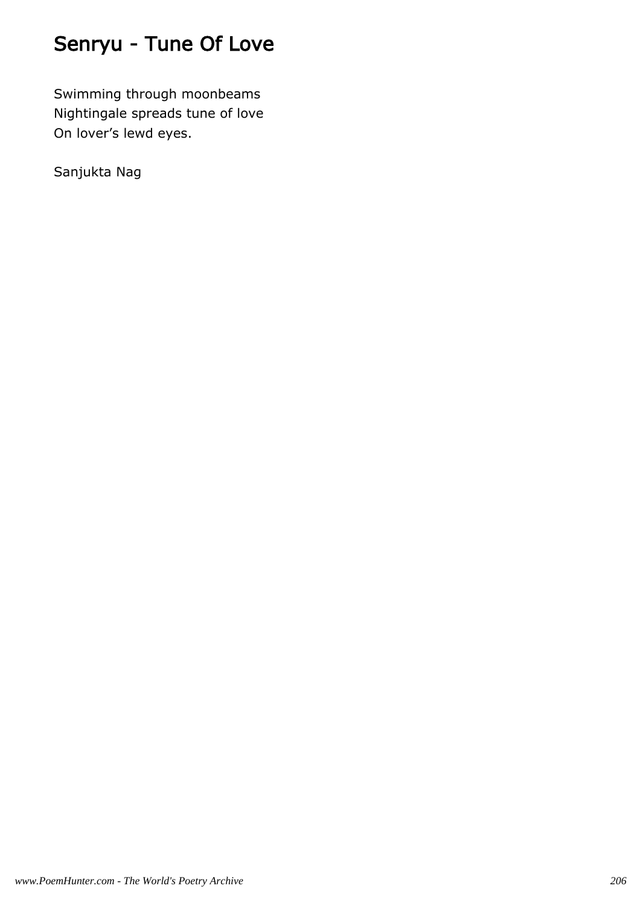# Senryu - Tune Of Love

Swimming through moonbeams
Nightingale spreads tune of love
On lover’s lewd eyes.

Sanjukta Nag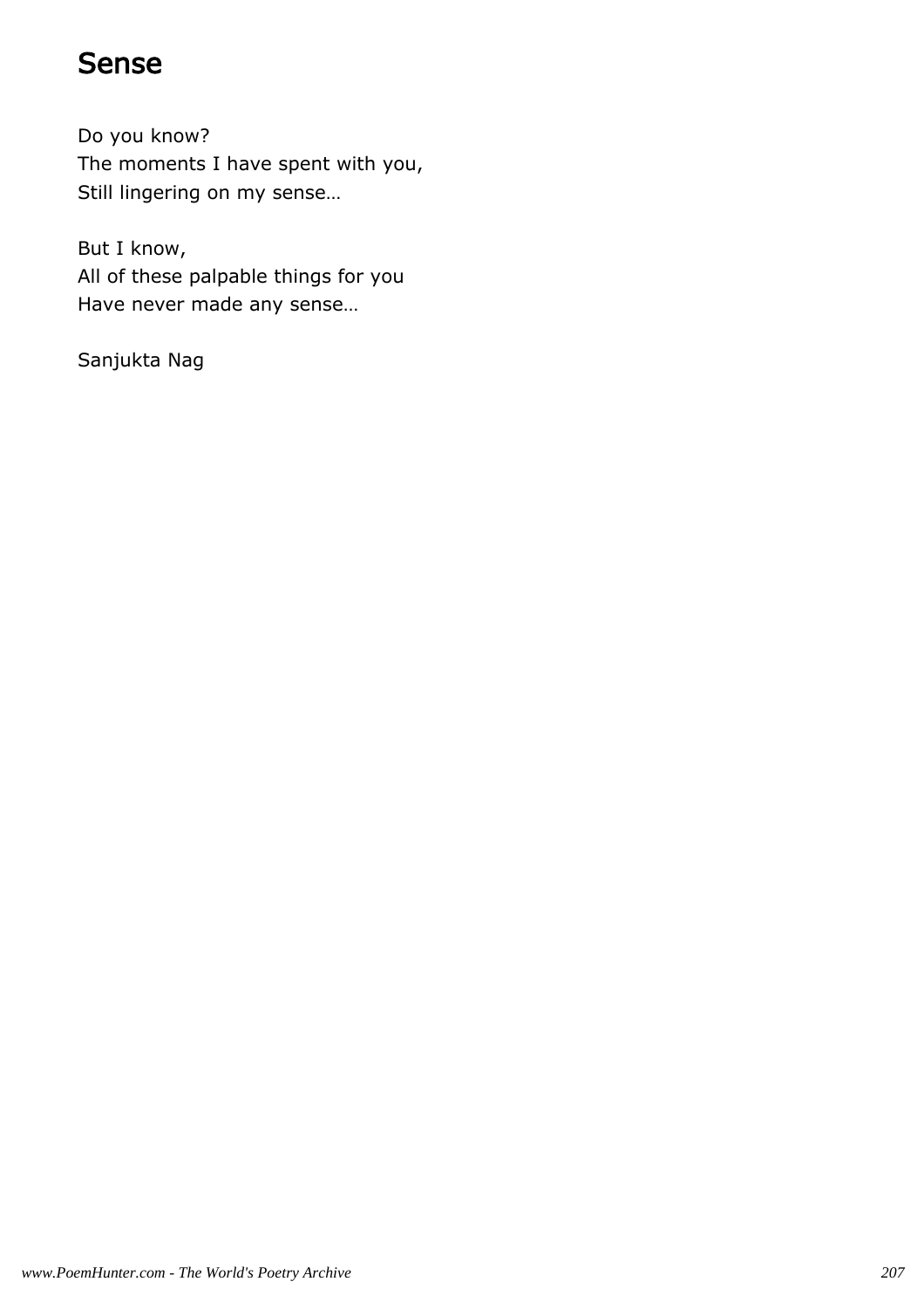# Sense

Do you know?  
The moments I have spent with you,  
Still lingering on my sense…

But I know,  
All of these palpable things for you  
Have never made any sense…

Sanjukta Nag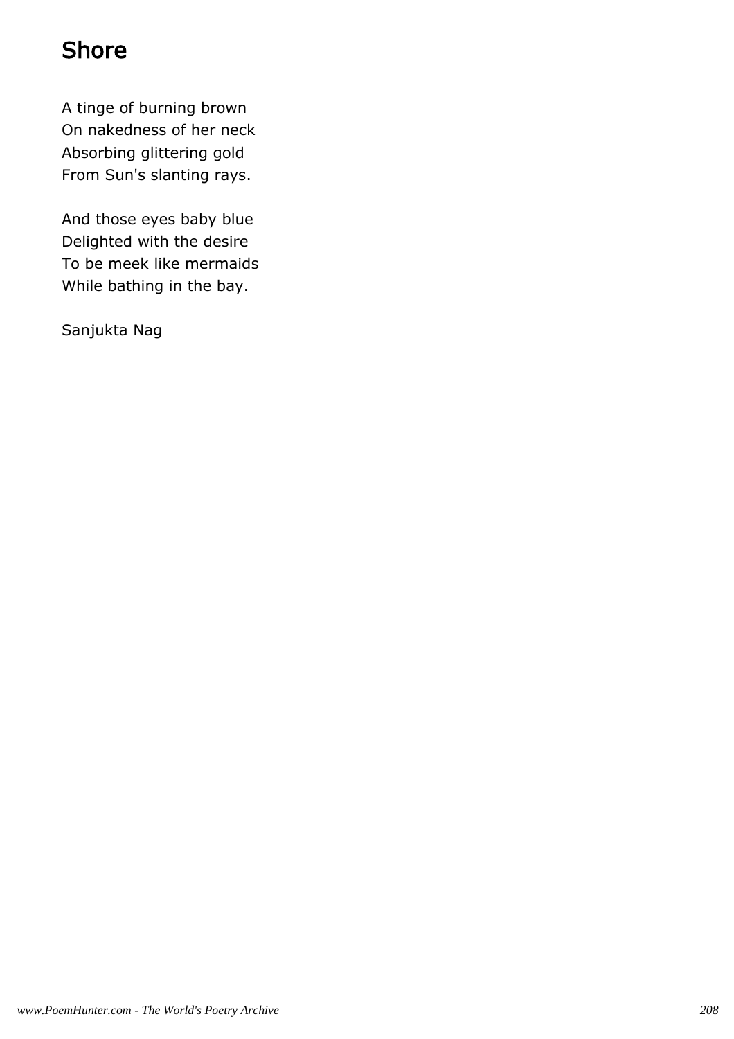# Shore

A tinge of burning brown
On nakedness of her neck
Absorbing glittering gold
From Sun's slanting rays.

And those eyes baby blue
Delighted with the desire
To be meek like mermaids
While bathing in the bay.

Sanjukta Nag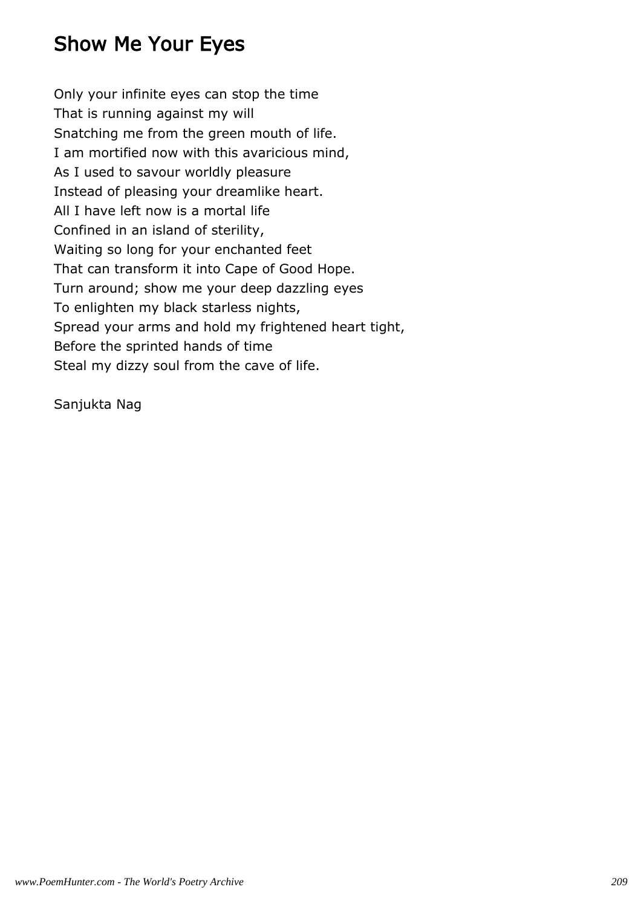# Show Me Your Eyes

Only your infinite eyes can stop the time  
That is running against my will  
Snatching me from the green mouth of life.  
I am mortified now with this avaricious mind,  
As I used to savour worldly pleasure  
Instead of pleasing your dreamlike heart.  
All I have left now is a mortal life  
Confined in an island of sterility,  
Waiting so long for your enchanted feet  
That can transform it into Cape of Good Hope.  
Turn around; show me your deep dazzling eyes  
To enlighten my black starless nights,  
Spread your arms and hold my frightened heart tight,  
Before the sprinted hands of time  
Steal my dizzy soul from the cave of life.

Sanjukta Nag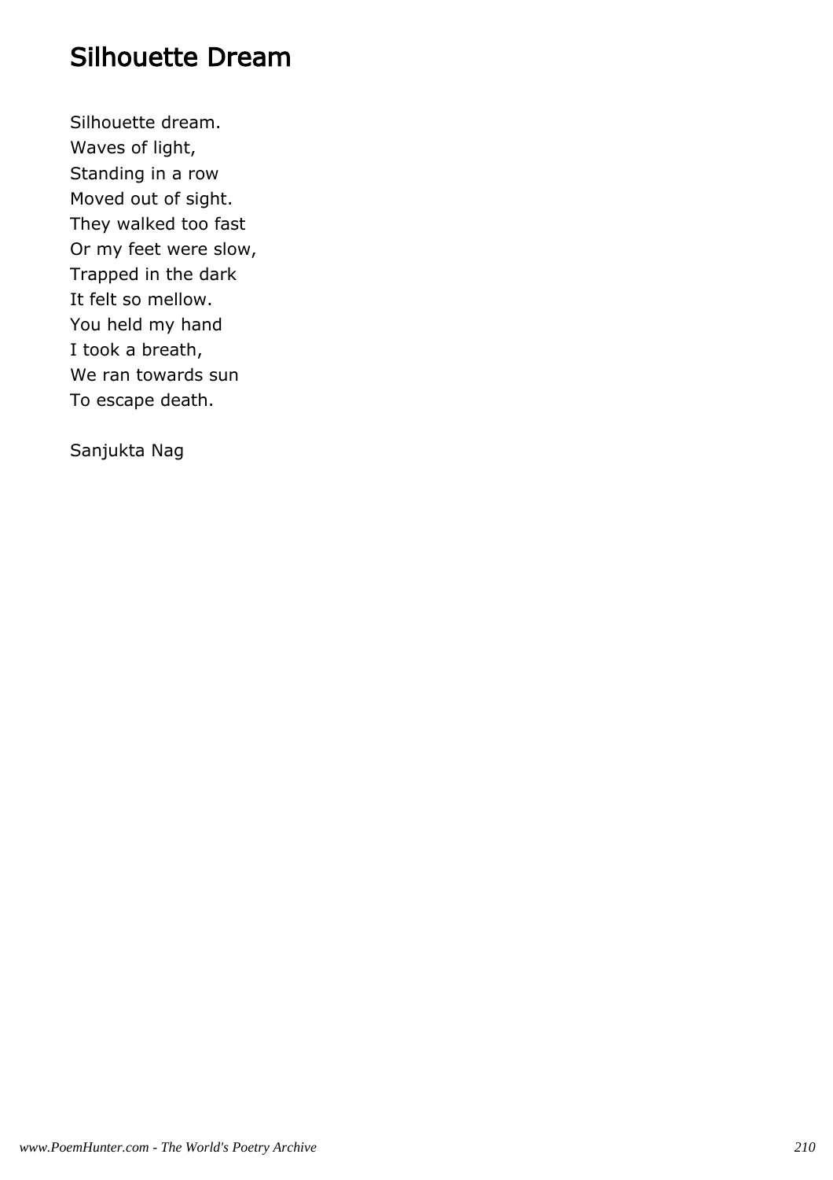# Silhouette Dream

Silhouette dream.
Waves of light,
Standing in a row
Moved out of sight.
They walked too fast
Or my feet were slow,
Trapped in the dark
It felt so mellow.
You held my hand
I took a breath,
We ran towards sun
To escape death.

Sanjukta Nag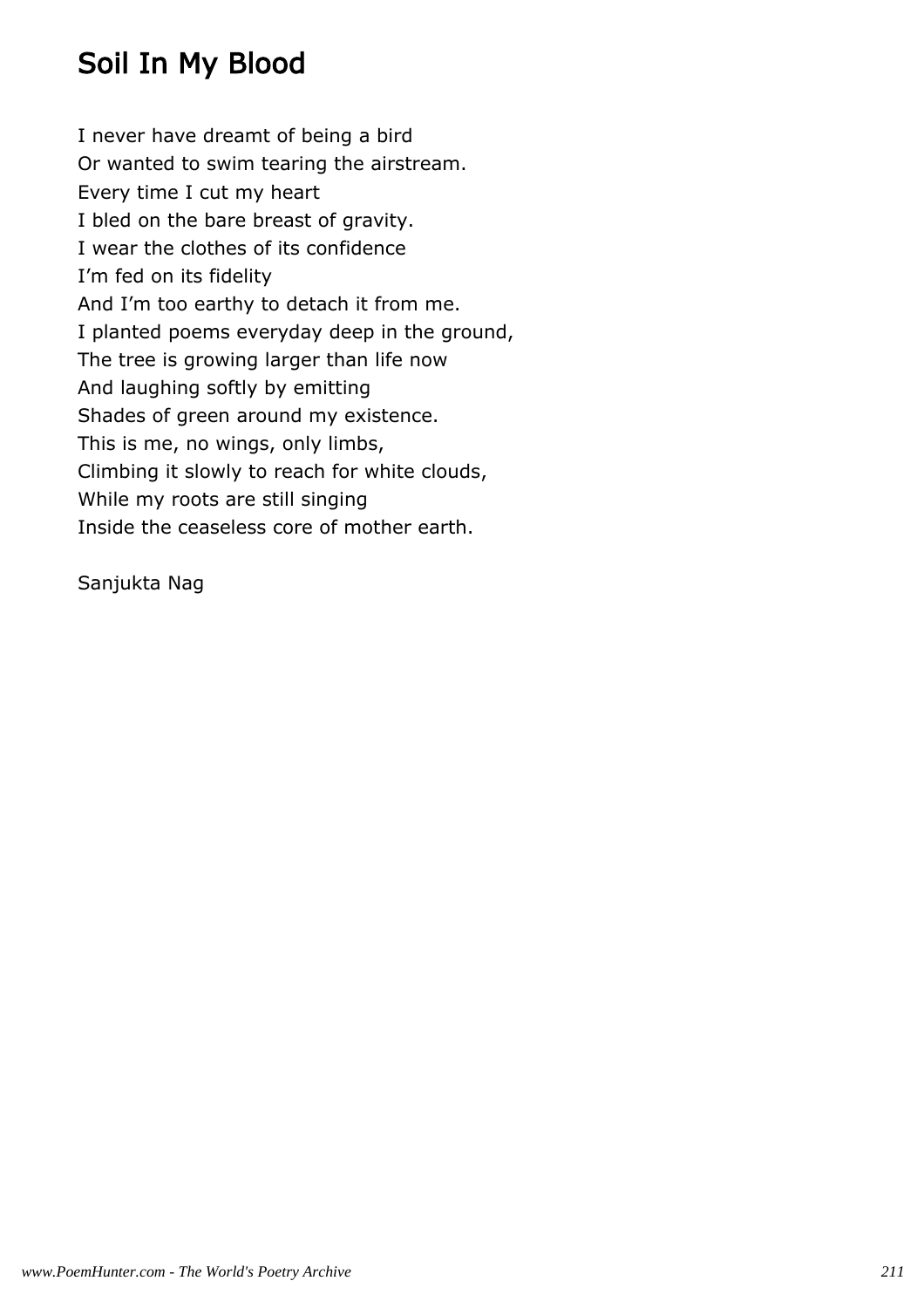# Soil In My Blood

I never have dreamt of being a bird  
Or wanted to swim tearing the airstream.  
Every time I cut my heart  
I bled on the bare breast of gravity.  
I wear the clothes of its confidence  
I'm fed on its fidelity  
And I'm too earthy to detach it from me.  
I planted poems everyday deep in the ground,  
The tree is growing larger than life now  
And laughing softly by emitting  
Shades of green around my existence.  
This is me, no wings, only limbs,  
Climbing it slowly to reach for white clouds,  
While my roots are still singing  
Inside the ceaseless core of mother earth.

Sanjukta Nag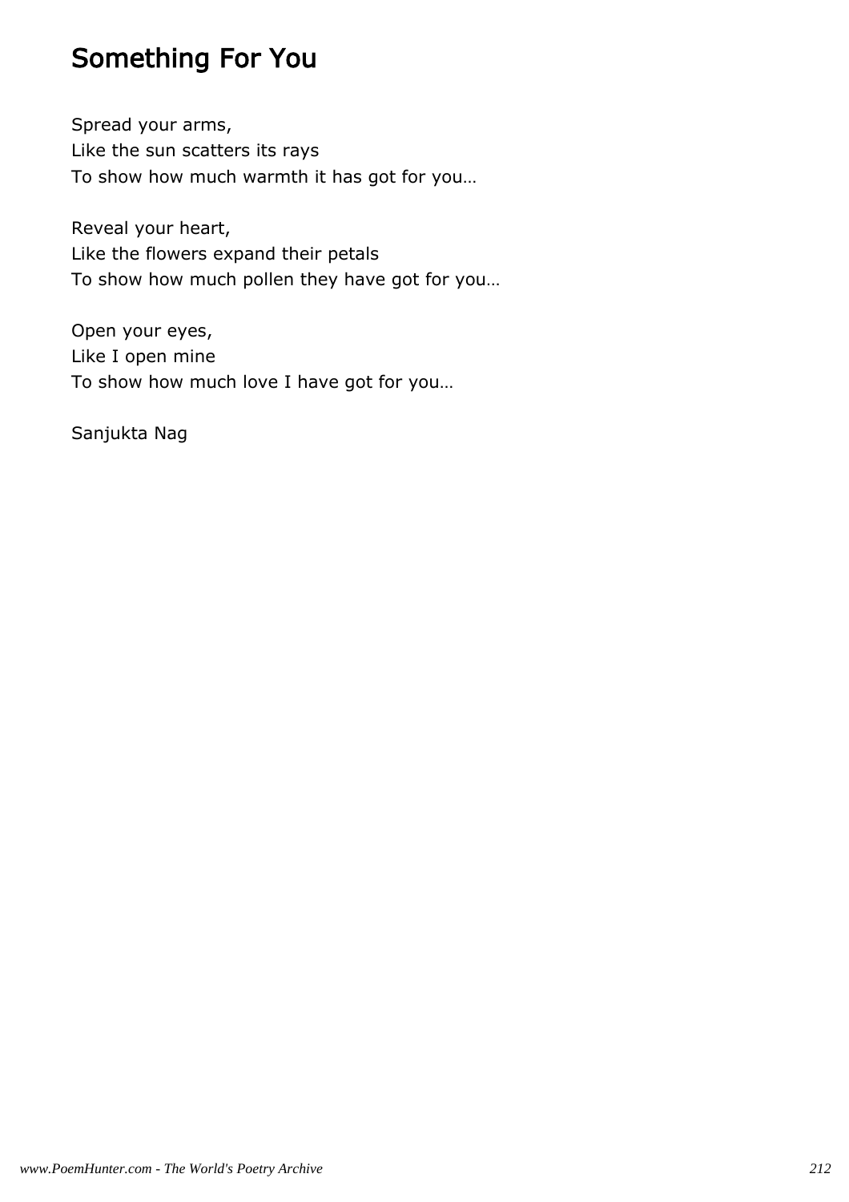# Something For You

Spread your arms,
Like the sun scatters its rays
To show how much warmth it has got for you…

Reveal your heart,
Like the flowers expand their petals
To show how much pollen they have got for you…

Open your eyes,
Like I open mine
To show how much love I have got for you…

Sanjukta Nag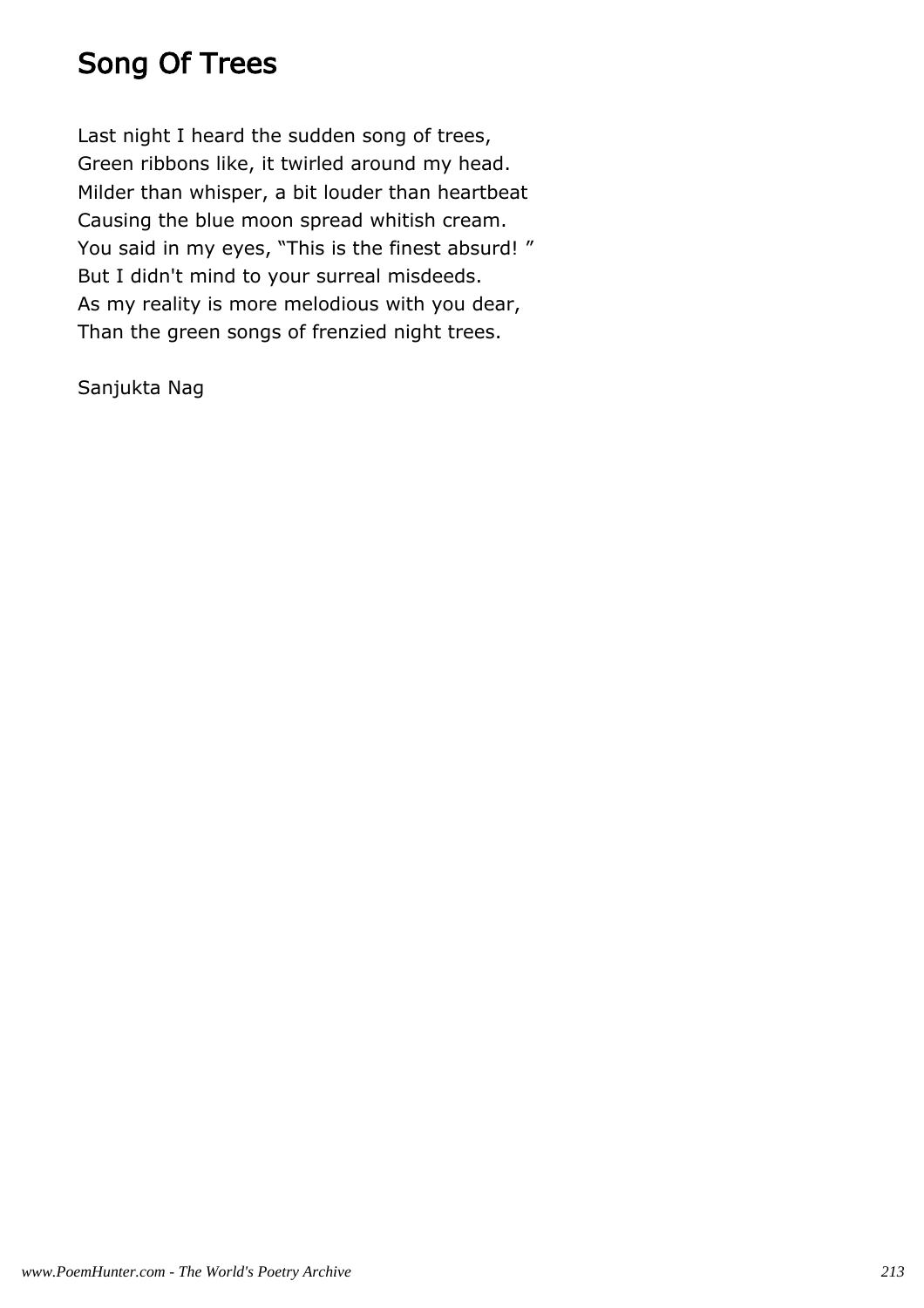# Song Of Trees

Last night I heard the sudden song of trees,
Green ribbons like, it twirled around my head.
Milder than whisper, a bit louder than heartbeat
Causing the blue moon spread whitish cream.
You said in my eyes, “This is the finest absurd! ”
But I didn't mind to your surreal misdeeds.
As my reality is more melodious with you dear,
Than the green songs of frenzied night trees.

Sanjukta Nag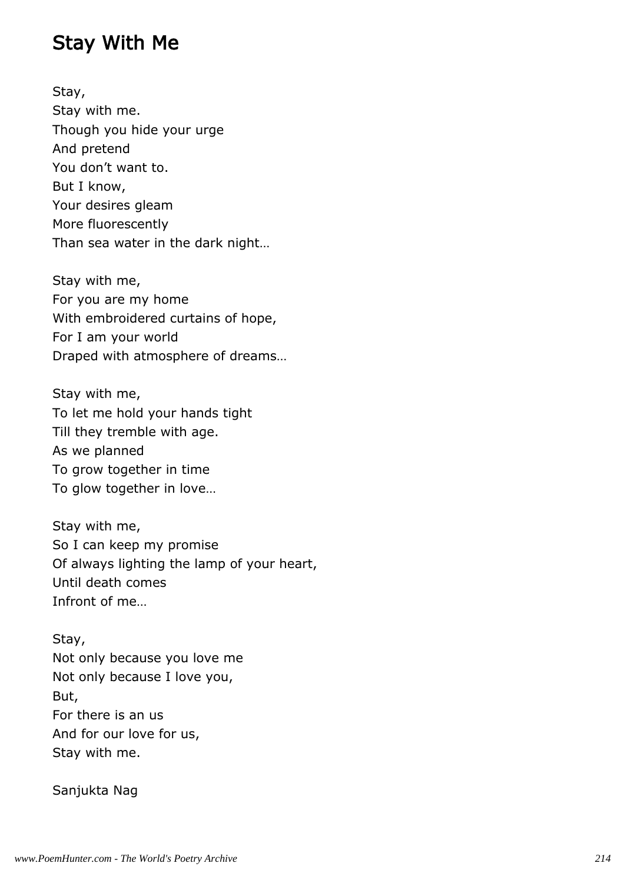## Stay With Me

Stay,
Stay with me.
Though you hide your urge
And pretend
You don't want to.
But I know,
Your desires gleam
More fluorescently
Than sea water in the dark night…

Stay with me,
For you are my home
With embroidered curtains of hope,
For I am your world
Draped with atmosphere of dreams…

Stay with me,
To let me hold your hands tight
Till they tremble with age.
As we planned
To grow together in time
To glow together in love…

Stay with me,
So I can keep my promise
Of always lighting the lamp of your heart,
Until death comes
Infront of me…

Stay,
Not only because you love me
Not only because I love you,
But,
For there is an us
And for our love for us,
Stay with me.

Sanjukta Nag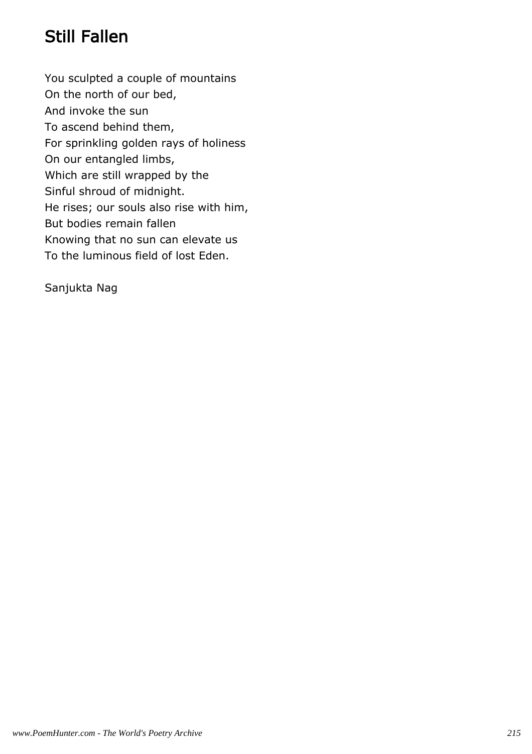# Still Fallen

You sculpted a couple of mountains
On the north of our bed,
And invoke the sun
To ascend behind them,
For sprinkling golden rays of holiness
On our entangled limbs,
Which are still wrapped by the
Sinful shroud of midnight.
He rises; our souls also rise with him,
But bodies remain fallen
Knowing that no sun can elevate us
To the luminous field of lost Eden.

Sanjukta Nag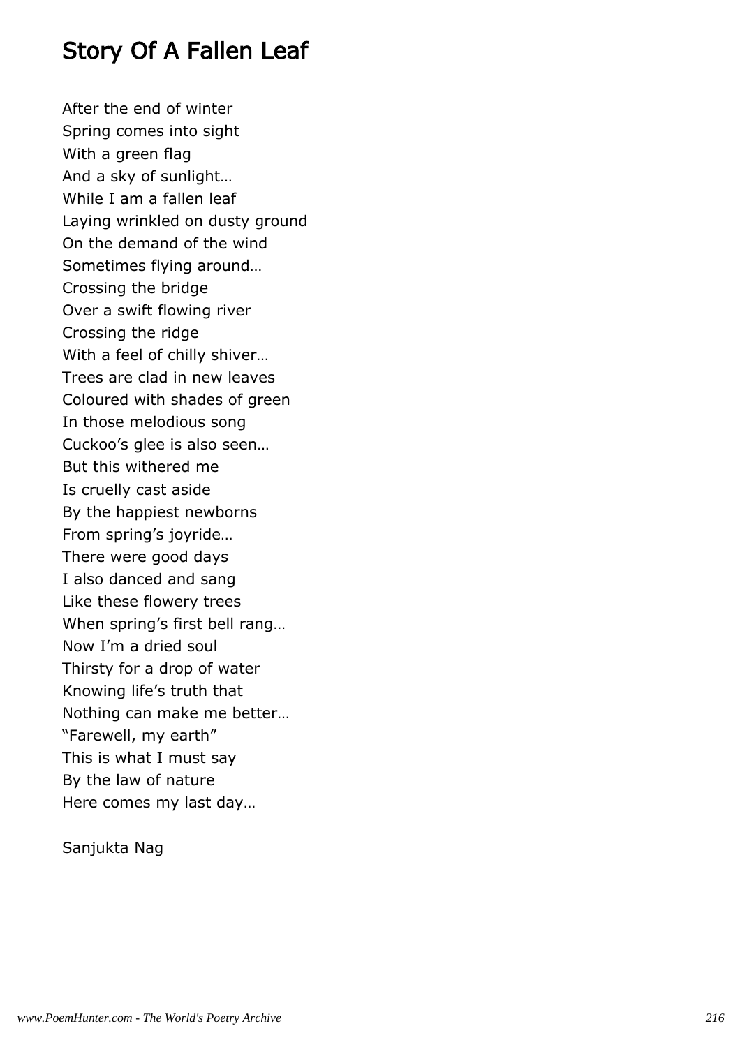# Story Of A Fallen Leaf

After the end of winter
Spring comes into sight
With a green flag
And a sky of sunlight…
While I am a fallen leaf
Laying wrinkled on dusty ground
On the demand of the wind
Sometimes flying around…
Crossing the bridge
Over a swift flowing river
Crossing the ridge
With a feel of chilly shiver…
Trees are clad in new leaves
Coloured with shades of green
In those melodious song
Cuckoo's glee is also seen…
But this withered me
Is cruelly cast aside
By the happiest newborns
From spring's joyride…
There were good days
I also danced and sang
Like these flowery trees
When spring's first bell rang…
Now I'm a dried soul
Thirsty for a drop of water
Knowing life's truth that
Nothing can make me better…
"Farewell, my earth"
This is what I must say
By the law of nature
Here comes my last day…

Sanjukta Nag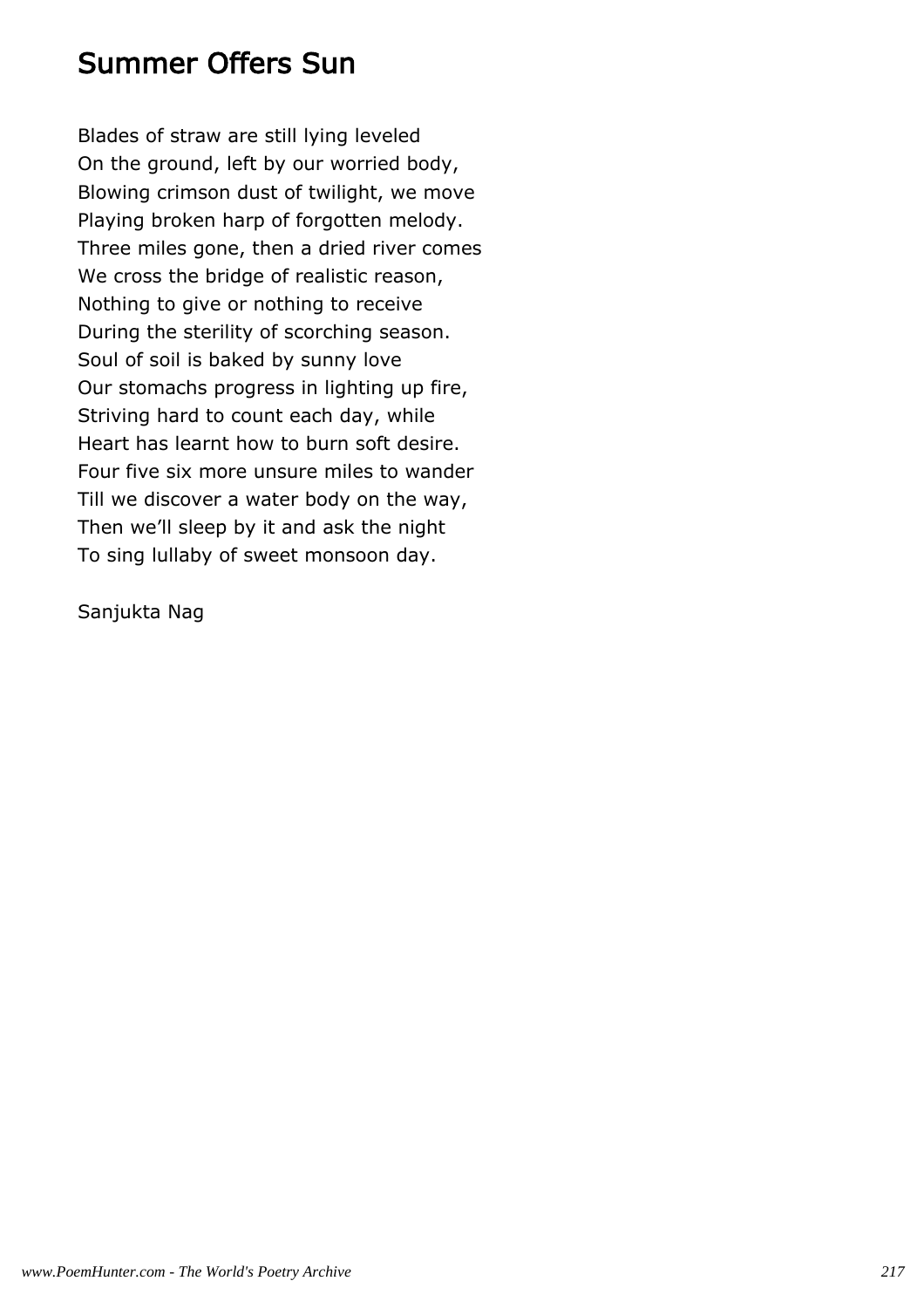## Summer Offers Sun

Blades of straw are still lying leveled
On the ground, left by our worried body,
Blowing crimson dust of twilight, we move
Playing broken harp of forgotten melody.
Three miles gone, then a dried river comes
We cross the bridge of realistic reason,
Nothing to give or nothing to receive
During the sterility of scorching season.
Soul of soil is baked by sunny love
Our stomachs progress in lighting up fire,
Striving hard to count each day, while
Heart has learnt how to burn soft desire.
Four five six more unsure miles to wander
Till we discover a water body on the way,
Then we'll sleep by it and ask the night
To sing lullaby of sweet monsoon day.

Sanjukta Nag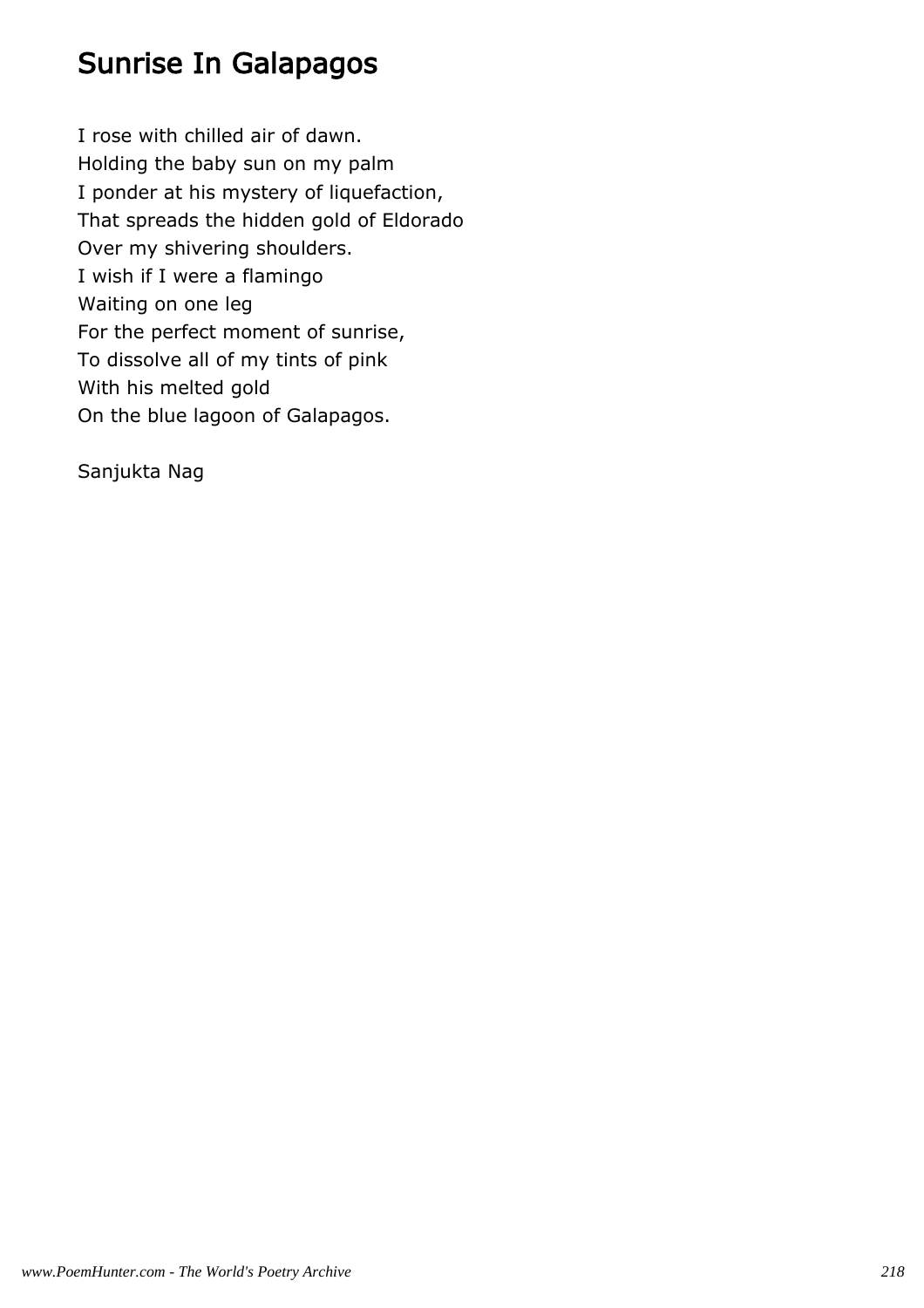# Sunrise In Galapagos

I rose with chilled air of dawn.
Holding the baby sun on my palm
I ponder at his mystery of liquefaction,
That spreads the hidden gold of Eldorado
Over my shivering shoulders.
I wish if I were a flamingo
Waiting on one leg
For the perfect moment of sunrise,
To dissolve all of my tints of pink
With his melted gold
On the blue lagoon of Galapagos.

Sanjukta Nag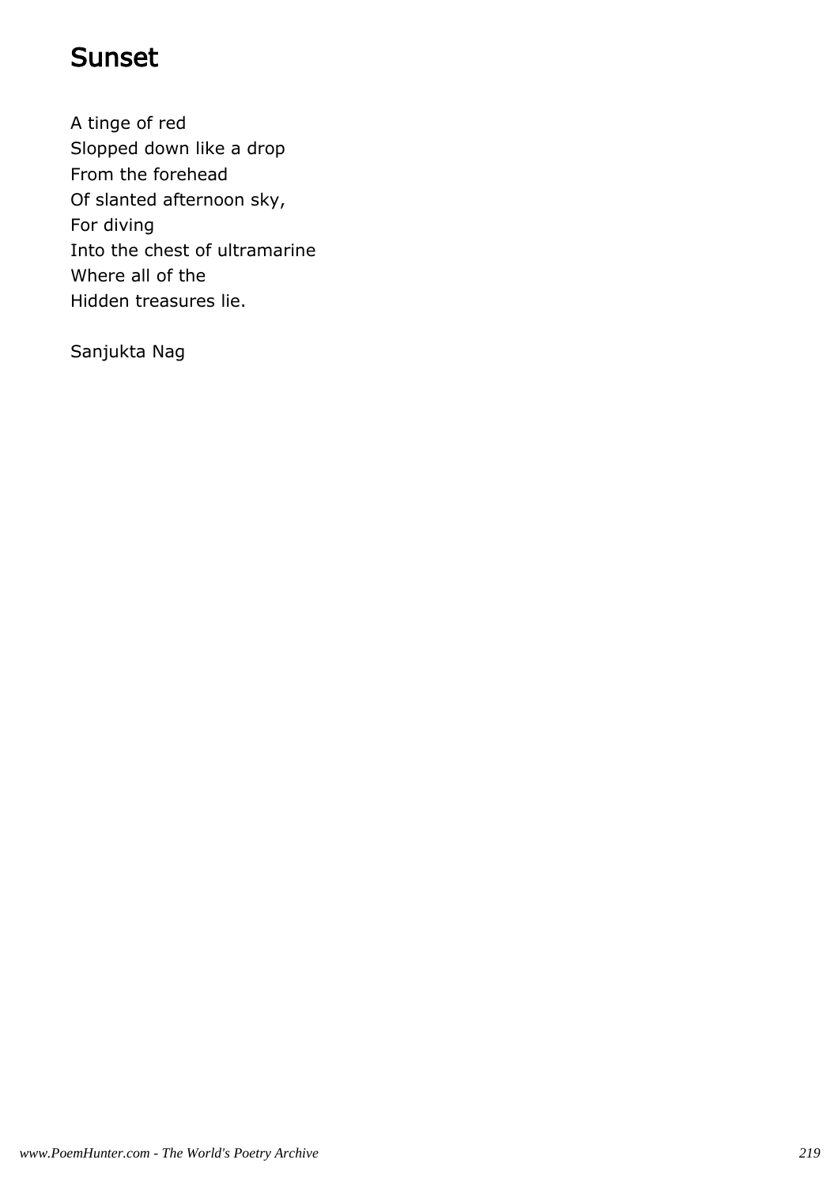# Sunset

A tinge of red  
Slopped down like a drop  
From the forehead  
Of slanted afternoon sky,  
For diving  
Into the chest of ultramarine  
Where all of the  
Hidden treasures lie.

Sanjukta Nag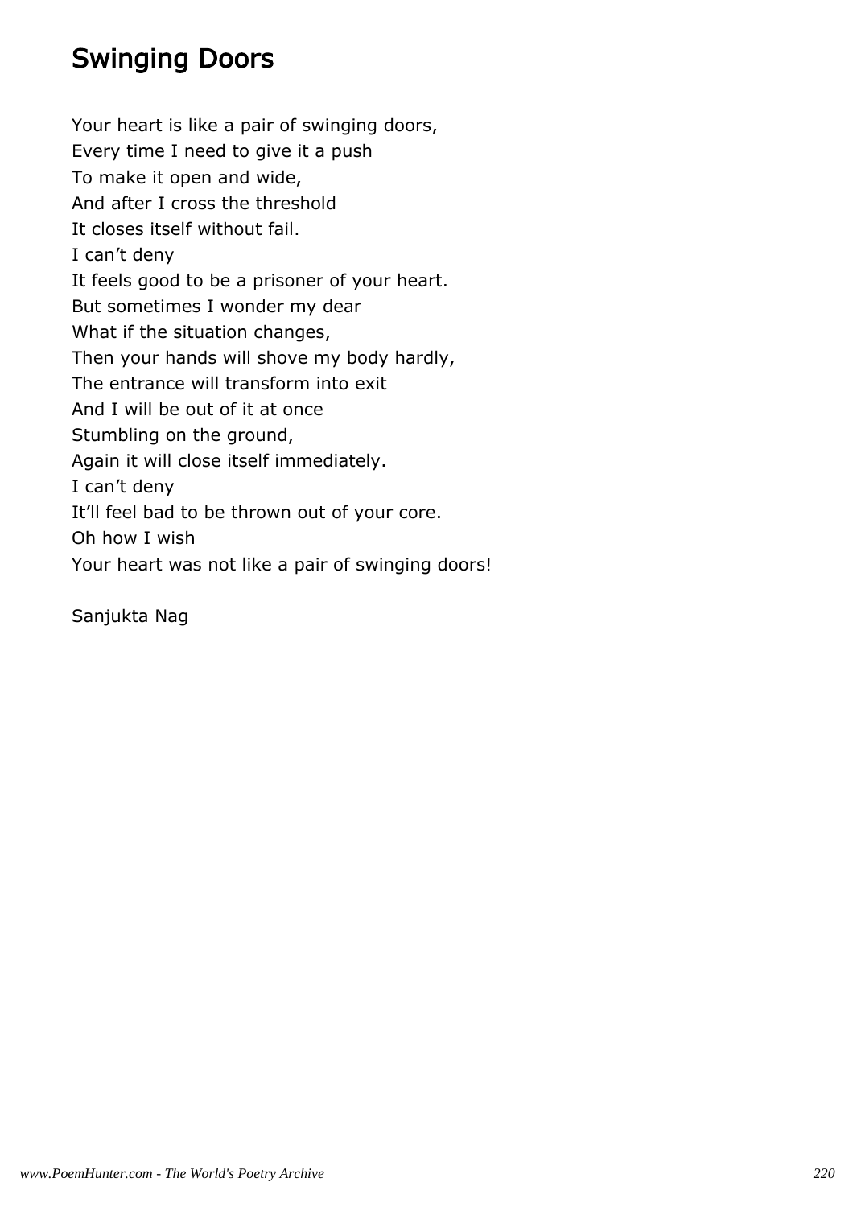# Swinging Doors

Your heart is like a pair of swinging doors,
Every time I need to give it a push
To make it open and wide,
And after I cross the threshold
It closes itself without fail.
I can't deny
It feels good to be a prisoner of your heart.
But sometimes I wonder my dear
What if the situation changes,
Then your hands will shove my body hardly,
The entrance will transform into exit
And I will be out of it at once
Stumbling on the ground,
Again it will close itself immediately.
I can't deny
It'll feel bad to be thrown out of your core.
Oh how I wish
Your heart was not like a pair of swinging doors!

Sanjukta Nag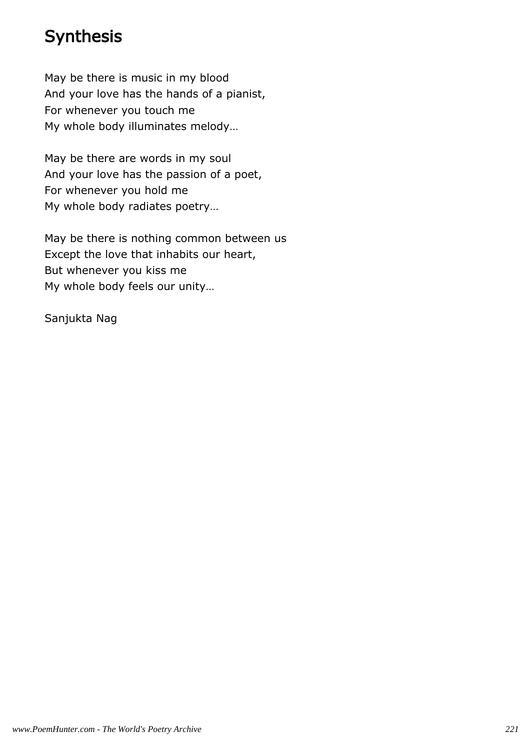# Synthesis

May be there is music in my blood
And your love has the hands of a pianist,
For whenever you touch me
My whole body illuminates melody…

May be there are words in my soul
And your love has the passion of a poet,
For whenever you hold me
My whole body radiates poetry…

May be there is nothing common between us
Except the love that inhabits our heart,
But whenever you kiss me
My whole body feels our unity…

Sanjukta Nag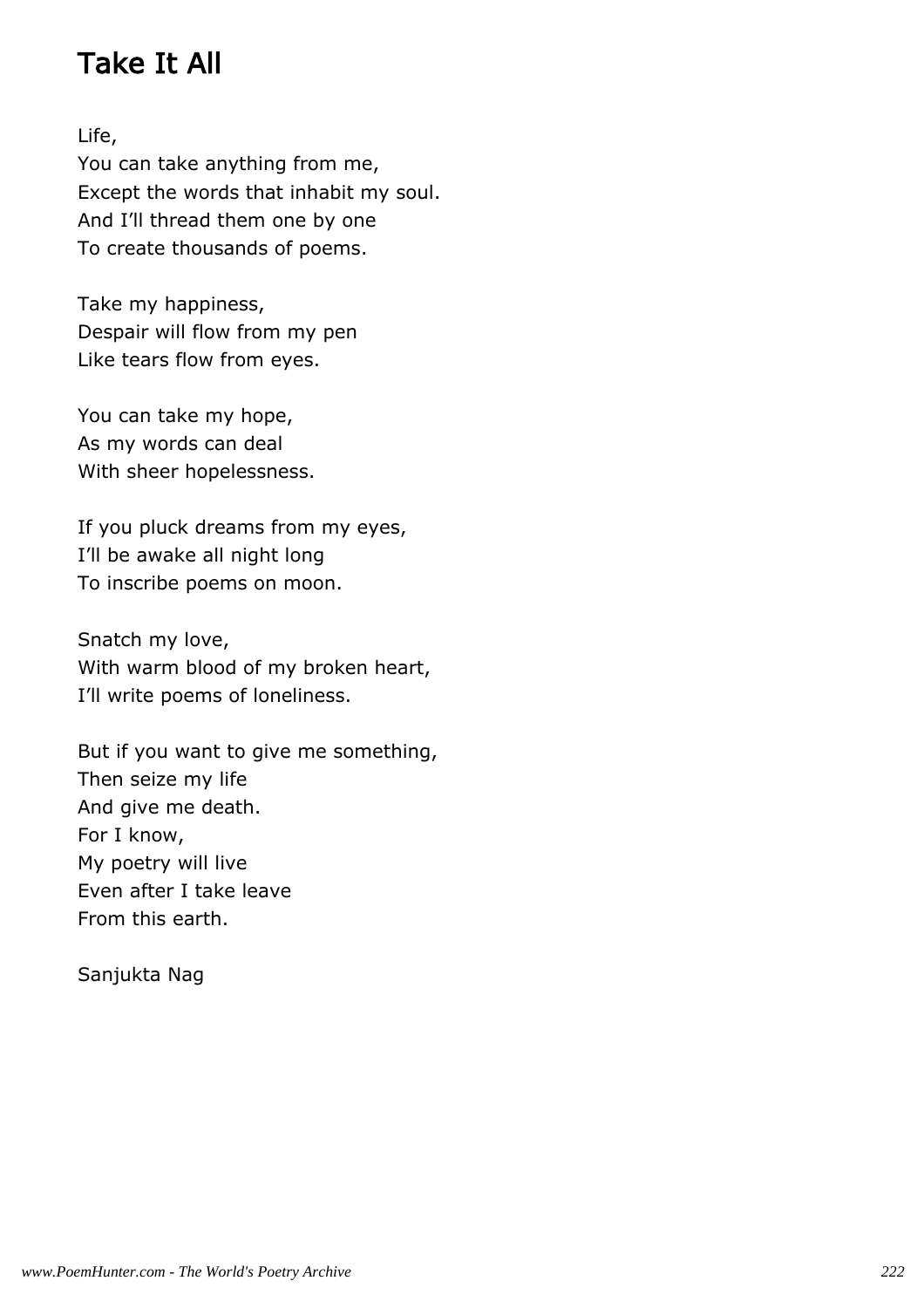# Take It All

Life,  
You can take anything from me,  
Except the words that inhabit my soul.  
And I'll thread them one by one  
To create thousands of poems.

Take my happiness,  
Despair will flow from my pen  
Like tears flow from eyes.

You can take my hope,  
As my words can deal  
With sheer hopelessness.

If you pluck dreams from my eyes,  
I'll be awake all night long  
To inscribe poems on moon.

Snatch my love,  
With warm blood of my broken heart,  
I'll write poems of loneliness.

But if you want to give me something,  
Then seize my life  
And give me death.  
For I know,  
My poetry will live  
Even after I take leave  
From this earth.

Sanjukta Nag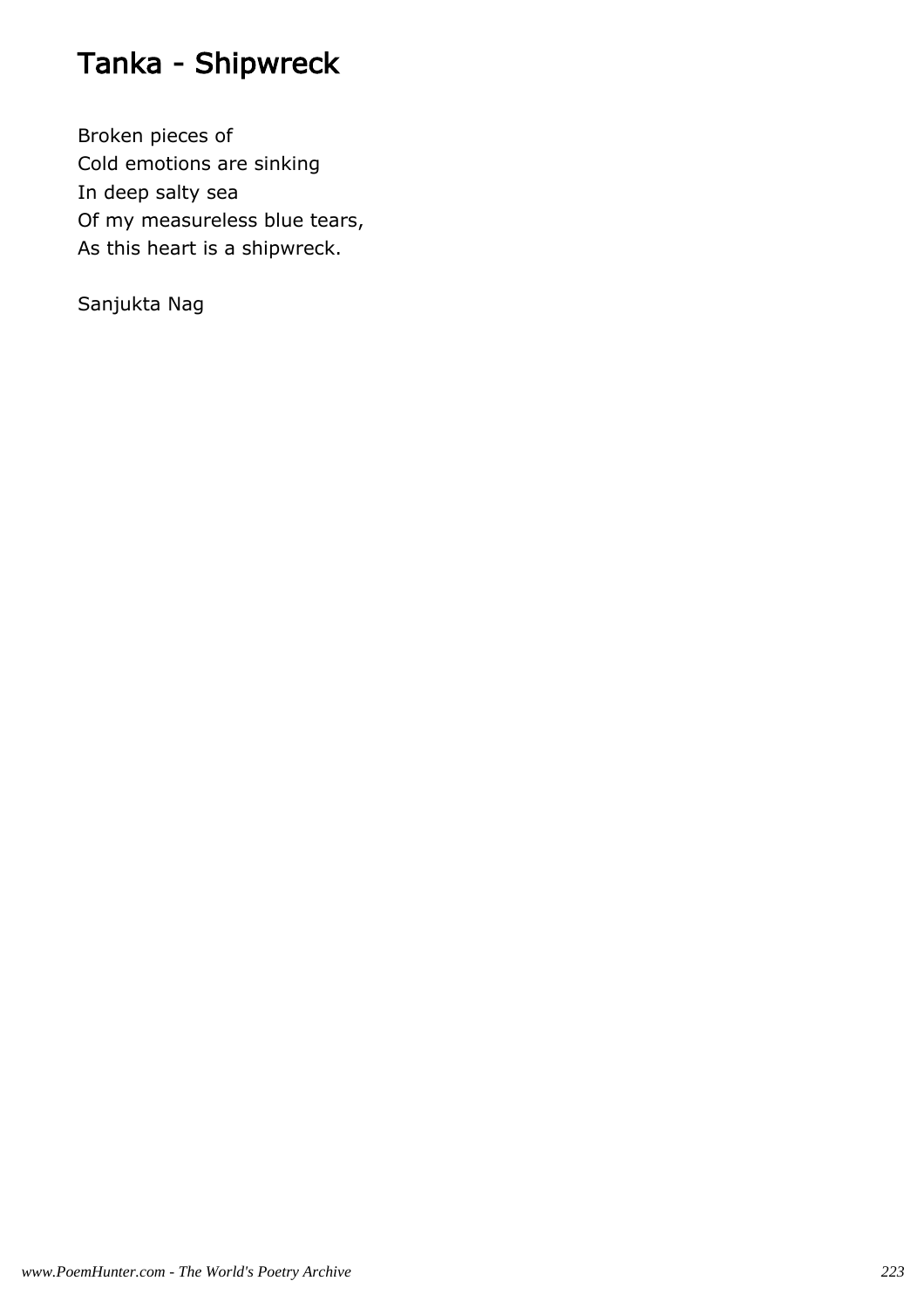# Tanka - Shipwreck

Broken pieces of
Cold emotions are sinking
In deep salty sea
Of my measureless blue tears,
As this heart is a shipwreck.

Sanjukta Nag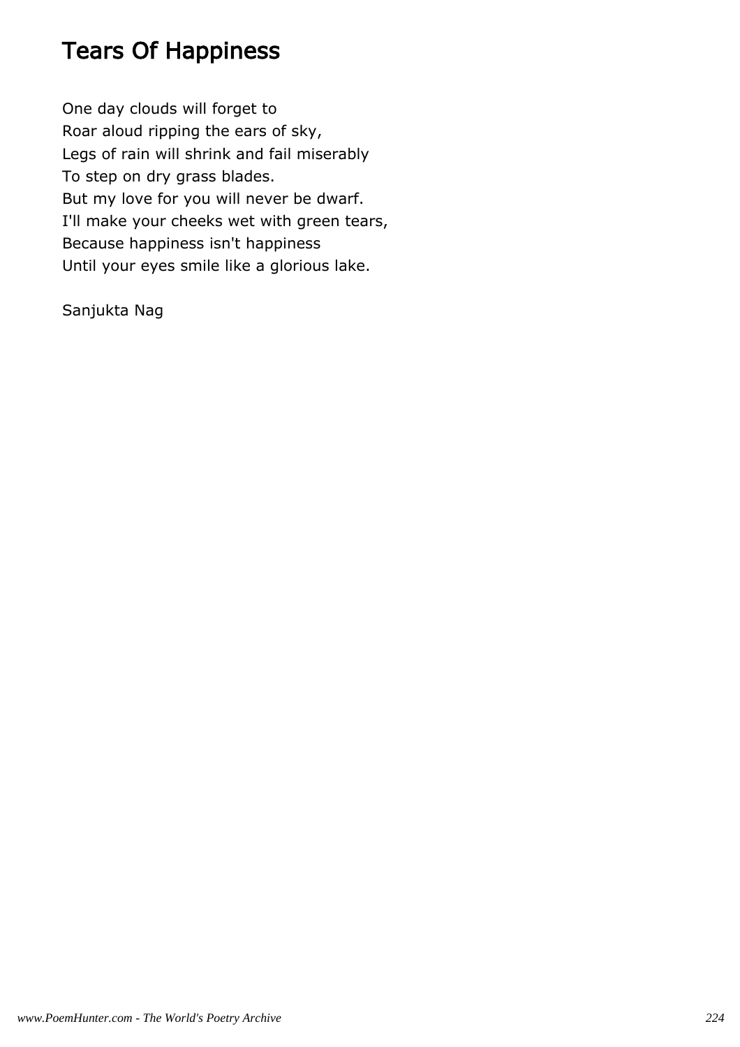# Tears Of Happiness

One day clouds will forget to
Roar aloud ripping the ears of sky,
Legs of rain will shrink and fail miserably
To step on dry grass blades.
But my love for you will never be dwarf.
I'll make your cheeks wet with green tears,
Because happiness isn't happiness
Until your eyes smile like a glorious lake.

Sanjukta Nag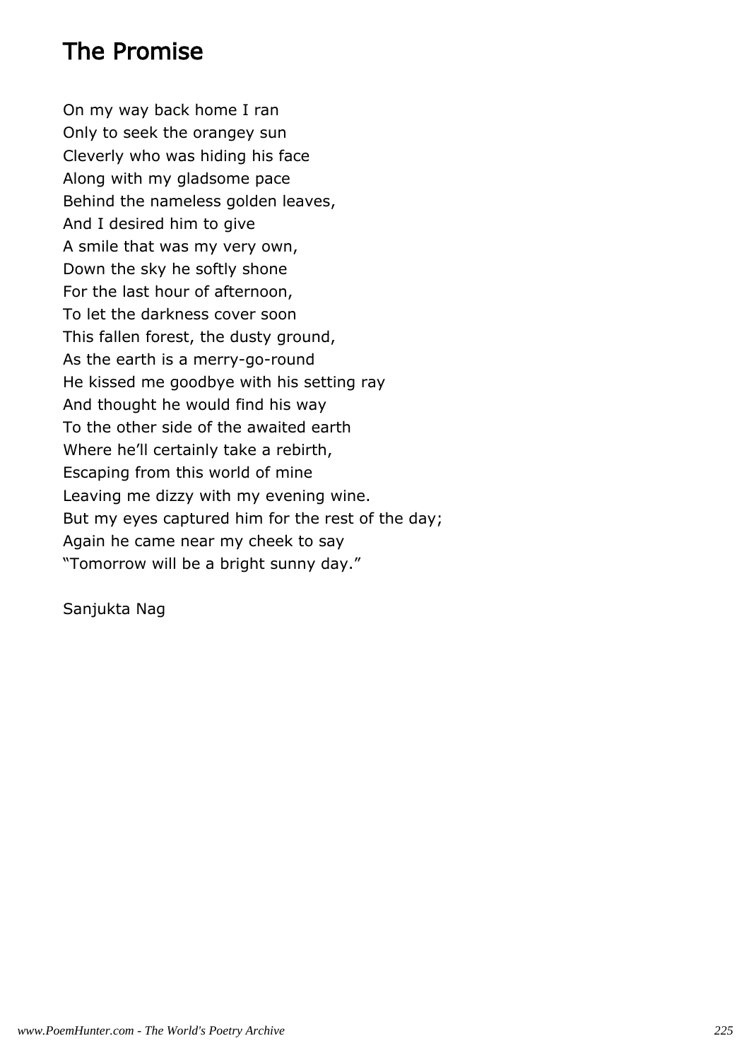# The Promise

On my way back home I ran
Only to seek the orangey sun
Cleverly who was hiding his face
Along with my gladsome pace
Behind the nameless golden leaves,
And I desired him to give
A smile that was my very own,
Down the sky he softly shone
For the last hour of afternoon,
To let the darkness cover soon
This fallen forest, the dusty ground,
As the earth is a merry-go-round
He kissed me goodbye with his setting ray
And thought he would find his way
To the other side of the awaited earth
Where he'll certainly take a rebirth,
Escaping from this world of mine
Leaving me dizzy with my evening wine.
But my eyes captured him for the rest of the day;
Again he came near my cheek to say
"Tomorrow will be a bright sunny day."

Sanjukta Nag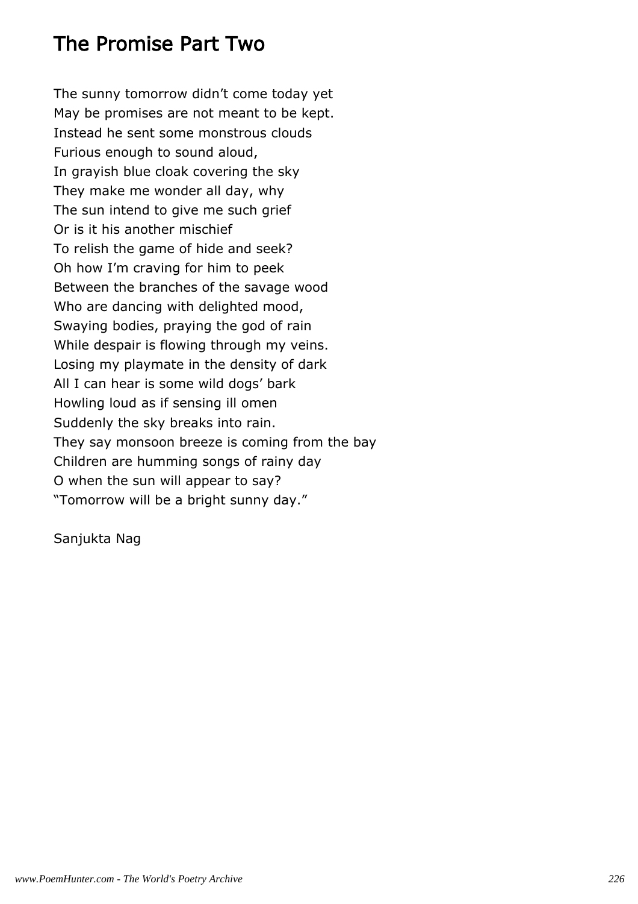# The Promise Part Two

The sunny tomorrow didn't come today yet
May be promises are not meant to be kept.
Instead he sent some monstrous clouds
Furious enough to sound aloud,
In grayish blue cloak covering the sky
They make me wonder all day, why
The sun intend to give me such grief
Or is it his another mischief
To relish the game of hide and seek?
Oh how I'm craving for him to peek
Between the branches of the savage wood
Who are dancing with delighted mood,
Swaying bodies, praying the god of rain
While despair is flowing through my veins.
Losing my playmate in the density of dark
All I can hear is some wild dogs' bark
Howling loud as if sensing ill omen
Suddenly the sky breaks into rain.
They say monsoon breeze is coming from the bay
Children are humming songs of rainy day
O when the sun will appear to say?
"Tomorrow will be a bright sunny day."

Sanjukta Nag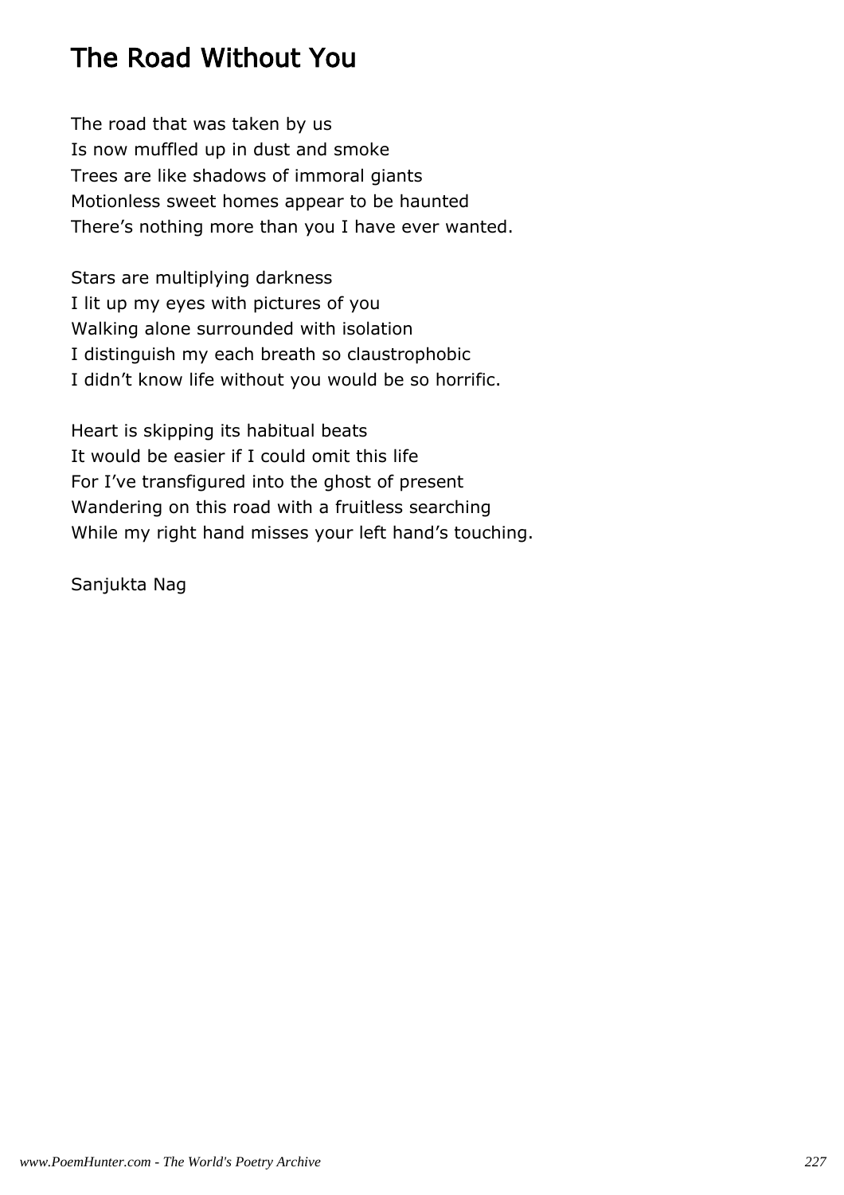## The Road Without You

The road that was taken by us
Is now muffled up in dust and smoke
Trees are like shadows of immoral giants
Motionless sweet homes appear to be haunted
There's nothing more than you I have ever wanted.

Stars are multiplying darkness
I lit up my eyes with pictures of you
Walking alone surrounded with isolation
I distinguish my each breath so claustrophobic
I didn't know life without you would be so horrific.

Heart is skipping its habitual beats
It would be easier if I could omit this life
For I've transfigured into the ghost of present
Wandering on this road with a fruitless searching
While my right hand misses your left hand's touching.

Sanjukta Nag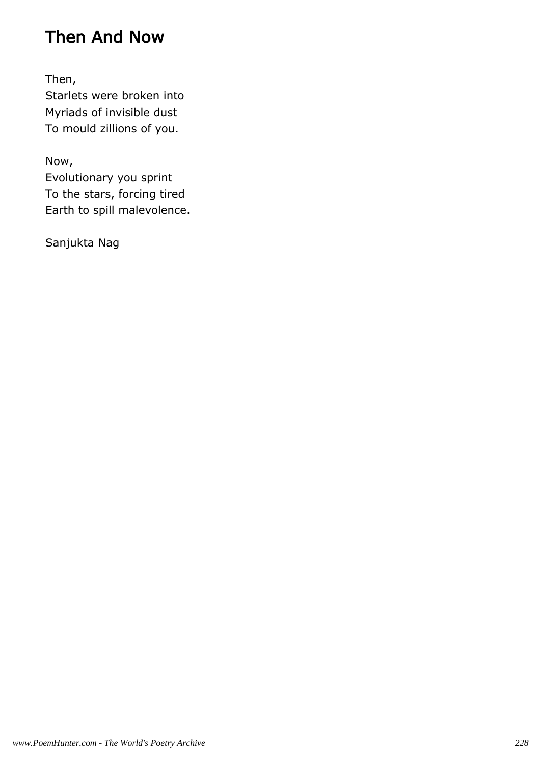# Then And Now

Then,
Starlets were broken into
Myriads of invisible dust
To mould zillions of you.

Now,
Evolutionary you sprint
To the stars, forcing tired
Earth to spill malevolence.

Sanjukta Nag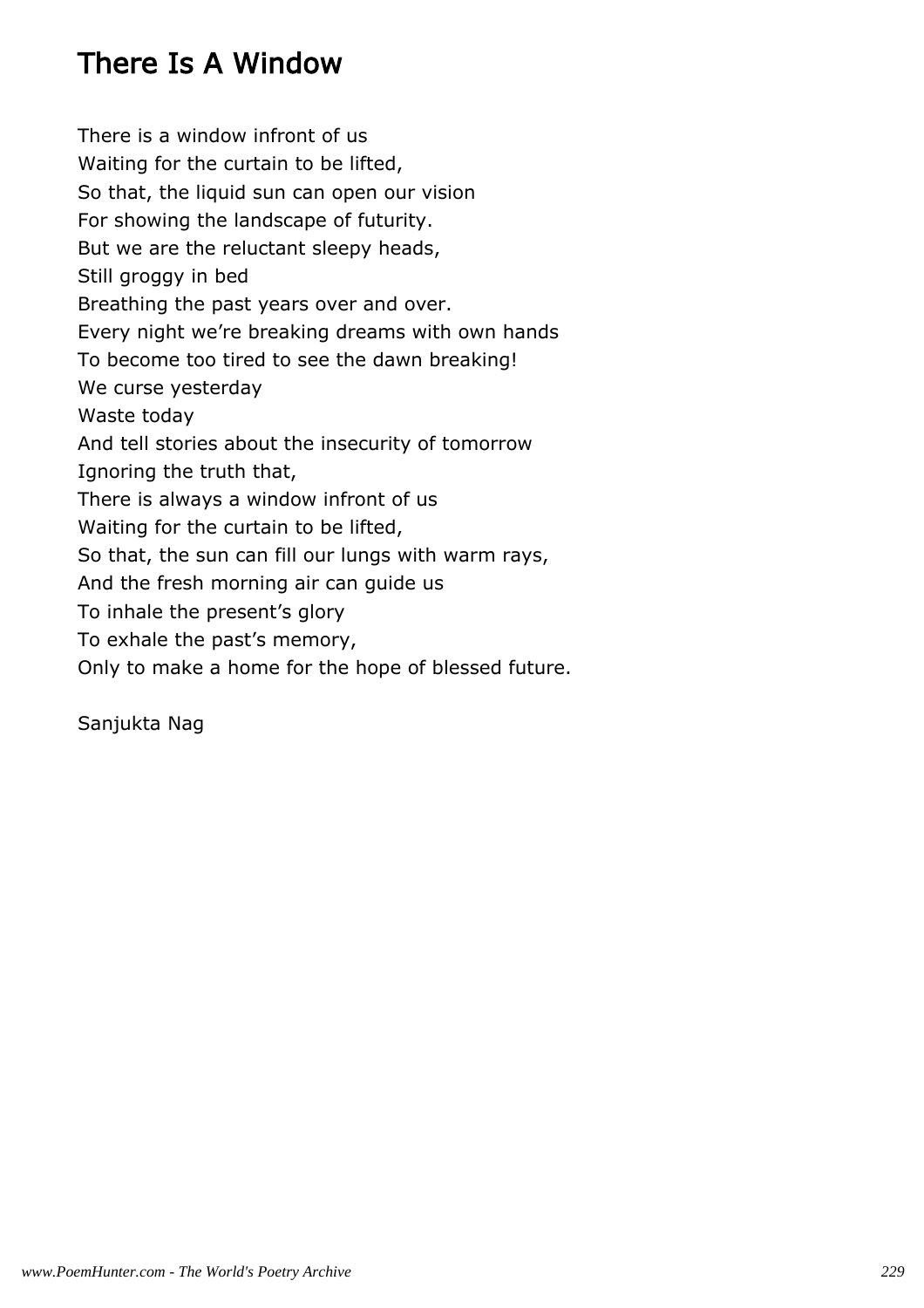# There Is A Window

There is a window infront of us  
Waiting for the curtain to be lifted,  
So that, the liquid sun can open our vision  
For showing the landscape of futurity.  
But we are the reluctant sleepy heads,  
Still groggy in bed  
Breathing the past years over and over.  
Every night we're breaking dreams with own hands  
To become too tired to see the dawn breaking!  
We curse yesterday  
Waste today  
And tell stories about the insecurity of tomorrow  
Ignoring the truth that,  
There is always a window infront of us  
Waiting for the curtain to be lifted,  
So that, the sun can fill our lungs with warm rays,  
And the fresh morning air can guide us  
To inhale the present's glory  
To exhale the past's memory,  
Only to make a home for the hope of blessed future.

Sanjukta Nag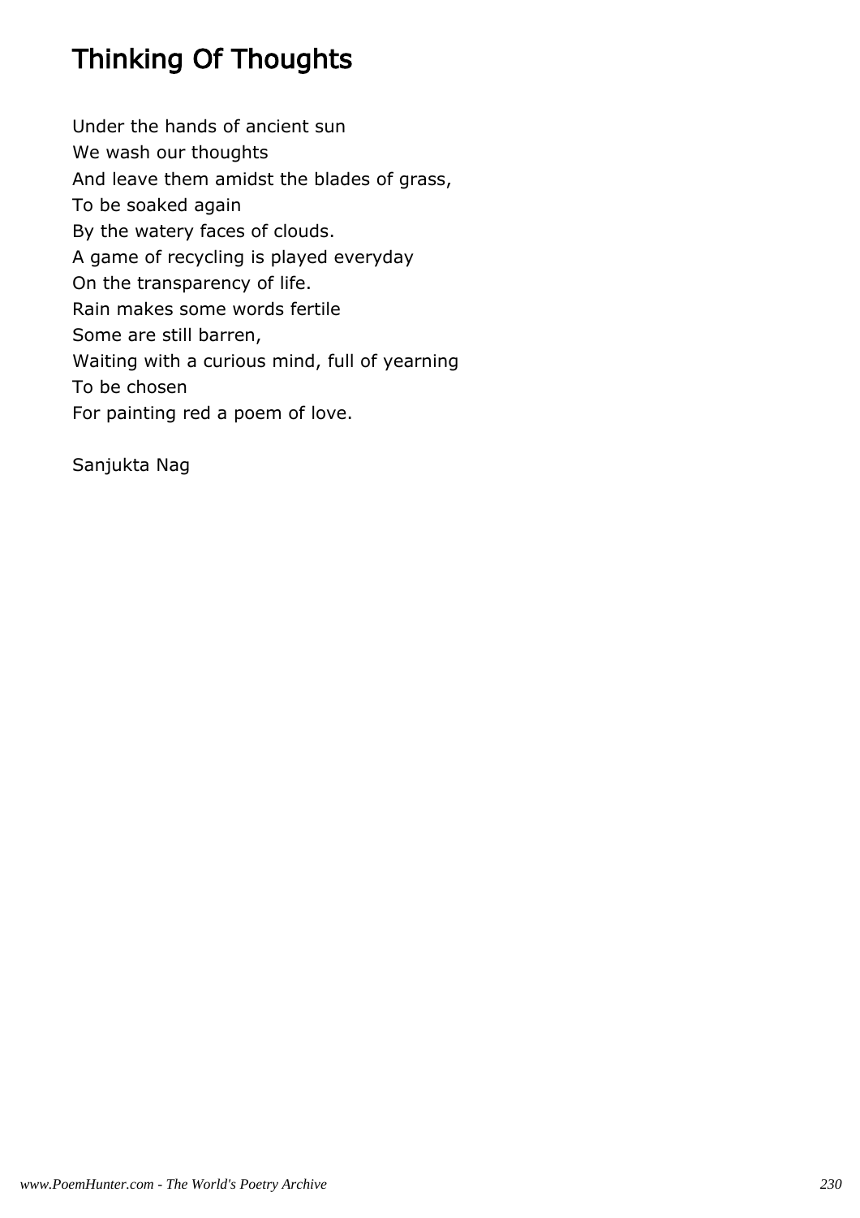# Thinking Of Thoughts

Under the hands of ancient sun  
We wash our thoughts  
And leave them amidst the blades of grass,  
To be soaked again  
By the watery faces of clouds.  
A game of recycling is played everyday  
On the transparency of life.  
Rain makes some words fertile  
Some are still barren,  
Waiting with a curious mind, full of yearning  
To be chosen  
For painting red a poem of love.

Sanjukta Nag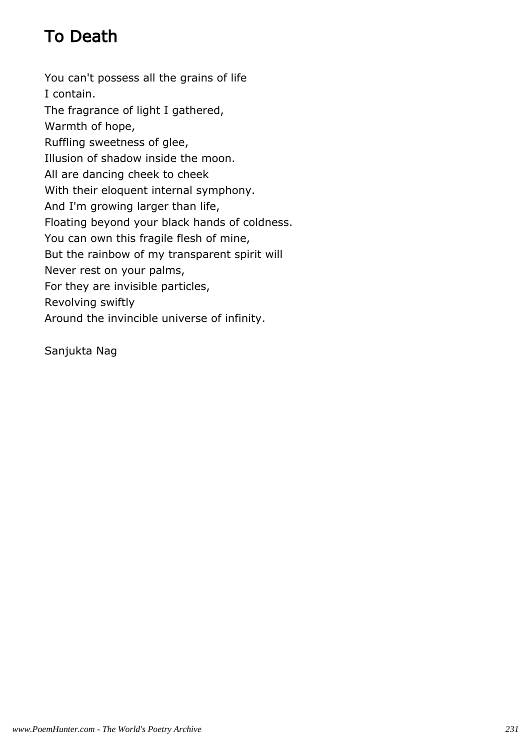# To Death

You can't possess all the grains of life
I contain.
The fragrance of light I gathered,
Warmth of hope,
Ruffling sweetness of glee,
Illusion of shadow inside the moon.
All are dancing cheek to cheek
With their eloquent internal symphony.
And I'm growing larger than life,
Floating beyond your black hands of coldness.
You can own this fragile flesh of mine,
But the rainbow of my transparent spirit will
Never rest on your palms,
For they are invisible particles,
Revolving swiftly
Around the invincible universe of infinity.

Sanjukta Nag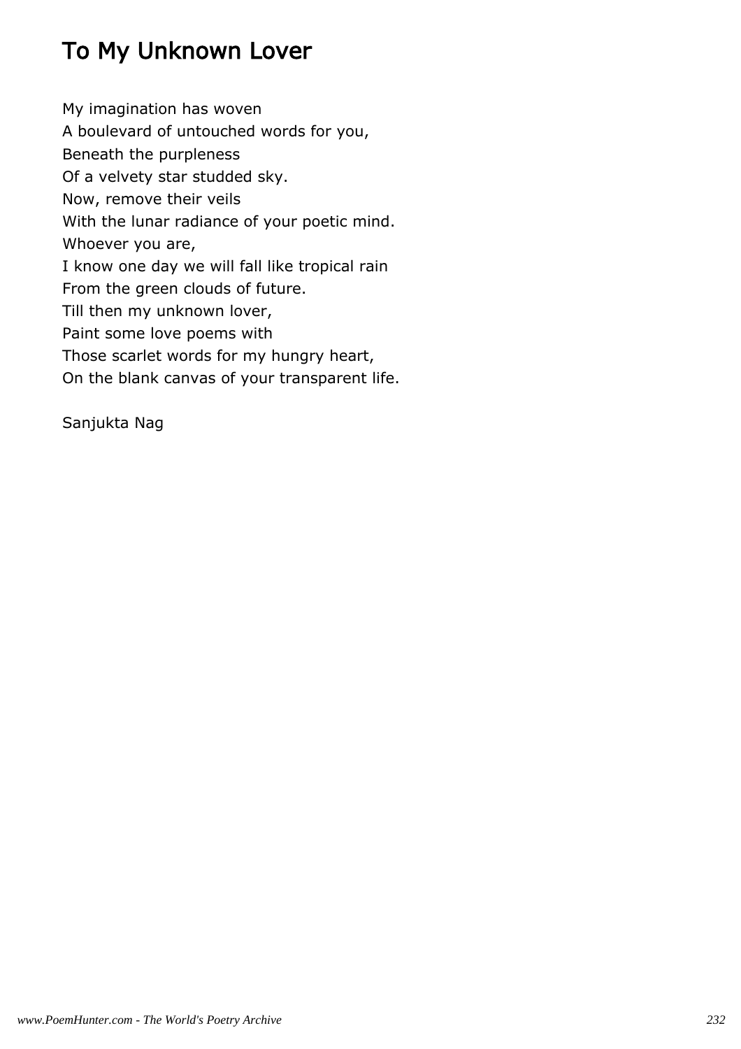# To My Unknown Lover

My imagination has woven  
A boulevard of untouched words for you,  
Beneath the purpleness  
Of a velvety star studded sky.  
Now, remove their veils  
With the lunar radiance of your poetic mind.  
Whoever you are,  
I know one day we will fall like tropical rain  
From the green clouds of future.  
Till then my unknown lover,  
Paint some love poems with  
Those scarlet words for my hungry heart,  
On the blank canvas of your transparent life.

Sanjukta Nag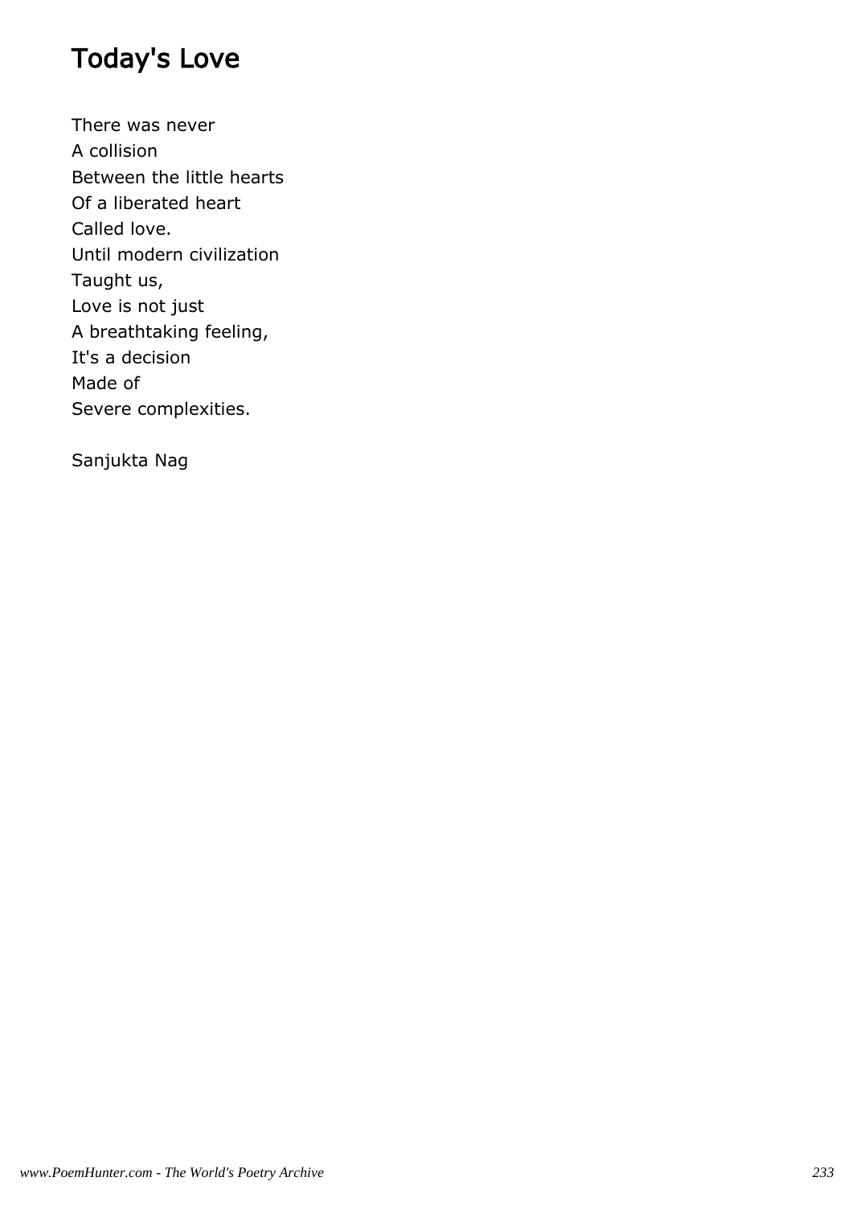# Today's Love

There was never
A collision
Between the little hearts
Of a liberated heart
Called love.
Until modern civilization
Taught us,
Love is not just
A breathtaking feeling,
It's a decision
Made of
Severe complexities.

Sanjukta Nag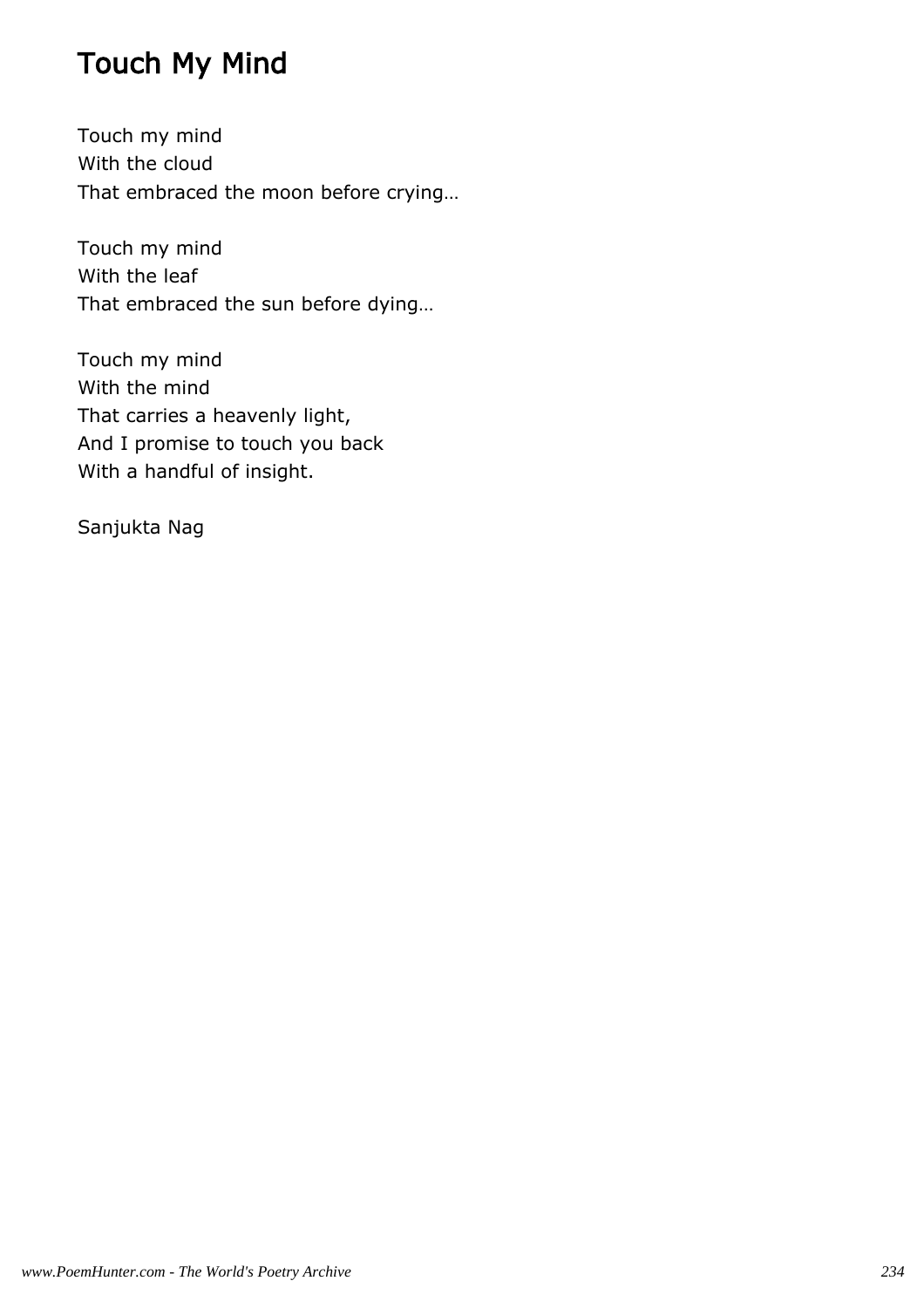# Touch My Mind

Touch my mind
With the cloud
That embraced the moon before crying…

Touch my mind
With the leaf
That embraced the sun before dying…

Touch my mind
With the mind
That carries a heavenly light,
And I promise to touch you back
With a handful of insight.

Sanjukta Nag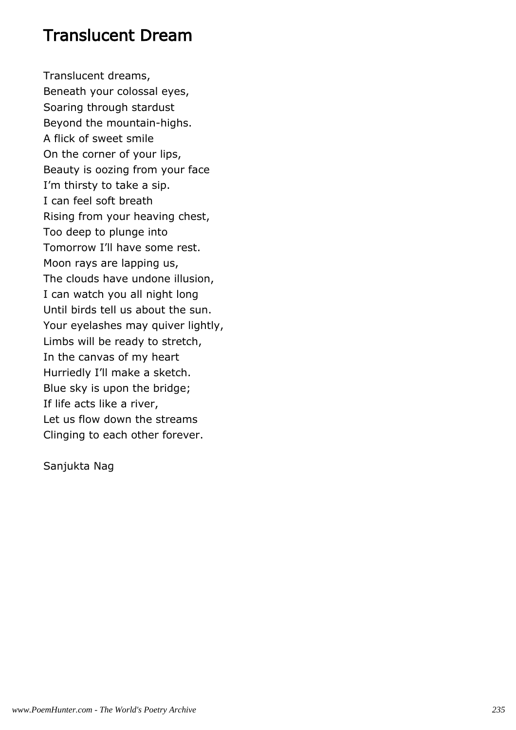# Translucent Dream

Translucent dreams,
Beneath your colossal eyes,
Soaring through stardust
Beyond the mountain-highs.
A flick of sweet smile
On the corner of your lips,
Beauty is oozing from your face
I'm thirsty to take a sip.
I can feel soft breath
Rising from your heaving chest,
Too deep to plunge into
Tomorrow I'll have some rest.
Moon rays are lapping us,
The clouds have undone illusion,
I can watch you all night long
Until birds tell us about the sun.
Your eyelashes may quiver lightly,
Limbs will be ready to stretch,
In the canvas of my heart
Hurriedly I'll make a sketch.
Blue sky is upon the bridge;
If life acts like a river,
Let us flow down the streams
Clinging to each other forever.

Sanjukta Nag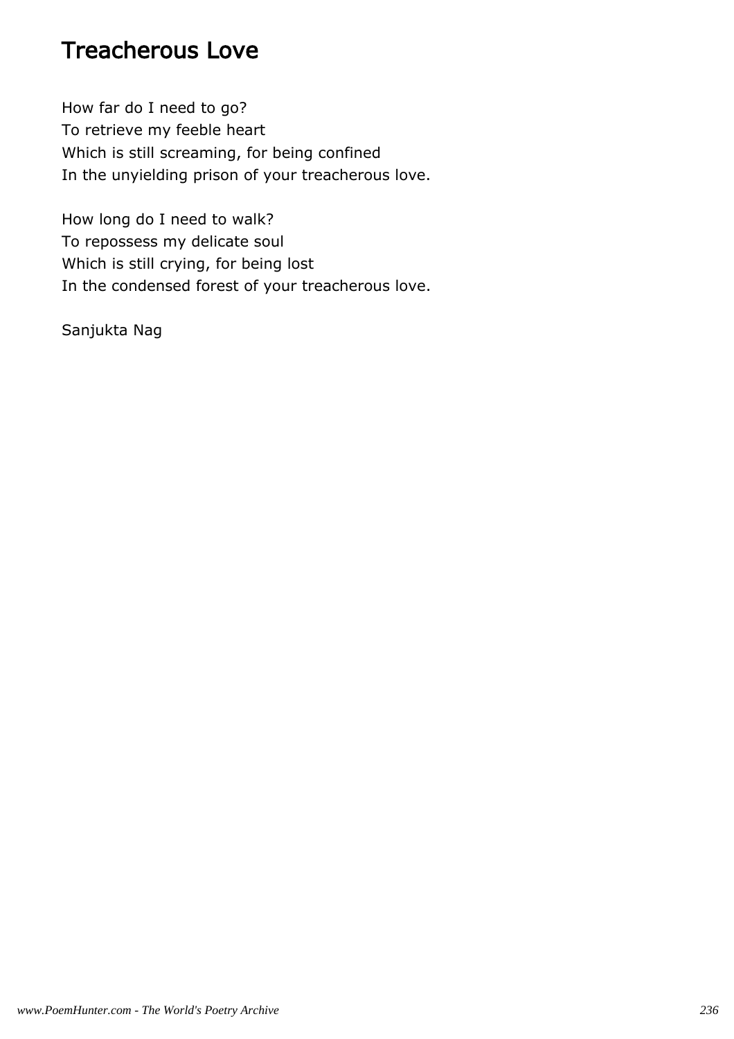# Treacherous Love

How far do I need to go?
To retrieve my feeble heart
Which is still screaming, for being confined
In the unyielding prison of your treacherous love.

How long do I need to walk?
To repossess my delicate soul
Which is still crying, for being lost
In the condensed forest of your treacherous love.

Sanjukta Nag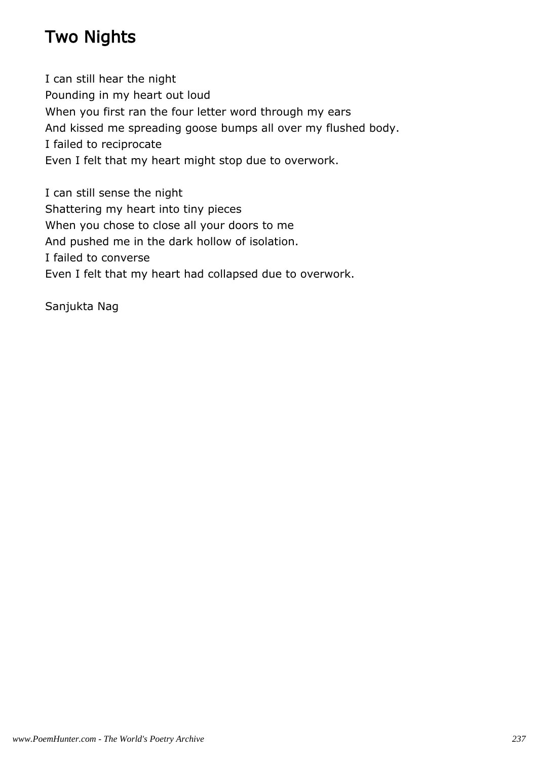# Two Nights

I can still hear the night
Pounding in my heart out loud
When you first ran the four letter word through my ears
And kissed me spreading goose bumps all over my flushed body.
I failed to reciprocate
Even I felt that my heart might stop due to overwork.

I can still sense the night
Shattering my heart into tiny pieces
When you chose to close all your doors to me
And pushed me in the dark hollow of isolation.
I failed to converse
Even I felt that my heart had collapsed due to overwork.

Sanjukta Nag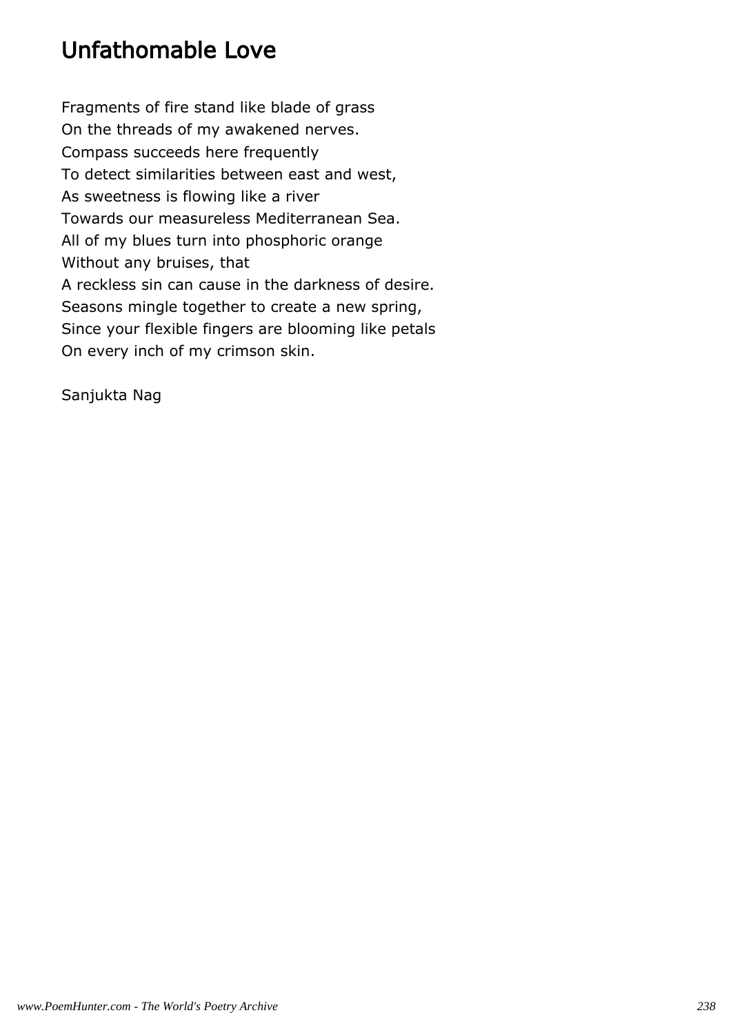## Unfathomable Love

Fragments of fire stand like blade of grass  
On the threads of my awakened nerves.  
Compass succeeds here frequently  
To detect similarities between east and west,  
As sweetness is flowing like a river  
Towards our measureless Mediterranean Sea.  
All of my blues turn into phosphoric orange  
Without any bruises, that  
A reckless sin can cause in the darkness of desire.  
Seasons mingle together to create a new spring,  
Since your flexible fingers are blooming like petals  
On every inch of my crimson skin.

Sanjukta Nag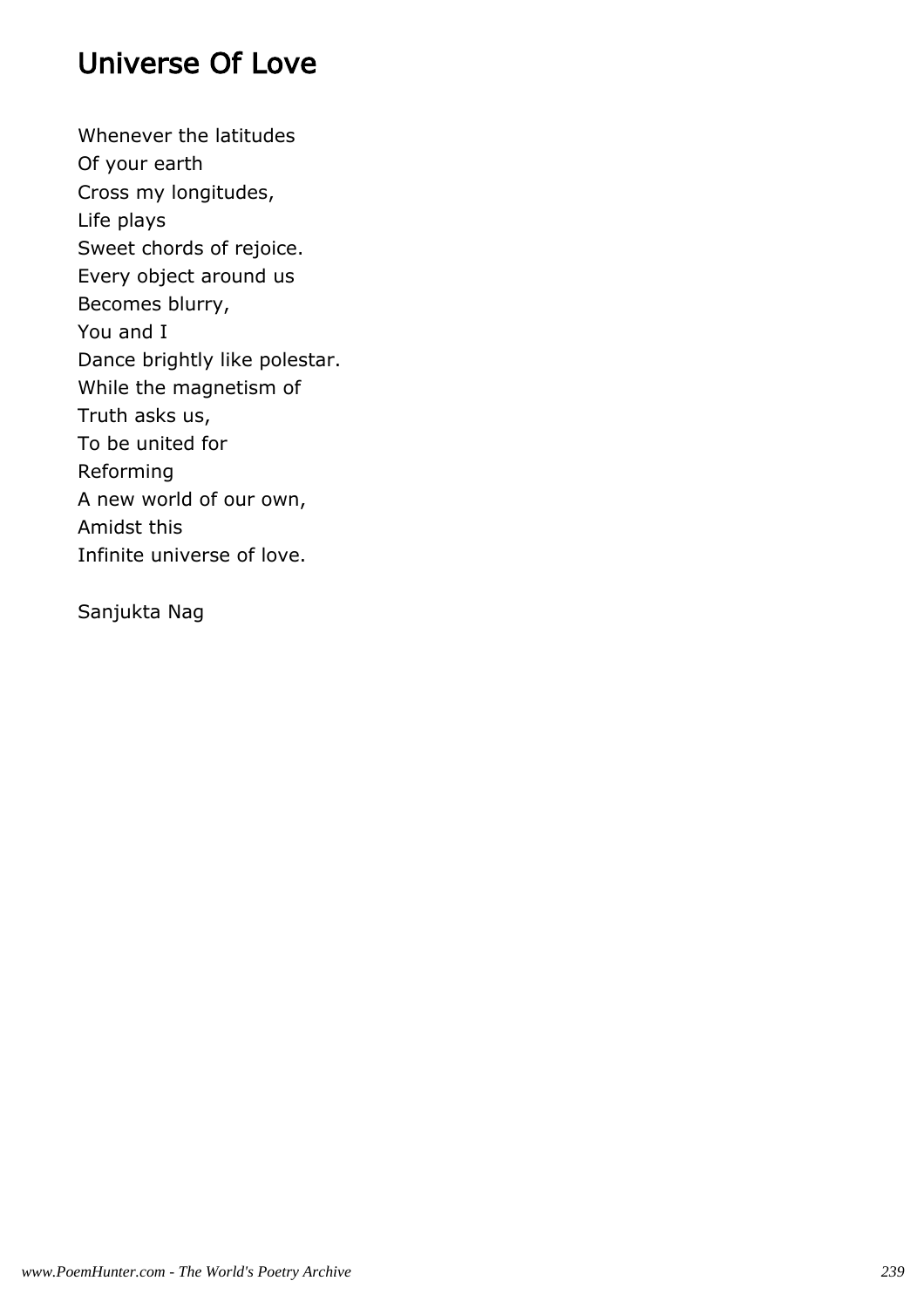# Universe Of Love

Whenever the latitudes  
Of your earth  
Cross my longitudes,  
Life plays  
Sweet chords of rejoice.  
Every object around us  
Becomes blurry,  
You and I  
Dance brightly like polestar.  
While the magnetism of  
Truth asks us,  
To be united for  
Reforming  
A new world of our own,  
Amidst this  
Infinite universe of love.

Sanjukta Nag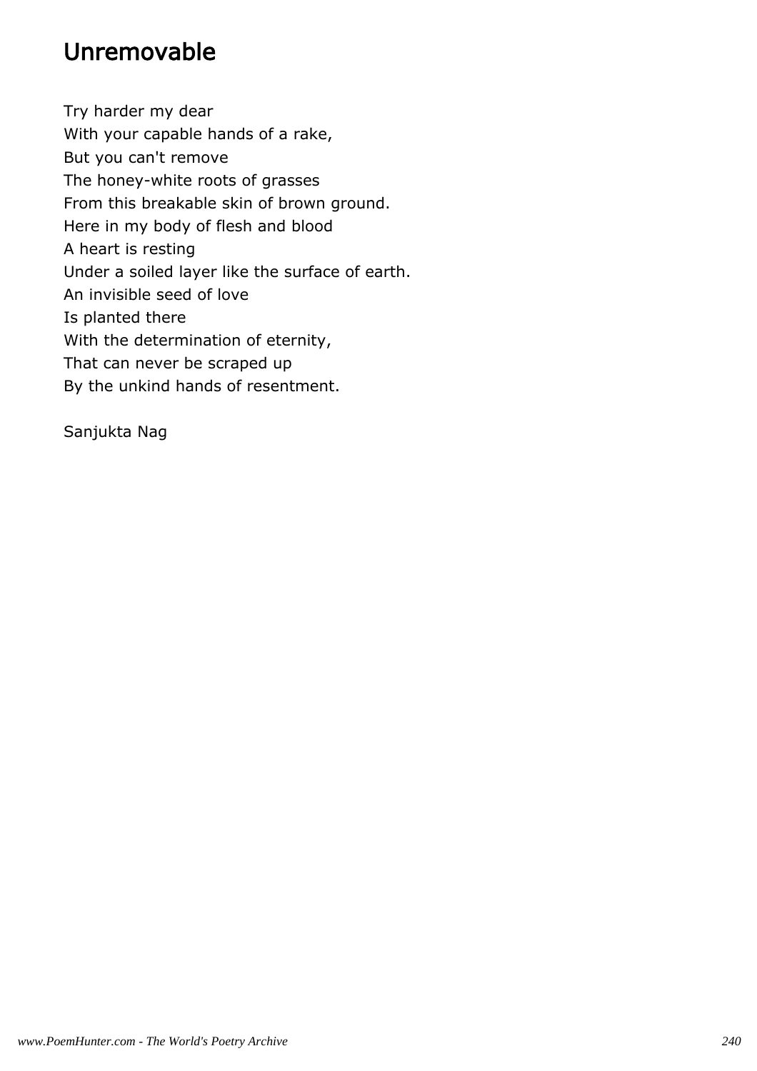## Unremovable

Try harder my dear
With your capable hands of a rake,
But you can't remove
The honey-white roots of grasses
From this breakable skin of brown ground.
Here in my body of flesh and blood
A heart is resting
Under a soiled layer like the surface of earth.
An invisible seed of love
Is planted there
With the determination of eternity,
That can never be scraped up
By the unkind hands of resentment.

Sanjukta Nag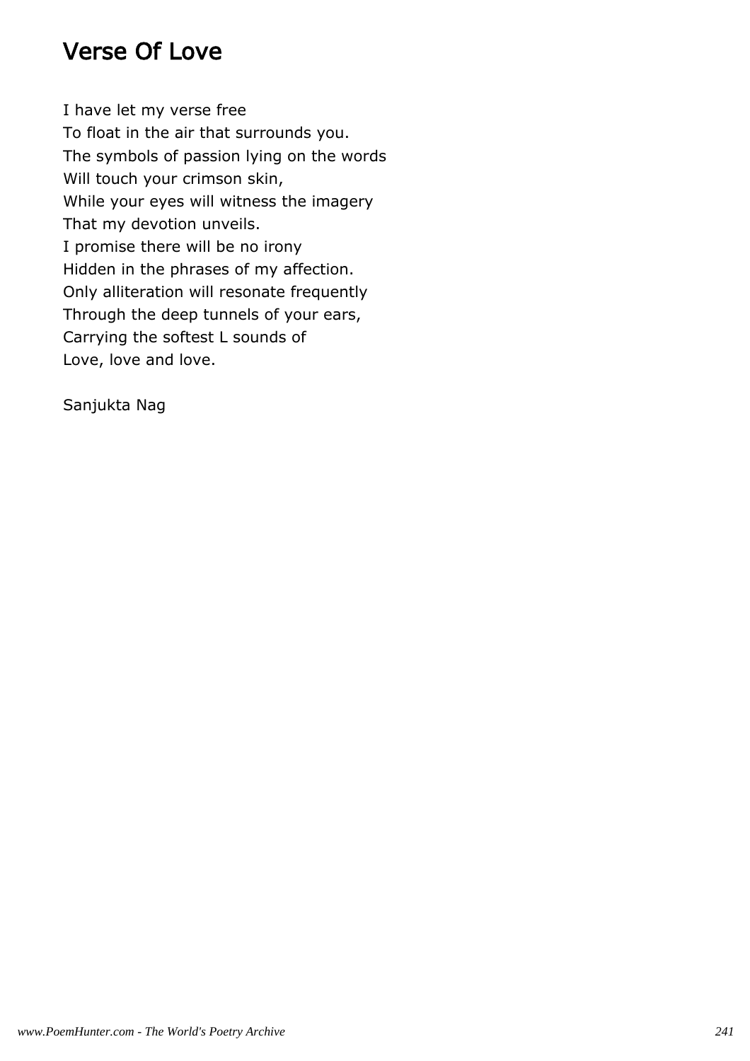# Verse Of Love

I have let my verse free  
To float in the air that surrounds you.  
The symbols of passion lying on the words  
Will touch your crimson skin,  
While your eyes will witness the imagery  
That my devotion unveils.  
I promise there will be no irony  
Hidden in the phrases of my affection.  
Only alliteration will resonate frequently  
Through the deep tunnels of your ears,  
Carrying the softest L sounds of  
Love, love and love.

Sanjukta Nag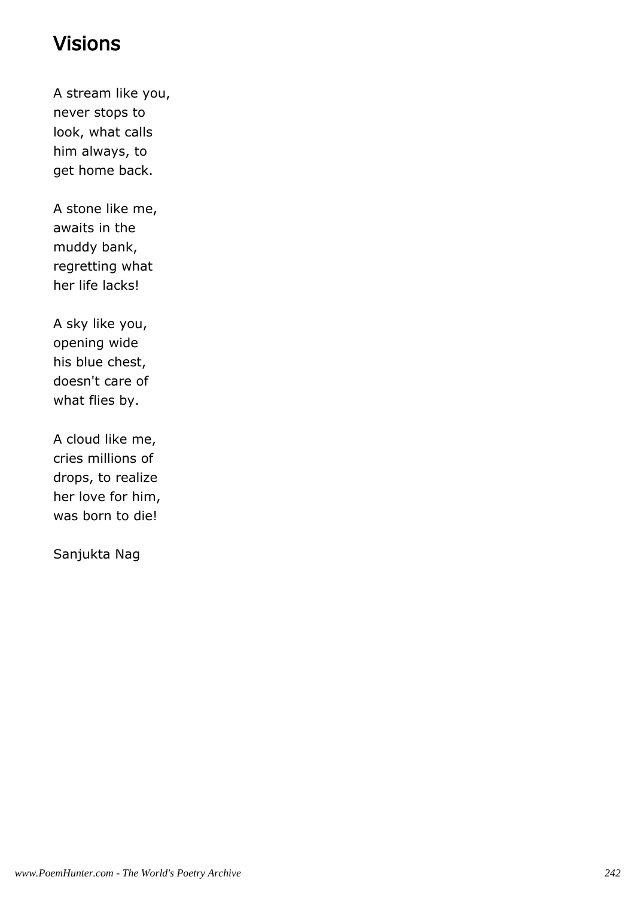# Visions

A stream like you,
never stops to
look, what calls
him always, to
get home back.

A stone like me,
awaits in the
muddy bank,
regretting what
her life lacks!

A sky like you,
opening wide
his blue chest,
doesn't care of
what flies by.

A cloud like me,
cries millions of
drops, to realize
her love for him,
was born to die!

Sanjukta Nag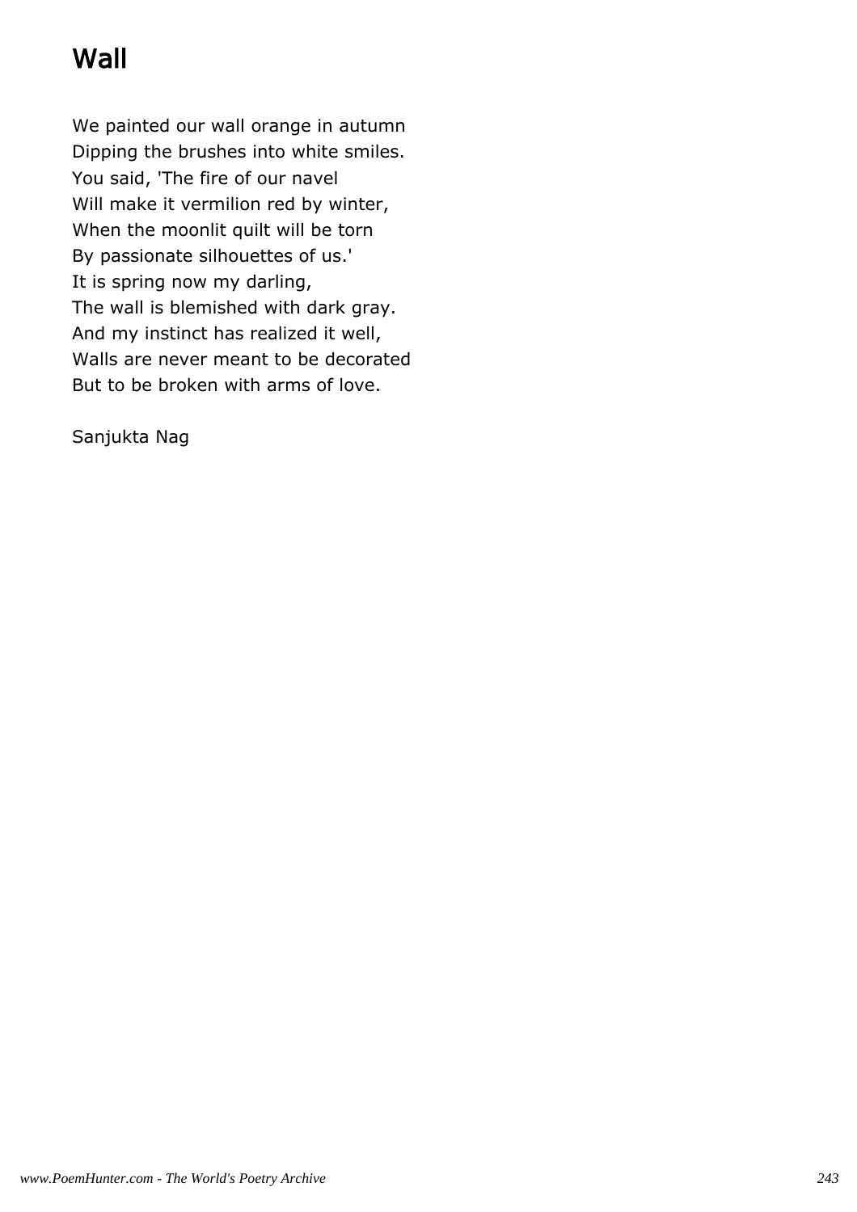# Wall

We painted our wall orange in autumn
Dipping the brushes into white smiles.
You said, 'The fire of our navel
Will make it vermilion red by winter,
When the moonlit quilt will be torn
By passionate silhouettes of us.'
It is spring now my darling,
The wall is blemished with dark gray.
And my instinct has realized it well,
Walls are never meant to be decorated
But to be broken with arms of love.

Sanjukta Nag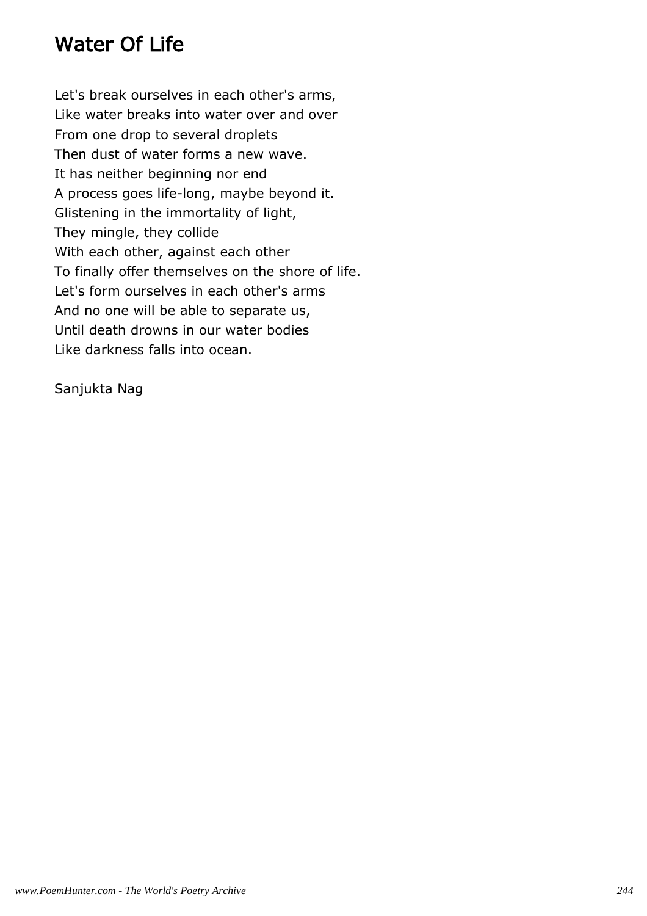# Water Of Life

Let's break ourselves in each other's arms,
Like water breaks into water over and over
From one drop to several droplets
Then dust of water forms a new wave.
It has neither beginning nor end
A process goes life-long, maybe beyond it.
Glistening in the immortality of light,
They mingle, they collide
With each other, against each other
To finally offer themselves on the shore of life.
Let's form ourselves in each other's arms
And no one will be able to separate us,
Until death drowns in our water bodies
Like darkness falls into ocean.

Sanjukta Nag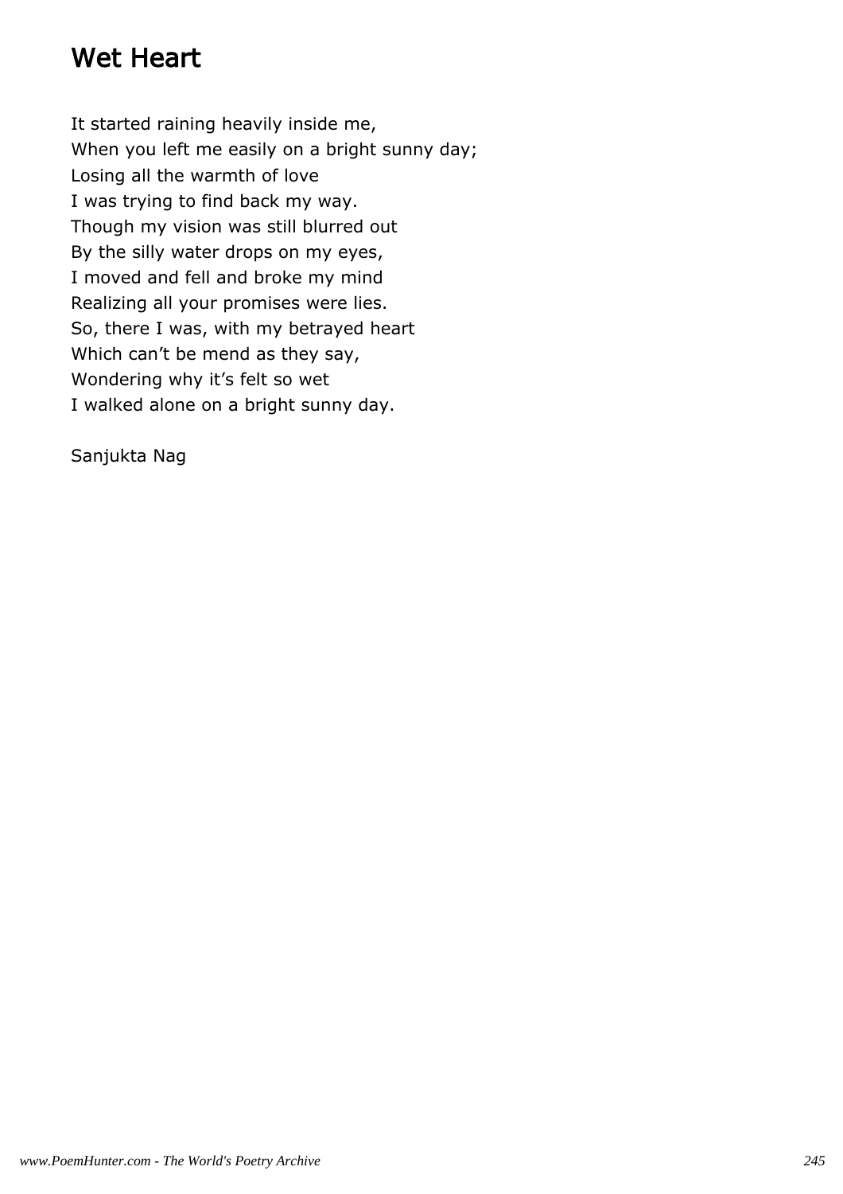# Wet Heart

It started raining heavily inside me,  
When you left me easily on a bright sunny day;  
Losing all the warmth of love  
I was trying to find back my way.  
Though my vision was still blurred out  
By the silly water drops on my eyes,  
I moved and fell and broke my mind  
Realizing all your promises were lies.  
So, there I was, with my betrayed heart  
Which can't be mend as they say,  
Wondering why it's felt so wet  
I walked alone on a bright sunny day.

Sanjukta Nag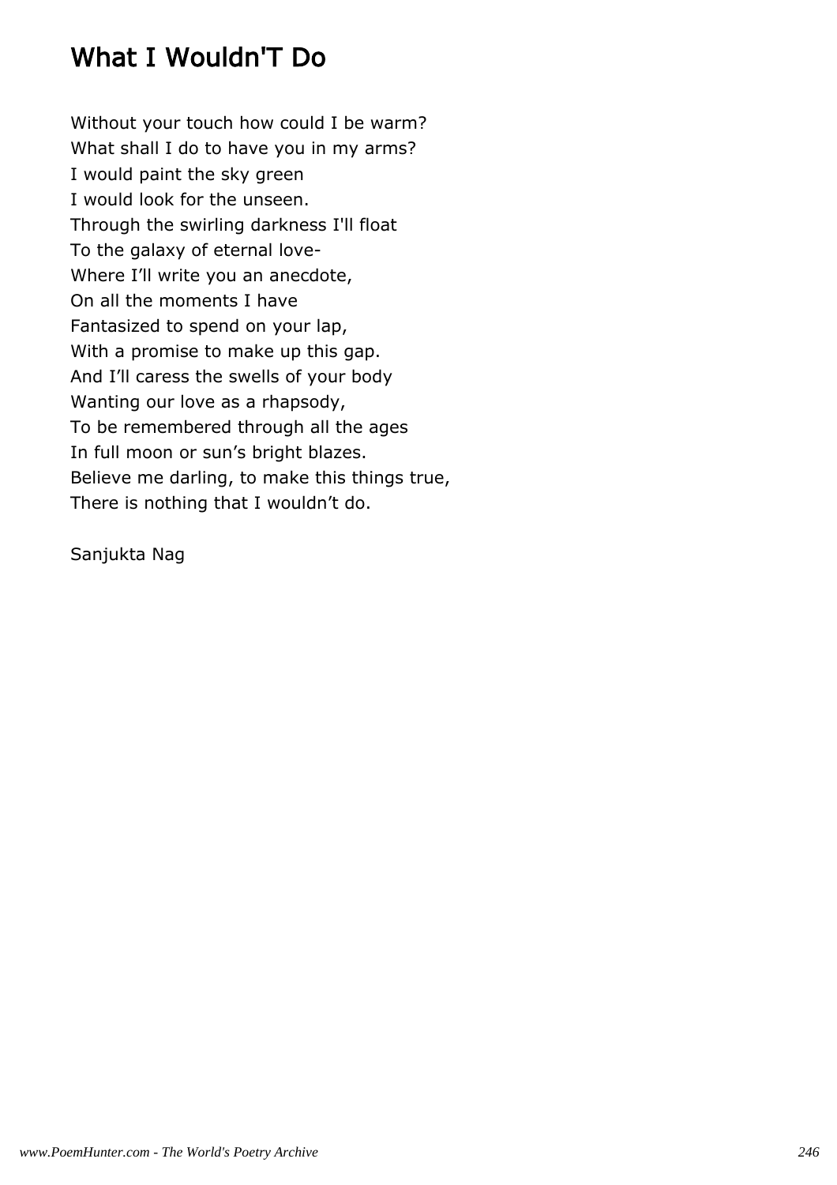# What I Wouldn'T Do

Without your touch how could I be warm?  
What shall I do to have you in my arms?  
I would paint the sky green  
I would look for the unseen.  
Through the swirling darkness I'll float  
To the galaxy of eternal love-  
Where I'll write you an anecdote,  
On all the moments I have  
Fantasized to spend on your lap,  
With a promise to make up this gap.  
And I'll caress the swells of your body  
Wanting our love as a rhapsody,  
To be remembered through all the ages  
In full moon or sun's bright blazes.  
Believe me darling, to make this things true,  
There is nothing that I wouldn't do.

Sanjukta Nag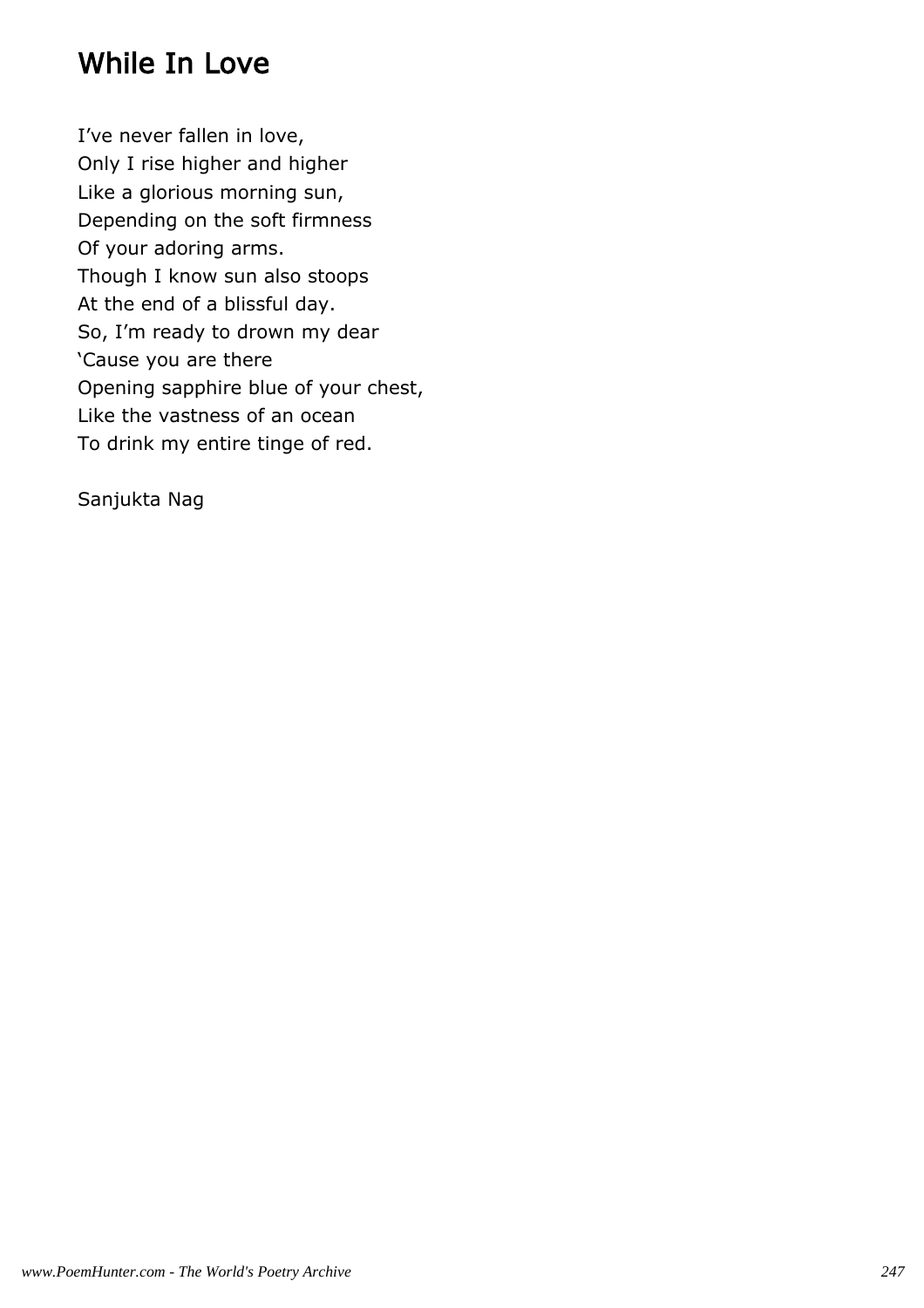# While In Love

I've never fallen in love,  
Only I rise higher and higher  
Like a glorious morning sun,  
Depending on the soft firmness  
Of your adoring arms.  
Though I know sun also stoops  
At the end of a blissful day.  
So, I'm ready to drown my dear  
'Cause you are there  
Opening sapphire blue of your chest,  
Like the vastness of an ocean  
To drink my entire tinge of red.

Sanjukta Nag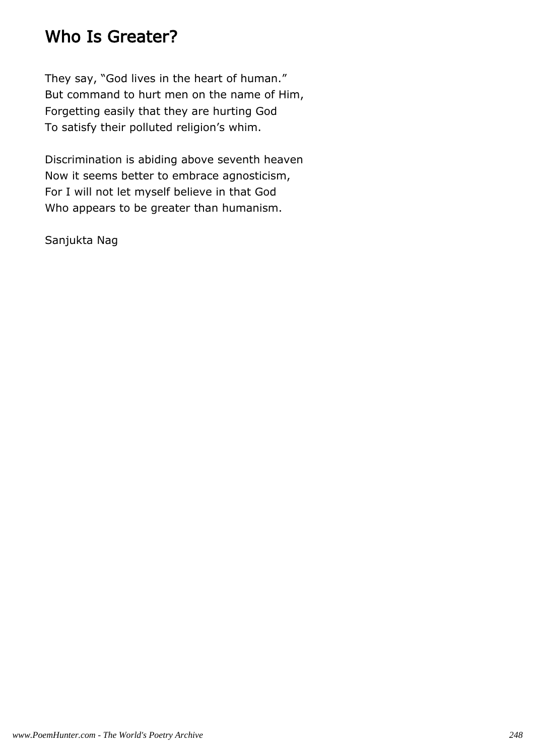# Who Is Greater?

They say, “God lives in the heart of human.”
But command to hurt men on the name of Him,
Forgetting easily that they are hurting God
To satisfy their polluted religion’s whim.

Discrimination is abiding above seventh heaven
Now it seems better to embrace agnosticism,
For I will not let myself believe in that God
Who appears to be greater than humanism.

Sanjukta Nag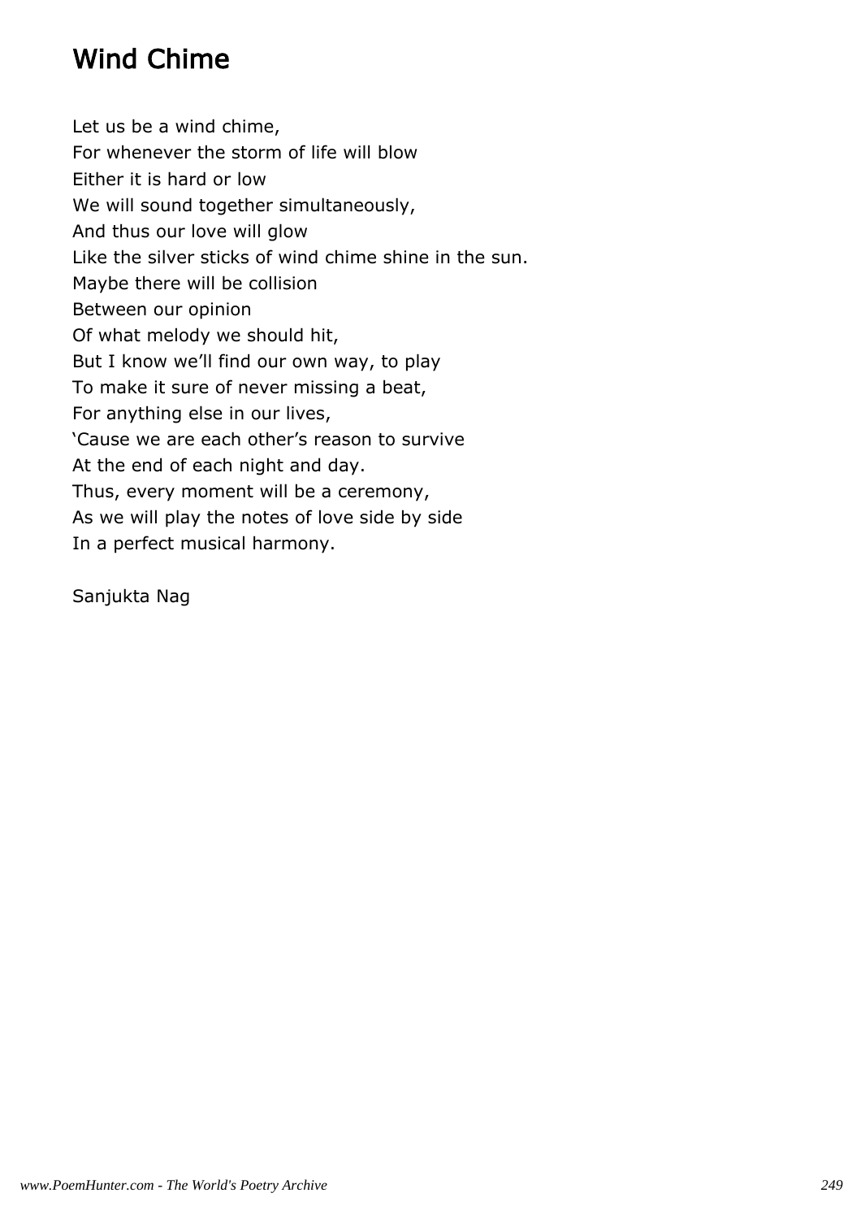# Wind Chime

Let us be a wind chime,  
For whenever the storm of life will blow  
Either it is hard or low  
We will sound together simultaneously,  
And thus our love will glow  
Like the silver sticks of wind chime shine in the sun.  
Maybe there will be collision  
Between our opinion  
Of what melody we should hit,  
But I know we'll find our own way, to play  
To make it sure of never missing a beat,  
For anything else in our lives,  
'Cause we are each other's reason to survive  
At the end of each night and day.  
Thus, every moment will be a ceremony,  
As we will play the notes of love side by side  
In a perfect musical harmony.

Sanjukta Nag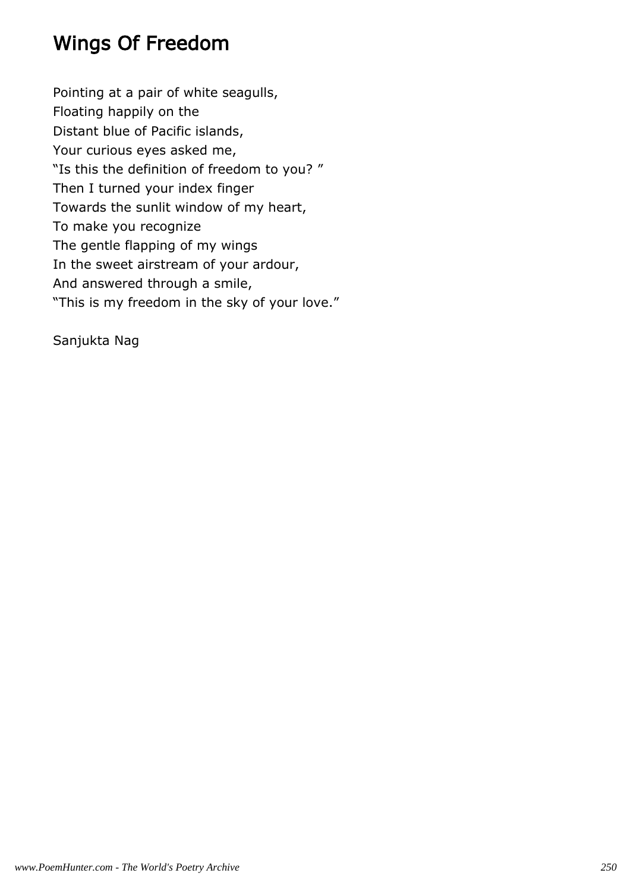# Wings Of Freedom

Pointing at a pair of white seagulls,
Floating happily on the
Distant blue of Pacific islands,
Your curious eyes asked me,
“Is this the definition of freedom to you? ”
Then I turned your index finger
Towards the sunlit window of my heart,
To make you recognize
The gentle flapping of my wings
In the sweet airstream of your ardour,
And answered through a smile,
“This is my freedom in the sky of your love.”

Sanjukta Nag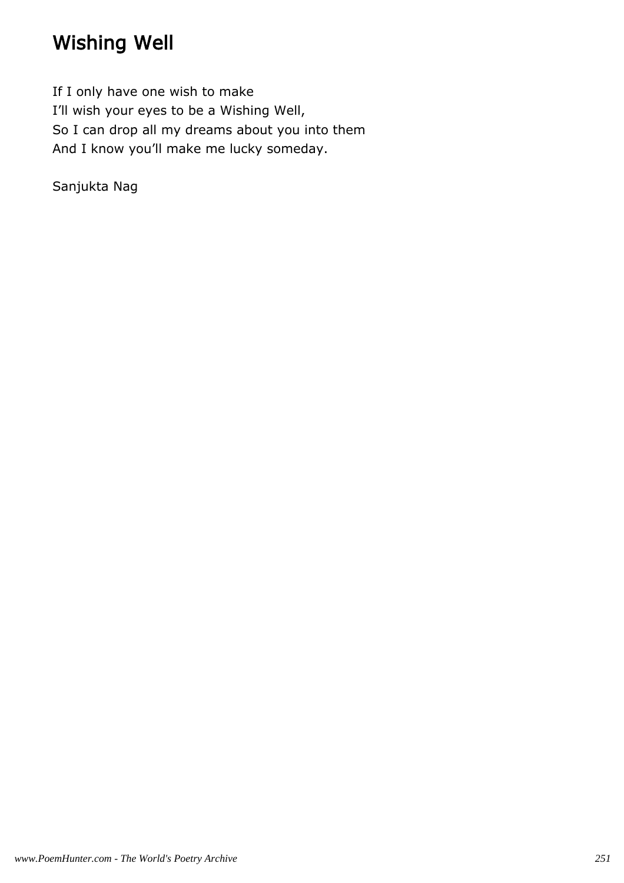# Wishing Well

If I only have one wish to make  
I'll wish your eyes to be a Wishing Well,  
So I can drop all my dreams about you into them  
And I know you'll make me lucky someday.

Sanjukta Nag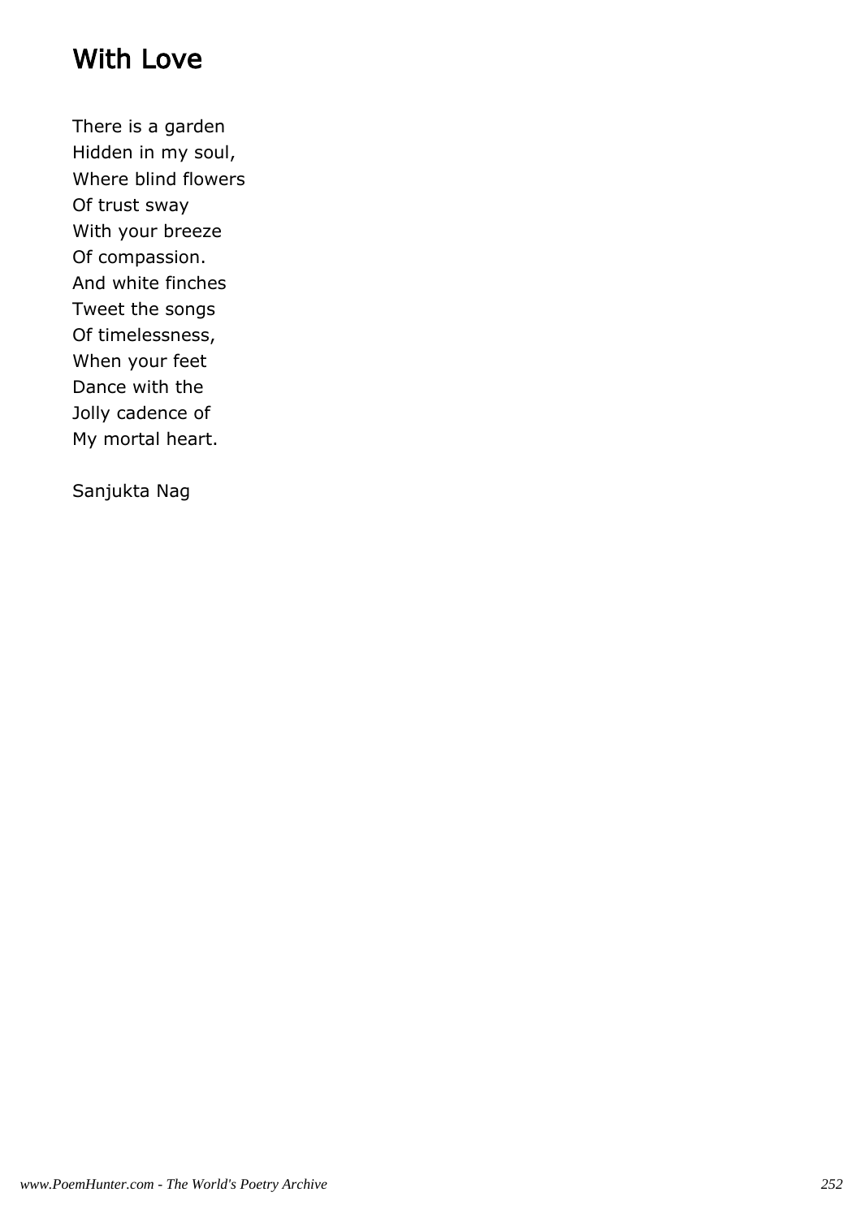# With Love

There is a garden  
Hidden in my soul,  
Where blind flowers  
Of trust sway  
With your breeze  
Of compassion.  
And white finches  
Tweet the songs  
Of timelessness,  
When your feet  
Dance with the  
Jolly cadence of  
My mortal heart.

Sanjukta Nag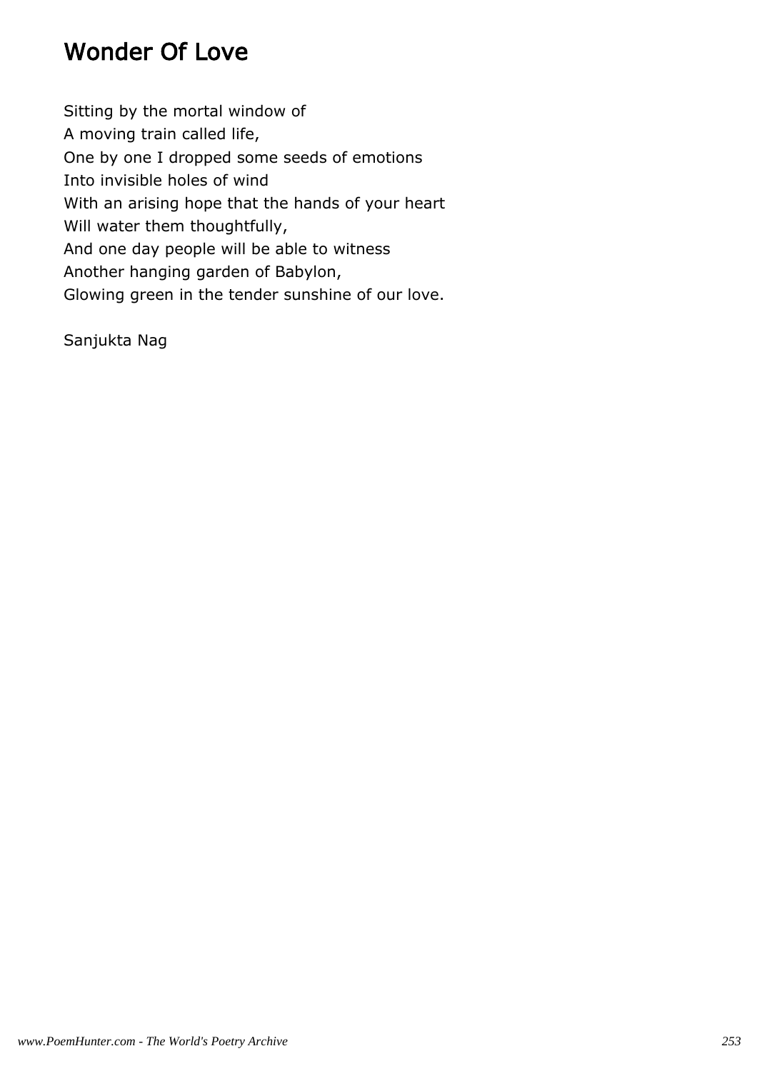# Wonder Of Love

Sitting by the mortal window of
A moving train called life,
One by one I dropped some seeds of emotions
Into invisible holes of wind
With an arising hope that the hands of your heart
Will water them thoughtfully,
And one day people will be able to witness
Another hanging garden of Babylon,
Glowing green in the tender sunshine of our love.

Sanjukta Nag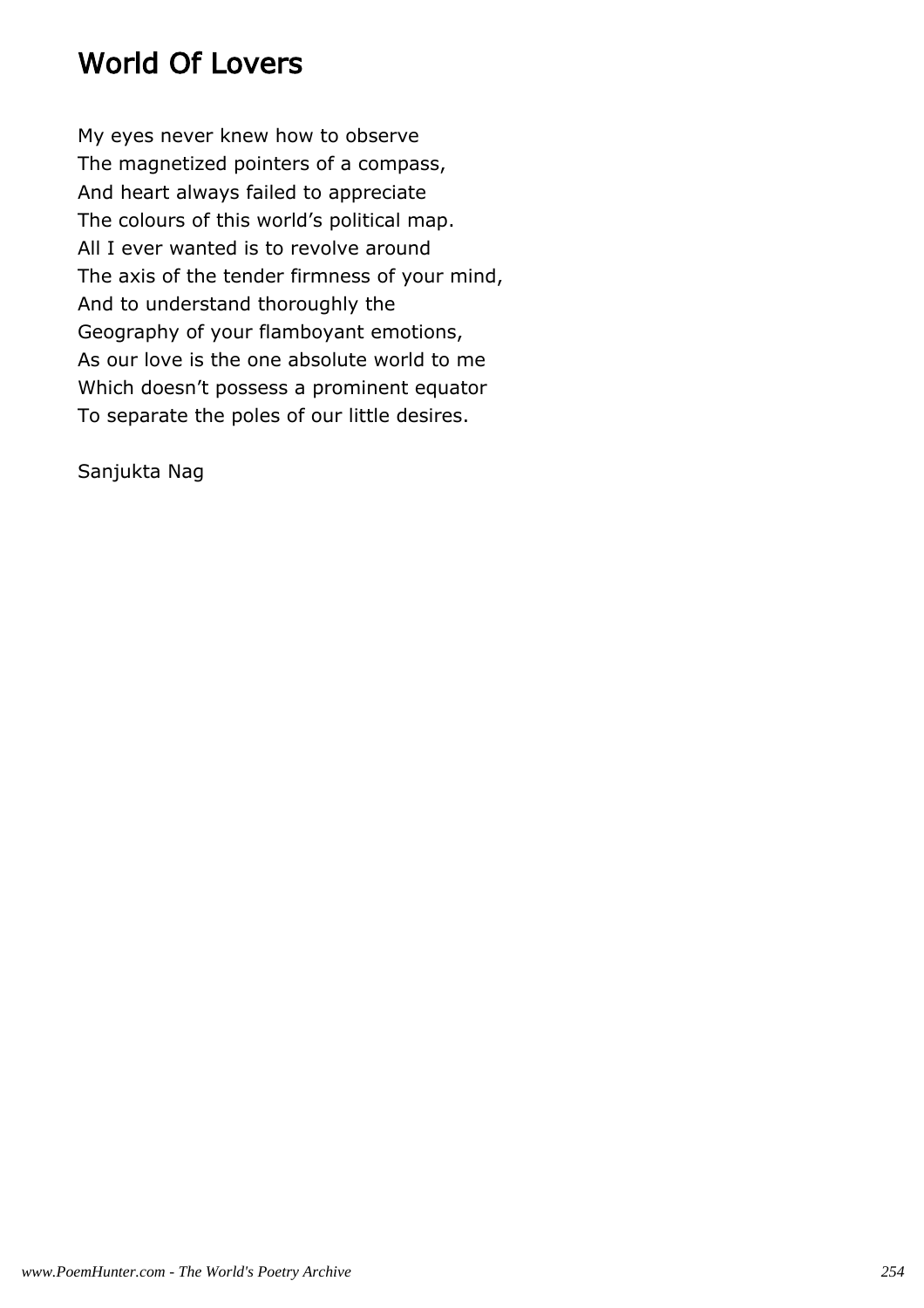# World Of Lovers

My eyes never knew how to observe
The magnetized pointers of a compass,
And heart always failed to appreciate
The colours of this world's political map.
All I ever wanted is to revolve around
The axis of the tender firmness of your mind,
And to understand thoroughly the
Geography of your flamboyant emotions,
As our love is the one absolute world to me
Which doesn't possess a prominent equator
To separate the poles of our little desires.

Sanjukta Nag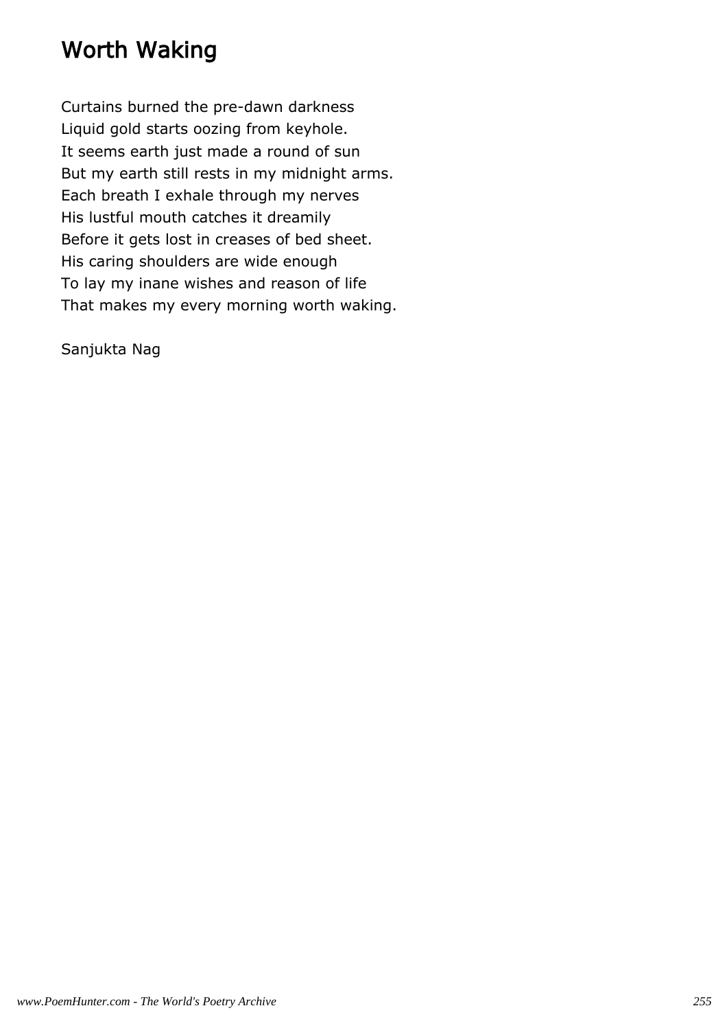# Worth Waking

Curtains burned the pre-dawn darkness  
Liquid gold starts oozing from keyhole.  
It seems earth just made a round of sun  
But my earth still rests in my midnight arms.  
Each breath I exhale through my nerves  
His lustful mouth catches it dreamily  
Before it gets lost in creases of bed sheet.  
His caring shoulders are wide enough  
To lay my inane wishes and reason of life  
That makes my every morning worth waking.

Sanjukta Nag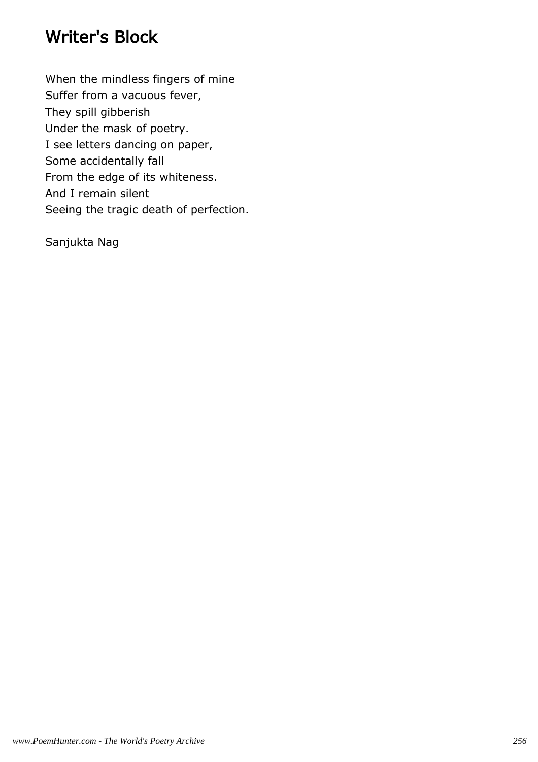# Writer's Block

When the mindless fingers of mine  
Suffer from a vacuous fever,  
They spill gibberish  
Under the mask of poetry.  
I see letters dancing on paper,  
Some accidentally fall  
From the edge of its whiteness.  
And I remain silent  
Seeing the tragic death of perfection.

Sanjukta Nag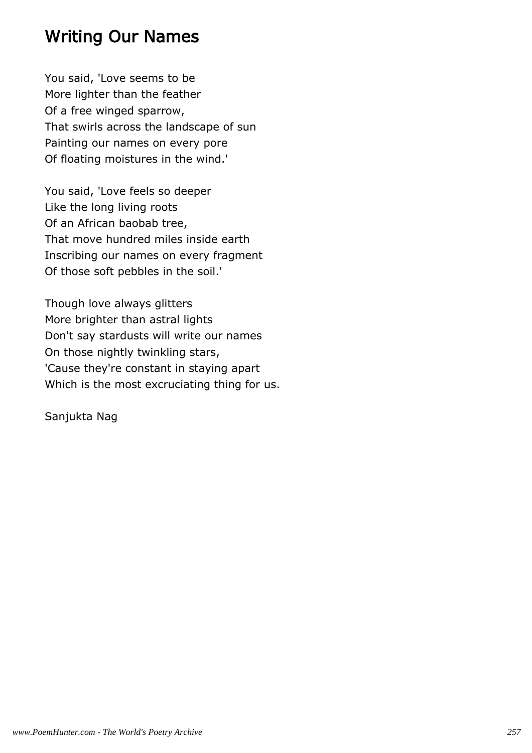# Writing Our Names

You said, 'Love seems to be
More lighter than the feather
Of a free winged sparrow,
That swirls across the landscape of sun
Painting our names on every pore
Of floating moistures in the wind.'

You said, 'Love feels so deeper
Like the long living roots
Of an African baobab tree,
That move hundred miles inside earth
Inscribing our names on every fragment
Of those soft pebbles in the soil.'

Though love always glitters
More brighter than astral lights
Don't say stardusts will write our names
On those nightly twinkling stars,
'Cause they're constant in staying apart
Which is the most excruciating thing for us.

Sanjukta Nag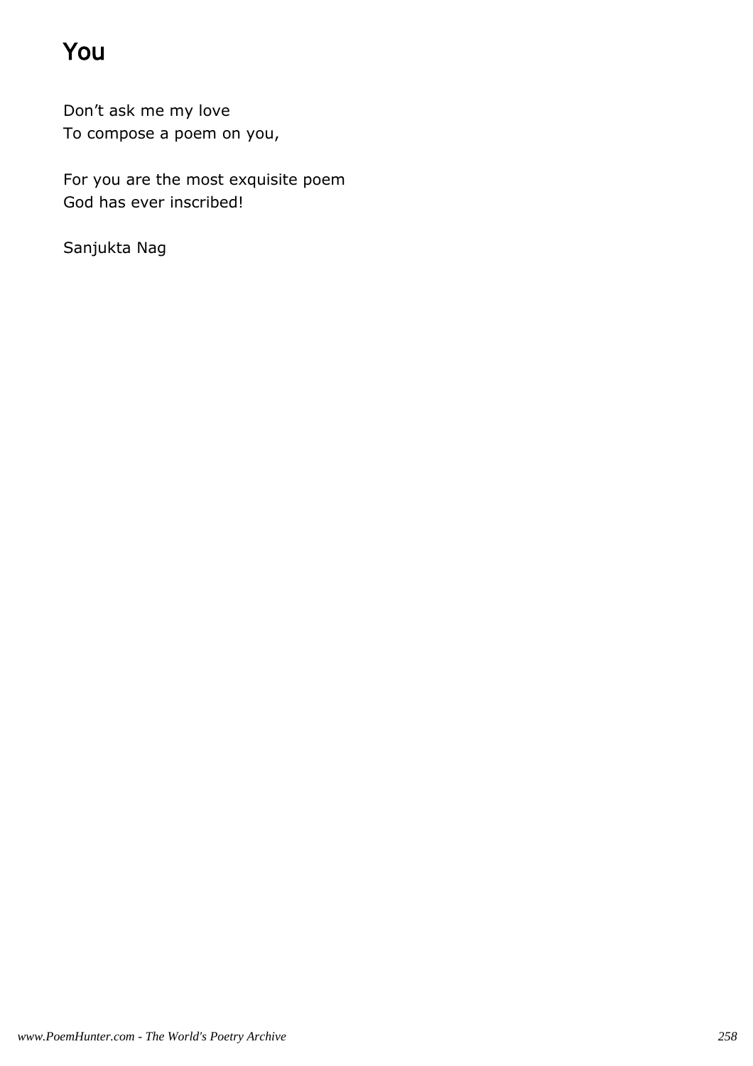# You

Don’t ask me my love
To compose a poem on you,

For you are the most exquisite poem
God has ever inscribed!

Sanjukta Nag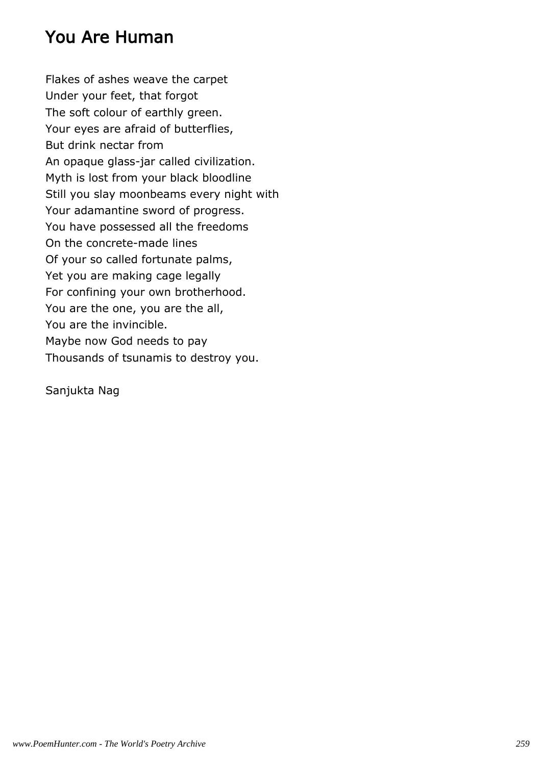# You Are Human

Flakes of ashes weave the carpet  
Under your feet, that forgot  
The soft colour of earthly green.  
Your eyes are afraid of butterflies,  
But drink nectar from  
An opaque glass-jar called civilization.  
Myth is lost from your black bloodline  
Still you slay moonbeams every night with  
Your adamantine sword of progress.  
You have possessed all the freedoms  
On the concrete-made lines  
Of your so called fortunate palms,  
Yet you are making cage legally  
For confining your own brotherhood.  
You are the one, you are the all,  
You are the invincible.  
Maybe now God needs to pay  
Thousands of tsunamis to destroy you.

Sanjukta Nag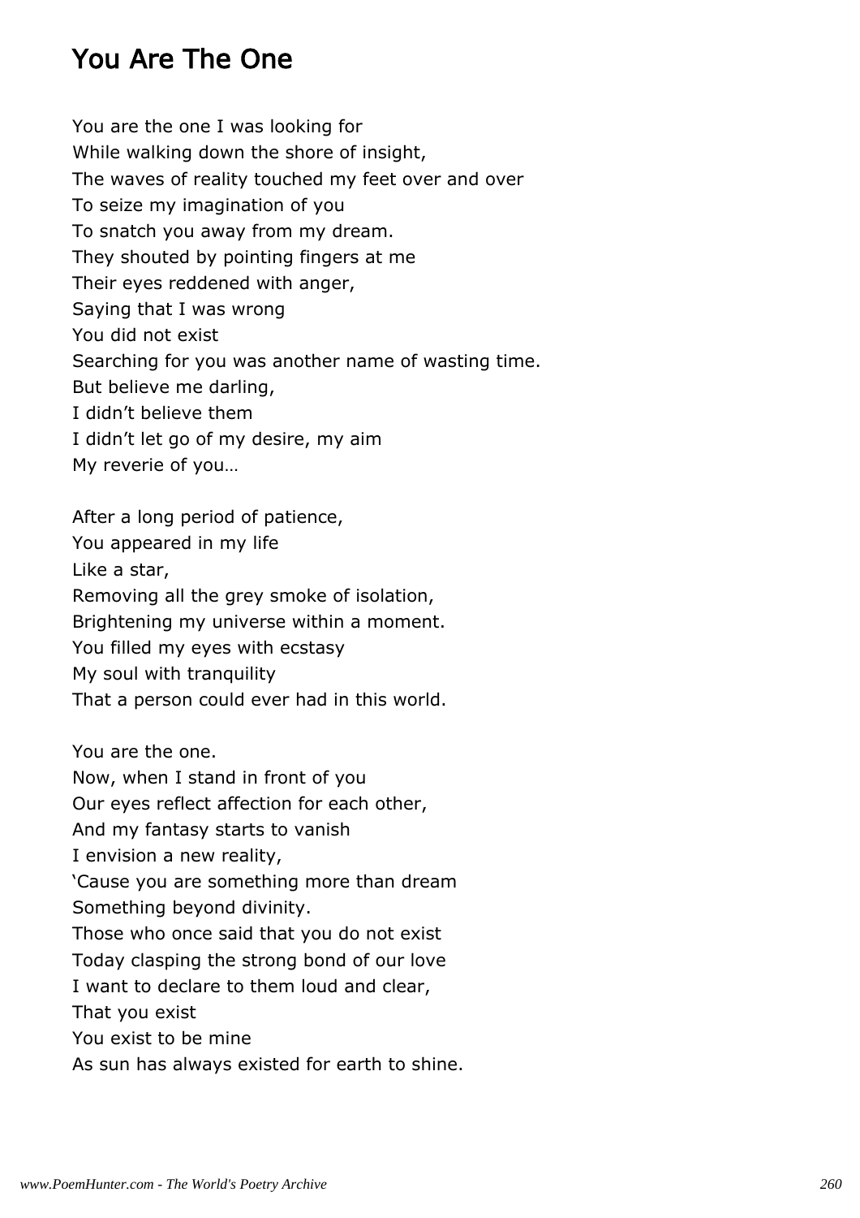# You Are The One

You are the one I was looking for
While walking down the shore of insight,
The waves of reality touched my feet over and over
To seize my imagination of you
To snatch you away from my dream.
They shouted by pointing fingers at me
Their eyes reddened with anger,
Saying that I was wrong
You did not exist
Searching for you was another name of wasting time.
But believe me darling,
I didn't believe them
I didn't let go of my desire, my aim
My reverie of you…

After a long period of patience,
You appeared in my life
Like a star,
Removing all the grey smoke of isolation,
Brightening my universe within a moment.
You filled my eyes with ecstasy
My soul with tranquility
That a person could ever had in this world.

You are the one.
Now, when I stand in front of you
Our eyes reflect affection for each other,
And my fantasy starts to vanish
I envision a new reality,
'Cause you are something more than dream
Something beyond divinity.
Those who once said that you do not exist
Today clasping the strong bond of our love
I want to declare to them loud and clear,
That you exist
You exist to be mine
As sun has always existed for earth to shine.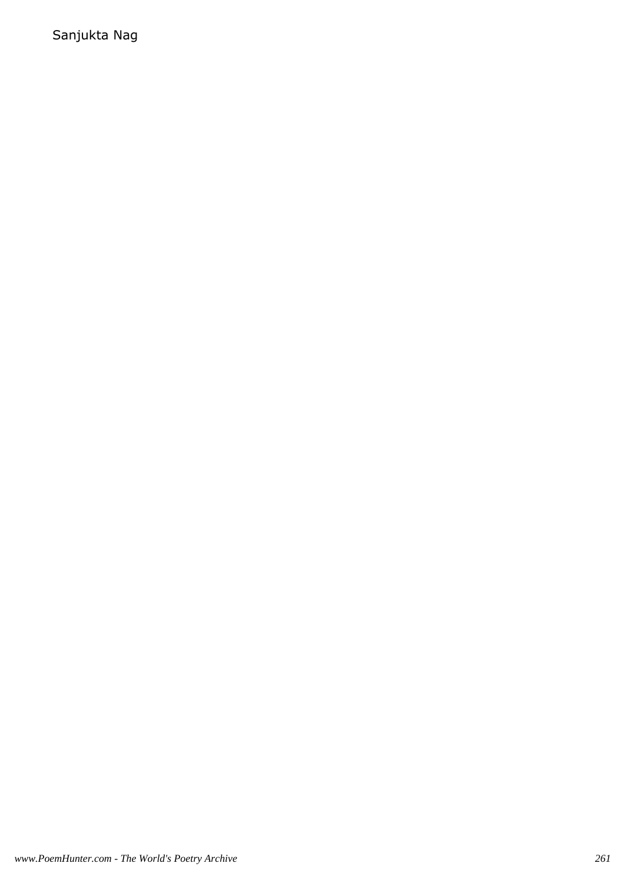Sanjukta Nag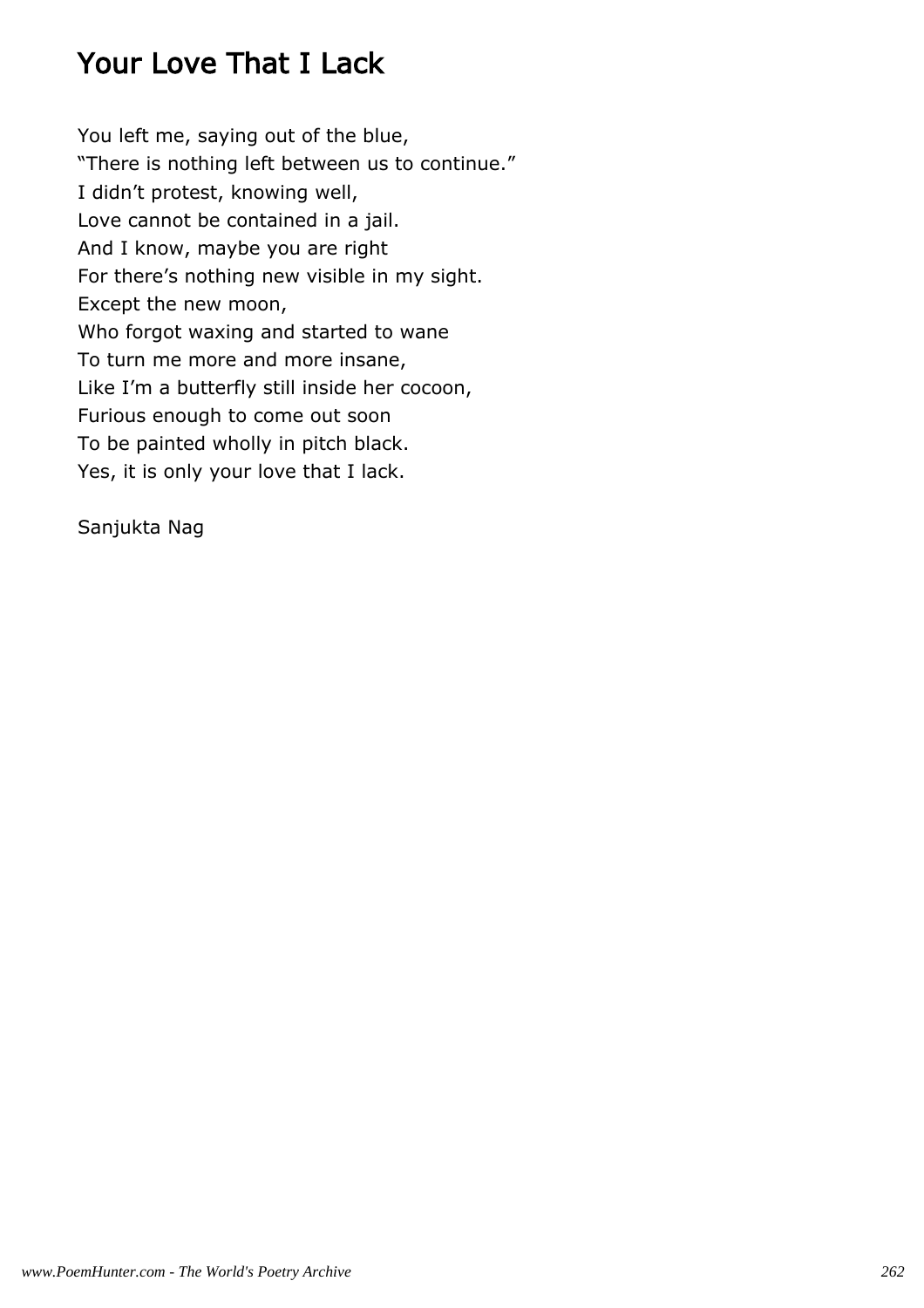# Your Love That I Lack

You left me, saying out of the blue,
“There is nothing left between us to continue.”
I didn’t protest, knowing well,
Love cannot be contained in a jail.
And I know, maybe you are right
For there’s nothing new visible in my sight.
Except the new moon,
Who forgot waxing and started to wane
To turn me more and more insane,
Like I’m a butterfly still inside her cocoon,
Furious enough to come out soon
To be painted wholly in pitch black.
Yes, it is only your love that I lack.

Sanjukta Nag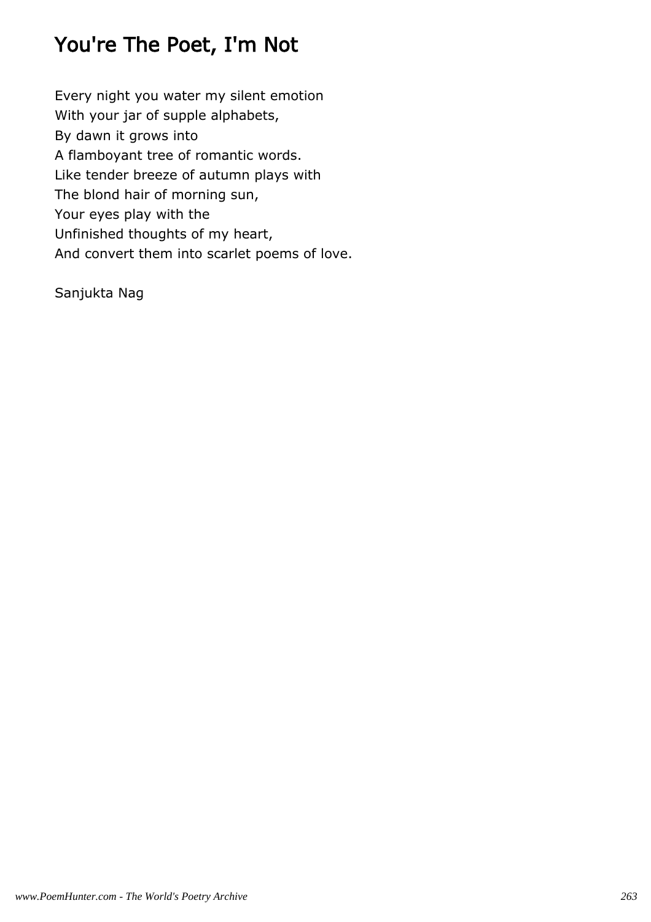# You're The Poet, I'm Not

Every night you water my silent emotion
With your jar of supple alphabets,
By dawn it grows into
A flamboyant tree of romantic words.
Like tender breeze of autumn plays with
The blond hair of morning sun,
Your eyes play with the
Unfinished thoughts of my heart,
And convert them into scarlet poems of love.

Sanjukta Nag